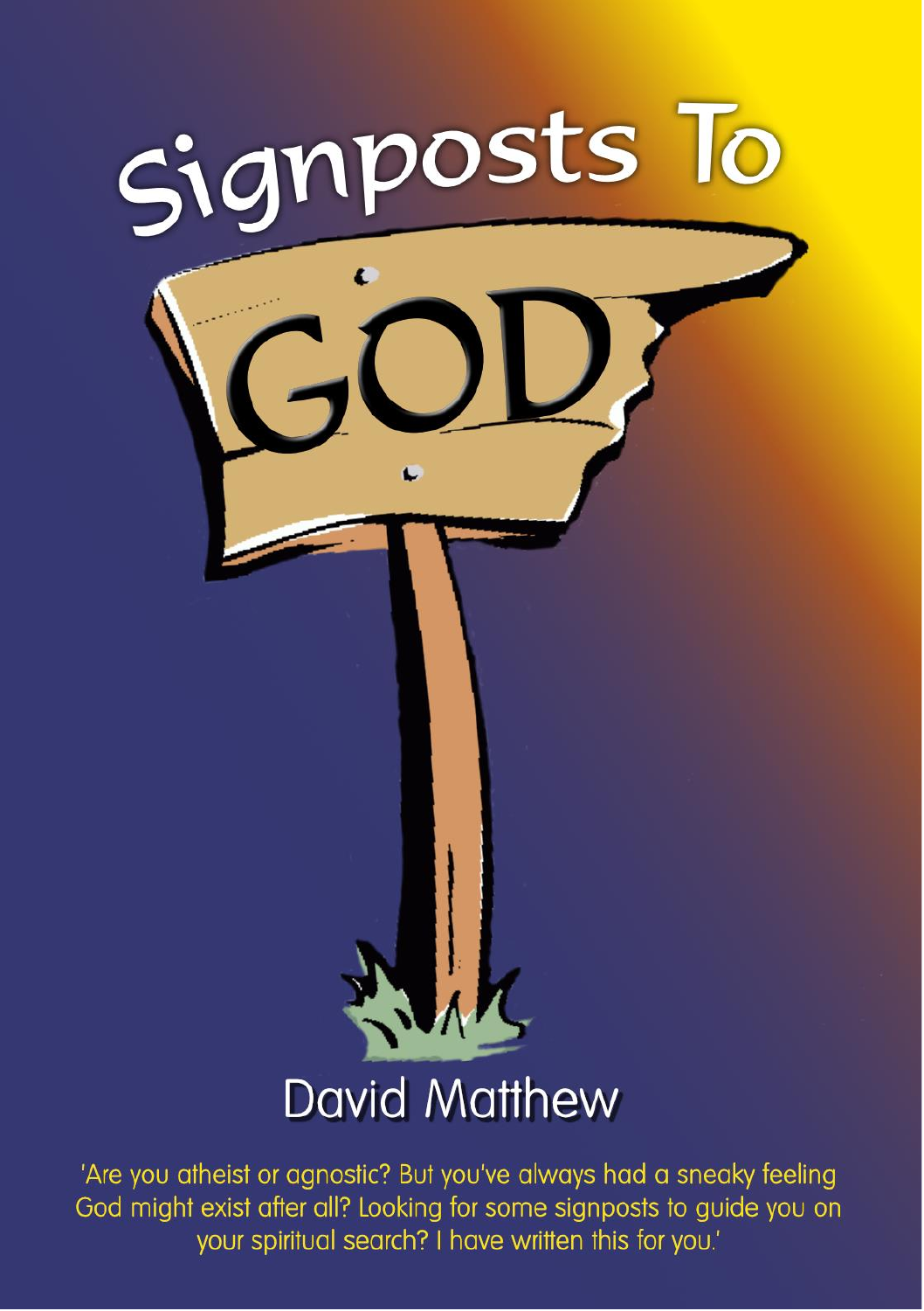# Signposts To GOD

## David Matthew

'Are you atheist or agnostic? But you've always had a sneaky feeling God might exist after all? Looking for some signposts to guide you on your spiritual search? I have written this for you.'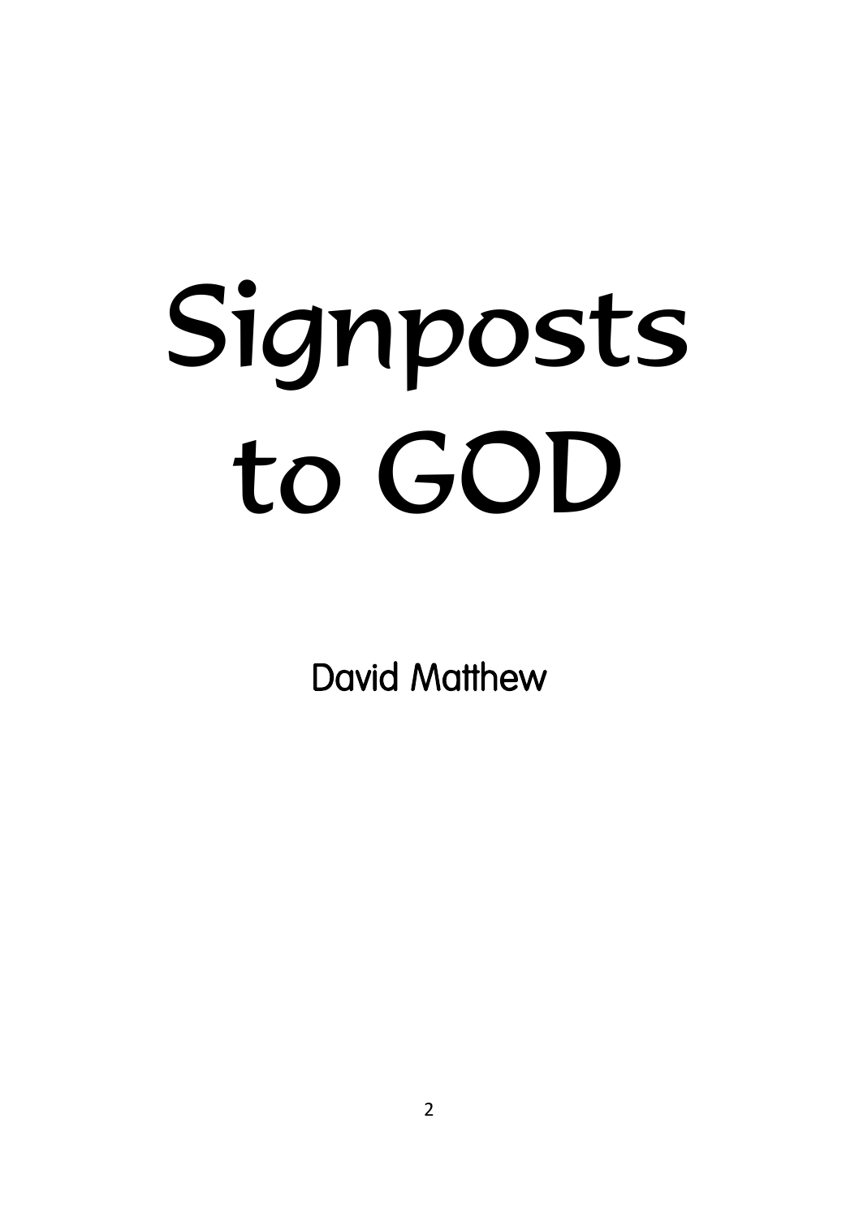# Signposts to GOD

David Matthew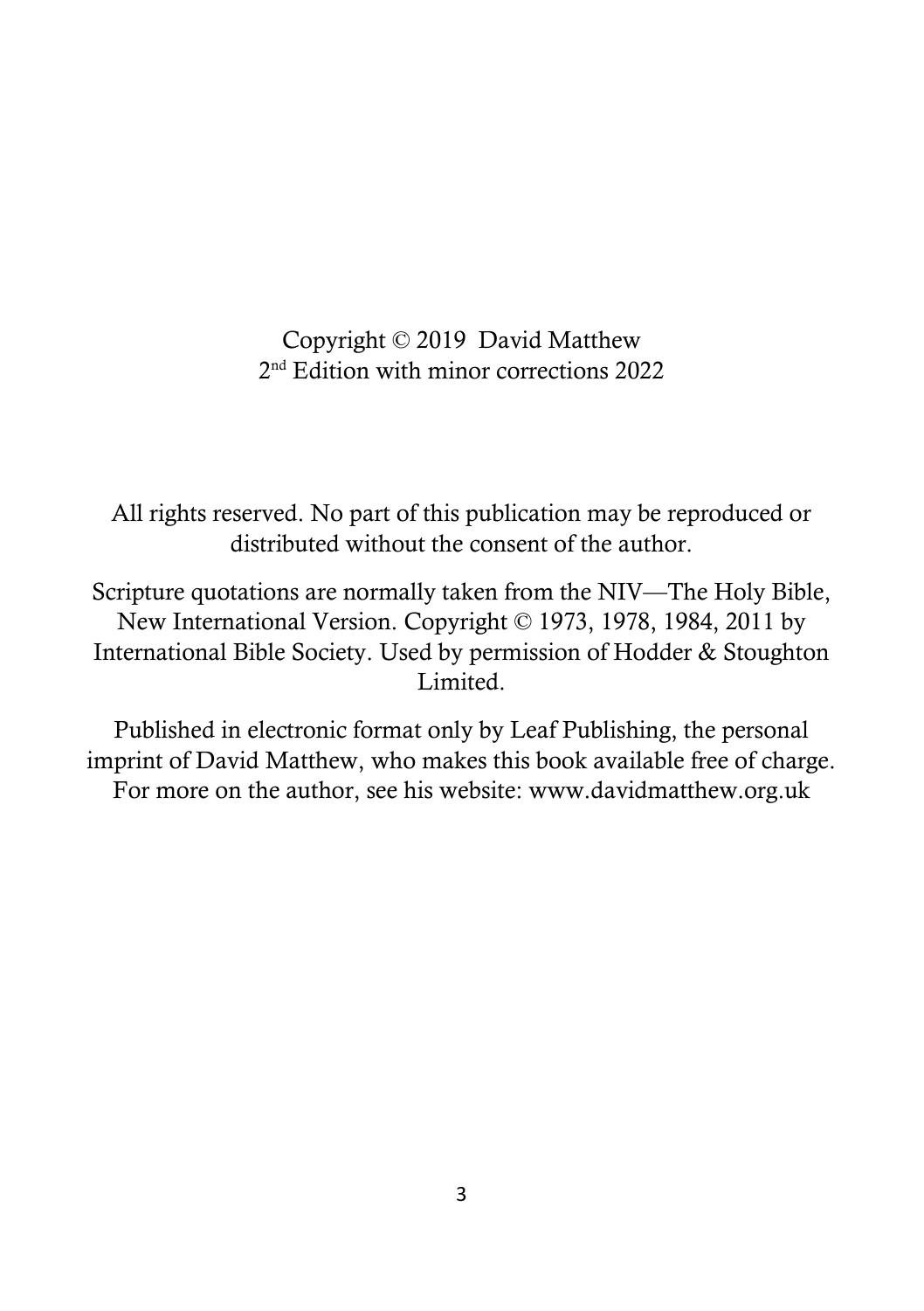Copyright © 2019 David Matthew
2nd Edition with minor corrections 2022

All rights reserved. No part of this publication may be reproduced or distributed without the consent of the author.

Scripture quotations are normally taken from the NIV—The Holy Bible, New International Version. Copyright © 1973, 1978, 1984, 2011 by International Bible Society. Used by permission of Hodder & Stoughton Limited.

Published in electronic format only by Leaf Publishing, the personal imprint of David Matthew, who makes this book available free of charge. For more on the author, see his website: www.davidmatthew.org.uk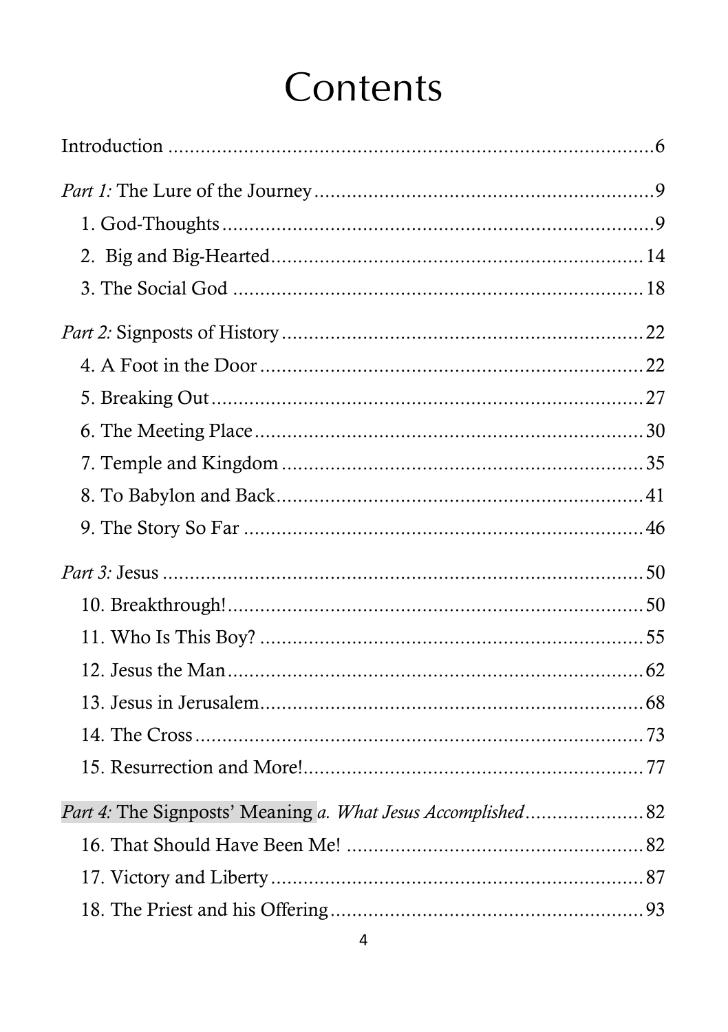# Contents

Introduction ....................................................................................6

*Part 1:* The Lure of the Journey ................................................9

- 1. God-Thoughts ..............................................................................9
- 2. Big and Big-Hearted .................................................................14
- 3. The Social God ..........................................................................18

*Part 2:* Signposts of History .....................................................22

- 4. A Foot in the Door ....................................................................22
- 5. Breaking Out ..............................................................................27
- 6. The Meeting Place .....................................................................30
- 7. Temple and Kingdom ................................................................35
- 8. To Babylon and Back .................................................................41
- 9. The Story So Far ........................................................................46

*Part 3:* Jesus ................................................................................50

- 10. Breakthrough! ...........................................................................50
- 11. Who Is This Boy? .....................................................................55
- 12. Jesus the Man ...........................................................................62
- 13. Jesus in Jerusalem ....................................................................68
- 14. The Cross ..................................................................................73
- 15. Resurrection and More! ...........................................................77

*Part 4:* The Signposts' Meaning *a. What Jesus Accomplished* ......................82

- 16. That Should Have Been Me! ....................................................82
- 17. Victory and Liberty ..................................................................87
- 18. The Priest and his Offering ......................................................93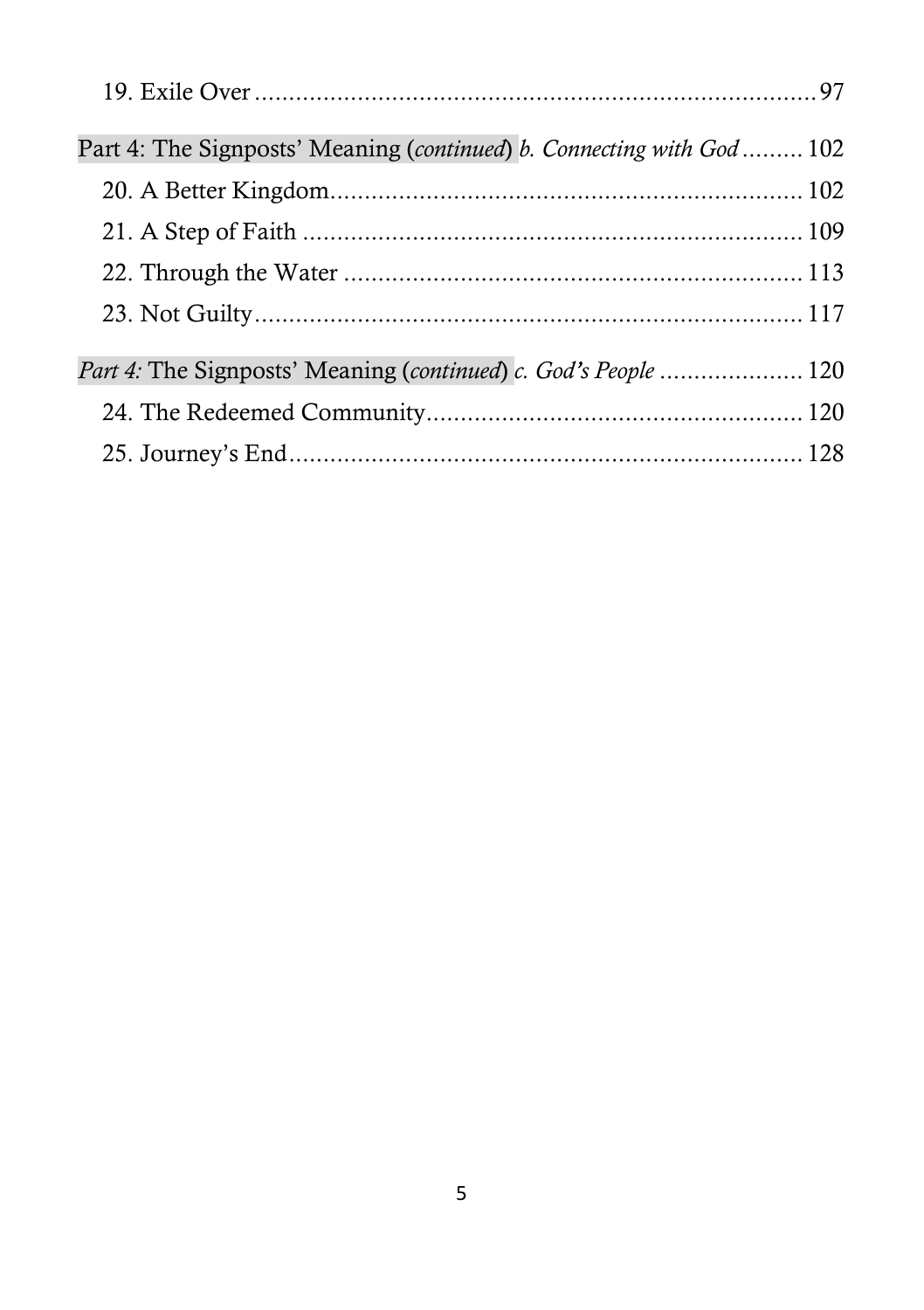19. Exile Over ........................................................................ 97

Part 4: The Signposts' Meaning (*continued*) *b. Connecting with God* ......... 102

20. A Better Kingdom.......................................................... 102

21. A Step of Faith ............................................................. 109

22. Through the Water ....................................................... 113

23. Not Guilty...................................................................... 117

*Part 4:* The Signposts' Meaning (*continued*) *c. God's People* ..................... 120

24. The Redeemed Community.......................................... 120

25. Journey's End................................................................. 128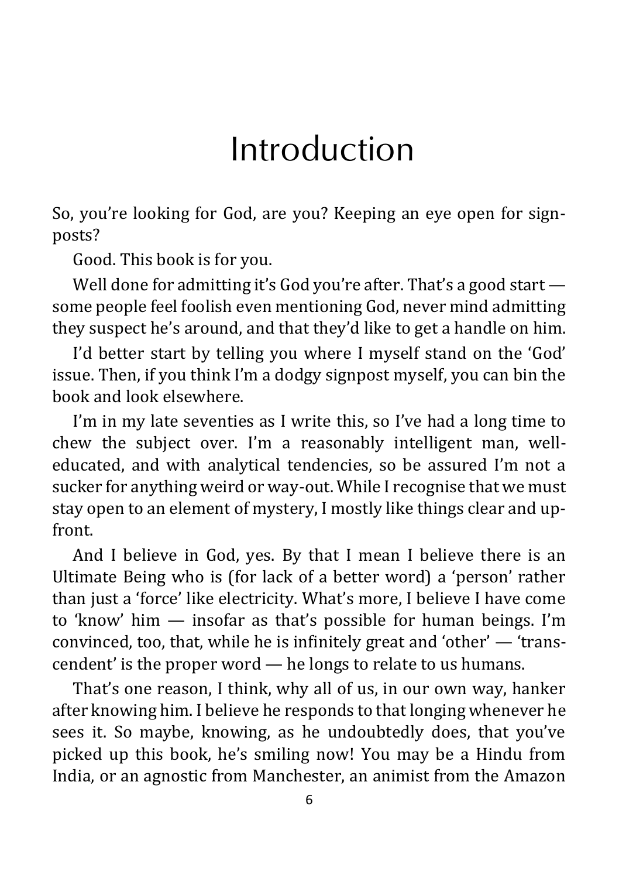# Introduction

So, you're looking for God, are you? Keeping an eye open for signposts?

Good. This book is for you.

Well done for admitting it's God you're after. That's a good start — some people feel foolish even mentioning God, never mind admitting they suspect he's around, and that they'd like to get a handle on him.

I'd better start by telling you where I myself stand on the 'God' issue. Then, if you think I'm a dodgy signpost myself, you can bin the book and look elsewhere.

I'm in my late seventies as I write this, so I've had a long time to chew the subject over. I'm a reasonably intelligent man, well-educated, and with analytical tendencies, so be assured I'm not a sucker for anything weird or way-out. While I recognise that we must stay open to an element of mystery, I mostly like things clear and up-front.

And I believe in God, yes. By that I mean I believe there is an Ultimate Being who is (for lack of a better word) a 'person' rather than just a 'force' like electricity. What's more, I believe I have come to 'know' him — insofar as that's possible for human beings. I'm convinced, too, that, while he is infinitely great and 'other' — 'transcendent' is the proper word — he longs to relate to us humans.

That's one reason, I think, why all of us, in our own way, hanker after knowing him. I believe he responds to that longing whenever he sees it. So maybe, knowing, as he undoubtedly does, that you've picked up this book, he's smiling now! You may be a Hindu from India, or an agnostic from Manchester, an animist from the Amazon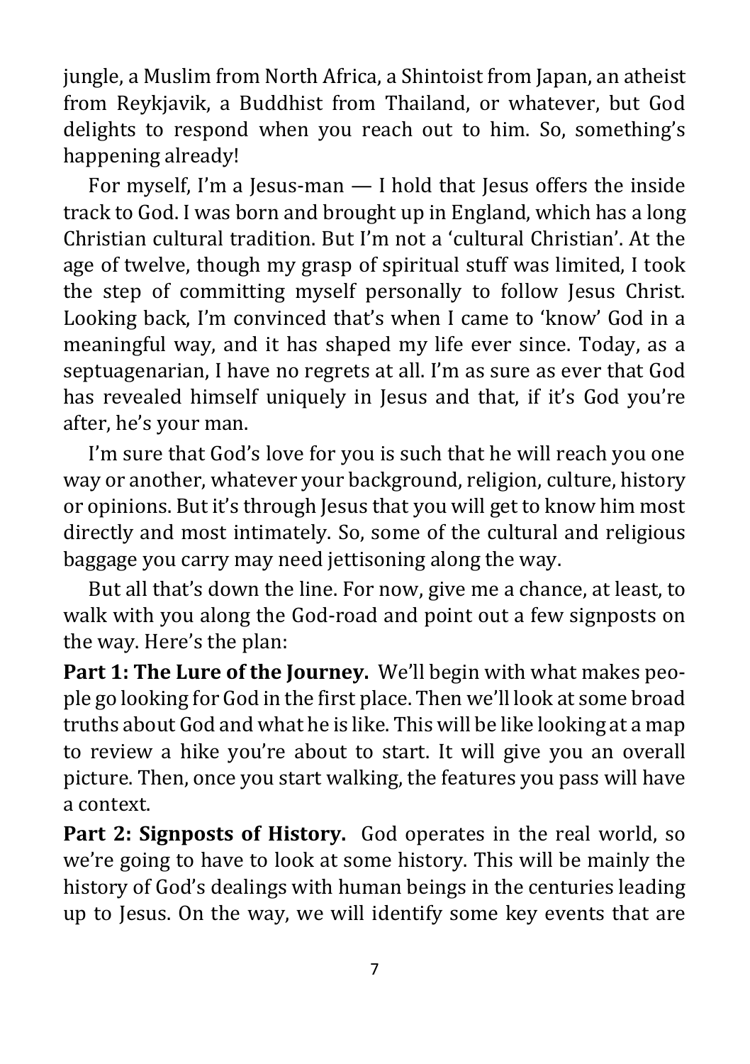jungle, a Muslim from North Africa, a Shintoist from Japan, an atheist from Reykjavik, a Buddhist from Thailand, or whatever, but God delights to respond when you reach out to him. So, something's happening already!

For myself, I'm a Jesus-man — I hold that Jesus offers the inside track to God. I was born and brought up in England, which has a long Christian cultural tradition. But I'm not a 'cultural Christian'. At the age of twelve, though my grasp of spiritual stuff was limited, I took the step of committing myself personally to follow Jesus Christ. Looking back, I'm convinced that's when I came to 'know' God in a meaningful way, and it has shaped my life ever since. Today, as a septuagenarian, I have no regrets at all. I'm as sure as ever that God has revealed himself uniquely in Jesus and that, if it's God you're after, he's your man.

I'm sure that God's love for you is such that he will reach you one way or another, whatever your background, religion, culture, history or opinions. But it's through Jesus that you will get to know him most directly and most intimately. So, some of the cultural and religious baggage you carry may need jettisoning along the way.

But all that's down the line. For now, give me a chance, at least, to walk with you along the God-road and point out a few signposts on the way. Here's the plan:

**Part 1: The Lure of the Journey.** We'll begin with what makes people go looking for God in the first place. Then we'll look at some broad truths about God and what he is like. This will be like looking at a map to review a hike you're about to start. It will give you an overall picture. Then, once you start walking, the features you pass will have a context.

**Part 2: Signposts of History.** God operates in the real world, so we're going to have to look at some history. This will be mainly the history of God's dealings with human beings in the centuries leading up to Jesus. On the way, we will identify some key events that are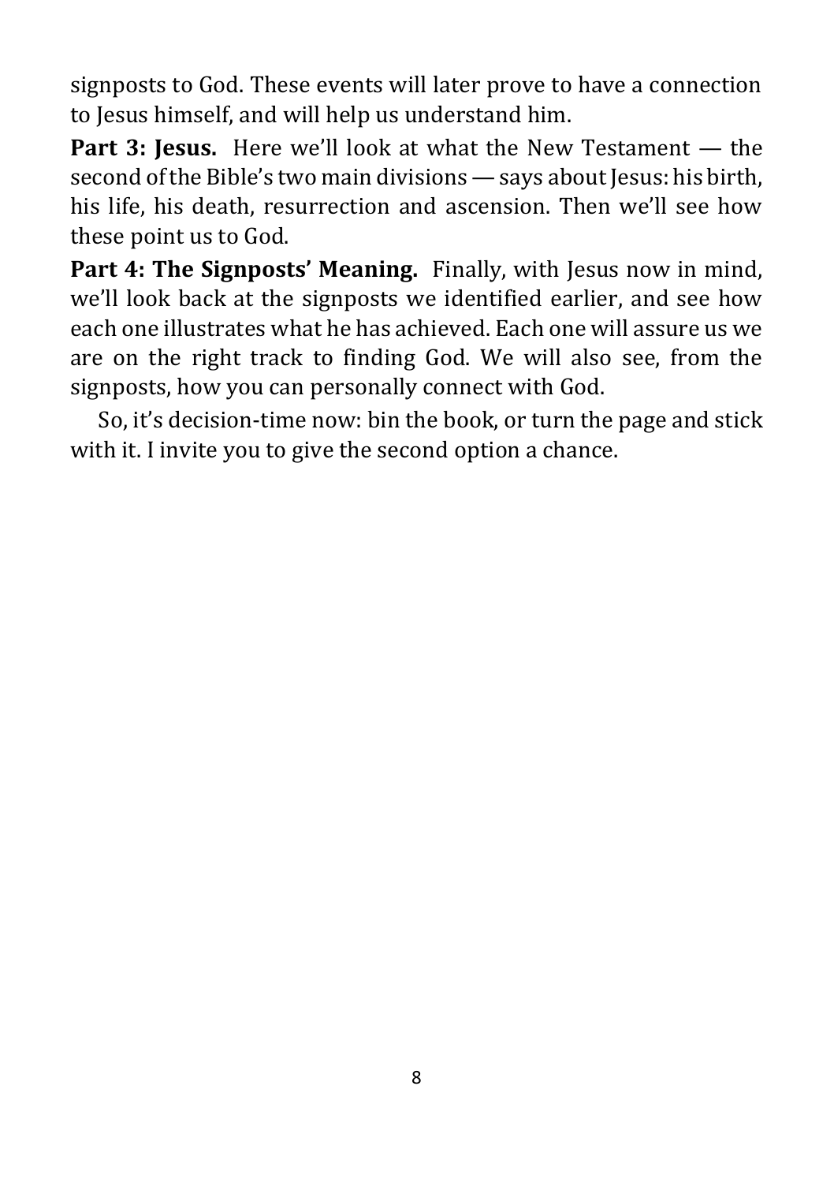signposts to God. These events will later prove to have a connection to Jesus himself, and will help us understand him.

**Part 3: Jesus.** Here we'll look at what the New Testament — the second of the Bible's two main divisions — says about Jesus: his birth, his life, his death, resurrection and ascension. Then we'll see how these point us to God.

**Part 4: The Signposts' Meaning.** Finally, with Jesus now in mind, we'll look back at the signposts we identified earlier, and see how each one illustrates what he has achieved. Each one will assure us we are on the right track to finding God. We will also see, from the signposts, how you can personally connect with God.

So, it's decision-time now: bin the book, or turn the page and stick with it. I invite you to give the second option a chance.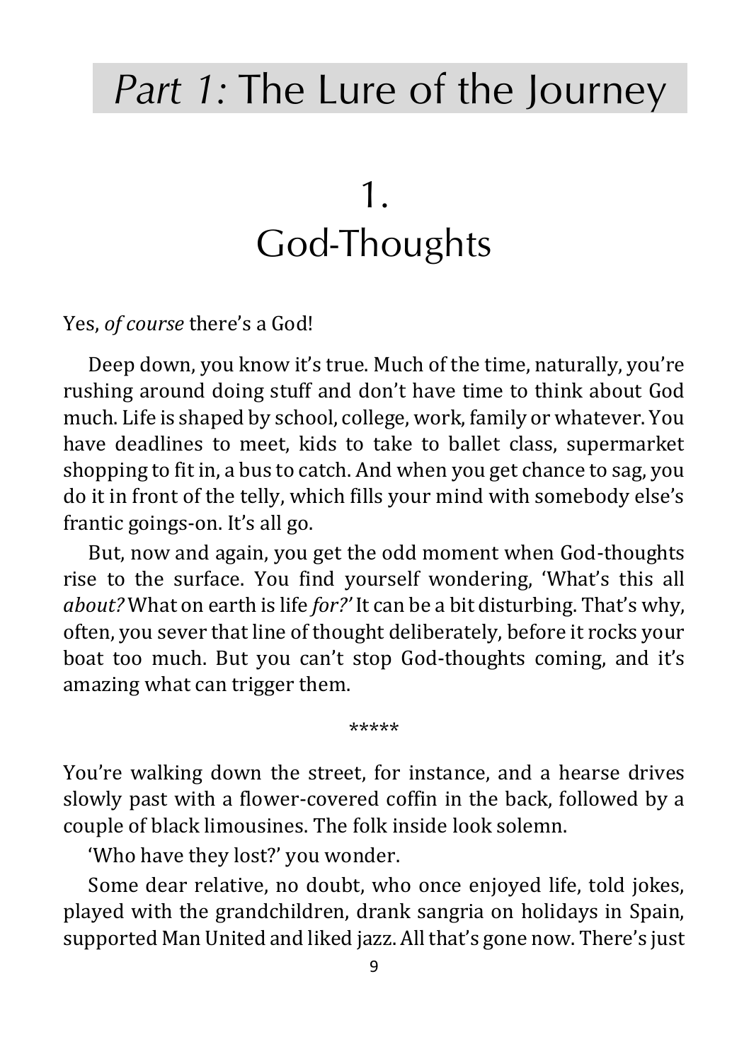# *Part 1:* The Lure of the Journey

## 1. God-Thoughts

Yes, *of course* there's a God!

Deep down, you know it's true. Much of the time, naturally, you're rushing around doing stuff and don't have time to think about God much. Life is shaped by school, college, work, family or whatever. You have deadlines to meet, kids to take to ballet class, supermarket shopping to fit in, a bus to catch. And when you get chance to sag, you do it in front of the telly, which fills your mind with somebody else's frantic goings-on. It's all go.

But, now and again, you get the odd moment when God-thoughts rise to the surface. You find yourself wondering, 'What's this all *about?* What on earth is life *for?'* It can be a bit disturbing. That's why, often, you sever that line of thought deliberately, before it rocks your boat too much. But you can't stop God-thoughts coming, and it's amazing what can trigger them.

\*\*\*\*\*

You're walking down the street, for instance, and a hearse drives slowly past with a flower-covered coffin in the back, followed by a couple of black limousines. The folk inside look solemn.

'Who have they lost?' you wonder.

Some dear relative, no doubt, who once enjoyed life, told jokes, played with the grandchildren, drank sangria on holidays in Spain, supported Man United and liked jazz. All that's gone now. There's just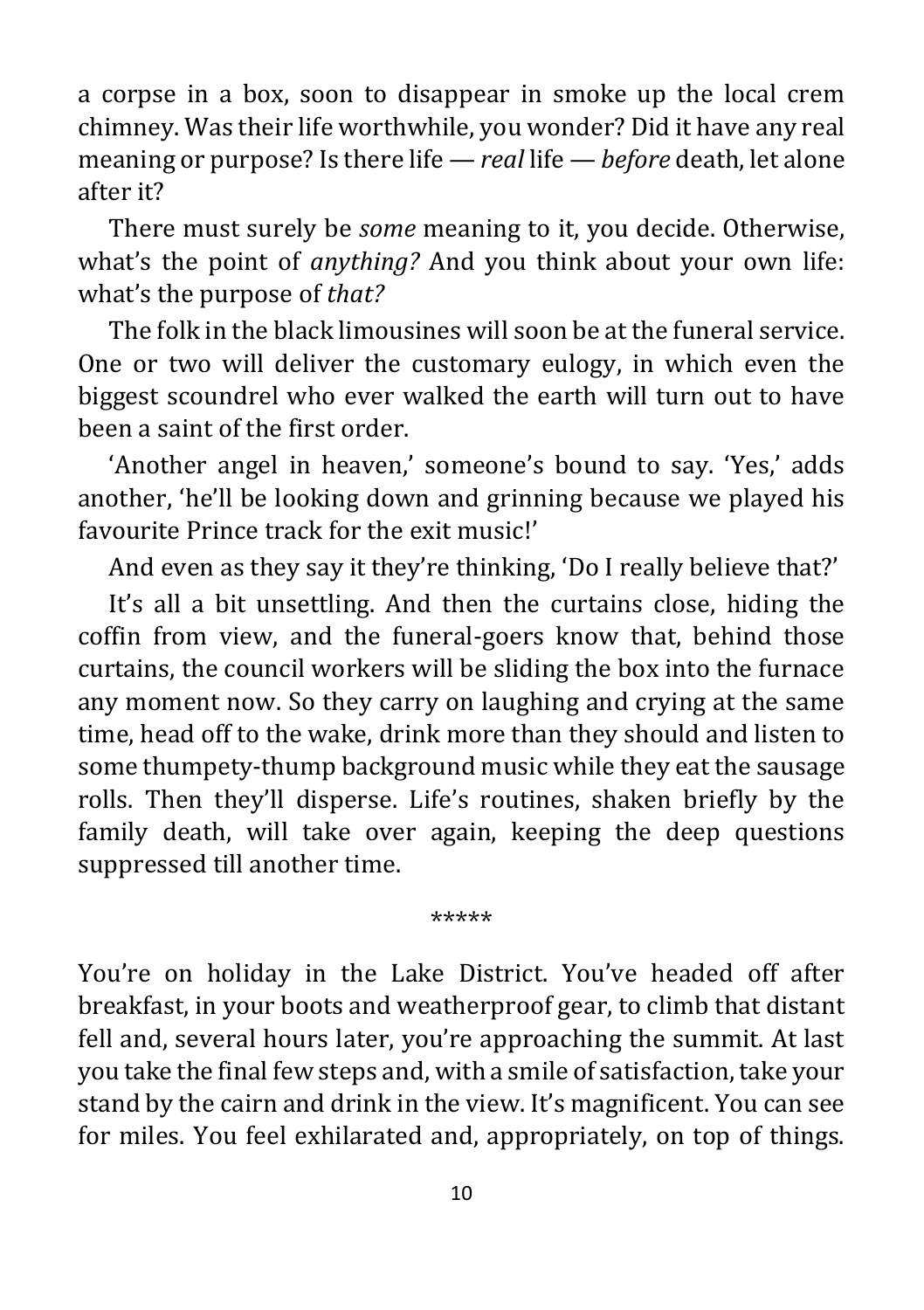a corpse in a box, soon to disappear in smoke up the local crem chimney. Was their life worthwhile, you wonder? Did it have any real meaning or purpose? Is there life — *real* life — *before* death, let alone after it?

There must surely be *some* meaning to it, you decide. Otherwise, what's the point of *anything?* And you think about your own life: what's the purpose of *that?*

The folk in the black limousines will soon be at the funeral service. One or two will deliver the customary eulogy, in which even the biggest scoundrel who ever walked the earth will turn out to have been a saint of the first order.

'Another angel in heaven,' someone's bound to say. 'Yes,' adds another, 'he'll be looking down and grinning because we played his favourite Prince track for the exit music!'

And even as they say it they're thinking, 'Do I really believe that?'

It's all a bit unsettling. And then the curtains close, hiding the coffin from view, and the funeral-goers know that, behind those curtains, the council workers will be sliding the box into the furnace any moment now. So they carry on laughing and crying at the same time, head off to the wake, drink more than they should and listen to some thumpety-thump background music while they eat the sausage rolls. Then they'll disperse. Life's routines, shaken briefly by the family death, will take over again, keeping the deep questions suppressed till another time.

*****

You're on holiday in the Lake District. You've headed off after breakfast, in your boots and weatherproof gear, to climb that distant fell and, several hours later, you're approaching the summit. At last you take the final few steps and, with a smile of satisfaction, take your stand by the cairn and drink in the view. It's magnificent. You can see for miles. You feel exhilarated and, appropriately, on top of things.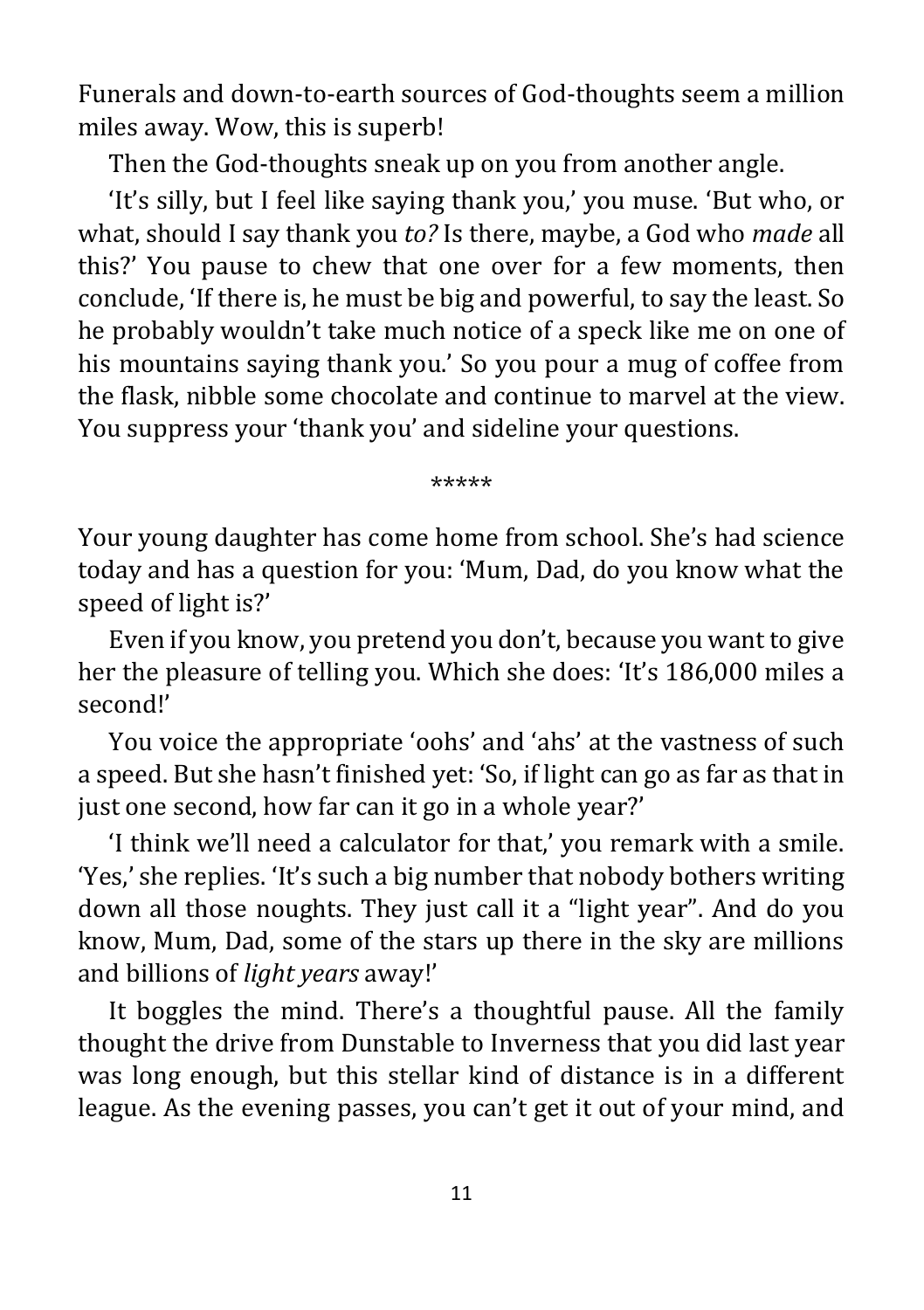Funerals and down-to-earth sources of God-thoughts seem a million miles away. Wow, this is superb!

Then the God-thoughts sneak up on you from another angle.

'It's silly, but I feel like saying thank you,' you muse. 'But who, or what, should I say thank you *to?* Is there, maybe, a God who *made* all this?' You pause to chew that one over for a few moments, then conclude, 'If there is, he must be big and powerful, to say the least. So he probably wouldn't take much notice of a speck like me on one of his mountains saying thank you.' So you pour a mug of coffee from the flask, nibble some chocolate and continue to marvel at the view. You suppress your 'thank you' and sideline your questions.

*****

Your young daughter has come home from school. She's had science today and has a question for you: 'Mum, Dad, do you know what the speed of light is?'

Even if you know, you pretend you don't, because you want to give her the pleasure of telling you. Which she does: 'It's 186,000 miles a second!'

You voice the appropriate 'oohs' and 'ahs' at the vastness of such a speed. But she hasn't finished yet: 'So, if light can go as far as that in just one second, how far can it go in a whole year?'

'I think we'll need a calculator for that,' you remark with a smile. 'Yes,' she replies. 'It's such a big number that nobody bothers writing down all those noughts. They just call it a "light year". And do you know, Mum, Dad, some of the stars up there in the sky are millions and billions of *light years* away!'

It boggles the mind. There's a thoughtful pause. All the family thought the drive from Dunstable to Inverness that you did last year was long enough, but this stellar kind of distance is in a different league. As the evening passes, you can't get it out of your mind, and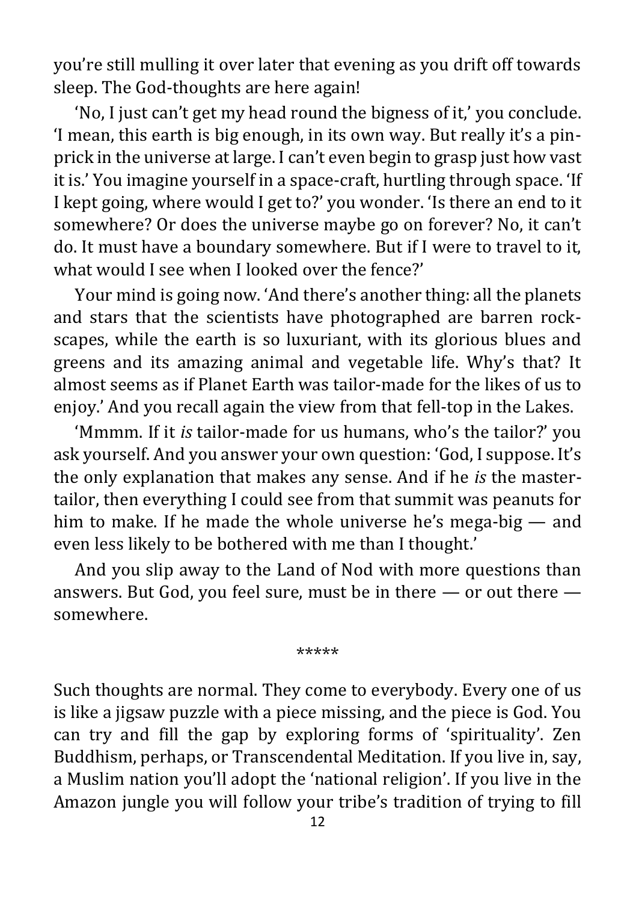you're still mulling it over later that evening as you drift off towards sleep. The God-thoughts are here again!

'No, I just can't get my head round the bigness of it,' you conclude. 'I mean, this earth is big enough, in its own way. But really it's a pin-prick in the universe at large. I can't even begin to grasp just how vast it is.' You imagine yourself in a space-craft, hurtling through space. 'If I kept going, where would I get to?' you wonder. 'Is there an end to it somewhere? Or does the universe maybe go on forever? No, it can't do. It must have a boundary somewhere. But if I were to travel to it, what would I see when I looked over the fence?'

Your mind is going now. 'And there's another thing: all the planets and stars that the scientists have photographed are barren rock-scapes, while the earth is so luxuriant, with its glorious blues and greens and its amazing animal and vegetable life. Why's that? It almost seems as if Planet Earth was tailor-made for the likes of us to enjoy.' And you recall again the view from that fell-top in the Lakes.

'Mmmm. If it *is* tailor-made for us humans, who's the tailor?' you ask yourself. And you answer your own question: 'God, I suppose. It's the only explanation that makes any sense. And if he *is* the master-tailor, then everything I could see from that summit was peanuts for him to make. If he made the whole universe he's mega-big — and even less likely to be bothered with me than I thought.'

And you slip away to the Land of Nod with more questions than answers. But God, you feel sure, must be in there — or out there — somewhere.

*****

Such thoughts are normal. They come to everybody. Every one of us is like a jigsaw puzzle with a piece missing, and the piece is God. You can try and fill the gap by exploring forms of 'spirituality'. Zen Buddhism, perhaps, or Transcendental Meditation. If you live in, say, a Muslim nation you'll adopt the 'national religion'. If you live in the Amazon jungle you will follow your tribe's tradition of trying to fill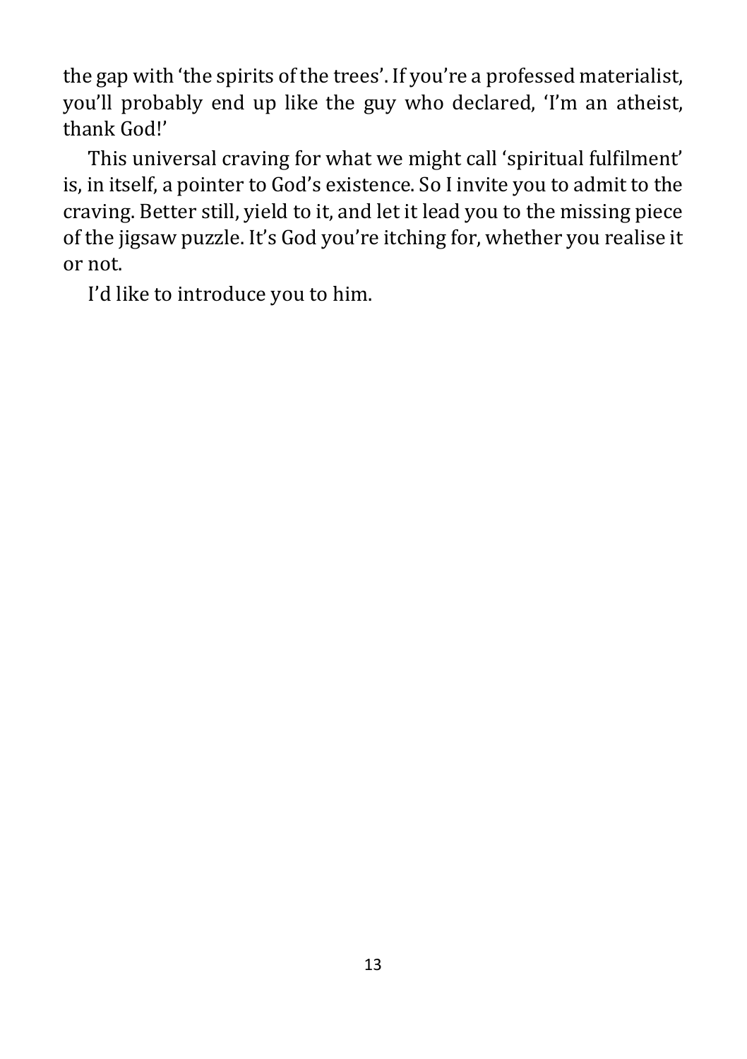the gap with 'the spirits of the trees'. If you're a professed materialist, you'll probably end up like the guy who declared, 'I'm an atheist, thank God!'

This universal craving for what we might call 'spiritual fulfilment' is, in itself, a pointer to God's existence. So I invite you to admit to the craving. Better still, yield to it, and let it lead you to the missing piece of the jigsaw puzzle. It's God you're itching for, whether you realise it or not.

I'd like to introduce you to him.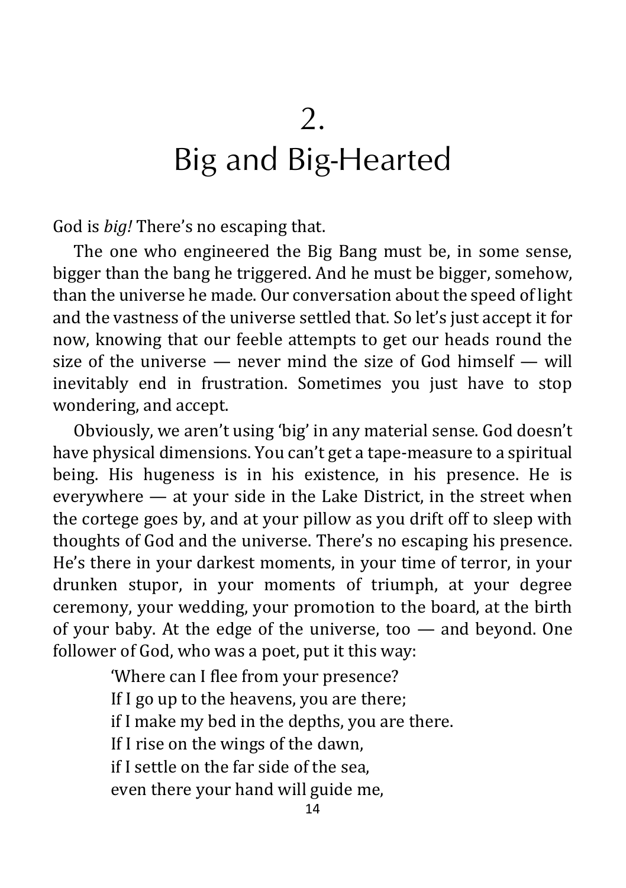# 2.
# Big and Big-Hearted

God is *big!* There's no escaping that.

The one who engineered the Big Bang must be, in some sense, bigger than the bang he triggered. And he must be bigger, somehow, than the universe he made. Our conversation about the speed of light and the vastness of the universe settled that. So let's just accept it for now, knowing that our feeble attempts to get our heads round the size of the universe — never mind the size of God himself — will inevitably end in frustration. Sometimes you just have to stop wondering, and accept.

Obviously, we aren't using 'big' in any material sense. God doesn't have physical dimensions. You can't get a tape-measure to a spiritual being. His hugeness is in his existence, in his presence. He is everywhere — at your side in the Lake District, in the street when the cortege goes by, and at your pillow as you drift off to sleep with thoughts of God and the universe. There's no escaping his presence. He's there in your darkest moments, in your time of terror, in your drunken stupor, in your moments of triumph, at your degree ceremony, your wedding, your promotion to the board, at the birth of your baby. At the edge of the universe, too — and beyond. One follower of God, who was a poet, put it this way:

> 'Where can I flee from your presence?
> If I go up to the heavens, you are there;
> if I make my bed in the depths, you are there.
> If I rise on the wings of the dawn,
> if I settle on the far side of the sea,
> even there your hand will guide me,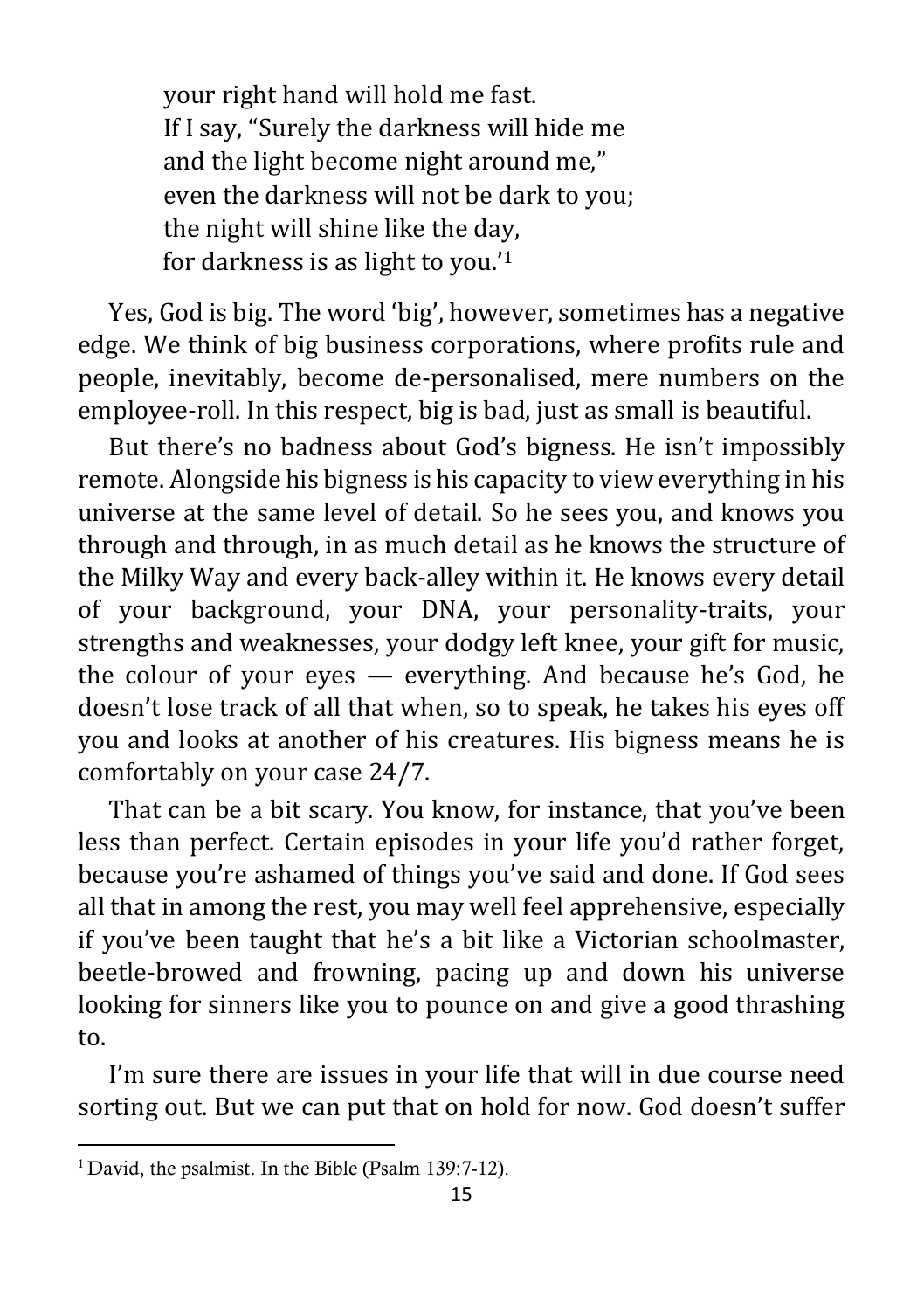> your right hand will hold me fast.
> If I say, "Surely the darkness will hide me
> and the light become night around me,"
> even the darkness will not be dark to you;
> the night will shine like the day,
> for darkness is as light to you.'[1]

Yes, God is big. The word 'big', however, sometimes has a negative edge. We think of big business corporations, where profits rule and people, inevitably, become de-personalised, mere numbers on the employee-roll. In this respect, big is bad, just as small is beautiful.

But there's no badness about God's bigness. He isn't impossibly remote. Alongside his bigness is his capacity to view everything in his universe at the same level of detail. So he sees you, and knows you through and through, in as much detail as he knows the structure of the Milky Way and every back-alley within it. He knows every detail of your background, your DNA, your personality-traits, your strengths and weaknesses, your dodgy left knee, your gift for music, the colour of your eyes — everything. And because he's God, he doesn't lose track of all that when, so to speak, he takes his eyes off you and looks at another of his creatures. His bigness means he is comfortably on your case 24/7.

That can be a bit scary. You know, for instance, that you've been less than perfect. Certain episodes in your life you'd rather forget, because you're ashamed of things you've said and done. If God sees all that in among the rest, you may well feel apprehensive, especially if you've been taught that he's a bit like a Victorian schoolmaster, beetle-browed and frowning, pacing up and down his universe looking for sinners like you to pounce on and give a good thrashing to.

I'm sure there are issues in your life that will in due course need sorting out. But we can put that on hold for now. God doesn't suffer

---

[1] David, the psalmist. In the Bible (Psalm 139:7-12).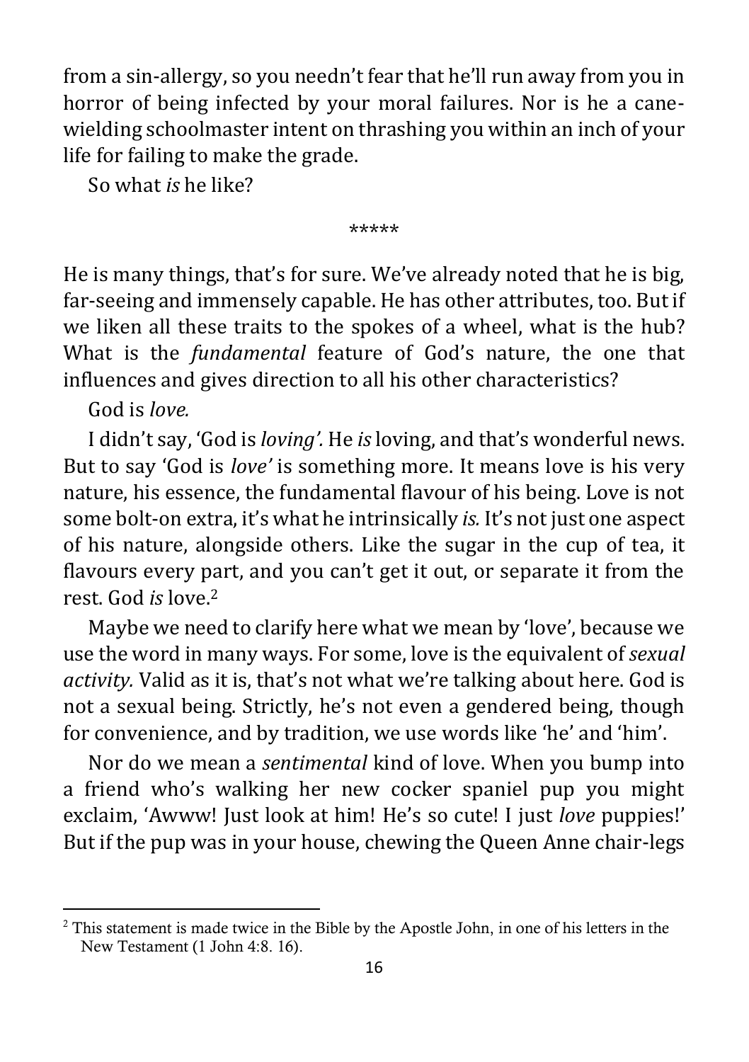from a sin-allergy, so you needn't fear that he'll run away from you in horror of being infected by your moral failures. Nor is he a cane-wielding schoolmaster intent on thrashing you within an inch of your life for failing to make the grade.

So what *is* he like?

\*\*\*\*\*

He is many things, that's for sure. We've already noted that he is big, far-seeing and immensely capable. He has other attributes, too. But if we liken all these traits to the spokes of a wheel, what is the hub? What is the *fundamental* feature of God's nature, the one that influences and gives direction to all his other characteristics?

God is *love.*

I didn't say, 'God is *loving'.* He *is* loving, and that's wonderful news. But to say 'God is *love'* is something more. It means love is his very nature, his essence, the fundamental flavour of his being. Love is not some bolt-on extra, it's what he intrinsically *is.* It's not just one aspect of his nature, alongside others. Like the sugar in the cup of tea, it flavours every part, and you can't get it out, or separate it from the rest. God *is* love.[2]

Maybe we need to clarify here what we mean by 'love', because we use the word in many ways. For some, love is the equivalent of *sexual activity.* Valid as it is, that's not what we're talking about here. God is not a sexual being. Strictly, he's not even a gendered being, though for convenience, and by tradition, we use words like 'he' and 'him'.

Nor do we mean a *sentimental* kind of love. When you bump into a friend who's walking her new cocker spaniel pup you might exclaim, 'Awww! Just look at him! He's so cute! I just *love* puppies!' But if the pup was in your house, chewing the Queen Anne chair-legs

---

[2] This statement is made twice in the Bible by the Apostle John, in one of his letters in the New Testament (1 John 4:8. 16).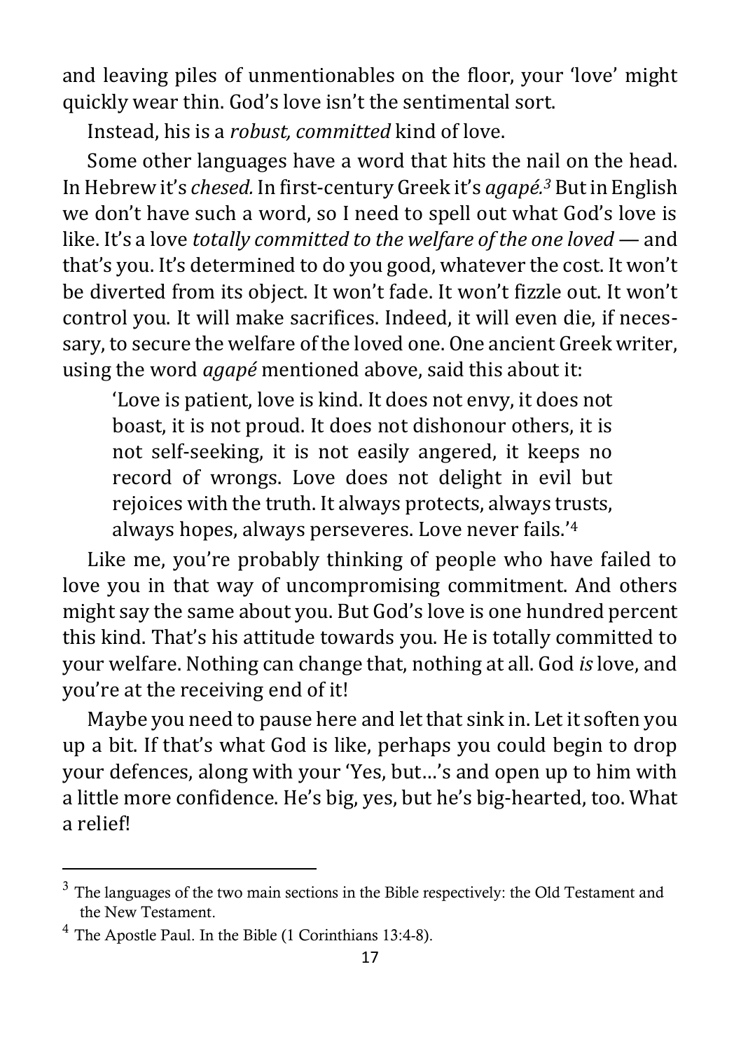and leaving piles of unmentionables on the floor, your 'love' might quickly wear thin. God's love isn't the sentimental sort.

Instead, his is a *robust, committed* kind of love.

Some other languages have a word that hits the nail on the head. In Hebrew it's *chesed.* In first-century Greek it's *agapé.*[3] But in English we don't have such a word, so I need to spell out what God's love is like. It's a love *totally committed to the welfare of the one loved* — and that's you. It's determined to do you good, whatever the cost. It won't be diverted from its object. It won't fade. It won't fizzle out. It won't control you. It will make sacrifices. Indeed, it will even die, if necessary, to secure the welfare of the loved one. One ancient Greek writer, using the word *agapé* mentioned above, said this about it:

> 'Love is patient, love is kind. It does not envy, it does not boast, it is not proud. It does not dishonour others, it is not self-seeking, it is not easily angered, it keeps no record of wrongs. Love does not delight in evil but rejoices with the truth. It always protects, always trusts, always hopes, always perseveres. Love never fails.'[4]

Like me, you're probably thinking of people who have failed to love you in that way of uncompromising commitment. And others might say the same about you. But God's love is one hundred percent this kind. That's his attitude towards you. He is totally committed to your welfare. Nothing can change that, nothing at all. God *is* love, and you're at the receiving end of it!

Maybe you need to pause here and let that sink in. Let it soften you up a bit. If that's what God is like, perhaps you could begin to drop your defences, along with your 'Yes, but…'s and open up to him with a little more confidence. He's big, yes, but he's big-hearted, too. What a relief!

---

[3] The languages of the two main sections in the Bible respectively: the Old Testament and the New Testament.

[4] The Apostle Paul. In the Bible (1 Corinthians 13:4-8).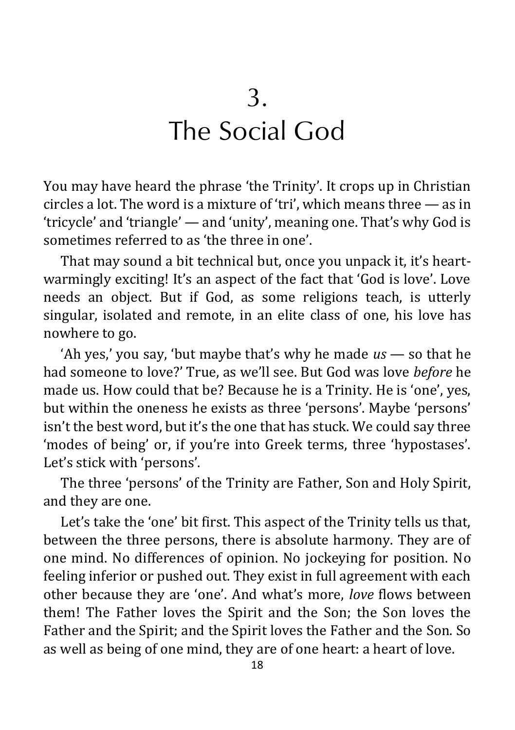# 3. The Social God

You may have heard the phrase 'the Trinity'. It crops up in Christian circles a lot. The word is a mixture of 'tri', which means three — as in 'tricycle' and 'triangle' — and 'unity', meaning one. That's why God is sometimes referred to as 'the three in one'.

That may sound a bit technical but, once you unpack it, it's heart-warmingly exciting! It's an aspect of the fact that 'God is love'. Love needs an object. But if God, as some religions teach, is utterly singular, isolated and remote, in an elite class of one, his love has nowhere to go.

'Ah yes,' you say, 'but maybe that's why he made *us* — so that he had someone to love?' True, as we'll see. But God was love *before* he made us. How could that be? Because he is a Trinity. He is 'one', yes, but within the oneness he exists as three 'persons'. Maybe 'persons' isn't the best word, but it's the one that has stuck. We could say three 'modes of being' or, if you're into Greek terms, three 'hypostases'. Let's stick with 'persons'.

The three 'persons' of the Trinity are Father, Son and Holy Spirit, and they are one.

Let's take the 'one' bit first. This aspect of the Trinity tells us that, between the three persons, there is absolute harmony. They are of one mind. No differences of opinion. No jockeying for position. No feeling inferior or pushed out. They exist in full agreement with each other because they are 'one'. And what's more, *love* flows between them! The Father loves the Spirit and the Son; the Son loves the Father and the Spirit; and the Spirit loves the Father and the Son. So as well as being of one mind, they are of one heart: a heart of love.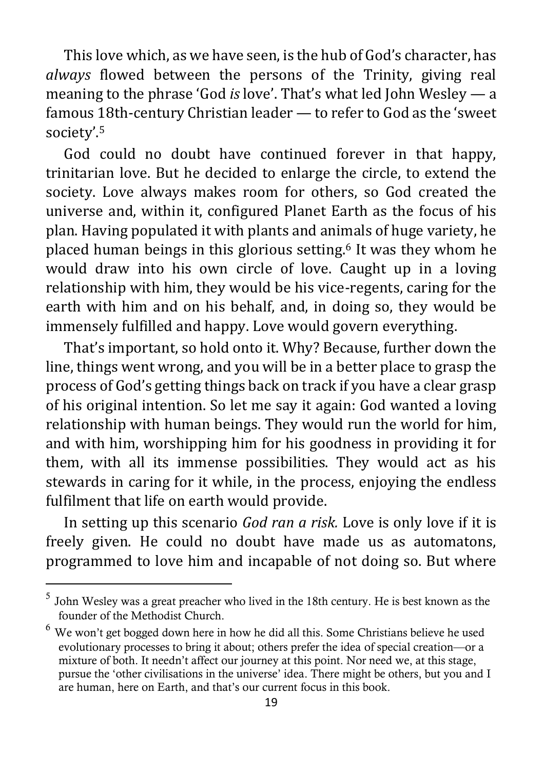This love which, as we have seen, is the hub of God's character, has *always* flowed between the persons of the Trinity, giving real meaning to the phrase 'God *is* love'. That's what led John Wesley — a famous 18th-century Christian leader — to refer to God as the 'sweet society'.[5]

God could no doubt have continued forever in that happy, trinitarian love. But he decided to enlarge the circle, to extend the society. Love always makes room for others, so God created the universe and, within it, configured Planet Earth as the focus of his plan. Having populated it with plants and animals of huge variety, he placed human beings in this glorious setting.[6] It was they whom he would draw into his own circle of love. Caught up in a loving relationship with him, they would be his vice-regents, caring for the earth with him and on his behalf, and, in doing so, they would be immensely fulfilled and happy. Love would govern everything.

That's important, so hold onto it. Why? Because, further down the line, things went wrong, and you will be in a better place to grasp the process of God's getting things back on track if you have a clear grasp of his original intention. So let me say it again: God wanted a loving relationship with human beings. They would run the world for him, and with him, worshipping him for his goodness in providing it for them, with all its immense possibilities. They would act as his stewards in caring for it while, in the process, enjoying the endless fulfilment that life on earth would provide.

In setting up this scenario *God ran a risk.* Love is only love if it is freely given. He could no doubt have made us as automatons, programmed to love him and incapable of not doing so. But where

---

[5] John Wesley was a great preacher who lived in the 18th century. He is best known as the founder of the Methodist Church.

[6] We won't get bogged down here in how he did all this. Some Christians believe he used evolutionary processes to bring it about; others prefer the idea of special creation—or a mixture of both. It needn't affect our journey at this point. Nor need we, at this stage, pursue the 'other civilisations in the universe' idea. There might be others, but you and I are human, here on Earth, and that's our current focus in this book.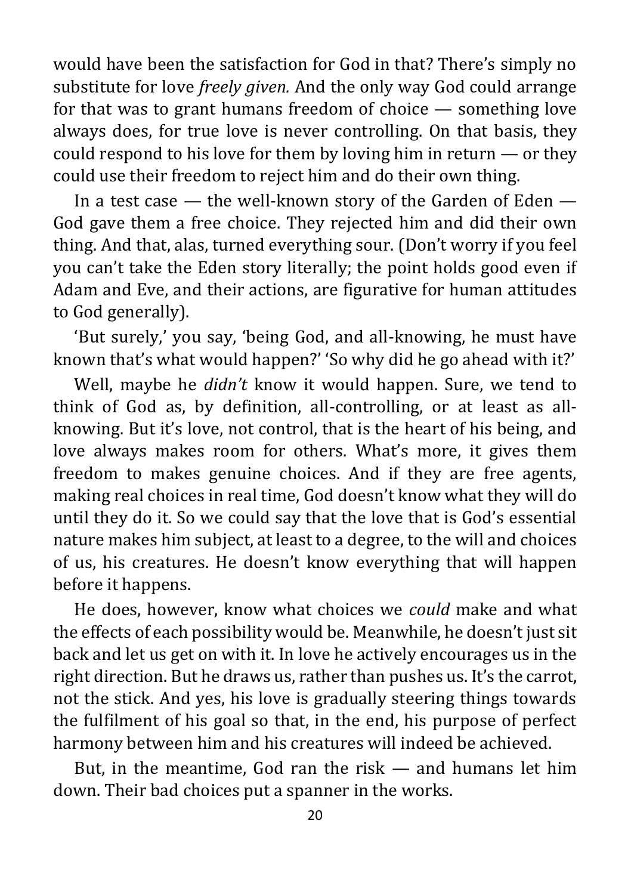would have been the satisfaction for God in that? There's simply no substitute for love *freely given.* And the only way God could arrange for that was to grant humans freedom of choice — something love always does, for true love is never controlling. On that basis, they could respond to his love for them by loving him in return — or they could use their freedom to reject him and do their own thing.

In a test case — the well-known story of the Garden of Eden — God gave them a free choice. They rejected him and did their own thing. And that, alas, turned everything sour. (Don't worry if you feel you can't take the Eden story literally; the point holds good even if Adam and Eve, and their actions, are figurative for human attitudes to God generally).

'But surely,' you say, 'being God, and all-knowing, he must have known that's what would happen?' 'So why did he go ahead with it?'

Well, maybe he *didn't* know it would happen. Sure, we tend to think of God as, by definition, all-controlling, or at least as all-knowing. But it's love, not control, that is the heart of his being, and love always makes room for others. What's more, it gives them freedom to makes genuine choices. And if they are free agents, making real choices in real time, God doesn't know what they will do until they do it. So we could say that the love that is God's essential nature makes him subject, at least to a degree, to the will and choices of us, his creatures. He doesn't know everything that will happen before it happens.

He does, however, know what choices we *could* make and what the effects of each possibility would be. Meanwhile, he doesn't just sit back and let us get on with it. In love he actively encourages us in the right direction. But he draws us, rather than pushes us. It's the carrot, not the stick. And yes, his love is gradually steering things towards the fulfilment of his goal so that, in the end, his purpose of perfect harmony between him and his creatures will indeed be achieved.

But, in the meantime, God ran the risk — and humans let him down. Their bad choices put a spanner in the works.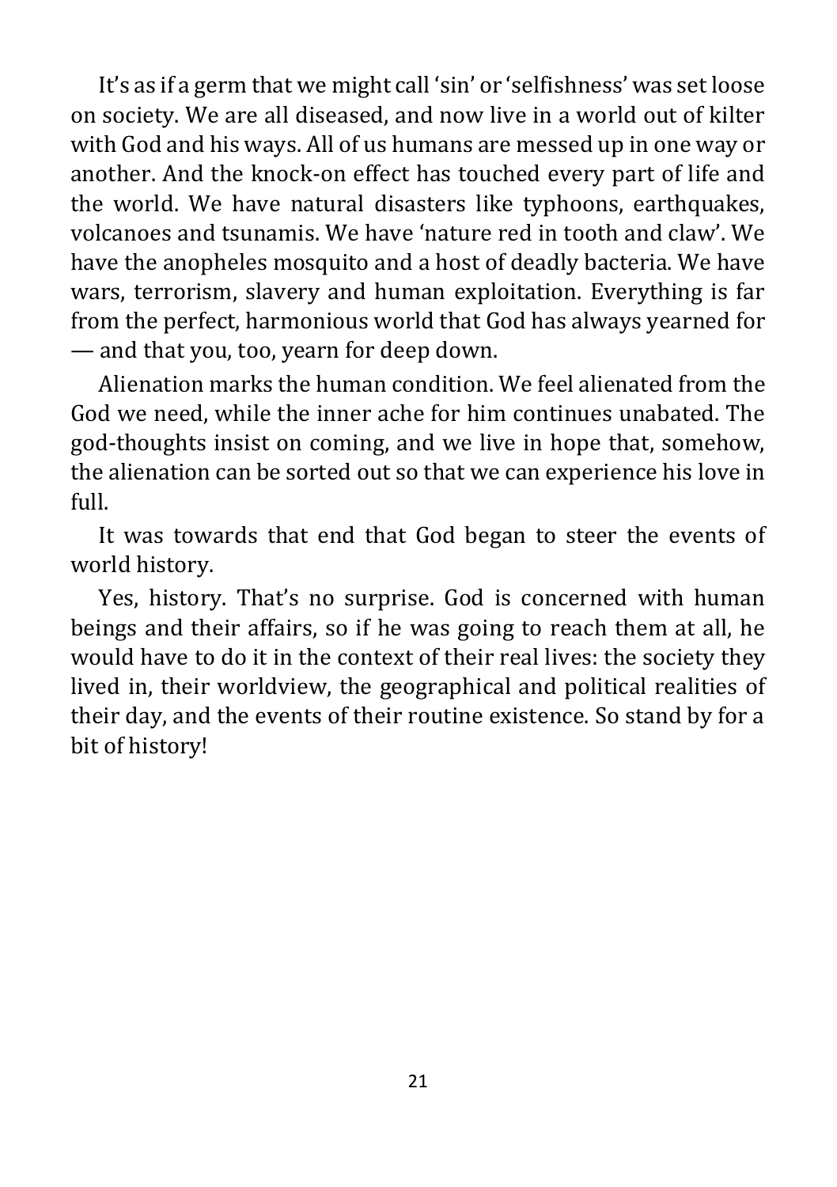It's as if a germ that we might call 'sin' or 'selfishness' was set loose on society. We are all diseased, and now live in a world out of kilter with God and his ways. All of us humans are messed up in one way or another. And the knock-on effect has touched every part of life and the world. We have natural disasters like typhoons, earthquakes, volcanoes and tsunamis. We have 'nature red in tooth and claw'. We have the anopheles mosquito and a host of deadly bacteria. We have wars, terrorism, slavery and human exploitation. Everything is far from the perfect, harmonious world that God has always yearned for — and that you, too, yearn for deep down.

Alienation marks the human condition. We feel alienated from the God we need, while the inner ache for him continues unabated. The god-thoughts insist on coming, and we live in hope that, somehow, the alienation can be sorted out so that we can experience his love in full.

It was towards that end that God began to steer the events of world history.

Yes, history. That's no surprise. God is concerned with human beings and their affairs, so if he was going to reach them at all, he would have to do it in the context of their real lives: the society they lived in, their worldview, the geographical and political realities of their day, and the events of their routine existence. So stand by for a bit of history!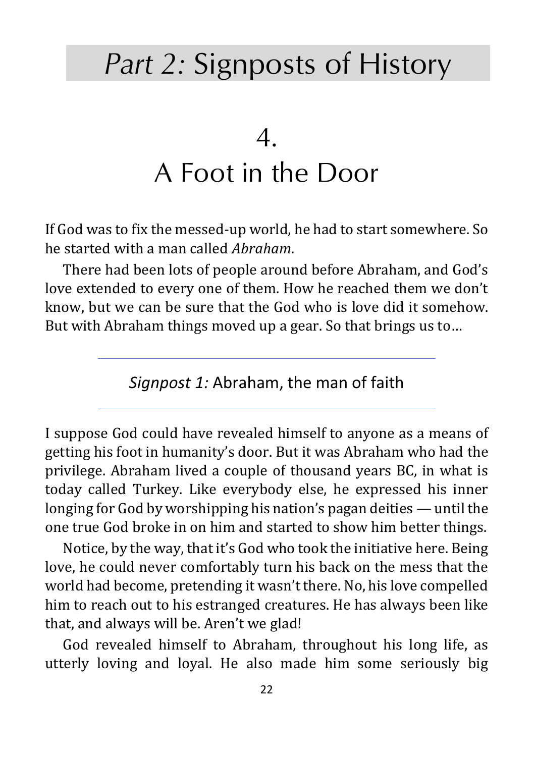# *Part 2:* Signposts of History

## 4.
## A Foot in the Door

If God was to fix the messed-up world, he had to start somewhere. So he started with a man called *Abraham*.

There had been lots of people around before Abraham, and God's love extended to every one of them. How he reached them we don't know, but we can be sure that the God who is love did it somehow. But with Abraham things moved up a gear. So that brings us to…

---

### *Signpost 1:* Abraham, the man of faith

---

I suppose God could have revealed himself to anyone as a means of getting his foot in humanity's door. But it was Abraham who had the privilege. Abraham lived a couple of thousand years BC, in what is today called Turkey. Like everybody else, he expressed his inner longing for God by worshipping his nation's pagan deities — until the one true God broke in on him and started to show him better things.

Notice, by the way, that it's God who took the initiative here. Being love, he could never comfortably turn his back on the mess that the world had become, pretending it wasn't there. No, his love compelled him to reach out to his estranged creatures. He has always been like that, and always will be. Aren't we glad!

God revealed himself to Abraham, throughout his long life, as utterly loving and loyal. He also made him some seriously big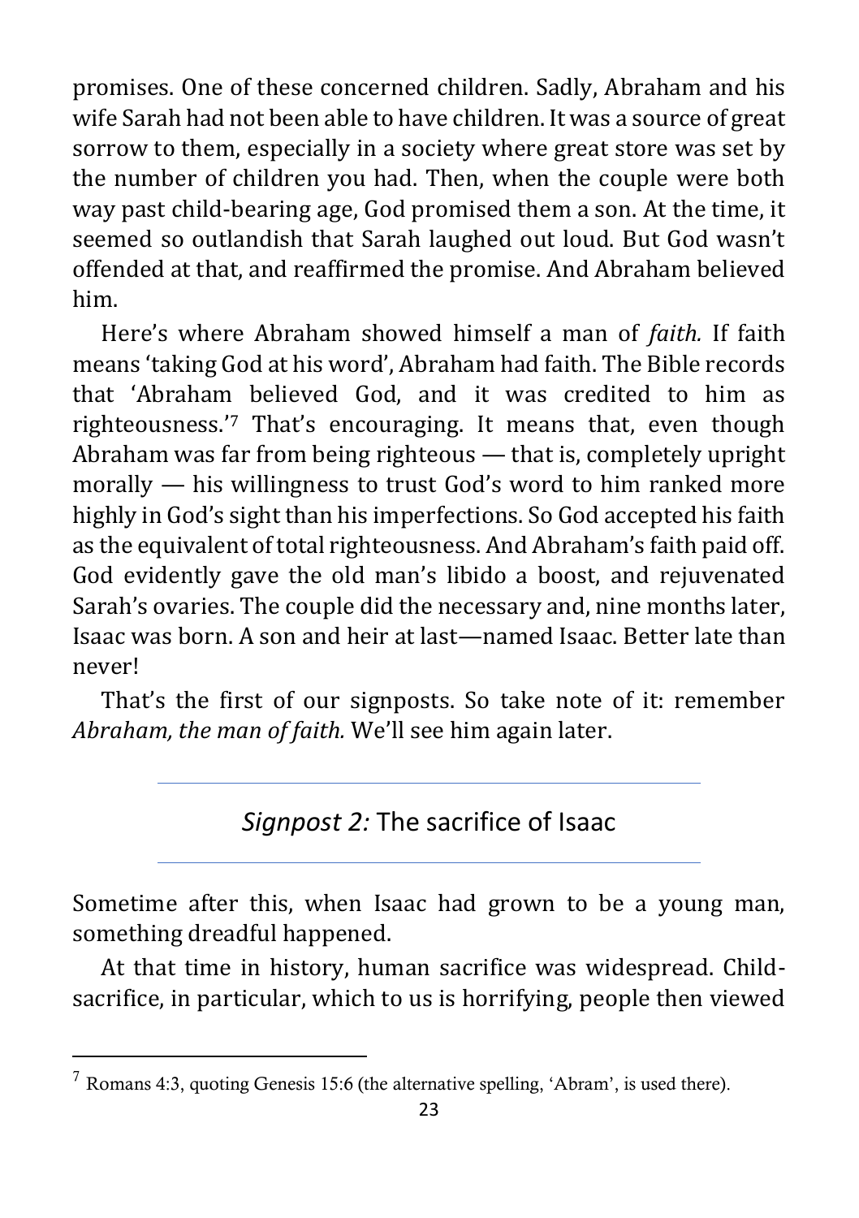promises. One of these concerned children. Sadly, Abraham and his wife Sarah had not been able to have children. It was a source of great sorrow to them, especially in a society where great store was set by the number of children you had. Then, when the couple were both way past child-bearing age, God promised them a son. At the time, it seemed so outlandish that Sarah laughed out loud. But God wasn't offended at that, and reaffirmed the promise. And Abraham believed him.

Here's where Abraham showed himself a man of *faith.* If faith means 'taking God at his word', Abraham had faith. The Bible records that 'Abraham believed God, and it was credited to him as righteousness.'[7] That's encouraging. It means that, even though Abraham was far from being righteous — that is, completely upright morally — his willingness to trust God's word to him ranked more highly in God's sight than his imperfections. So God accepted his faith as the equivalent of total righteousness. And Abraham's faith paid off. God evidently gave the old man's libido a boost, and rejuvenated Sarah's ovaries. The couple did the necessary and, nine months later, Isaac was born. A son and heir at last—named Isaac. Better late than never!

That's the first of our signposts. So take note of it: remember *Abraham, the man of faith.* We'll see him again later.

---

## *Signpost 2:* The sacrifice of Isaac

---

Sometime after this, when Isaac had grown to be a young man, something dreadful happened.

At that time in history, human sacrifice was widespread. Child-sacrifice, in particular, which to us is horrifying, people then viewed

---

[7] Romans 4:3, quoting Genesis 15:6 (the alternative spelling, 'Abram', is used there).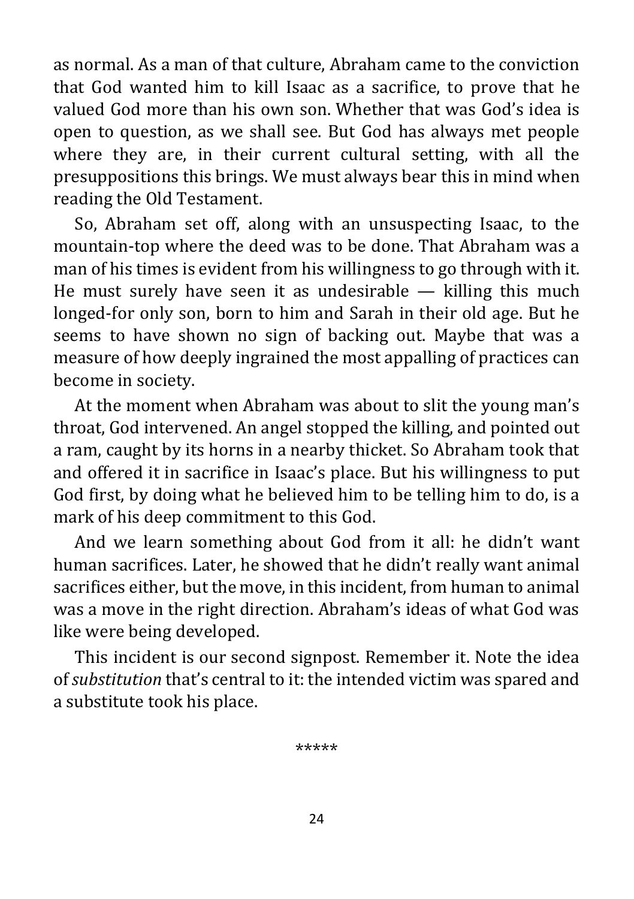as normal. As a man of that culture, Abraham came to the conviction that God wanted him to kill Isaac as a sacrifice, to prove that he valued God more than his own son. Whether that was God's idea is open to question, as we shall see. But God has always met people where they are, in their current cultural setting, with all the presuppositions this brings. We must always bear this in mind when reading the Old Testament.

So, Abraham set off, along with an unsuspecting Isaac, to the mountain-top where the deed was to be done. That Abraham was a man of his times is evident from his willingness to go through with it. He must surely have seen it as undesirable — killing this much longed-for only son, born to him and Sarah in their old age. But he seems to have shown no sign of backing out. Maybe that was a measure of how deeply ingrained the most appalling of practices can become in society.

At the moment when Abraham was about to slit the young man's throat, God intervened. An angel stopped the killing, and pointed out a ram, caught by its horns in a nearby thicket. So Abraham took that and offered it in sacrifice in Isaac's place. But his willingness to put God first, by doing what he believed him to be telling him to do, is a mark of his deep commitment to this God.

And we learn something about God from it all: he didn't want human sacrifices. Later, he showed that he didn't really want animal sacrifices either, but the move, in this incident, from human to animal was a move in the right direction. Abraham's ideas of what God was like were being developed.

This incident is our second signpost. Remember it. Note the idea of *substitution* that's central to it: the intended victim was spared and a substitute took his place.

*****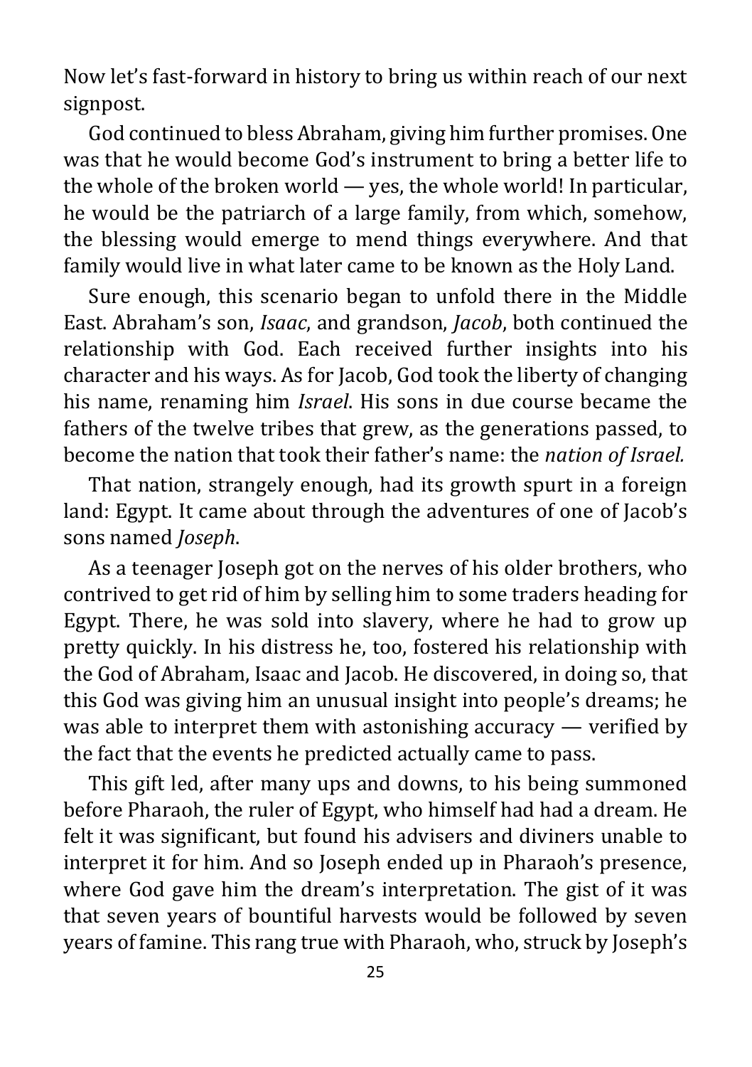Now let's fast-forward in history to bring us within reach of our next signpost.

God continued to bless Abraham, giving him further promises. One was that he would become God's instrument to bring a better life to the whole of the broken world — yes, the whole world! In particular, he would be the patriarch of a large family, from which, somehow, the blessing would emerge to mend things everywhere. And that family would live in what later came to be known as the Holy Land.

Sure enough, this scenario began to unfold there in the Middle East. Abraham's son, *Isaac*, and grandson, *Jacob*, both continued the relationship with God. Each received further insights into his character and his ways. As for Jacob, God took the liberty of changing his name, renaming him *Israel*. His sons in due course became the fathers of the twelve tribes that grew, as the generations passed, to become the nation that took their father's name: the *nation of Israel.*

That nation, strangely enough, had its growth spurt in a foreign land: Egypt. It came about through the adventures of one of Jacob's sons named *Joseph*.

As a teenager Joseph got on the nerves of his older brothers, who contrived to get rid of him by selling him to some traders heading for Egypt. There, he was sold into slavery, where he had to grow up pretty quickly. In his distress he, too, fostered his relationship with the God of Abraham, Isaac and Jacob. He discovered, in doing so, that this God was giving him an unusual insight into people's dreams; he was able to interpret them with astonishing accuracy — verified by the fact that the events he predicted actually came to pass.

This gift led, after many ups and downs, to his being summoned before Pharaoh, the ruler of Egypt, who himself had had a dream. He felt it was significant, but found his advisers and diviners unable to interpret it for him. And so Joseph ended up in Pharaoh's presence, where God gave him the dream's interpretation. The gist of it was that seven years of bountiful harvests would be followed by seven years of famine. This rang true with Pharaoh, who, struck by Joseph's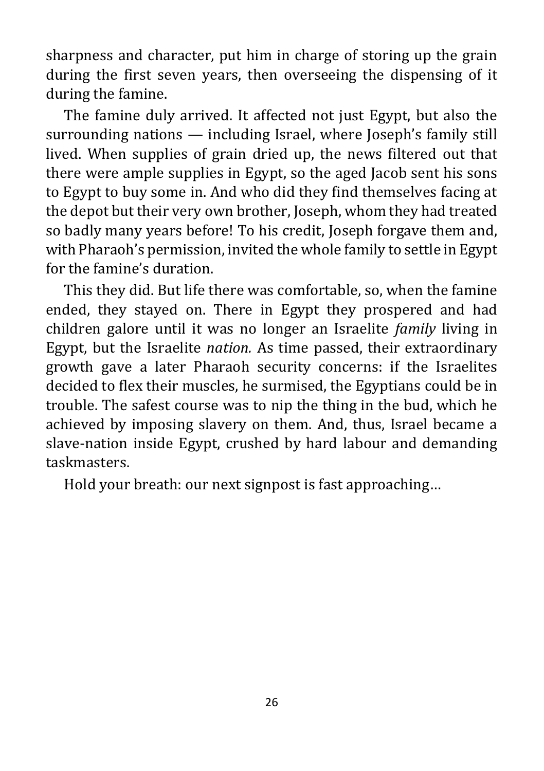sharpness and character, put him in charge of storing up the grain during the first seven years, then overseeing the dispensing of it during the famine.

The famine duly arrived. It affected not just Egypt, but also the surrounding nations — including Israel, where Joseph's family still lived. When supplies of grain dried up, the news filtered out that there were ample supplies in Egypt, so the aged Jacob sent his sons to Egypt to buy some in. And who did they find themselves facing at the depot but their very own brother, Joseph, whom they had treated so badly many years before! To his credit, Joseph forgave them and, with Pharaoh's permission, invited the whole family to settle in Egypt for the famine's duration.

This they did. But life there was comfortable, so, when the famine ended, they stayed on. There in Egypt they prospered and had children galore until it was no longer an Israelite *family* living in Egypt, but the Israelite *nation.* As time passed, their extraordinary growth gave a later Pharaoh security concerns: if the Israelites decided to flex their muscles, he surmised, the Egyptians could be in trouble. The safest course was to nip the thing in the bud, which he achieved by imposing slavery on them. And, thus, Israel became a slave-nation inside Egypt, crushed by hard labour and demanding taskmasters.

Hold your breath: our next signpost is fast approaching…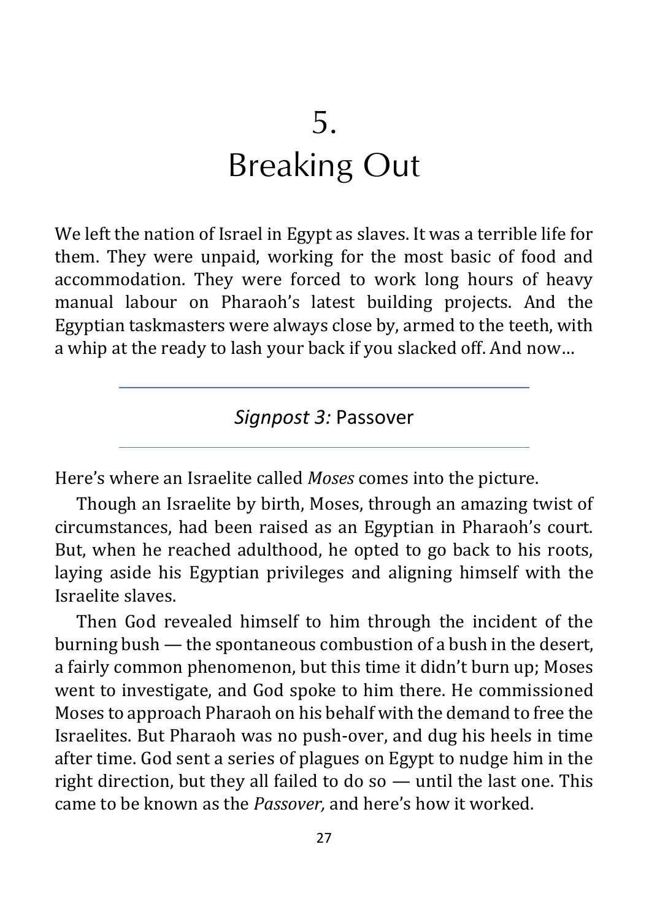# 5.
# Breaking Out

We left the nation of Israel in Egypt as slaves. It was a terrible life for them. They were unpaid, working for the most basic of food and accommodation. They were forced to work long hours of heavy manual labour on Pharaoh's latest building projects. And the Egyptian taskmasters were always close by, armed to the teeth, with a whip at the ready to lash your back if you slacked off. And now…

---

## *Signpost 3:* Passover

---

Here's where an Israelite called *Moses* comes into the picture.

Though an Israelite by birth, Moses, through an amazing twist of circumstances, had been raised as an Egyptian in Pharaoh's court. But, when he reached adulthood, he opted to go back to his roots, laying aside his Egyptian privileges and aligning himself with the Israelite slaves.

Then God revealed himself to him through the incident of the burning bush — the spontaneous combustion of a bush in the desert, a fairly common phenomenon, but this time it didn't burn up; Moses went to investigate, and God spoke to him there. He commissioned Moses to approach Pharaoh on his behalf with the demand to free the Israelites. But Pharaoh was no push-over, and dug his heels in time after time. God sent a series of plagues on Egypt to nudge him in the right direction, but they all failed to do so — until the last one. This came to be known as the *Passover,* and here's how it worked.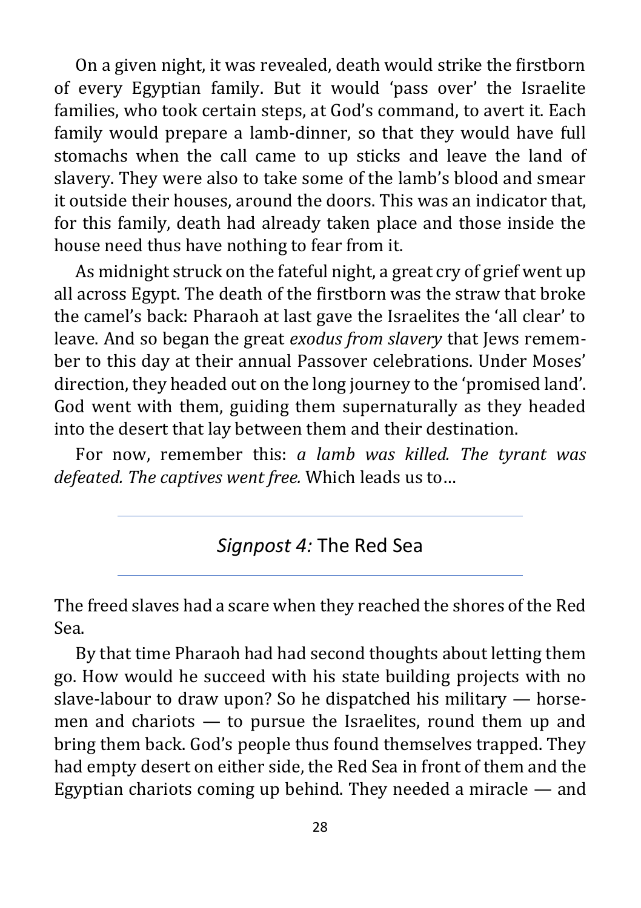On a given night, it was revealed, death would strike the firstborn of every Egyptian family. But it would 'pass over' the Israelite families, who took certain steps, at God's command, to avert it. Each family would prepare a lamb-dinner, so that they would have full stomachs when the call came to up sticks and leave the land of slavery. They were also to take some of the lamb's blood and smear it outside their houses, around the doors. This was an indicator that, for this family, death had already taken place and those inside the house need thus have nothing to fear from it.

As midnight struck on the fateful night, a great cry of grief went up all across Egypt. The death of the firstborn was the straw that broke the camel's back: Pharaoh at last gave the Israelites the 'all clear' to leave. And so began the great *exodus from slavery* that Jews remember to this day at their annual Passover celebrations. Under Moses' direction, they headed out on the long journey to the 'promised land'. God went with them, guiding them supernaturally as they headed into the desert that lay between them and their destination.

For now, remember this: *a lamb was killed. The tyrant was defeated. The captives went free.* Which leads us to…

---

## *Signpost 4:* The Red Sea

---

The freed slaves had a scare when they reached the shores of the Red Sea.

By that time Pharaoh had had second thoughts about letting them go. How would he succeed with his state building projects with no slave-labour to draw upon? So he dispatched his military — horsemen and chariots — to pursue the Israelites, round them up and bring them back. God's people thus found themselves trapped. They had empty desert on either side, the Red Sea in front of them and the Egyptian chariots coming up behind. They needed a miracle — and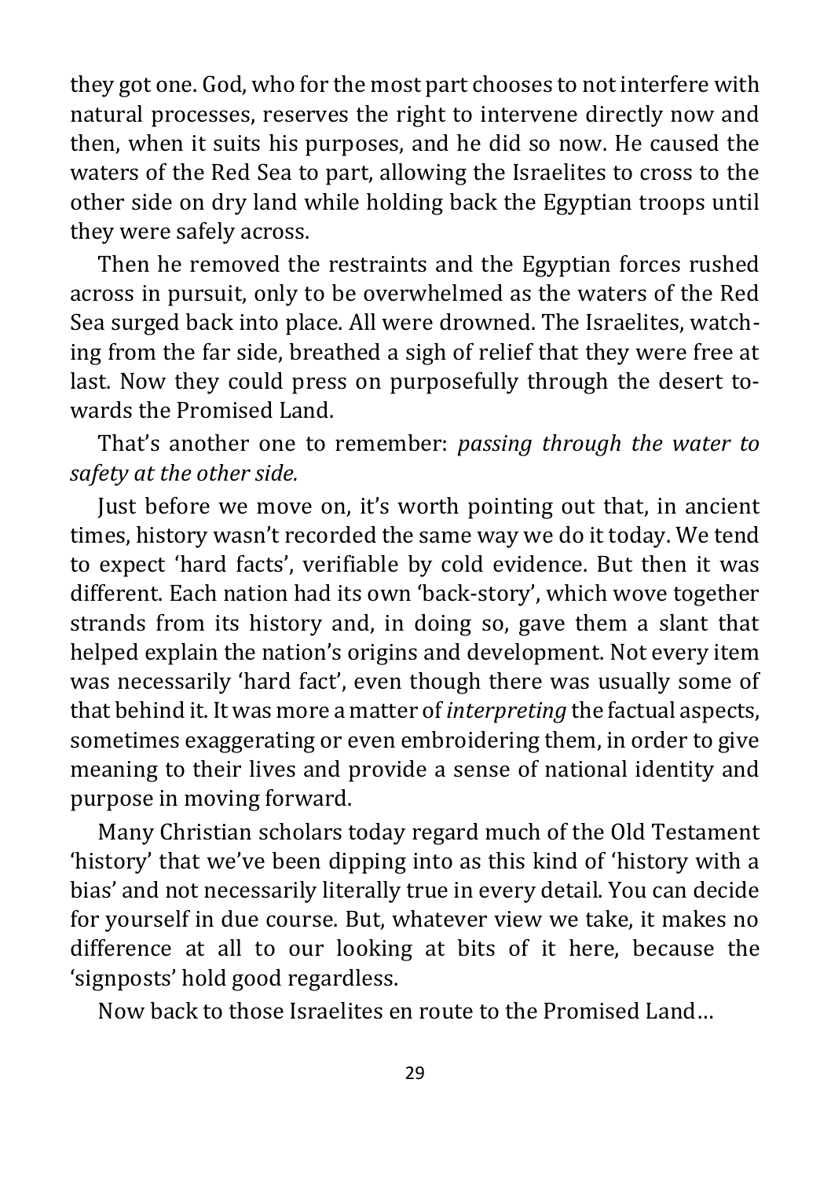they got one. God, who for the most part chooses to not interfere with natural processes, reserves the right to intervene directly now and then, when it suits his purposes, and he did so now. He caused the waters of the Red Sea to part, allowing the Israelites to cross to the other side on dry land while holding back the Egyptian troops until they were safely across.

Then he removed the restraints and the Egyptian forces rushed across in pursuit, only to be overwhelmed as the waters of the Red Sea surged back into place. All were drowned. The Israelites, watching from the far side, breathed a sigh of relief that they were free at last. Now they could press on purposefully through the desert towards the Promised Land.

That's another one to remember: *passing through the water to safety at the other side.*

Just before we move on, it's worth pointing out that, in ancient times, history wasn't recorded the same way we do it today. We tend to expect 'hard facts', verifiable by cold evidence. But then it was different. Each nation had its own 'back-story', which wove together strands from its history and, in doing so, gave them a slant that helped explain the nation's origins and development. Not every item was necessarily 'hard fact', even though there was usually some of that behind it. It was more a matter of *interpreting* the factual aspects, sometimes exaggerating or even embroidering them, in order to give meaning to their lives and provide a sense of national identity and purpose in moving forward.

Many Christian scholars today regard much of the Old Testament 'history' that we've been dipping into as this kind of 'history with a bias' and not necessarily literally true in every detail. You can decide for yourself in due course. But, whatever view we take, it makes no difference at all to our looking at bits of it here, because the 'signposts' hold good regardless.

Now back to those Israelites en route to the Promised Land…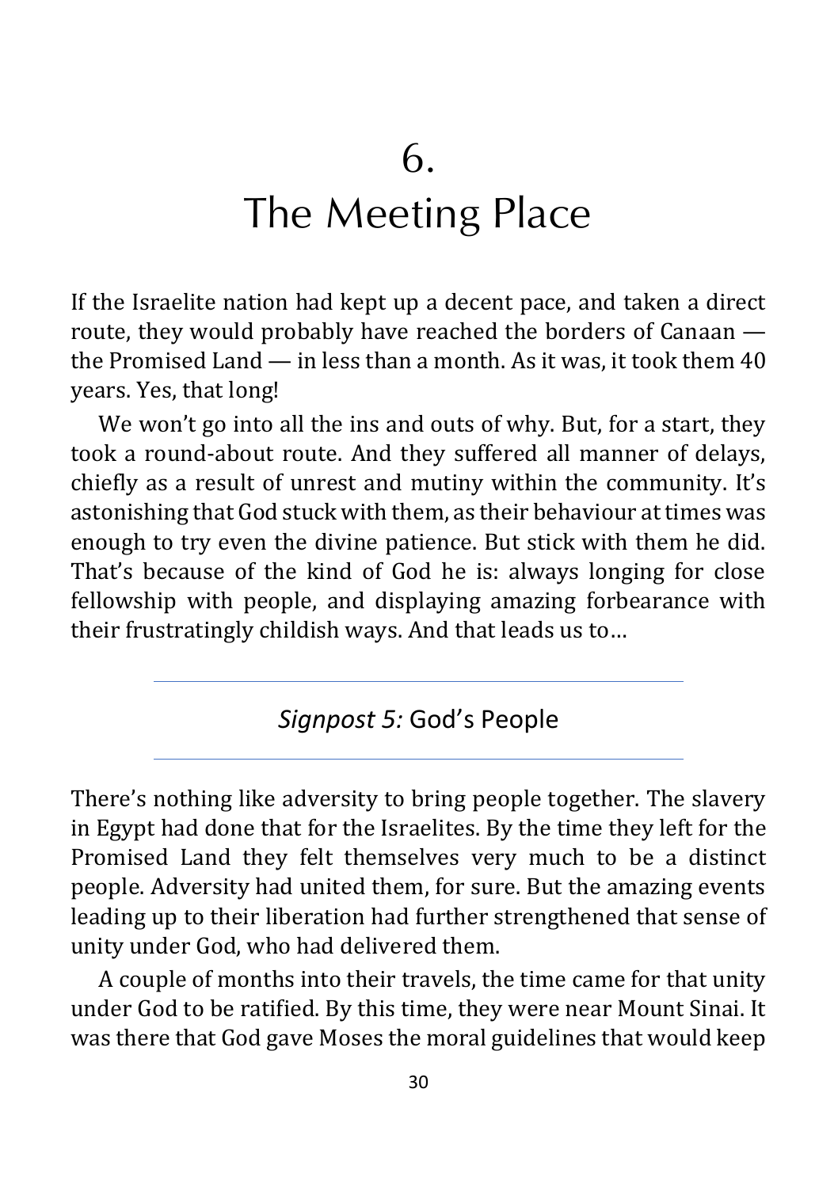# 6.

# The Meeting Place

If the Israelite nation had kept up a decent pace, and taken a direct route, they would probably have reached the borders of Canaan — the Promised Land — in less than a month. As it was, it took them 40 years. Yes, that long!

We won't go into all the ins and outs of why. But, for a start, they took a round-about route. And they suffered all manner of delays, chiefly as a result of unrest and mutiny within the community. It's astonishing that God stuck with them, as their behaviour at times was enough to try even the divine patience. But stick with them he did. That's because of the kind of God he is: always longing for close fellowship with people, and displaying amazing forbearance with their frustratingly childish ways. And that leads us to…

---

## *Signpost 5:* God's People

---

There's nothing like adversity to bring people together. The slavery in Egypt had done that for the Israelites. By the time they left for the Promised Land they felt themselves very much to be a distinct people. Adversity had united them, for sure. But the amazing events leading up to their liberation had further strengthened that sense of unity under God, who had delivered them.

A couple of months into their travels, the time came for that unity under God to be ratified. By this time, they were near Mount Sinai. It was there that God gave Moses the moral guidelines that would keep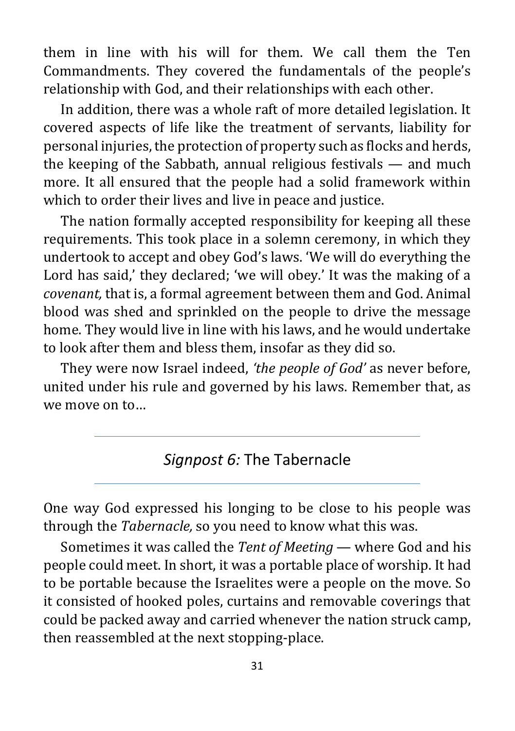them in line with his will for them. We call them the Ten Commandments. They covered the fundamentals of the people's relationship with God, and their relationships with each other.

In addition, there was a whole raft of more detailed legislation. It covered aspects of life like the treatment of servants, liability for personal injuries, the protection of property such as flocks and herds, the keeping of the Sabbath, annual religious festivals — and much more. It all ensured that the people had a solid framework within which to order their lives and live in peace and justice.

The nation formally accepted responsibility for keeping all these requirements. This took place in a solemn ceremony, in which they undertook to accept and obey God's laws. 'We will do everything the Lord has said,' they declared; 'we will obey.' It was the making of a *covenant,* that is, a formal agreement between them and God. Animal blood was shed and sprinkled on the people to drive the message home. They would live in line with his laws, and he would undertake to look after them and bless them, insofar as they did so.

They were now Israel indeed, *'the people of God'* as never before, united under his rule and governed by his laws. Remember that, as we move on to…

---

## *Signpost 6:* The Tabernacle

---

One way God expressed his longing to be close to his people was through the *Tabernacle,* so you need to know what this was.

Sometimes it was called the *Tent of Meeting* — where God and his people could meet. In short, it was a portable place of worship. It had to be portable because the Israelites were a people on the move. So it consisted of hooked poles, curtains and removable coverings that could be packed away and carried whenever the nation struck camp, then reassembled at the next stopping-place.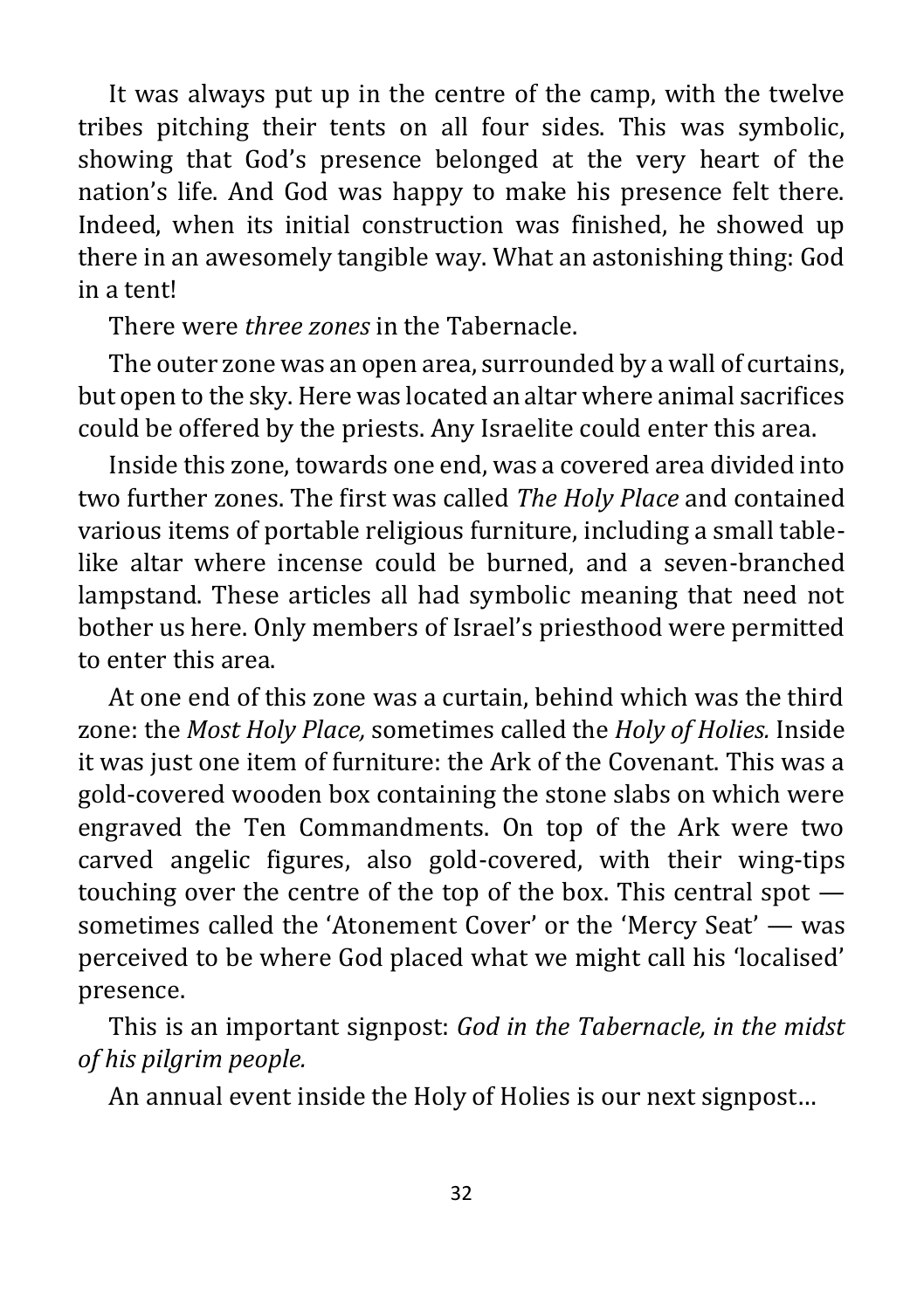It was always put up in the centre of the camp, with the twelve tribes pitching their tents on all four sides. This was symbolic, showing that God's presence belonged at the very heart of the nation's life. And God was happy to make his presence felt there. Indeed, when its initial construction was finished, he showed up there in an awesomely tangible way. What an astonishing thing: God in a tent!

There were *three zones* in the Tabernacle.

The outer zone was an open area, surrounded by a wall of curtains, but open to the sky. Here was located an altar where animal sacrifices could be offered by the priests. Any Israelite could enter this area.

Inside this zone, towards one end, was a covered area divided into two further zones. The first was called *The Holy Place* and contained various items of portable religious furniture, including a small table-like altar where incense could be burned, and a seven-branched lampstand. These articles all had symbolic meaning that need not bother us here. Only members of Israel's priesthood were permitted to enter this area.

At one end of this zone was a curtain, behind which was the third zone: the *Most Holy Place,* sometimes called the *Holy of Holies.* Inside it was just one item of furniture: the Ark of the Covenant. This was a gold-covered wooden box containing the stone slabs on which were engraved the Ten Commandments. On top of the Ark were two carved angelic figures, also gold-covered, with their wing-tips touching over the centre of the top of the box. This central spot — sometimes called the 'Atonement Cover' or the 'Mercy Seat' — was perceived to be where God placed what we might call his 'localised' presence.

This is an important signpost: *God in the Tabernacle, in the midst of his pilgrim people.*

An annual event inside the Holy of Holies is our next signpost…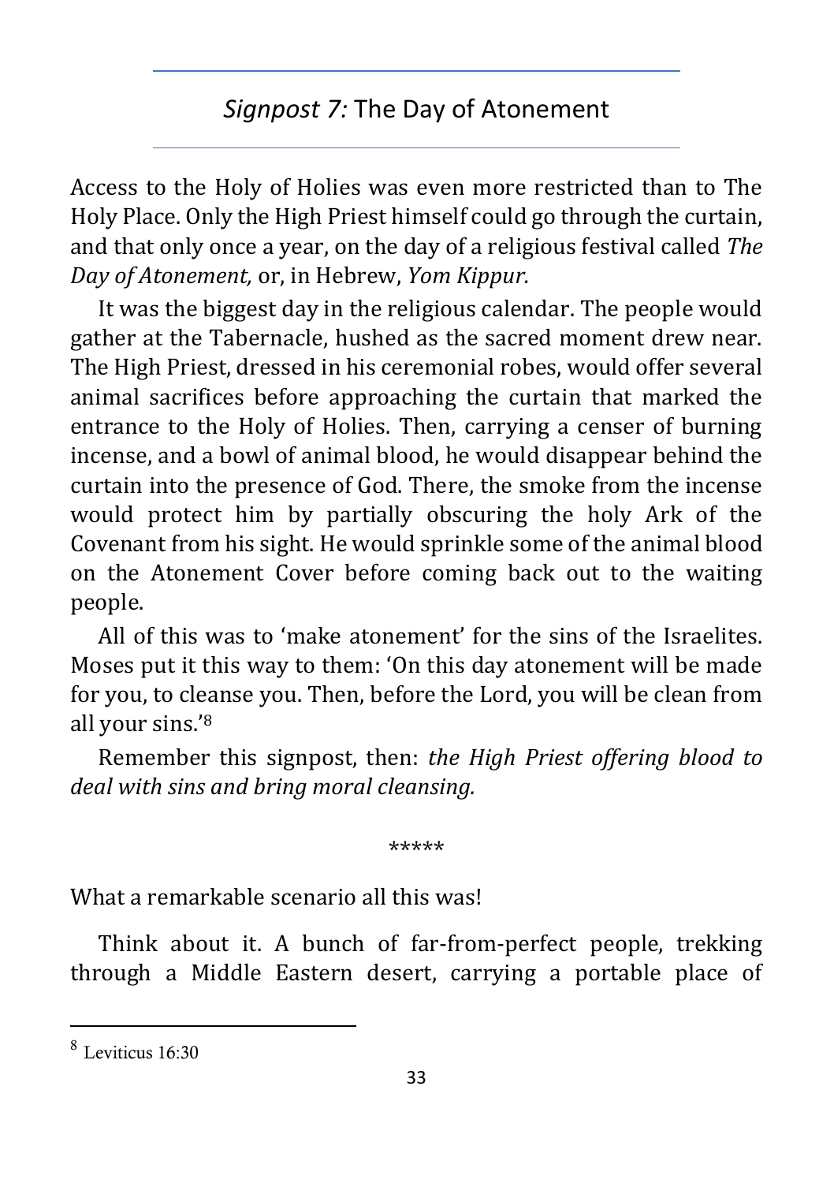## *Signpost 7:* The Day of Atonement

Access to the Holy of Holies was even more restricted than to The Holy Place. Only the High Priest himself could go through the curtain, and that only once a year, on the day of a religious festival called *The Day of Atonement,* or, in Hebrew, *Yom Kippur.*

It was the biggest day in the religious calendar. The people would gather at the Tabernacle, hushed as the sacred moment drew near. The High Priest, dressed in his ceremonial robes, would offer several animal sacrifices before approaching the curtain that marked the entrance to the Holy of Holies. Then, carrying a censer of burning incense, and a bowl of animal blood, he would disappear behind the curtain into the presence of God. There, the smoke from the incense would protect him by partially obscuring the holy Ark of the Covenant from his sight. He would sprinkle some of the animal blood on the Atonement Cover before coming back out to the waiting people.

All of this was to 'make atonement' for the sins of the Israelites. Moses put it this way to them: 'On this day atonement will be made for you, to cleanse you. Then, before the Lord, you will be clean from all your sins.'[8]

Remember this signpost, then: *the High Priest offering blood to deal with sins and bring moral cleansing.*

*****

What a remarkable scenario all this was!

Think about it. A bunch of far-from-perfect people, trekking through a Middle Eastern desert, carrying a portable place of

---

[8] Leviticus 16:30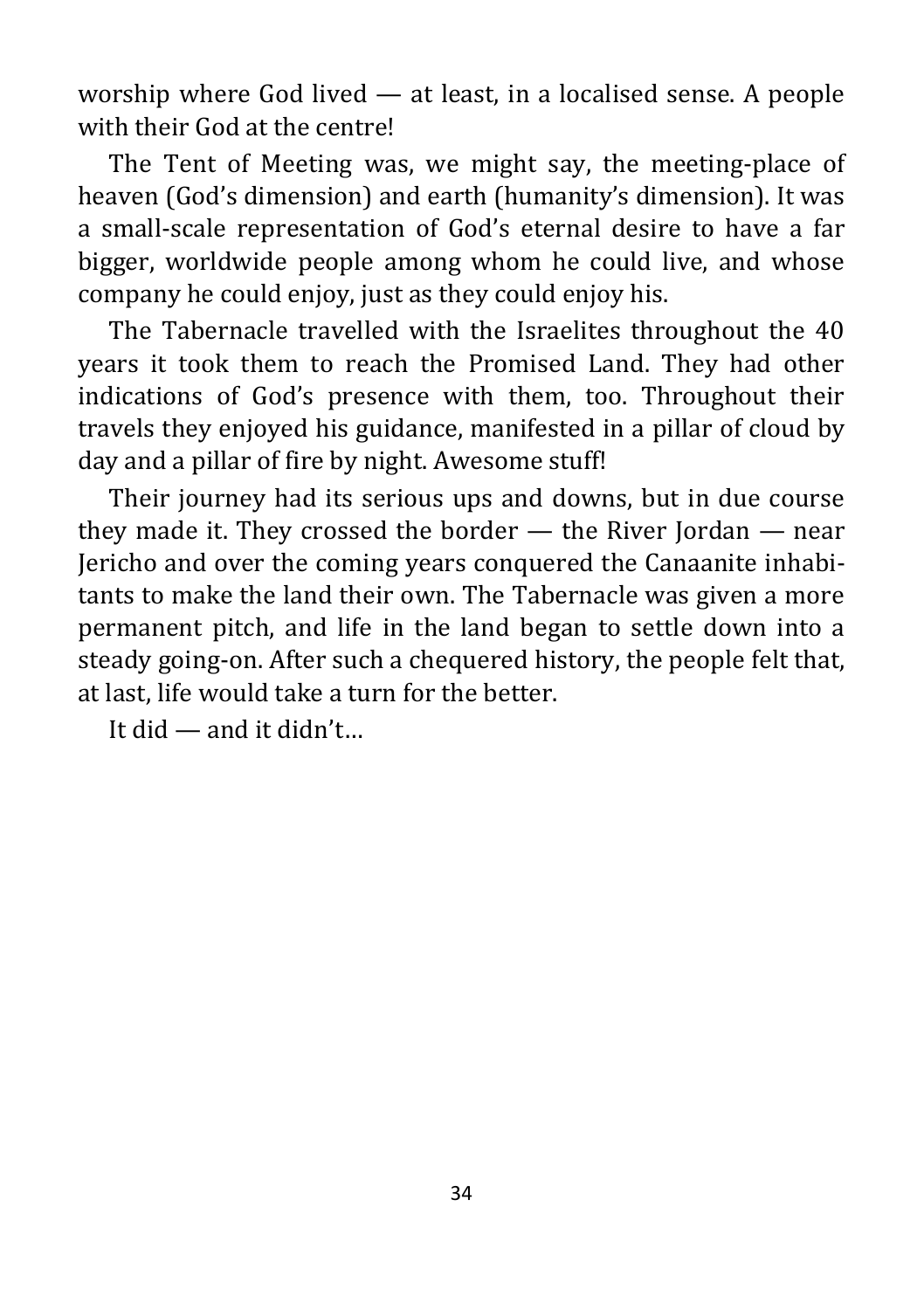worship where God lived — at least, in a localised sense. A people with their God at the centre!

The Tent of Meeting was, we might say, the meeting-place of heaven (God's dimension) and earth (humanity's dimension). It was a small-scale representation of God's eternal desire to have a far bigger, worldwide people among whom he could live, and whose company he could enjoy, just as they could enjoy his.

The Tabernacle travelled with the Israelites throughout the 40 years it took them to reach the Promised Land. They had other indications of God's presence with them, too. Throughout their travels they enjoyed his guidance, manifested in a pillar of cloud by day and a pillar of fire by night. Awesome stuff!

Their journey had its serious ups and downs, but in due course they made it. They crossed the border — the River Jordan — near Jericho and over the coming years conquered the Canaanite inhabitants to make the land their own. The Tabernacle was given a more permanent pitch, and life in the land began to settle down into a steady going-on. After such a chequered history, the people felt that, at last, life would take a turn for the better.

It did — and it didn't…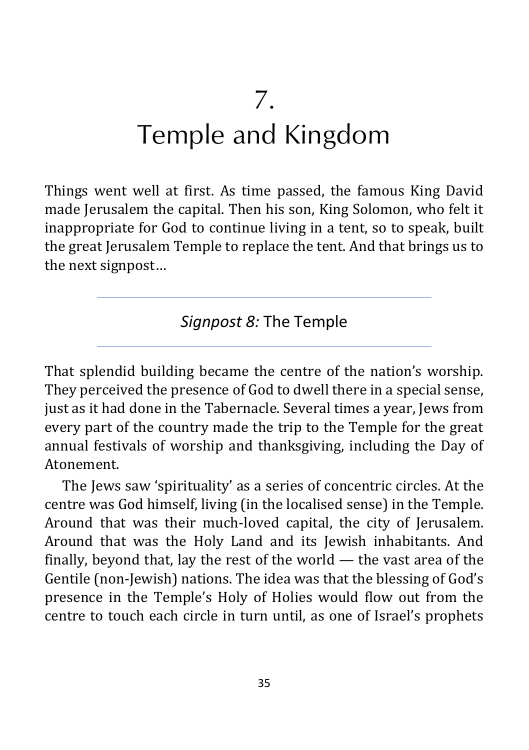# 7.
# Temple and Kingdom

Things went well at first. As time passed, the famous King David made Jerusalem the capital. Then his son, King Solomon, who felt it inappropriate for God to continue living in a tent, so to speak, built the great Jerusalem Temple to replace the tent. And that brings us to the next signpost…

---

## *Signpost 8:* The Temple

---

That splendid building became the centre of the nation's worship. They perceived the presence of God to dwell there in a special sense, just as it had done in the Tabernacle. Several times a year, Jews from every part of the country made the trip to the Temple for the great annual festivals of worship and thanksgiving, including the Day of Atonement.

The Jews saw 'spirituality' as a series of concentric circles. At the centre was God himself, living (in the localised sense) in the Temple. Around that was their much-loved capital, the city of Jerusalem. Around that was the Holy Land and its Jewish inhabitants. And finally, beyond that, lay the rest of the world — the vast area of the Gentile (non-Jewish) nations. The idea was that the blessing of God's presence in the Temple's Holy of Holies would flow out from the centre to touch each circle in turn until, as one of Israel's prophets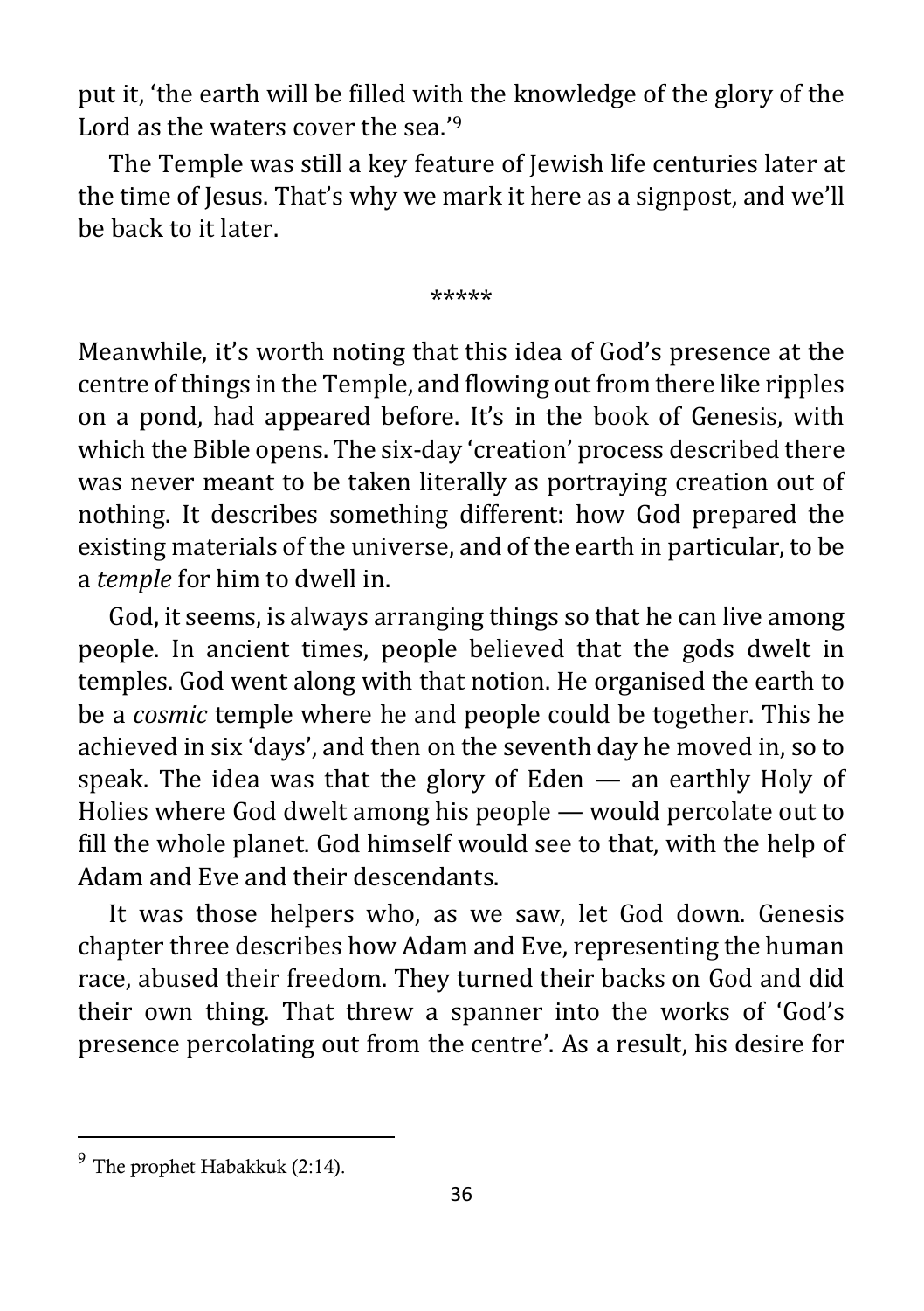put it, 'the earth will be filled with the knowledge of the glory of the Lord as the waters cover the sea.'[9]

The Temple was still a key feature of Jewish life centuries later at the time of Jesus. That's why we mark it here as a signpost, and we'll be back to it later.

*****

Meanwhile, it's worth noting that this idea of God's presence at the centre of things in the Temple, and flowing out from there like ripples on a pond, had appeared before. It's in the book of Genesis, with which the Bible opens. The six-day 'creation' process described there was never meant to be taken literally as portraying creation out of nothing. It describes something different: how God prepared the existing materials of the universe, and of the earth in particular, to be a *temple* for him to dwell in.

God, it seems, is always arranging things so that he can live among people. In ancient times, people believed that the gods dwelt in temples. God went along with that notion. He organised the earth to be a *cosmic* temple where he and people could be together. This he achieved in six 'days', and then on the seventh day he moved in, so to speak. The idea was that the glory of Eden — an earthly Holy of Holies where God dwelt among his people — would percolate out to fill the whole planet. God himself would see to that, with the help of Adam and Eve and their descendants.

It was those helpers who, as we saw, let God down. Genesis chapter three describes how Adam and Eve, representing the human race, abused their freedom. They turned their backs on God and did their own thing. That threw a spanner into the works of 'God's presence percolating out from the centre'. As a result, his desire for

---

[9] The prophet Habakkuk (2:14).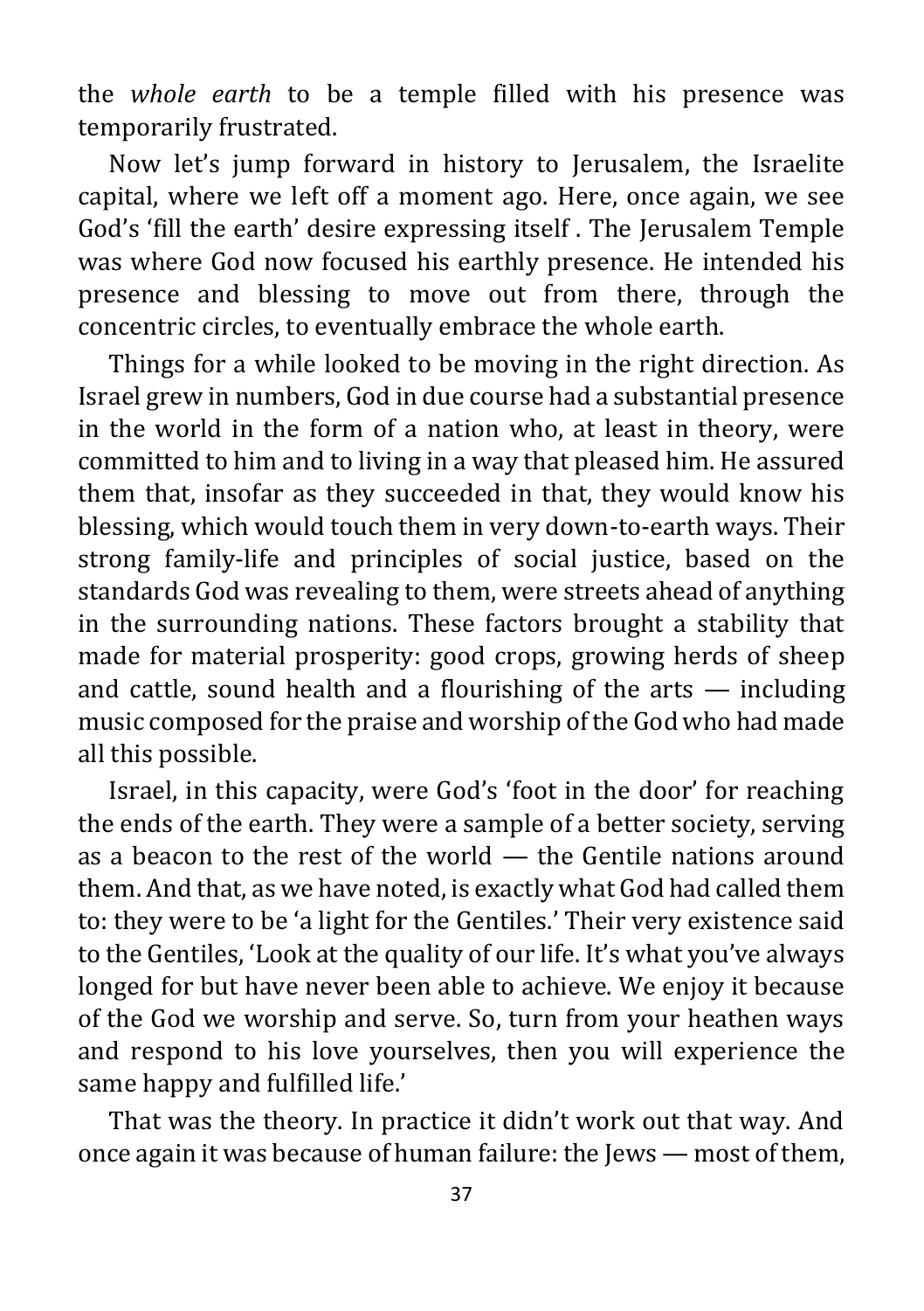the *whole earth* to be a temple filled with his presence was temporarily frustrated.

Now let's jump forward in history to Jerusalem, the Israelite capital, where we left off a moment ago. Here, once again, we see God's 'fill the earth' desire expressing itself . The Jerusalem Temple was where God now focused his earthly presence. He intended his presence and blessing to move out from there, through the concentric circles, to eventually embrace the whole earth.

Things for a while looked to be moving in the right direction. As Israel grew in numbers, God in due course had a substantial presence in the world in the form of a nation who, at least in theory, were committed to him and to living in a way that pleased him. He assured them that, insofar as they succeeded in that, they would know his blessing, which would touch them in very down-to-earth ways. Their strong family-life and principles of social justice, based on the standards God was revealing to them, were streets ahead of anything in the surrounding nations. These factors brought a stability that made for material prosperity: good crops, growing herds of sheep and cattle, sound health and a flourishing of the arts — including music composed for the praise and worship of the God who had made all this possible.

Israel, in this capacity, were God's 'foot in the door' for reaching the ends of the earth. They were a sample of a better society, serving as a beacon to the rest of the world — the Gentile nations around them. And that, as we have noted, is exactly what God had called them to: they were to be 'a light for the Gentiles.' Their very existence said to the Gentiles, 'Look at the quality of our life. It's what you've always longed for but have never been able to achieve. We enjoy it because of the God we worship and serve. So, turn from your heathen ways and respond to his love yourselves, then you will experience the same happy and fulfilled life.'

That was the theory. In practice it didn't work out that way. And once again it was because of human failure: the Jews — most of them,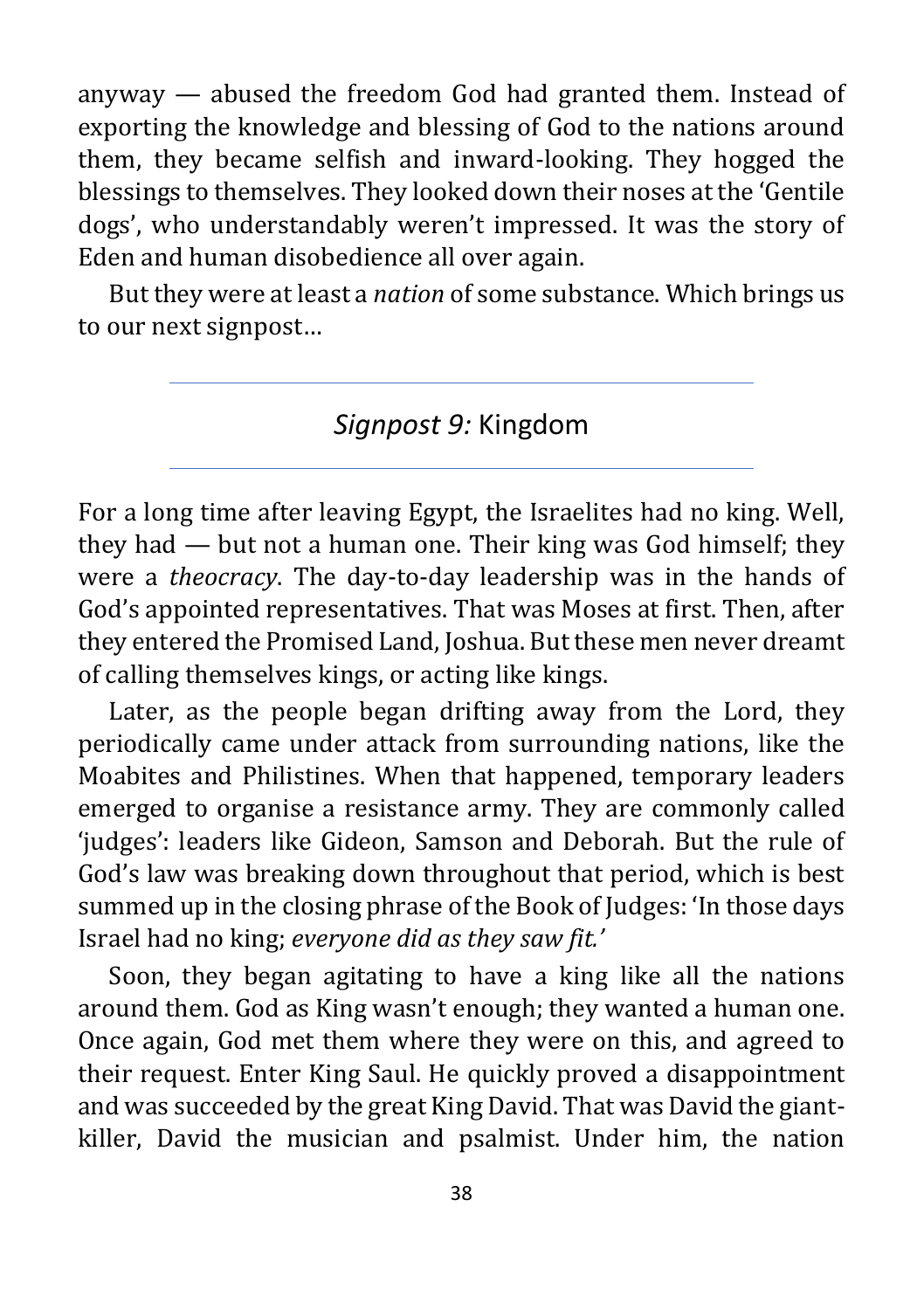anyway — abused the freedom God had granted them. Instead of exporting the knowledge and blessing of God to the nations around them, they became selfish and inward-looking. They hogged the blessings to themselves. They looked down their noses at the 'Gentile dogs', who understandably weren't impressed. It was the story of Eden and human disobedience all over again.

But they were at least a *nation* of some substance. Which brings us to our next signpost…

## *Signpost 9:* Kingdom

For a long time after leaving Egypt, the Israelites had no king. Well, they had — but not a human one. Their king was God himself; they were a *theocracy*. The day-to-day leadership was in the hands of God's appointed representatives. That was Moses at first. Then, after they entered the Promised Land, Joshua. But these men never dreamt of calling themselves kings, or acting like kings.

Later, as the people began drifting away from the Lord, they periodically came under attack from surrounding nations, like the Moabites and Philistines. When that happened, temporary leaders emerged to organise a resistance army. They are commonly called 'judges': leaders like Gideon, Samson and Deborah. But the rule of God's law was breaking down throughout that period, which is best summed up in the closing phrase of the Book of Judges: 'In those days Israel had no king; *everyone did as they saw fit.'*

Soon, they began agitating to have a king like all the nations around them. God as King wasn't enough; they wanted a human one. Once again, God met them where they were on this, and agreed to their request. Enter King Saul. He quickly proved a disappointment and was succeeded by the great King David. That was David the giant-killer, David the musician and psalmist. Under him, the nation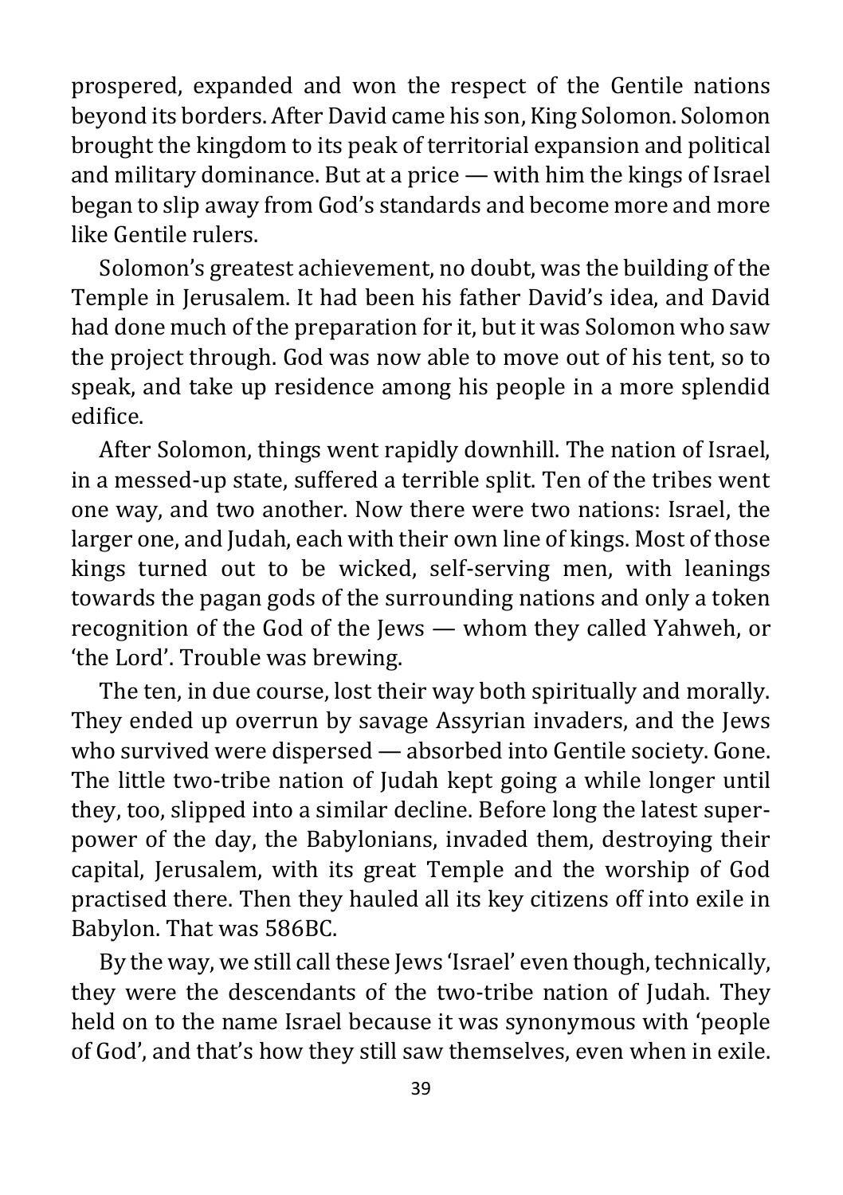prospered, expanded and won the respect of the Gentile nations beyond its borders. After David came his son, King Solomon. Solomon brought the kingdom to its peak of territorial expansion and political and military dominance. But at a price — with him the kings of Israel began to slip away from God's standards and become more and more like Gentile rulers.

Solomon's greatest achievement, no doubt, was the building of the Temple in Jerusalem. It had been his father David's idea, and David had done much of the preparation for it, but it was Solomon who saw the project through. God was now able to move out of his tent, so to speak, and take up residence among his people in a more splendid edifice.

After Solomon, things went rapidly downhill. The nation of Israel, in a messed-up state, suffered a terrible split. Ten of the tribes went one way, and two another. Now there were two nations: Israel, the larger one, and Judah, each with their own line of kings. Most of those kings turned out to be wicked, self-serving men, with leanings towards the pagan gods of the surrounding nations and only a token recognition of the God of the Jews — whom they called Yahweh, or 'the Lord'. Trouble was brewing.

The ten, in due course, lost their way both spiritually and morally. They ended up overrun by savage Assyrian invaders, and the Jews who survived were dispersed — absorbed into Gentile society. Gone. The little two-tribe nation of Judah kept going a while longer until they, too, slipped into a similar decline. Before long the latest super-power of the day, the Babylonians, invaded them, destroying their capital, Jerusalem, with its great Temple and the worship of God practised there. Then they hauled all its key citizens off into exile in Babylon. That was 586BC.

By the way, we still call these Jews 'Israel' even though, technically, they were the descendants of the two-tribe nation of Judah. They held on to the name Israel because it was synonymous with 'people of God', and that's how they still saw themselves, even when in exile.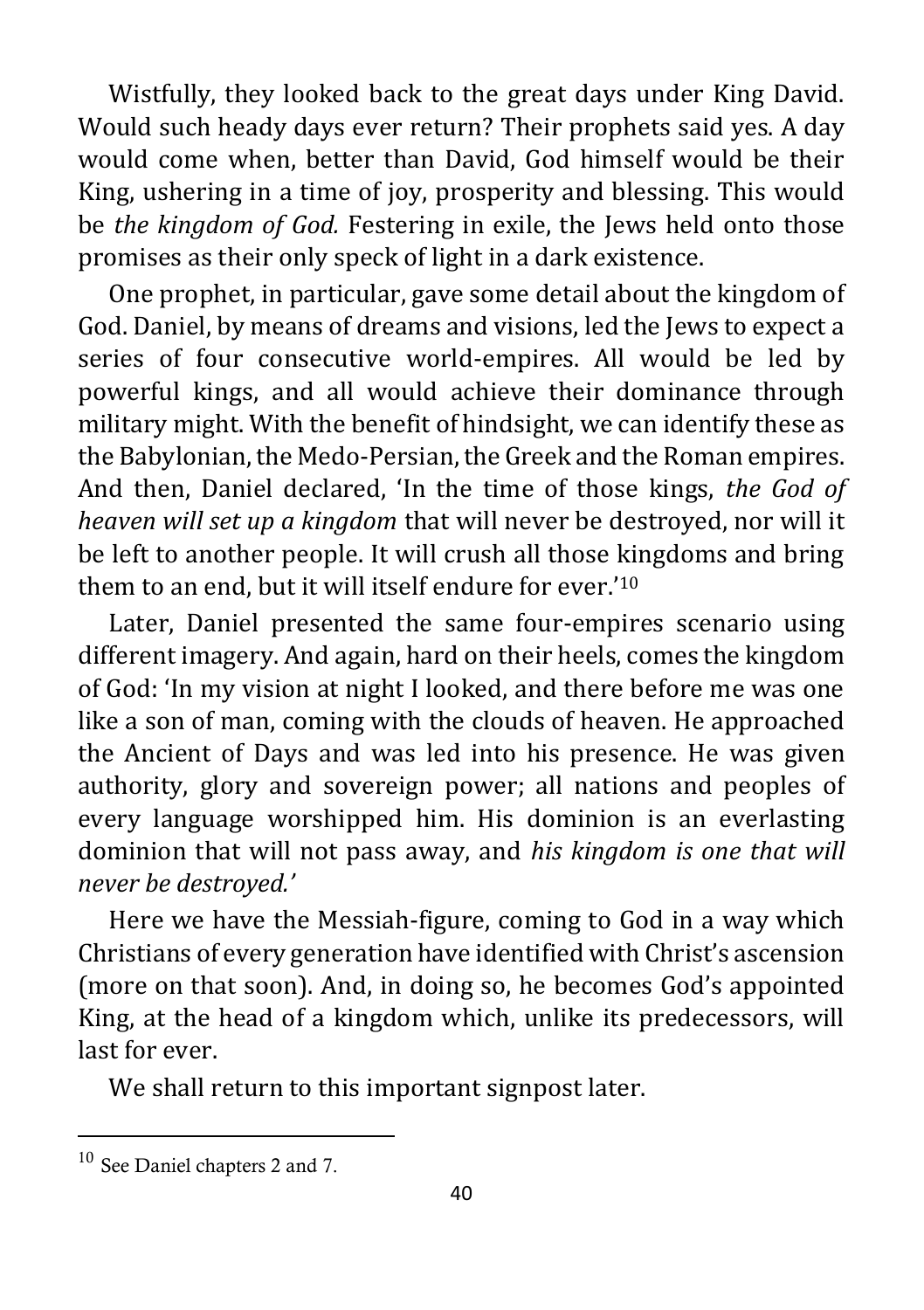Wistfully, they looked back to the great days under King David. Would such heady days ever return? Their prophets said yes. A day would come when, better than David, God himself would be their King, ushering in a time of joy, prosperity and blessing. This would be *the kingdom of God.* Festering in exile, the Jews held onto those promises as their only speck of light in a dark existence.

One prophet, in particular, gave some detail about the kingdom of God. Daniel, by means of dreams and visions, led the Jews to expect a series of four consecutive world-empires. All would be led by powerful kings, and all would achieve their dominance through military might. With the benefit of hindsight, we can identify these as the Babylonian, the Medo-Persian, the Greek and the Roman empires. And then, Daniel declared, 'In the time of those kings, *the God of heaven will set up a kingdom* that will never be destroyed, nor will it be left to another people. It will crush all those kingdoms and bring them to an end, but it will itself endure for ever.'[10]

Later, Daniel presented the same four-empires scenario using different imagery. And again, hard on their heels, comes the kingdom of God: 'In my vision at night I looked, and there before me was one like a son of man, coming with the clouds of heaven. He approached the Ancient of Days and was led into his presence. He was given authority, glory and sovereign power; all nations and peoples of every language worshipped him. His dominion is an everlasting dominion that will not pass away, and *his kingdom is one that will never be destroyed.'*

Here we have the Messiah-figure, coming to God in a way which Christians of every generation have identified with Christ's ascension (more on that soon). And, in doing so, he becomes God's appointed King, at the head of a kingdom which, unlike its predecessors, will last for ever.

We shall return to this important signpost later.

---

[10] See Daniel chapters 2 and 7.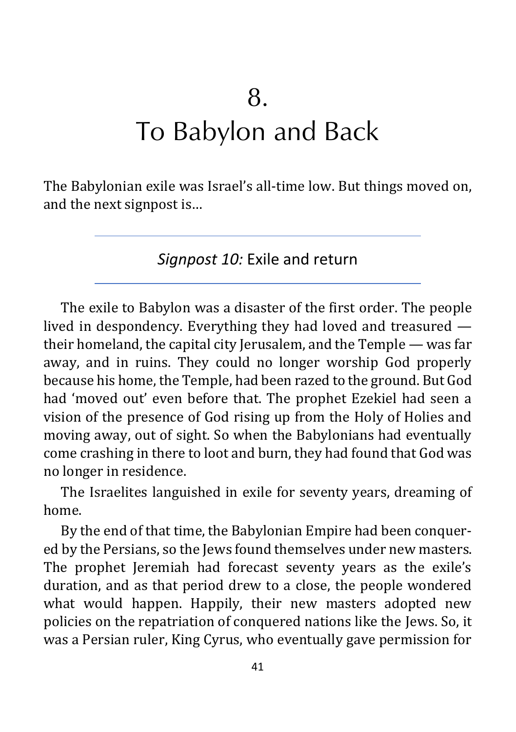# 8.
# To Babylon and Back

The Babylonian exile was Israel's all-time low. But things moved on, and the next signpost is…

---

### *Signpost 10:* Exile and return

---

The exile to Babylon was a disaster of the first order. The people lived in despondency. Everything they had loved and treasured — their homeland, the capital city Jerusalem, and the Temple — was far away, and in ruins. They could no longer worship God properly because his home, the Temple, had been razed to the ground. But God had 'moved out' even before that. The prophet Ezekiel had seen a vision of the presence of God rising up from the Holy of Holies and moving away, out of sight. So when the Babylonians had eventually come crashing in there to loot and burn, they had found that God was no longer in residence.

The Israelites languished in exile for seventy years, dreaming of home.

By the end of that time, the Babylonian Empire had been conquered by the Persians, so the Jews found themselves under new masters. The prophet Jeremiah had forecast seventy years as the exile's duration, and as that period drew to a close, the people wondered what would happen. Happily, their new masters adopted new policies on the repatriation of conquered nations like the Jews. So, it was a Persian ruler, King Cyrus, who eventually gave permission for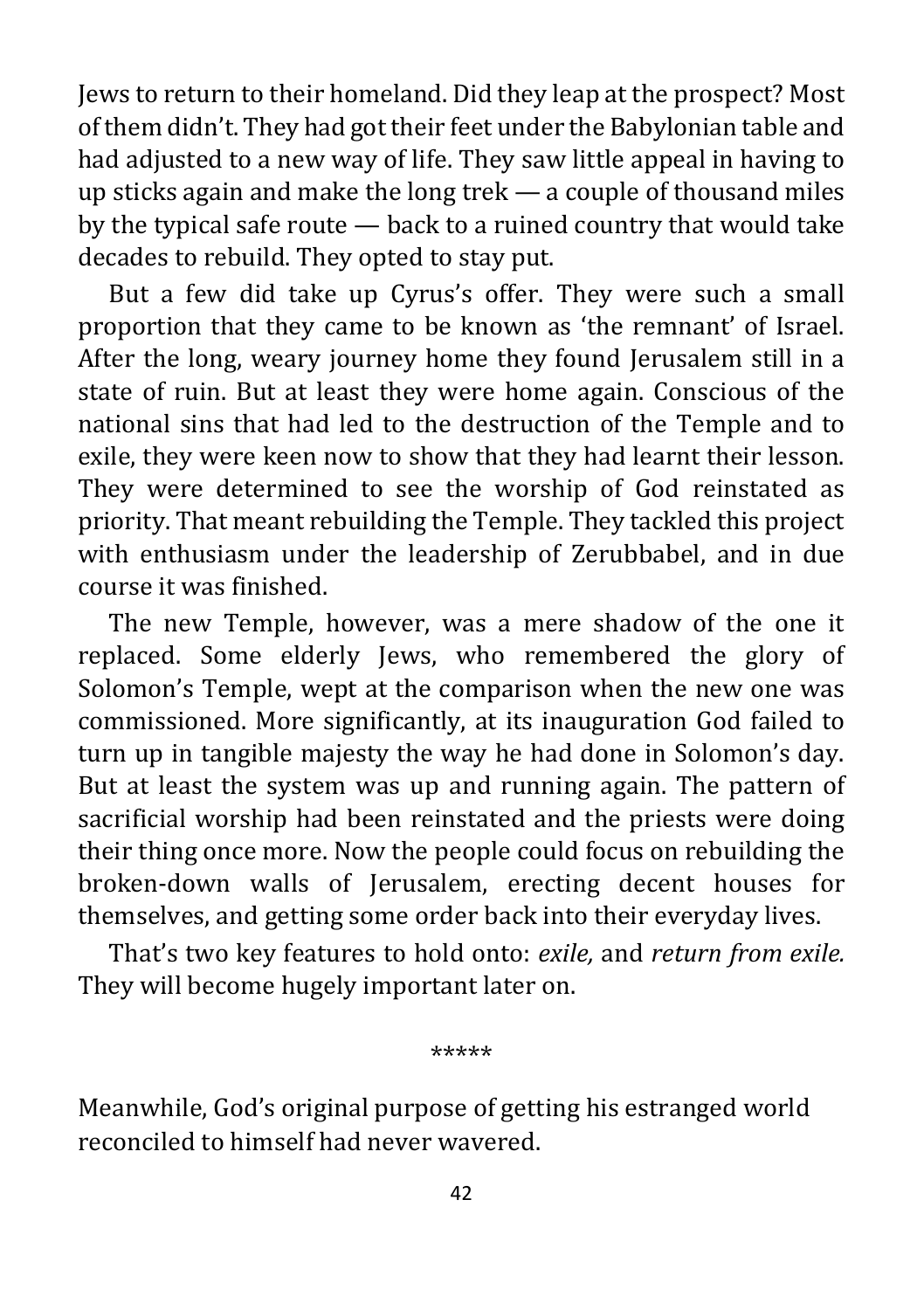Jews to return to their homeland. Did they leap at the prospect? Most of them didn't. They had got their feet under the Babylonian table and had adjusted to a new way of life. They saw little appeal in having to up sticks again and make the long trek — a couple of thousand miles by the typical safe route — back to a ruined country that would take decades to rebuild. They opted to stay put.

But a few did take up Cyrus's offer. They were such a small proportion that they came to be known as 'the remnant' of Israel. After the long, weary journey home they found Jerusalem still in a state of ruin. But at least they were home again. Conscious of the national sins that had led to the destruction of the Temple and to exile, they were keen now to show that they had learnt their lesson. They were determined to see the worship of God reinstated as priority. That meant rebuilding the Temple. They tackled this project with enthusiasm under the leadership of Zerubbabel, and in due course it was finished.

The new Temple, however, was a mere shadow of the one it replaced. Some elderly Jews, who remembered the glory of Solomon's Temple, wept at the comparison when the new one was commissioned. More significantly, at its inauguration God failed to turn up in tangible majesty the way he had done in Solomon's day. But at least the system was up and running again. The pattern of sacrificial worship had been reinstated and the priests were doing their thing once more. Now the people could focus on rebuilding the broken-down walls of Jerusalem, erecting decent houses for themselves, and getting some order back into their everyday lives.

That's two key features to hold onto: *exile,* and *return from exile.* They will become hugely important later on.

*****

Meanwhile, God's original purpose of getting his estranged world reconciled to himself had never wavered.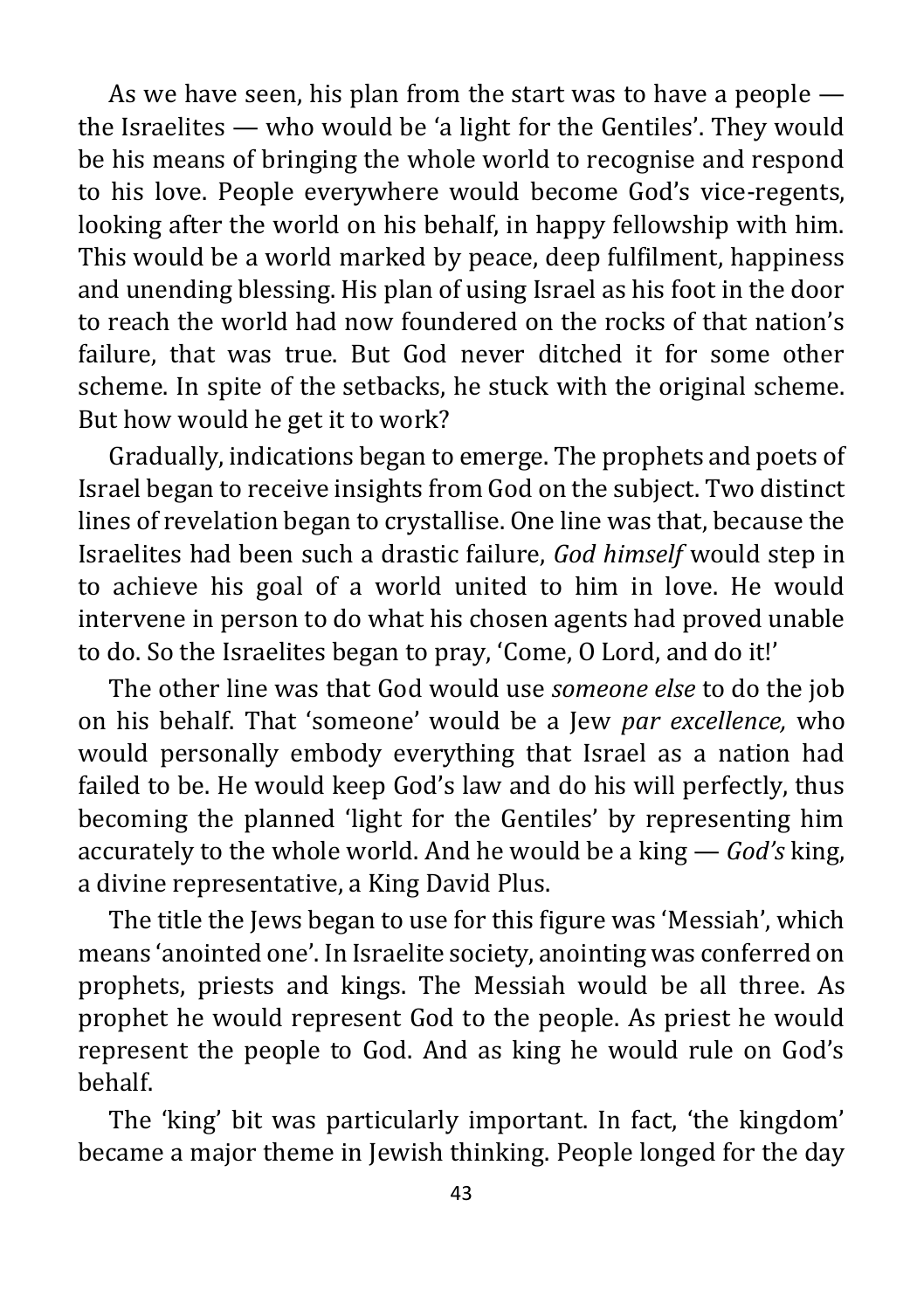As we have seen, his plan from the start was to have a people — the Israelites — who would be 'a light for the Gentiles'. They would be his means of bringing the whole world to recognise and respond to his love. People everywhere would become God's vice-regents, looking after the world on his behalf, in happy fellowship with him. This would be a world marked by peace, deep fulfilment, happiness and unending blessing. His plan of using Israel as his foot in the door to reach the world had now foundered on the rocks of that nation's failure, that was true. But God never ditched it for some other scheme. In spite of the setbacks, he stuck with the original scheme. But how would he get it to work?

Gradually, indications began to emerge. The prophets and poets of Israel began to receive insights from God on the subject. Two distinct lines of revelation began to crystallise. One line was that, because the Israelites had been such a drastic failure, *God himself* would step in to achieve his goal of a world united to him in love. He would intervene in person to do what his chosen agents had proved unable to do. So the Israelites began to pray, 'Come, O Lord, and do it!'

The other line was that God would use *someone else* to do the job on his behalf. That 'someone' would be a Jew *par excellence,* who would personally embody everything that Israel as a nation had failed to be. He would keep God's law and do his will perfectly, thus becoming the planned 'light for the Gentiles' by representing him accurately to the whole world. And he would be a king — *God's* king, a divine representative, a King David Plus.

The title the Jews began to use for this figure was 'Messiah', which means 'anointed one'. In Israelite society, anointing was conferred on prophets, priests and kings. The Messiah would be all three. As prophet he would represent God to the people. As priest he would represent the people to God. And as king he would rule on God's behalf.

The 'king' bit was particularly important. In fact, 'the kingdom' became a major theme in Jewish thinking. People longed for the day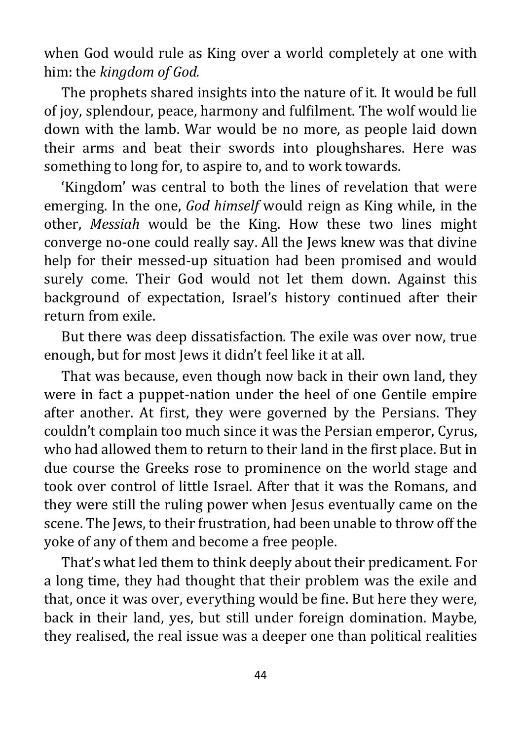when God would rule as King over a world completely at one with him: the *kingdom of God.*

The prophets shared insights into the nature of it. It would be full of joy, splendour, peace, harmony and fulfilment. The wolf would lie down with the lamb. War would be no more, as people laid down their arms and beat their swords into ploughshares. Here was something to long for, to aspire to, and to work towards.

'Kingdom' was central to both the lines of revelation that were emerging. In the one, *God himself* would reign as King while, in the other, *Messiah* would be the King. How these two lines might converge no-one could really say. All the Jews knew was that divine help for their messed-up situation had been promised and would surely come. Their God would not let them down. Against this background of expectation, Israel's history continued after their return from exile.

But there was deep dissatisfaction. The exile was over now, true enough, but for most Jews it didn't feel like it at all.

That was because, even though now back in their own land, they were in fact a puppet-nation under the heel of one Gentile empire after another. At first, they were governed by the Persians. They couldn't complain too much since it was the Persian emperor, Cyrus, who had allowed them to return to their land in the first place. But in due course the Greeks rose to prominence on the world stage and took over control of little Israel. After that it was the Romans, and they were still the ruling power when Jesus eventually came on the scene. The Jews, to their frustration, had been unable to throw off the yoke of any of them and become a free people.

That's what led them to think deeply about their predicament. For a long time, they had thought that their problem was the exile and that, once it was over, everything would be fine. But here they were, back in their land, yes, but still under foreign domination. Maybe, they realised, the real issue was a deeper one than political realities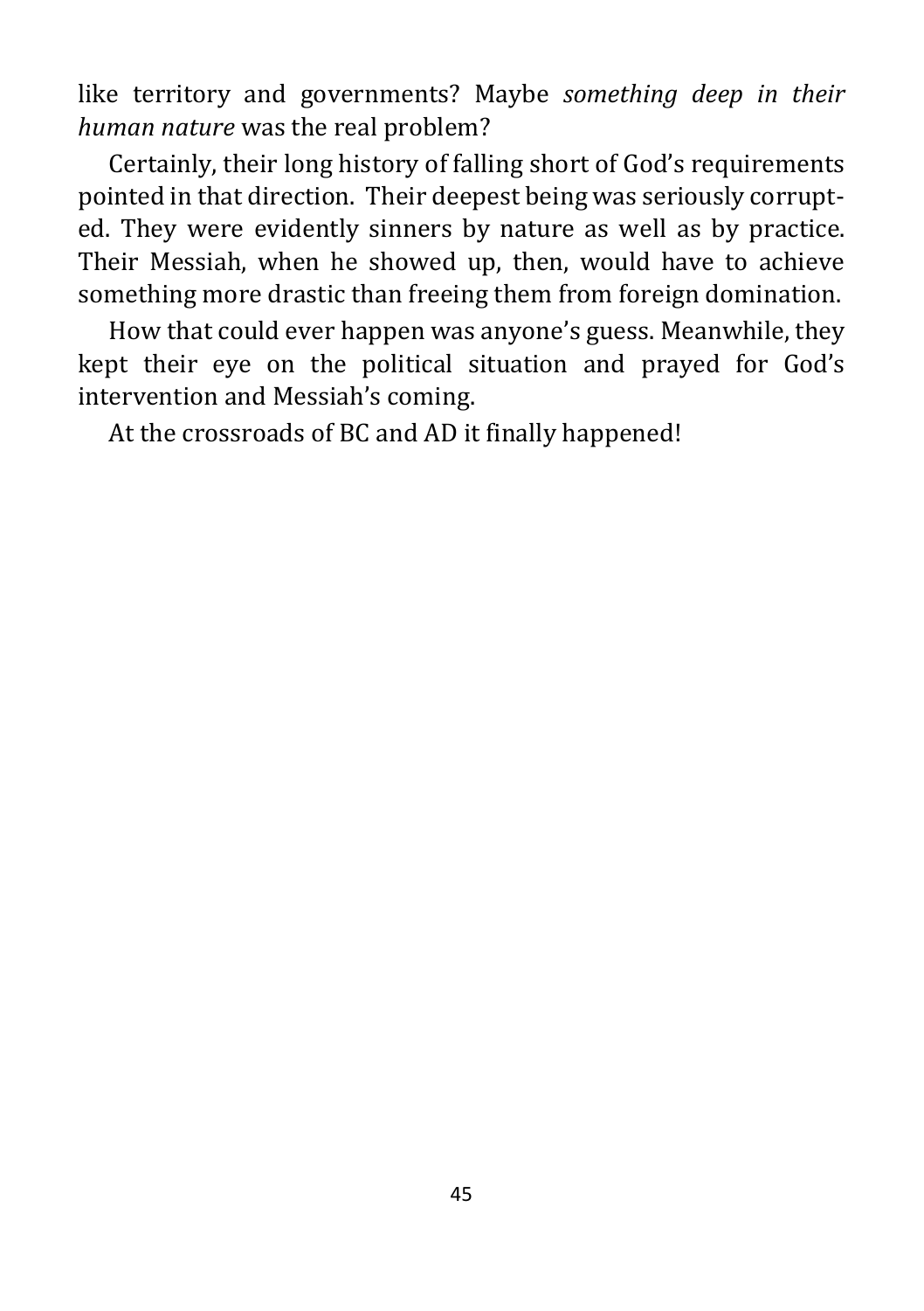like territory and governments? Maybe *something deep in their human nature* was the real problem?

Certainly, their long history of falling short of God's requirements pointed in that direction. Their deepest being was seriously corrupted. They were evidently sinners by nature as well as by practice. Their Messiah, when he showed up, then, would have to achieve something more drastic than freeing them from foreign domination.

How that could ever happen was anyone's guess. Meanwhile, they kept their eye on the political situation and prayed for God's intervention and Messiah's coming.

At the crossroads of BC and AD it finally happened!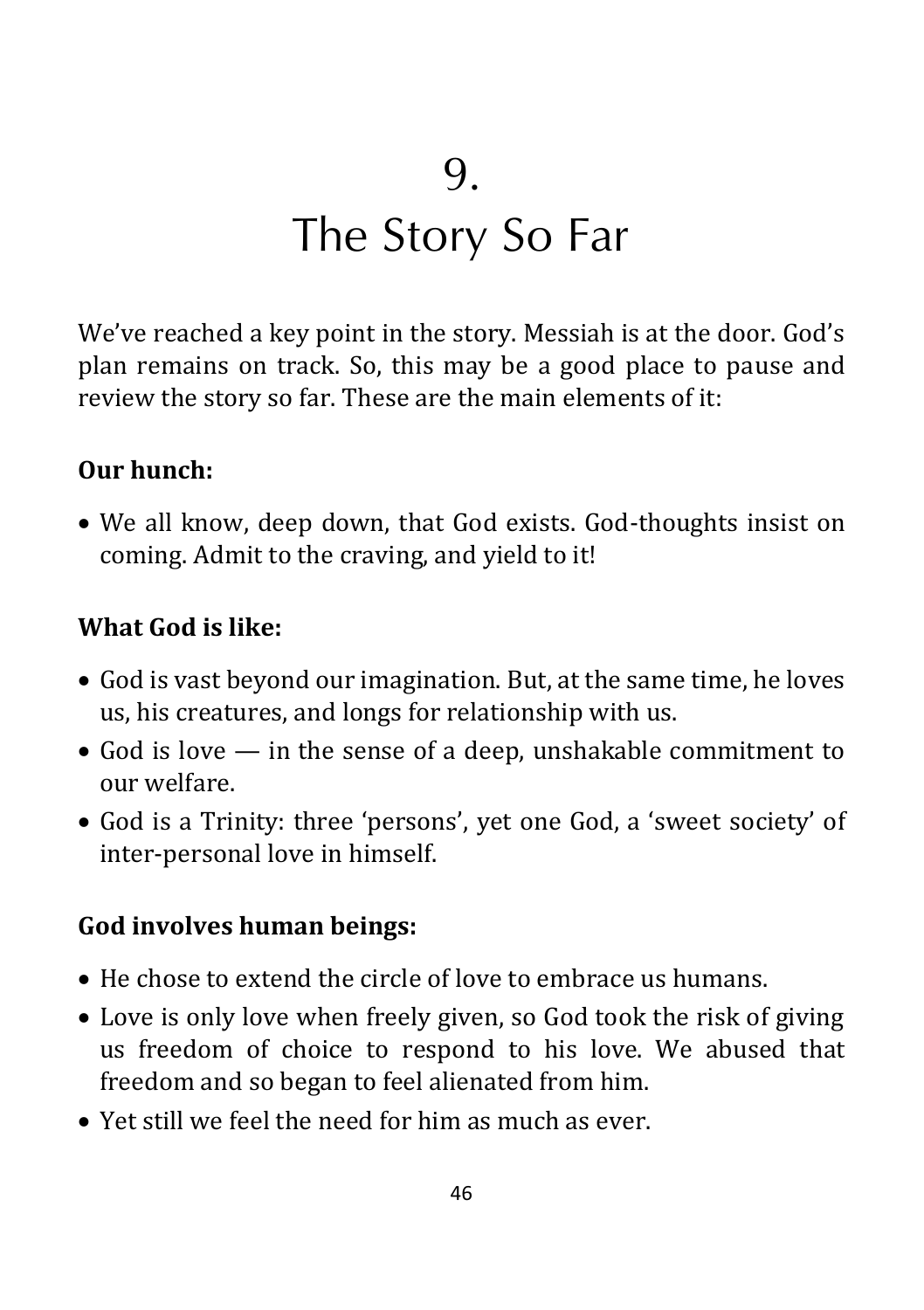# 9.
# The Story So Far

We've reached a key point in the story. Messiah is at the door. God's plan remains on track. So, this may be a good place to pause and review the story so far. These are the main elements of it:

**Our hunch:**

- We all know, deep down, that God exists. God-thoughts insist on coming. Admit to the craving, and yield to it!

**What God is like:**

- God is vast beyond our imagination. But, at the same time, he loves us, his creatures, and longs for relationship with us.
- God is love — in the sense of a deep, unshakable commitment to our welfare.
- God is a Trinity: three 'persons', yet one God, a 'sweet society' of inter-personal love in himself.

**God involves human beings:**

- He chose to extend the circle of love to embrace us humans.
- Love is only love when freely given, so God took the risk of giving us freedom of choice to respond to his love. We abused that freedom and so began to feel alienated from him.
- Yet still we feel the need for him as much as ever.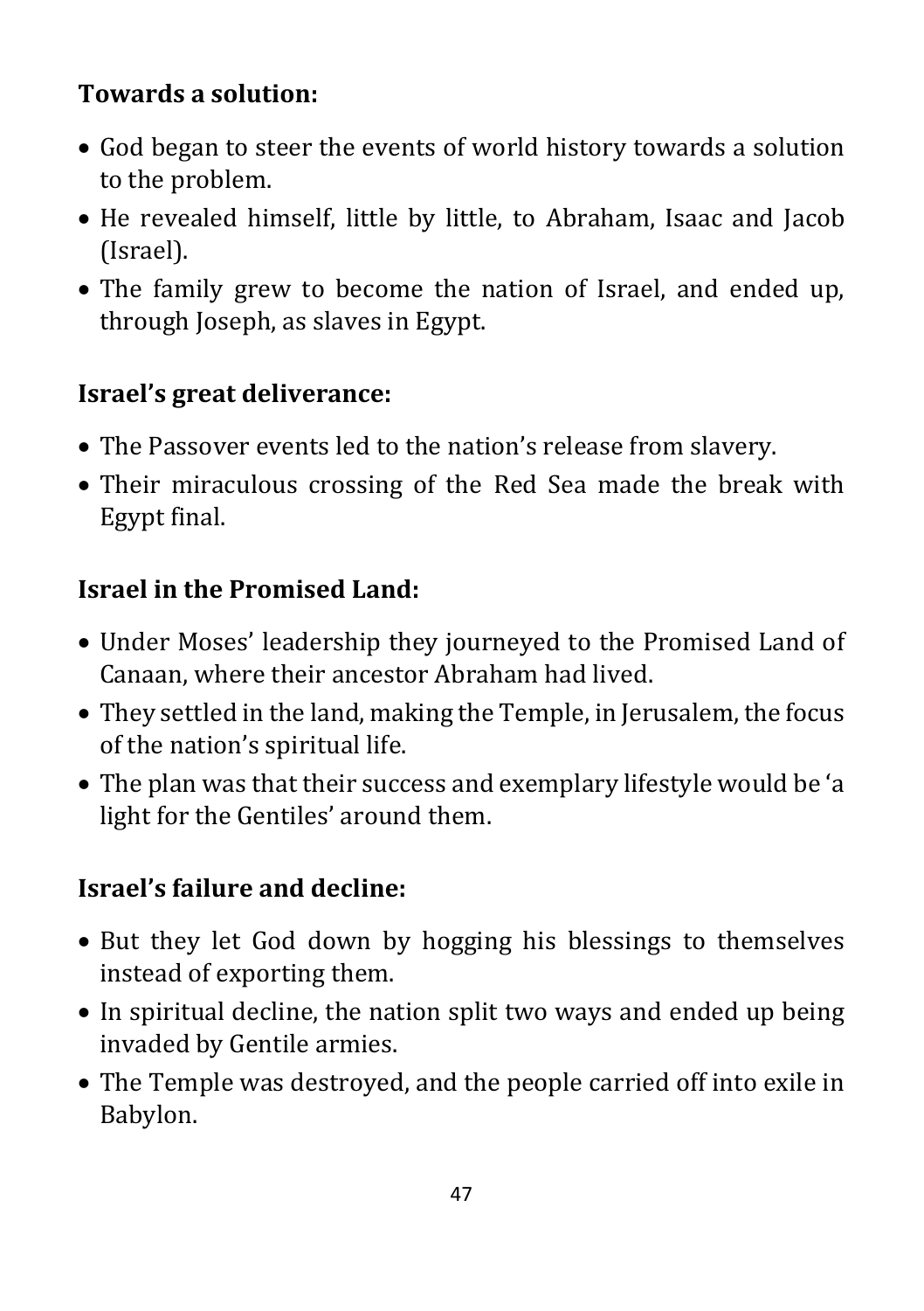**Towards a solution:**

- God began to steer the events of world history towards a solution to the problem.
- He revealed himself, little by little, to Abraham, Isaac and Jacob (Israel).
- The family grew to become the nation of Israel, and ended up, through Joseph, as slaves in Egypt.

**Israel's great deliverance:**

- The Passover events led to the nation's release from slavery.
- Their miraculous crossing of the Red Sea made the break with Egypt final.

**Israel in the Promised Land:**

- Under Moses' leadership they journeyed to the Promised Land of Canaan, where their ancestor Abraham had lived.
- They settled in the land, making the Temple, in Jerusalem, the focus of the nation's spiritual life.
- The plan was that their success and exemplary lifestyle would be 'a light for the Gentiles' around them.

**Israel's failure and decline:**

- But they let God down by hogging his blessings to themselves instead of exporting them.
- In spiritual decline, the nation split two ways and ended up being invaded by Gentile armies.
- The Temple was destroyed, and the people carried off into exile in Babylon.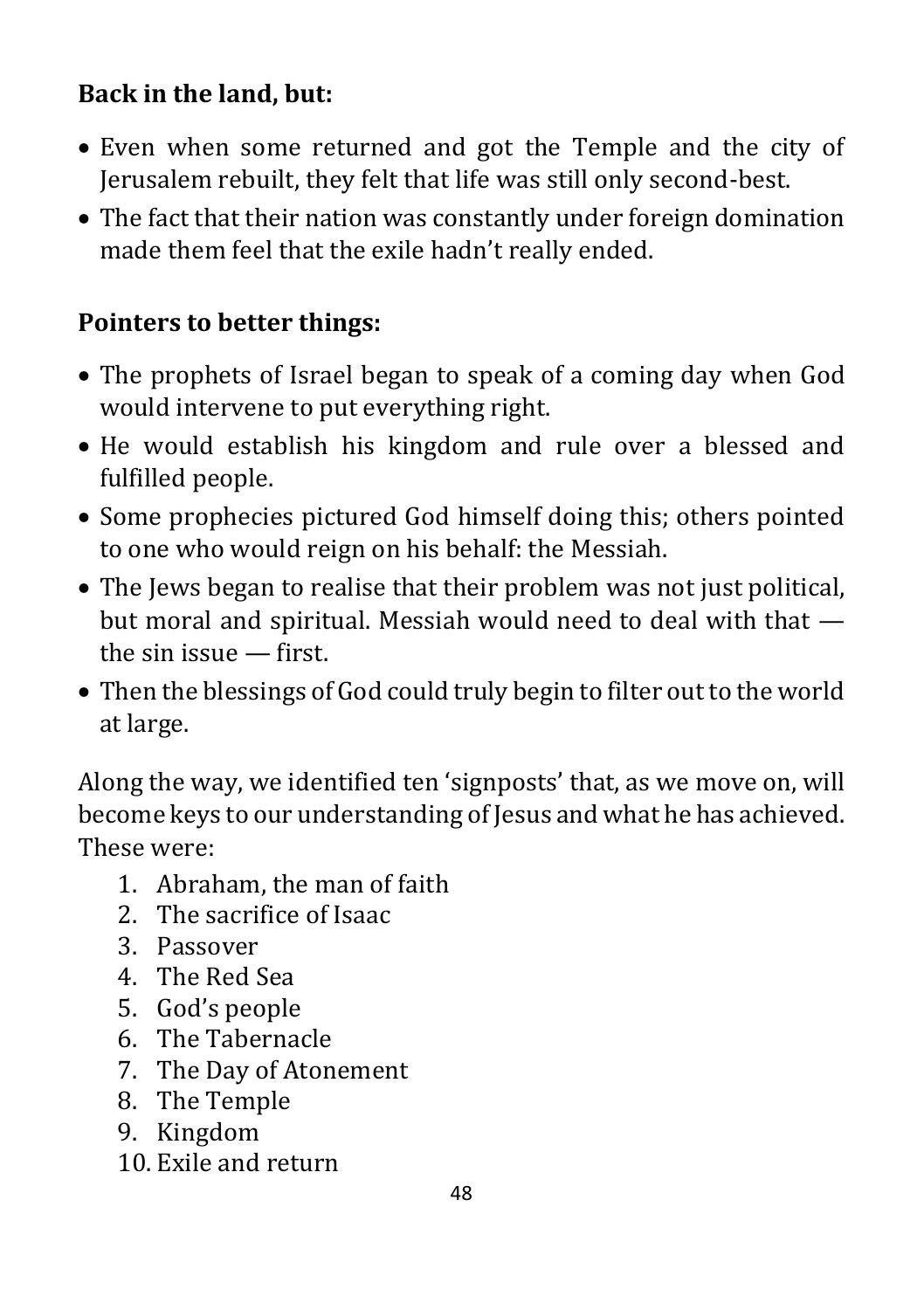**Back in the land, but:**

- Even when some returned and got the Temple and the city of Jerusalem rebuilt, they felt that life was still only second-best.
- The fact that their nation was constantly under foreign domination made them feel that the exile hadn't really ended.

**Pointers to better things:**

- The prophets of Israel began to speak of a coming day when God would intervene to put everything right.
- He would establish his kingdom and rule over a blessed and fulfilled people.
- Some prophecies pictured God himself doing this; others pointed to one who would reign on his behalf: the Messiah.
- The Jews began to realise that their problem was not just political, but moral and spiritual. Messiah would need to deal with that — the sin issue — first.
- Then the blessings of God could truly begin to filter out to the world at large.

Along the way, we identified ten 'signposts' that, as we move on, will become keys to our understanding of Jesus and what he has achieved. These were:

1. Abraham, the man of faith
2. The sacrifice of Isaac
3. Passover
4. The Red Sea
5. God's people
6. The Tabernacle
7. The Day of Atonement
8. The Temple
9. Kingdom
10. Exile and return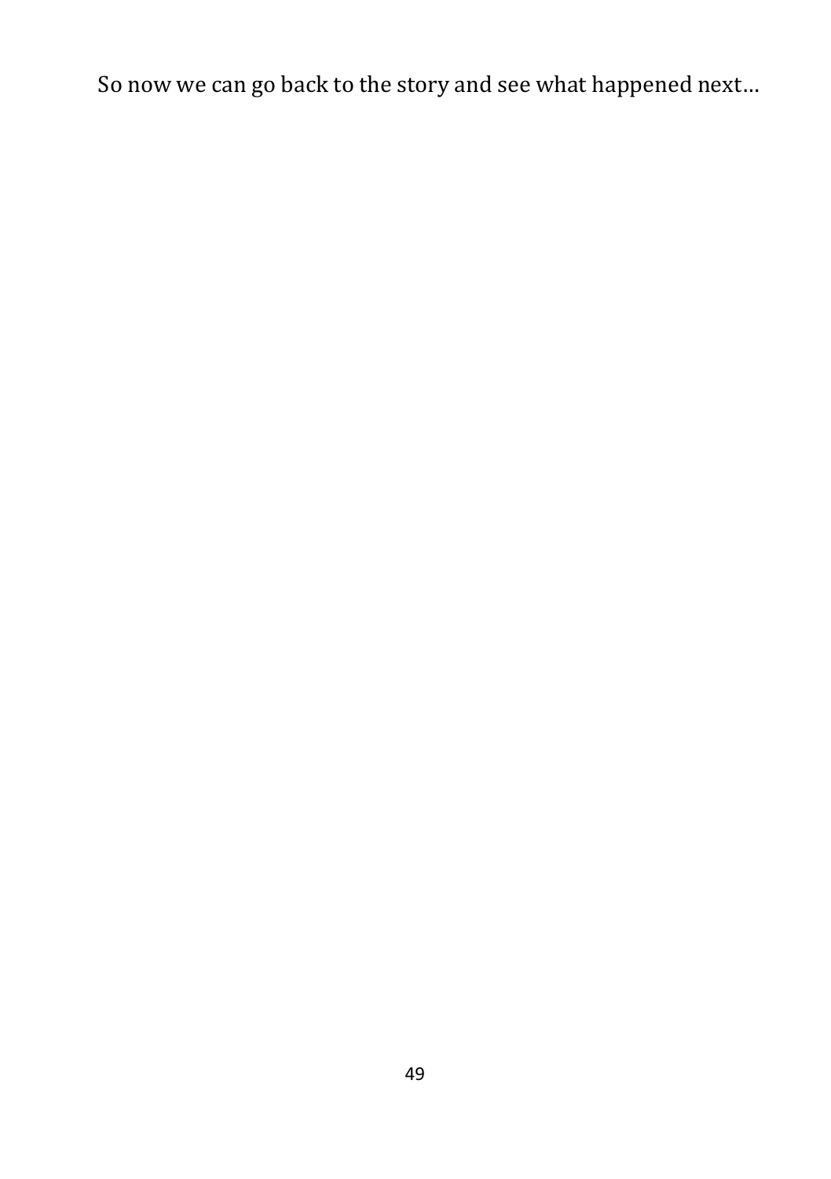So now we can go back to the story and see what happened next…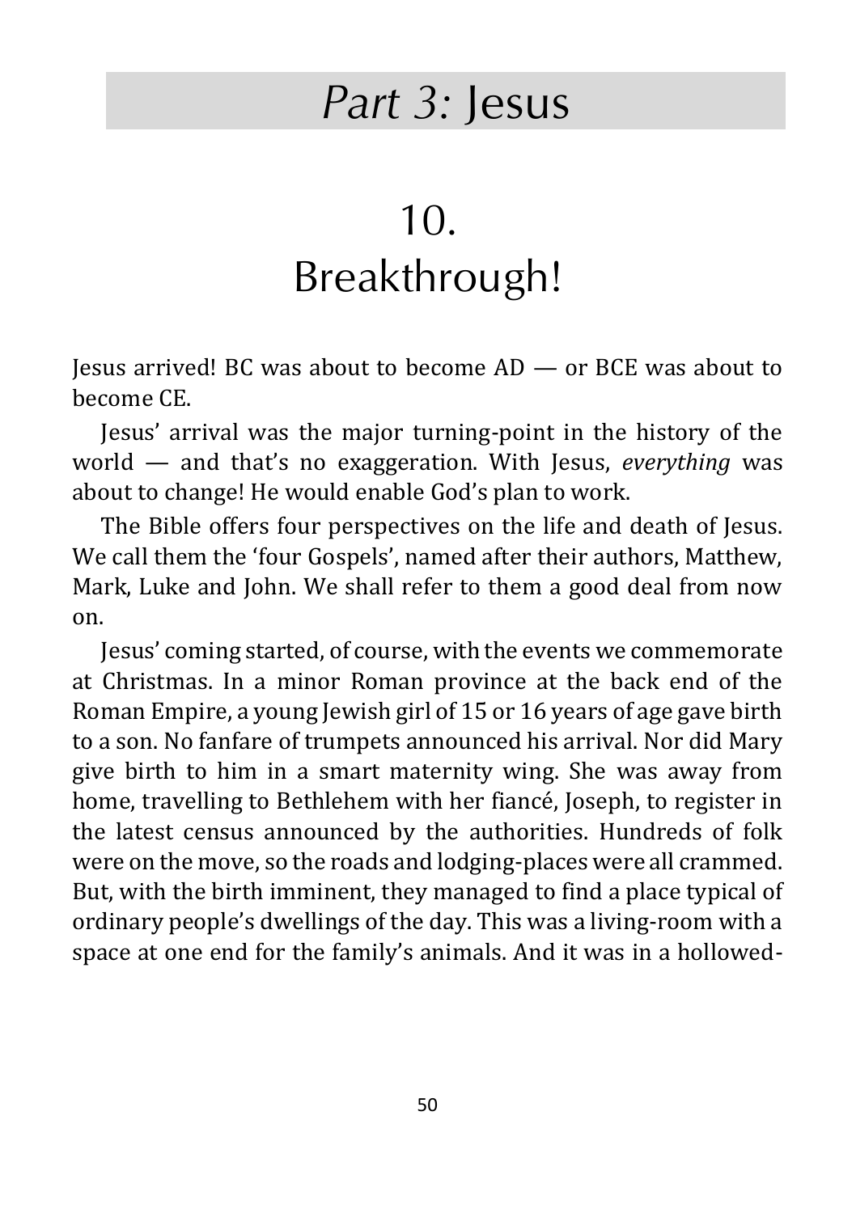# *Part 3:* Jesus

## 10.
## Breakthrough!

Jesus arrived! BC was about to become AD — or BCE was about to become CE.

Jesus' arrival was the major turning-point in the history of the world — and that's no exaggeration. With Jesus, *everything* was about to change! He would enable God's plan to work.

The Bible offers four perspectives on the life and death of Jesus. We call them the 'four Gospels', named after their authors, Matthew, Mark, Luke and John. We shall refer to them a good deal from now on.

Jesus' coming started, of course, with the events we commemorate at Christmas. In a minor Roman province at the back end of the Roman Empire, a young Jewish girl of 15 or 16 years of age gave birth to a son. No fanfare of trumpets announced his arrival. Nor did Mary give birth to him in a smart maternity wing. She was away from home, travelling to Bethlehem with her fiancé, Joseph, to register in the latest census announced by the authorities. Hundreds of folk were on the move, so the roads and lodging-places were all crammed. But, with the birth imminent, they managed to find a place typical of ordinary people's dwellings of the day. This was a living-room with a space at one end for the family's animals. And it was in a hollowed-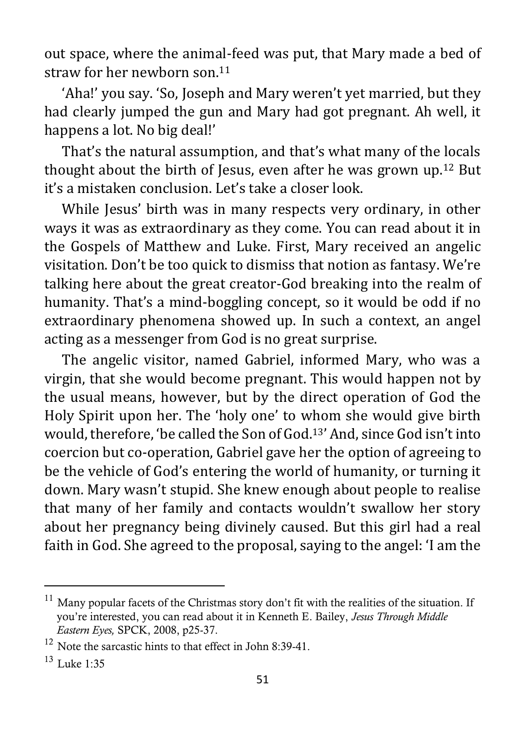out space, where the animal-feed was put, that Mary made a bed of straw for her newborn son.[11]

'Aha!' you say. 'So, Joseph and Mary weren't yet married, but they had clearly jumped the gun and Mary had got pregnant. Ah well, it happens a lot. No big deal!'

That's the natural assumption, and that's what many of the locals thought about the birth of Jesus, even after he was grown up.[12] But it's a mistaken conclusion. Let's take a closer look.

While Jesus' birth was in many respects very ordinary, in other ways it was as extraordinary as they come. You can read about it in the Gospels of Matthew and Luke. First, Mary received an angelic visitation. Don't be too quick to dismiss that notion as fantasy. We're talking here about the great creator-God breaking into the realm of humanity. That's a mind-boggling concept, so it would be odd if no extraordinary phenomena showed up. In such a context, an angel acting as a messenger from God is no great surprise.

The angelic visitor, named Gabriel, informed Mary, who was a virgin, that she would become pregnant. This would happen not by the usual means, however, but by the direct operation of God the Holy Spirit upon her. The 'holy one' to whom she would give birth would, therefore, 'be called the Son of God.[13]' And, since God isn't into coercion but co-operation, Gabriel gave her the option of agreeing to be the vehicle of God's entering the world of humanity, or turning it down. Mary wasn't stupid. She knew enough about people to realise that many of her family and contacts wouldn't swallow her story about her pregnancy being divinely caused. But this girl had a real faith in God. She agreed to the proposal, saying to the angel: 'I am the

---

[11] Many popular facets of the Christmas story don't fit with the realities of the situation. If you're interested, you can read about it in Kenneth E. Bailey, *Jesus Through Middle Eastern Eyes,* SPCK, 2008, p25-37.

[12] Note the sarcastic hints to that effect in John 8:39-41.

[13] Luke 1:35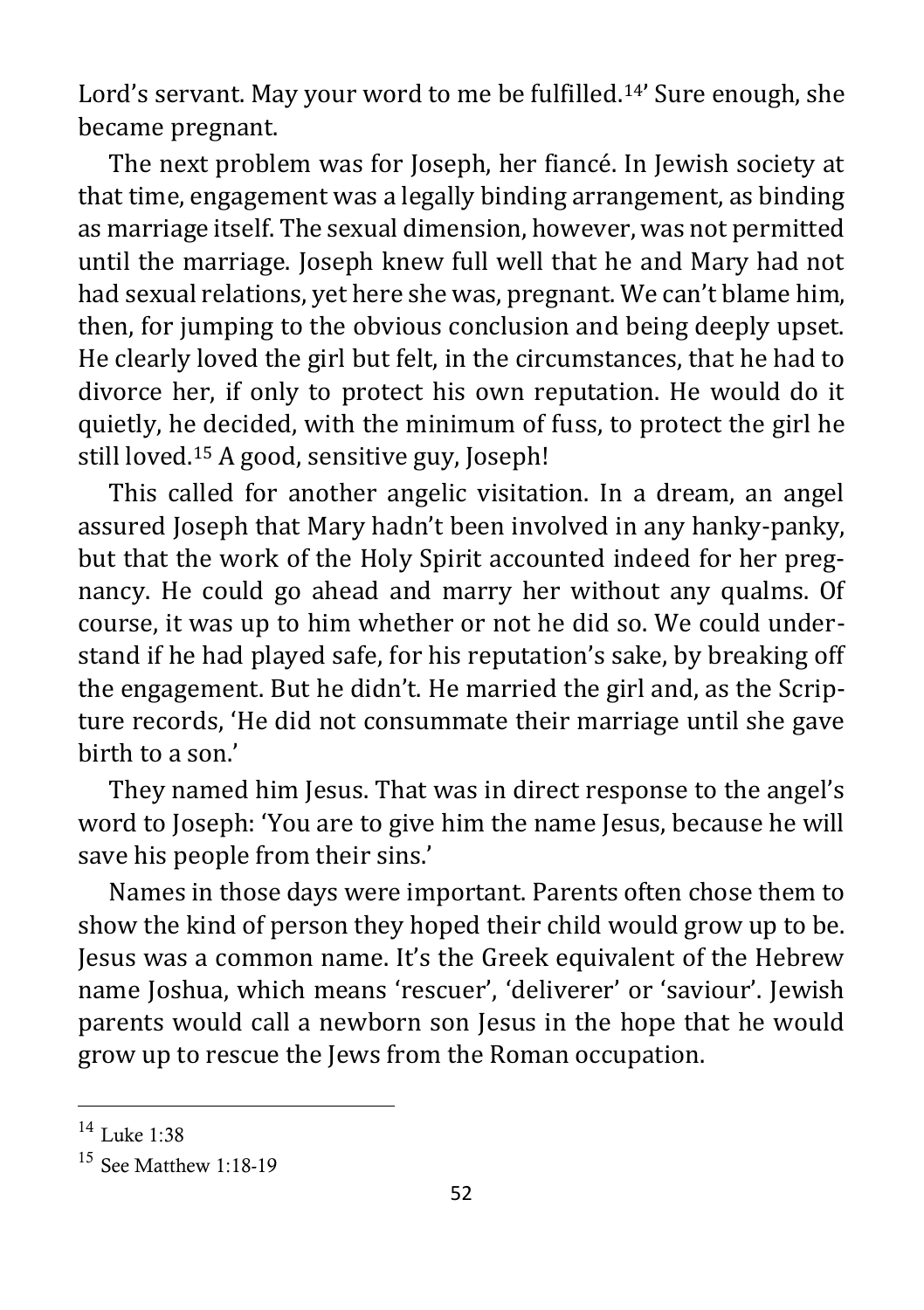Lord's servant. May your word to me be fulfilled.[14]' Sure enough, she became pregnant.

The next problem was for Joseph, her fiancé. In Jewish society at that time, engagement was a legally binding arrangement, as binding as marriage itself. The sexual dimension, however, was not permitted until the marriage. Joseph knew full well that he and Mary had not had sexual relations, yet here she was, pregnant. We can't blame him, then, for jumping to the obvious conclusion and being deeply upset. He clearly loved the girl but felt, in the circumstances, that he had to divorce her, if only to protect his own reputation. He would do it quietly, he decided, with the minimum of fuss, to protect the girl he still loved.[15] A good, sensitive guy, Joseph!

This called for another angelic visitation. In a dream, an angel assured Joseph that Mary hadn't been involved in any hanky-panky, but that the work of the Holy Spirit accounted indeed for her pregnancy. He could go ahead and marry her without any qualms. Of course, it was up to him whether or not he did so. We could understand if he had played safe, for his reputation's sake, by breaking off the engagement. But he didn't. He married the girl and, as the Scripture records, 'He did not consummate their marriage until she gave birth to a son.'

They named him Jesus. That was in direct response to the angel's word to Joseph: 'You are to give him the name Jesus, because he will save his people from their sins.'

Names in those days were important. Parents often chose them to show the kind of person they hoped their child would grow up to be. Jesus was a common name. It's the Greek equivalent of the Hebrew name Joshua, which means 'rescuer', 'deliverer' or 'saviour'. Jewish parents would call a newborn son Jesus in the hope that he would grow up to rescue the Jews from the Roman occupation.

---

[14] Luke 1:38

[15] See Matthew 1:18-19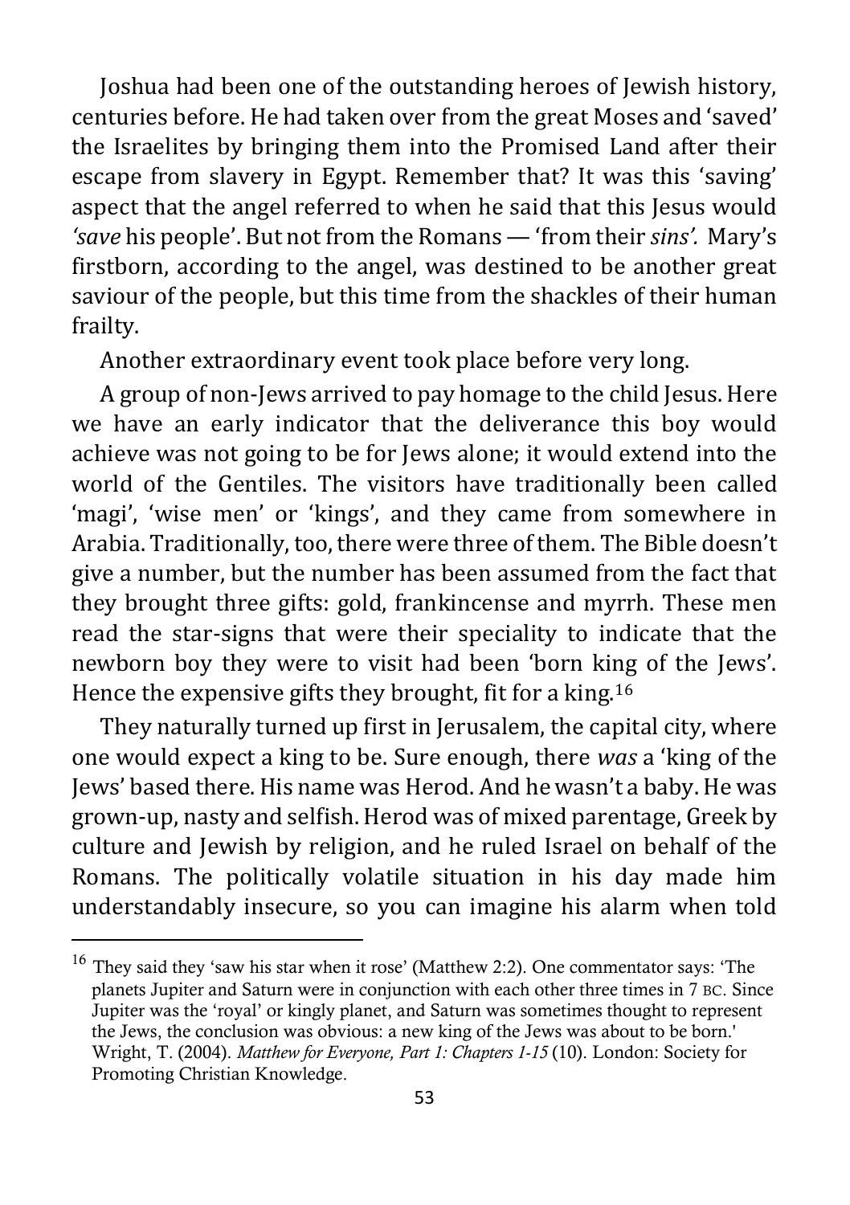Joshua had been one of the outstanding heroes of Jewish history, centuries before. He had taken over from the great Moses and 'saved' the Israelites by bringing them into the Promised Land after their escape from slavery in Egypt. Remember that? It was this 'saving' aspect that the angel referred to when he said that this Jesus would *'save* his people'. But not from the Romans — 'from their *sins'.* Mary's firstborn, according to the angel, was destined to be another great saviour of the people, but this time from the shackles of their human frailty.

Another extraordinary event took place before very long.

A group of non-Jews arrived to pay homage to the child Jesus. Here we have an early indicator that the deliverance this boy would achieve was not going to be for Jews alone; it would extend into the world of the Gentiles. The visitors have traditionally been called 'magi', 'wise men' or 'kings', and they came from somewhere in Arabia. Traditionally, too, there were three of them. The Bible doesn't give a number, but the number has been assumed from the fact that they brought three gifts: gold, frankincense and myrrh. These men read the star-signs that were their speciality to indicate that the newborn boy they were to visit had been 'born king of the Jews'. Hence the expensive gifts they brought, fit for a king.[16]

They naturally turned up first in Jerusalem, the capital city, where one would expect a king to be. Sure enough, there *was* a 'king of the Jews' based there. His name was Herod. And he wasn't a baby. He was grown-up, nasty and selfish. Herod was of mixed parentage, Greek by culture and Jewish by religion, and he ruled Israel on behalf of the Romans. The politically volatile situation in his day made him understandably insecure, so you can imagine his alarm when told

---

[16] They said they 'saw his star when it rose' (Matthew 2:2). One commentator says: 'The planets Jupiter and Saturn were in conjunction with each other three times in 7 BC. Since Jupiter was the 'royal' or kingly planet, and Saturn was sometimes thought to represent the Jews, the conclusion was obvious: a new king of the Jews was about to be born.' Wright, T. (2004). *Matthew for Everyone, Part 1: Chapters 1-15* (10). London: Society for Promoting Christian Knowledge.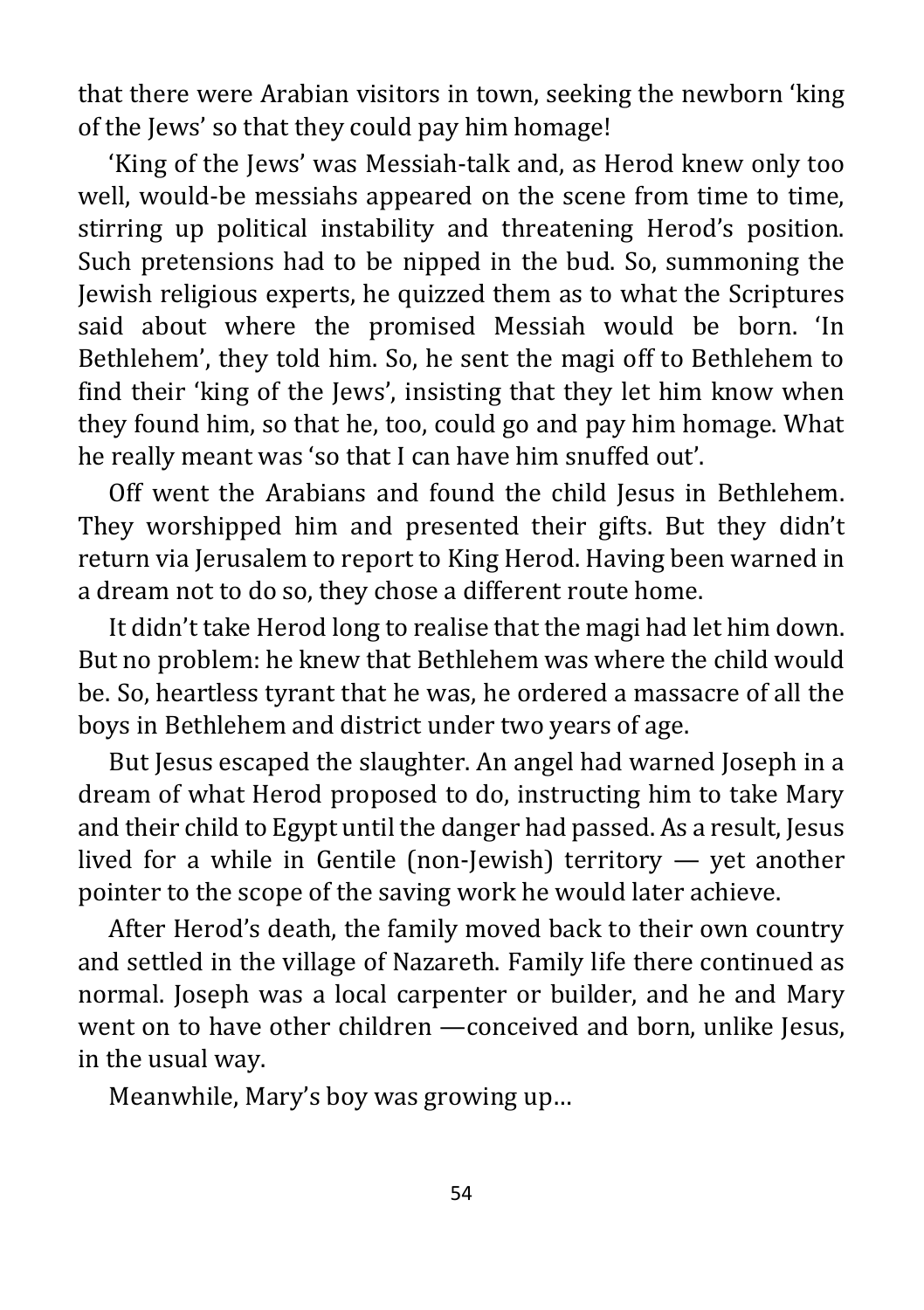that there were Arabian visitors in town, seeking the newborn 'king of the Jews' so that they could pay him homage!

'King of the Jews' was Messiah-talk and, as Herod knew only too well, would-be messiahs appeared on the scene from time to time, stirring up political instability and threatening Herod's position. Such pretensions had to be nipped in the bud. So, summoning the Jewish religious experts, he quizzed them as to what the Scriptures said about where the promised Messiah would be born. 'In Bethlehem', they told him. So, he sent the magi off to Bethlehem to find their 'king of the Jews', insisting that they let him know when they found him, so that he, too, could go and pay him homage. What he really meant was 'so that I can have him snuffed out'.

Off went the Arabians and found the child Jesus in Bethlehem. They worshipped him and presented their gifts. But they didn't return via Jerusalem to report to King Herod. Having been warned in a dream not to do so, they chose a different route home.

It didn't take Herod long to realise that the magi had let him down. But no problem: he knew that Bethlehem was where the child would be. So, heartless tyrant that he was, he ordered a massacre of all the boys in Bethlehem and district under two years of age.

But Jesus escaped the slaughter. An angel had warned Joseph in a dream of what Herod proposed to do, instructing him to take Mary and their child to Egypt until the danger had passed. As a result, Jesus lived for a while in Gentile (non-Jewish) territory — yet another pointer to the scope of the saving work he would later achieve.

After Herod's death, the family moved back to their own country and settled in the village of Nazareth. Family life there continued as normal. Joseph was a local carpenter or builder, and he and Mary went on to have other children —conceived and born, unlike Jesus, in the usual way.

Meanwhile, Mary's boy was growing up…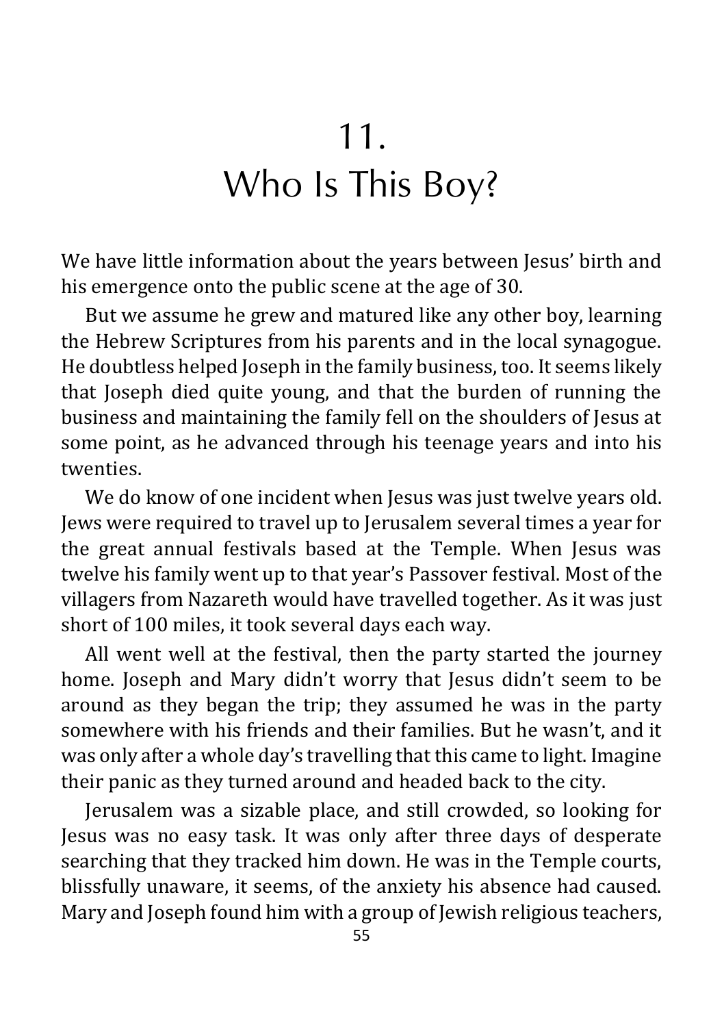# 11. Who Is This Boy?

We have little information about the years between Jesus' birth and his emergence onto the public scene at the age of 30.

But we assume he grew and matured like any other boy, learning the Hebrew Scriptures from his parents and in the local synagogue. He doubtless helped Joseph in the family business, too. It seems likely that Joseph died quite young, and that the burden of running the business and maintaining the family fell on the shoulders of Jesus at some point, as he advanced through his teenage years and into his twenties.

We do know of one incident when Jesus was just twelve years old. Jews were required to travel up to Jerusalem several times a year for the great annual festivals based at the Temple. When Jesus was twelve his family went up to that year's Passover festival. Most of the villagers from Nazareth would have travelled together. As it was just short of 100 miles, it took several days each way.

All went well at the festival, then the party started the journey home. Joseph and Mary didn't worry that Jesus didn't seem to be around as they began the trip; they assumed he was in the party somewhere with his friends and their families. But he wasn't, and it was only after a whole day's travelling that this came to light. Imagine their panic as they turned around and headed back to the city.

Jerusalem was a sizable place, and still crowded, so looking for Jesus was no easy task. It was only after three days of desperate searching that they tracked him down. He was in the Temple courts, blissfully unaware, it seems, of the anxiety his absence had caused. Mary and Joseph found him with a group of Jewish religious teachers,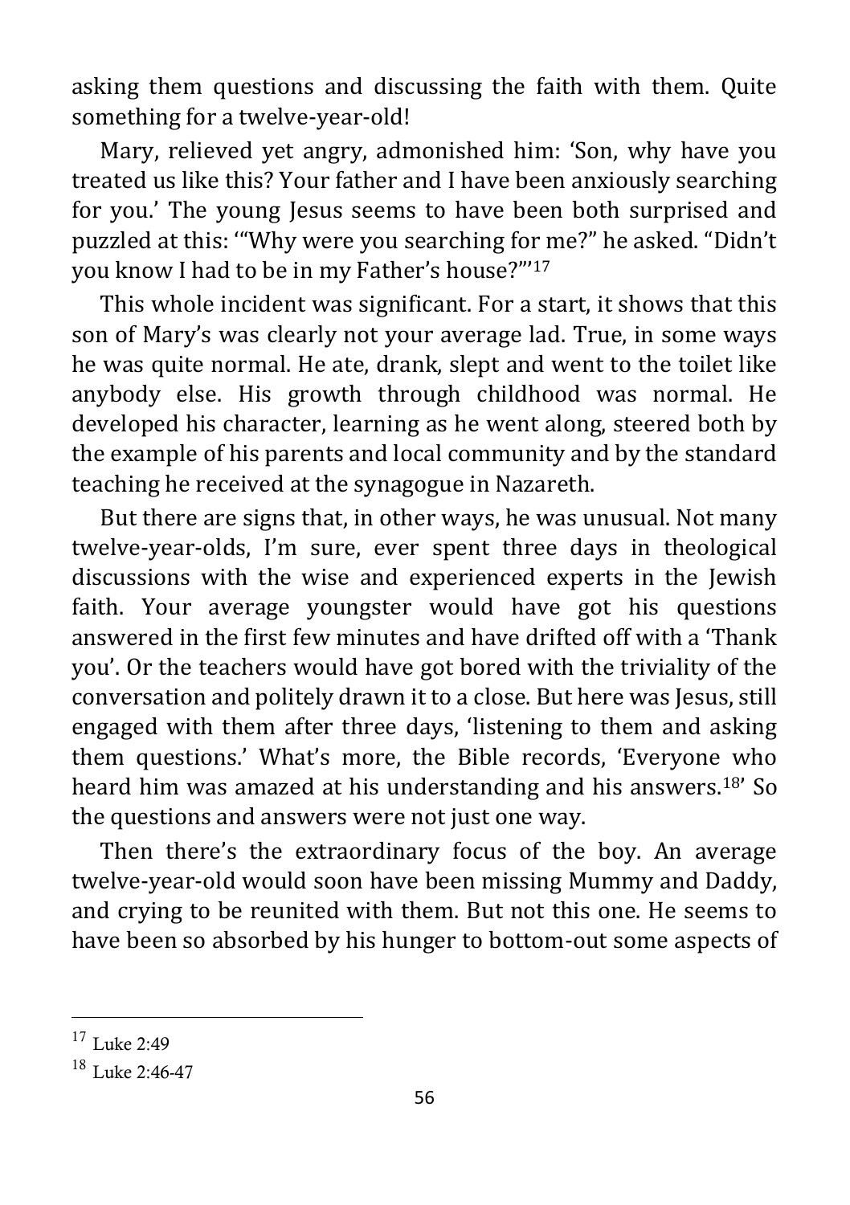asking them questions and discussing the faith with them. Quite something for a twelve-year-old!

Mary, relieved yet angry, admonished him: 'Son, why have you treated us like this? Your father and I have been anxiously searching for you.' The young Jesus seems to have been both surprised and puzzled at this: '"Why were you searching for me?" he asked. "Didn't you know I had to be in my Father's house?"'[17]

This whole incident was significant. For a start, it shows that this son of Mary's was clearly not your average lad. True, in some ways he was quite normal. He ate, drank, slept and went to the toilet like anybody else. His growth through childhood was normal. He developed his character, learning as he went along, steered both by the example of his parents and local community and by the standard teaching he received at the synagogue in Nazareth.

But there are signs that, in other ways, he was unusual. Not many twelve-year-olds, I'm sure, ever spent three days in theological discussions with the wise and experienced experts in the Jewish faith. Your average youngster would have got his questions answered in the first few minutes and have drifted off with a 'Thank you'. Or the teachers would have got bored with the triviality of the conversation and politely drawn it to a close. But here was Jesus, still engaged with them after three days, 'listening to them and asking them questions.' What's more, the Bible records, 'Everyone who heard him was amazed at his understanding and his answers.[18]' So the questions and answers were not just one way.

Then there's the extraordinary focus of the boy. An average twelve-year-old would soon have been missing Mummy and Daddy, and crying to be reunited with them. But not this one. He seems to have been so absorbed by his hunger to bottom-out some aspects of

---

[17] Luke 2:49

[18] Luke 2:46-47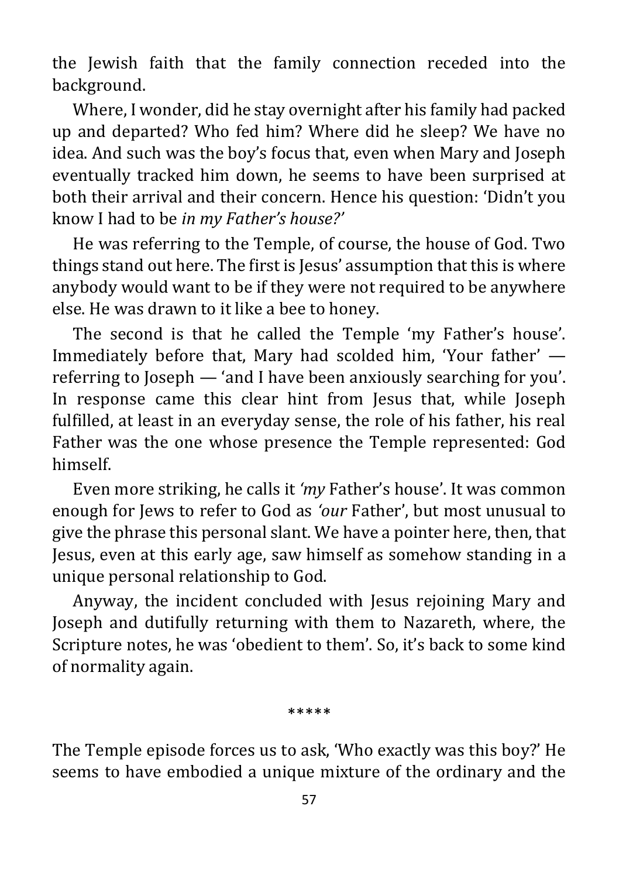the Jewish faith that the family connection receded into the background.

Where, I wonder, did he stay overnight after his family had packed up and departed? Who fed him? Where did he sleep? We have no idea. And such was the boy's focus that, even when Mary and Joseph eventually tracked him down, he seems to have been surprised at both their arrival and their concern. Hence his question: 'Didn't you know I had to be *in my Father's house?'*

He was referring to the Temple, of course, the house of God. Two things stand out here. The first is Jesus' assumption that this is where anybody would want to be if they were not required to be anywhere else. He was drawn to it like a bee to honey.

The second is that he called the Temple 'my Father's house'. Immediately before that, Mary had scolded him, 'Your father' — referring to Joseph — 'and I have been anxiously searching for you'. In response came this clear hint from Jesus that, while Joseph fulfilled, at least in an everyday sense, the role of his father, his real Father was the one whose presence the Temple represented: God himself.

Even more striking, he calls it *'my* Father's house'. It was common enough for Jews to refer to God as *'our* Father', but most unusual to give the phrase this personal slant. We have a pointer here, then, that Jesus, even at this early age, saw himself as somehow standing in a unique personal relationship to God.

Anyway, the incident concluded with Jesus rejoining Mary and Joseph and dutifully returning with them to Nazareth, where, the Scripture notes, he was 'obedient to them'. So, it's back to some kind of normality again.

*****

The Temple episode forces us to ask, 'Who exactly was this boy?' He seems to have embodied a unique mixture of the ordinary and the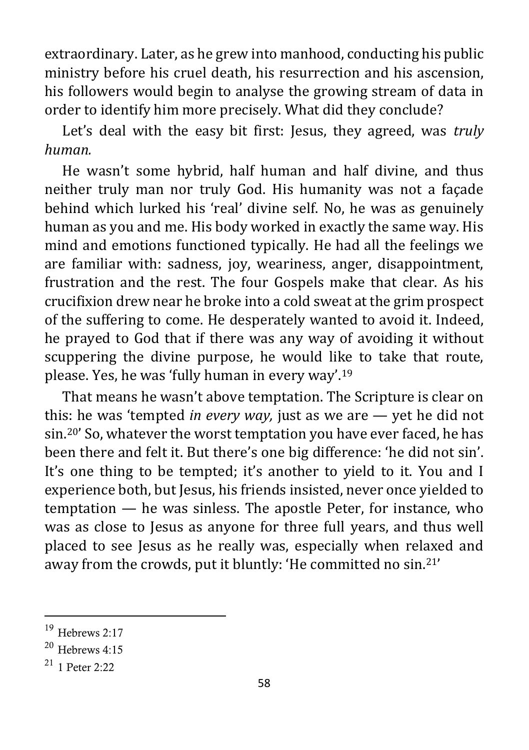extraordinary. Later, as he grew into manhood, conducting his public ministry before his cruel death, his resurrection and his ascension, his followers would begin to analyse the growing stream of data in order to identify him more precisely. What did they conclude?

Let's deal with the easy bit first: Jesus, they agreed, was *truly human.*

He wasn't some hybrid, half human and half divine, and thus neither truly man nor truly God. His humanity was not a façade behind which lurked his 'real' divine self. No, he was as genuinely human as you and me. His body worked in exactly the same way. His mind and emotions functioned typically. He had all the feelings we are familiar with: sadness, joy, weariness, anger, disappointment, frustration and the rest. The four Gospels make that clear. As his crucifixion drew near he broke into a cold sweat at the grim prospect of the suffering to come. He desperately wanted to avoid it. Indeed, he prayed to God that if there was any way of avoiding it without scuppering the divine purpose, he would like to take that route, please. Yes, he was 'fully human in every way'.[19]

That means he wasn't above temptation. The Scripture is clear on this: he was 'tempted *in every way,* just as we are — yet he did not sin.[20]' So, whatever the worst temptation you have ever faced, he has been there and felt it. But there's one big difference: 'he did not sin'. It's one thing to be tempted; it's another to yield to it. You and I experience both, but Jesus, his friends insisted, never once yielded to temptation — he was sinless. The apostle Peter, for instance, who was as close to Jesus as anyone for three full years, and thus well placed to see Jesus as he really was, especially when relaxed and away from the crowds, put it bluntly: 'He committed no sin.[21]'

---

[19] Hebrews 2:17

[20] Hebrews 4:15

[21] 1 Peter 2:22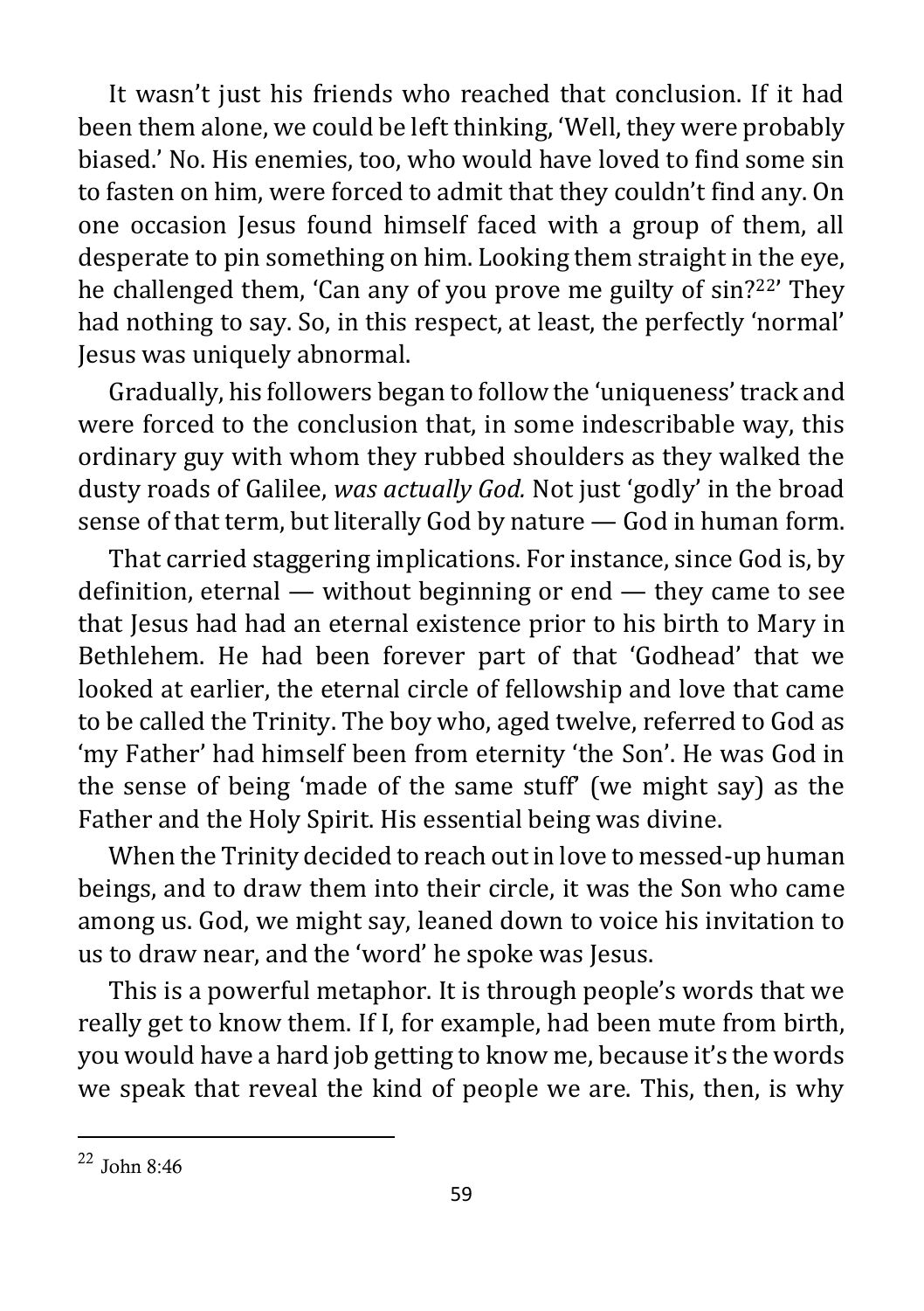It wasn't just his friends who reached that conclusion. If it had been them alone, we could be left thinking, 'Well, they were probably biased.' No. His enemies, too, who would have loved to find some sin to fasten on him, were forced to admit that they couldn't find any. On one occasion Jesus found himself faced with a group of them, all desperate to pin something on him. Looking them straight in the eye, he challenged them, 'Can any of you prove me guilty of sin?[22]' They had nothing to say. So, in this respect, at least, the perfectly 'normal' Jesus was uniquely abnormal.

Gradually, his followers began to follow the 'uniqueness' track and were forced to the conclusion that, in some indescribable way, this ordinary guy with whom they rubbed shoulders as they walked the dusty roads of Galilee, *was actually God.* Not just 'godly' in the broad sense of that term, but literally God by nature — God in human form.

That carried staggering implications. For instance, since God is, by definition, eternal — without beginning or end — they came to see that Jesus had had an eternal existence prior to his birth to Mary in Bethlehem. He had been forever part of that 'Godhead' that we looked at earlier, the eternal circle of fellowship and love that came to be called the Trinity. The boy who, aged twelve, referred to God as 'my Father' had himself been from eternity 'the Son'. He was God in the sense of being 'made of the same stuff' (we might say) as the Father and the Holy Spirit. His essential being was divine.

When the Trinity decided to reach out in love to messed-up human beings, and to draw them into their circle, it was the Son who came among us. God, we might say, leaned down to voice his invitation to us to draw near, and the 'word' he spoke was Jesus.

This is a powerful metaphor. It is through people's words that we really get to know them. If I, for example, had been mute from birth, you would have a hard job getting to know me, because it's the words we speak that reveal the kind of people we are. This, then, is why

[22] John 8:46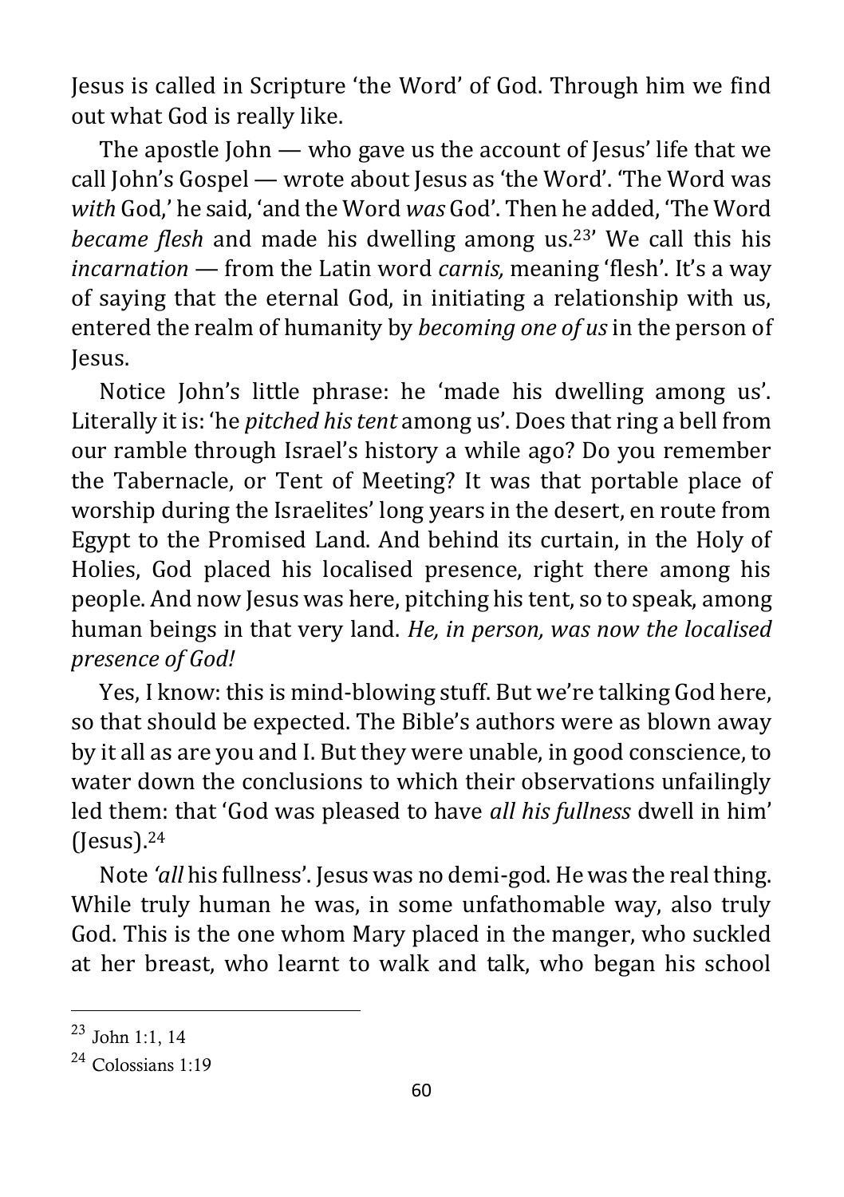Jesus is called in Scripture 'the Word' of God. Through him we find out what God is really like.

The apostle John — who gave us the account of Jesus' life that we call John's Gospel — wrote about Jesus as 'the Word'. 'The Word was *with* God,' he said, 'and the Word *was* God'. Then he added, 'The Word *became flesh* and made his dwelling among us.[23]' We call this his *incarnation* — from the Latin word *carnis,* meaning 'flesh'. It's a way of saying that the eternal God, in initiating a relationship with us, entered the realm of humanity by *becoming one of us* in the person of Jesus.

Notice John's little phrase: he 'made his dwelling among us'. Literally it is: 'he *pitched his tent* among us'. Does that ring a bell from our ramble through Israel's history a while ago? Do you remember the Tabernacle, or Tent of Meeting? It was that portable place of worship during the Israelites' long years in the desert, en route from Egypt to the Promised Land. And behind its curtain, in the Holy of Holies, God placed his localised presence, right there among his people. And now Jesus was here, pitching his tent, so to speak, among human beings in that very land. *He, in person, was now the localised presence of God!*

Yes, I know: this is mind-blowing stuff. But we're talking God here, so that should be expected. The Bible's authors were as blown away by it all as are you and I. But they were unable, in good conscience, to water down the conclusions to which their observations unfailingly led them: that 'God was pleased to have *all his fullness* dwell in him' (Jesus).[24]

Note *'all* his fullness'. Jesus was no demi-god. He was the real thing. While truly human he was, in some unfathomable way, also truly God. This is the one whom Mary placed in the manger, who suckled at her breast, who learnt to walk and talk, who began his school

---

[23] John 1:1, 14

[24] Colossians 1:19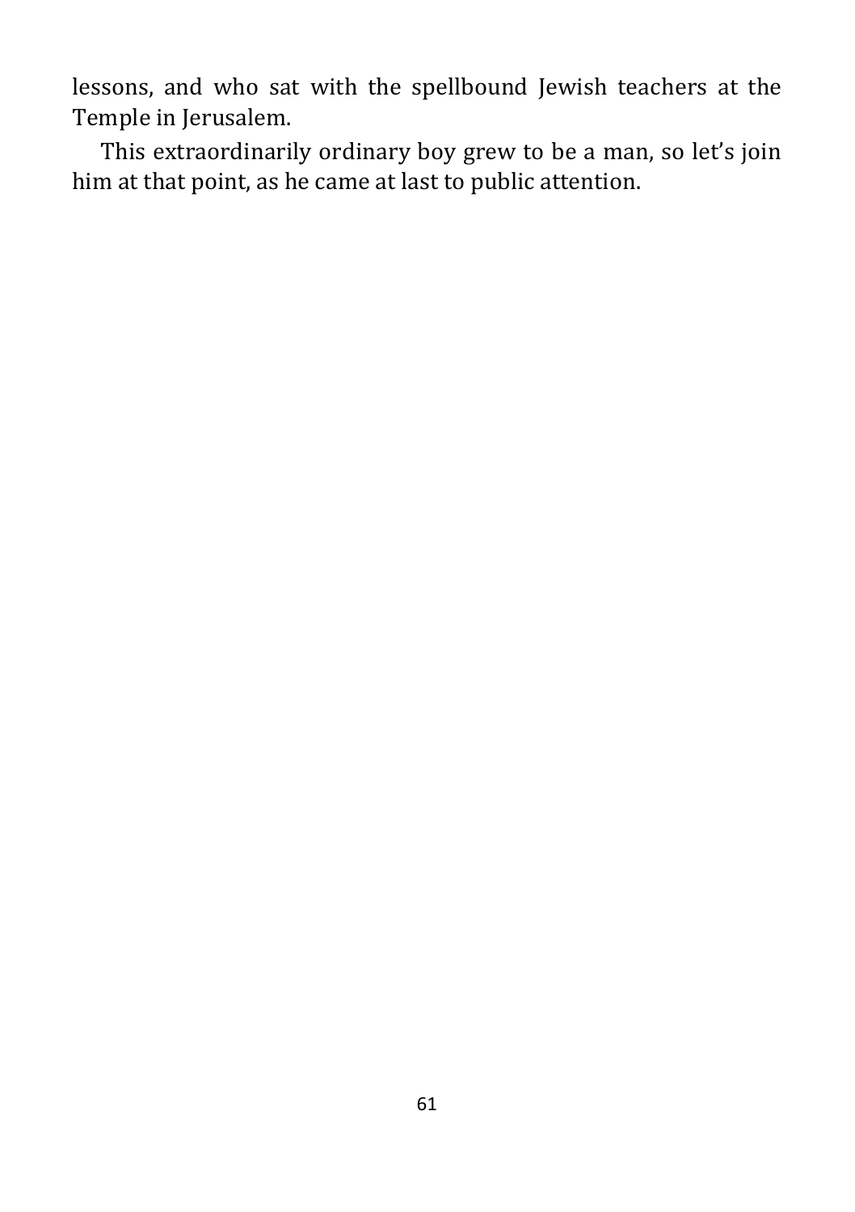lessons, and who sat with the spellbound Jewish teachers at the Temple in Jerusalem.

This extraordinarily ordinary boy grew to be a man, so let's join him at that point, as he came at last to public attention.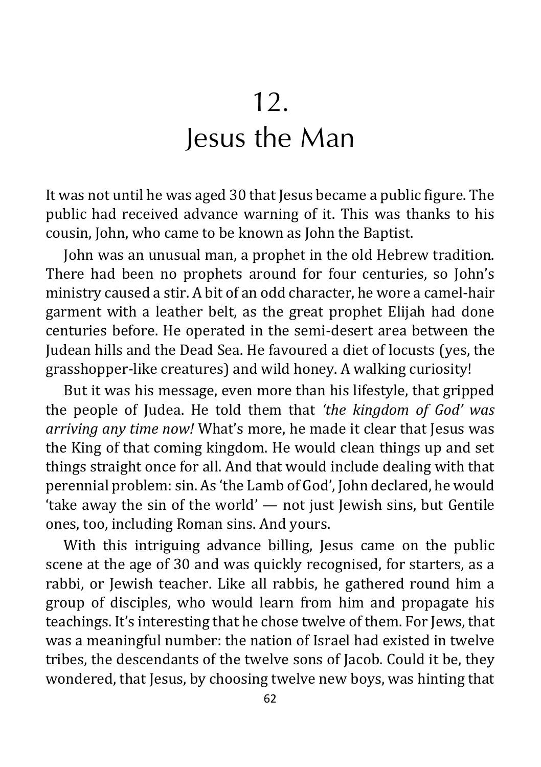# 12. Jesus the Man

It was not until he was aged 30 that Jesus became a public figure. The public had received advance warning of it. This was thanks to his cousin, John, who came to be known as John the Baptist.

John was an unusual man, a prophet in the old Hebrew tradition. There had been no prophets around for four centuries, so John's ministry caused a stir. A bit of an odd character, he wore a camel-hair garment with a leather belt, as the great prophet Elijah had done centuries before. He operated in the semi-desert area between the Judean hills and the Dead Sea. He favoured a diet of locusts (yes, the grasshopper-like creatures) and wild honey. A walking curiosity!

But it was his message, even more than his lifestyle, that gripped the people of Judea. He told them that *'the kingdom of God' was arriving any time now!* What's more, he made it clear that Jesus was the King of that coming kingdom. He would clean things up and set things straight once for all. And that would include dealing with that perennial problem: sin. As 'the Lamb of God', John declared, he would 'take away the sin of the world' — not just Jewish sins, but Gentile ones, too, including Roman sins. And yours.

With this intriguing advance billing, Jesus came on the public scene at the age of 30 and was quickly recognised, for starters, as a rabbi, or Jewish teacher. Like all rabbis, he gathered round him a group of disciples, who would learn from him and propagate his teachings. It's interesting that he chose twelve of them. For Jews, that was a meaningful number: the nation of Israel had existed in twelve tribes, the descendants of the twelve sons of Jacob. Could it be, they wondered, that Jesus, by choosing twelve new boys, was hinting that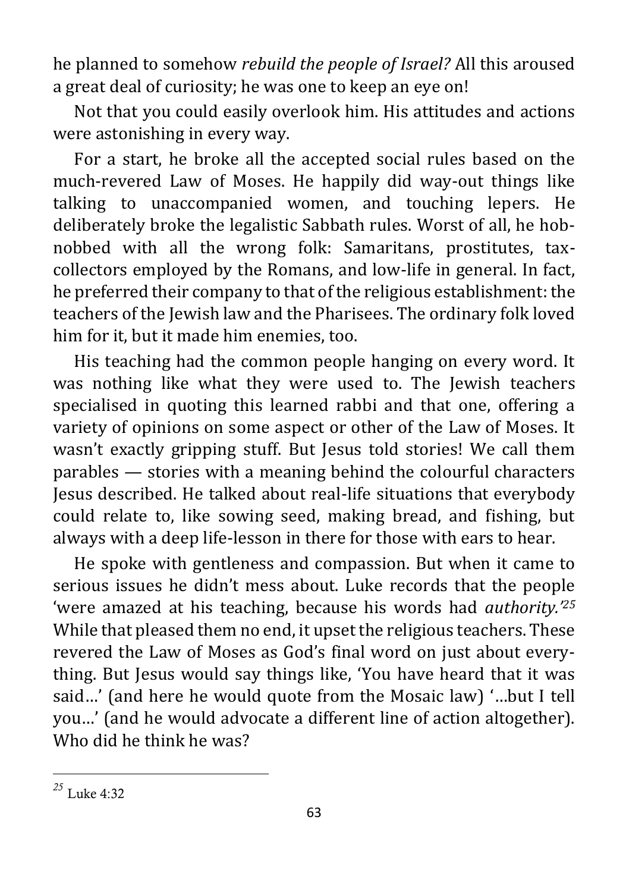he planned to somehow *rebuild the people of Israel?* All this aroused a great deal of curiosity; he was one to keep an eye on!

Not that you could easily overlook him. His attitudes and actions were astonishing in every way.

For a start, he broke all the accepted social rules based on the much-revered Law of Moses. He happily did way-out things like talking to unaccompanied women, and touching lepers. He deliberately broke the legalistic Sabbath rules. Worst of all, he hob-nobbed with all the wrong folk: Samaritans, prostitutes, tax-collectors employed by the Romans, and low-life in general. In fact, he preferred their company to that of the religious establishment: the teachers of the Jewish law and the Pharisees. The ordinary folk loved him for it, but it made him enemies, too.

His teaching had the common people hanging on every word. It was nothing like what they were used to. The Jewish teachers specialised in quoting this learned rabbi and that one, offering a variety of opinions on some aspect or other of the Law of Moses. It wasn't exactly gripping stuff. But Jesus told stories! We call them parables — stories with a meaning behind the colourful characters Jesus described. He talked about real-life situations that everybody could relate to, like sowing seed, making bread, and fishing, but always with a deep life-lesson in there for those with ears to hear.

He spoke with gentleness and compassion. But when it came to serious issues he didn't mess about. Luke records that the people 'were amazed at his teaching, because his words had *authority.'*[25] While that pleased them no end, it upset the religious teachers. These revered the Law of Moses as God's final word on just about everything. But Jesus would say things like, 'You have heard that it was said…' (and here he would quote from the Mosaic law) '…but I tell you…' (and he would advocate a different line of action altogether). Who did he think he was?

---

[25] Luke 4:32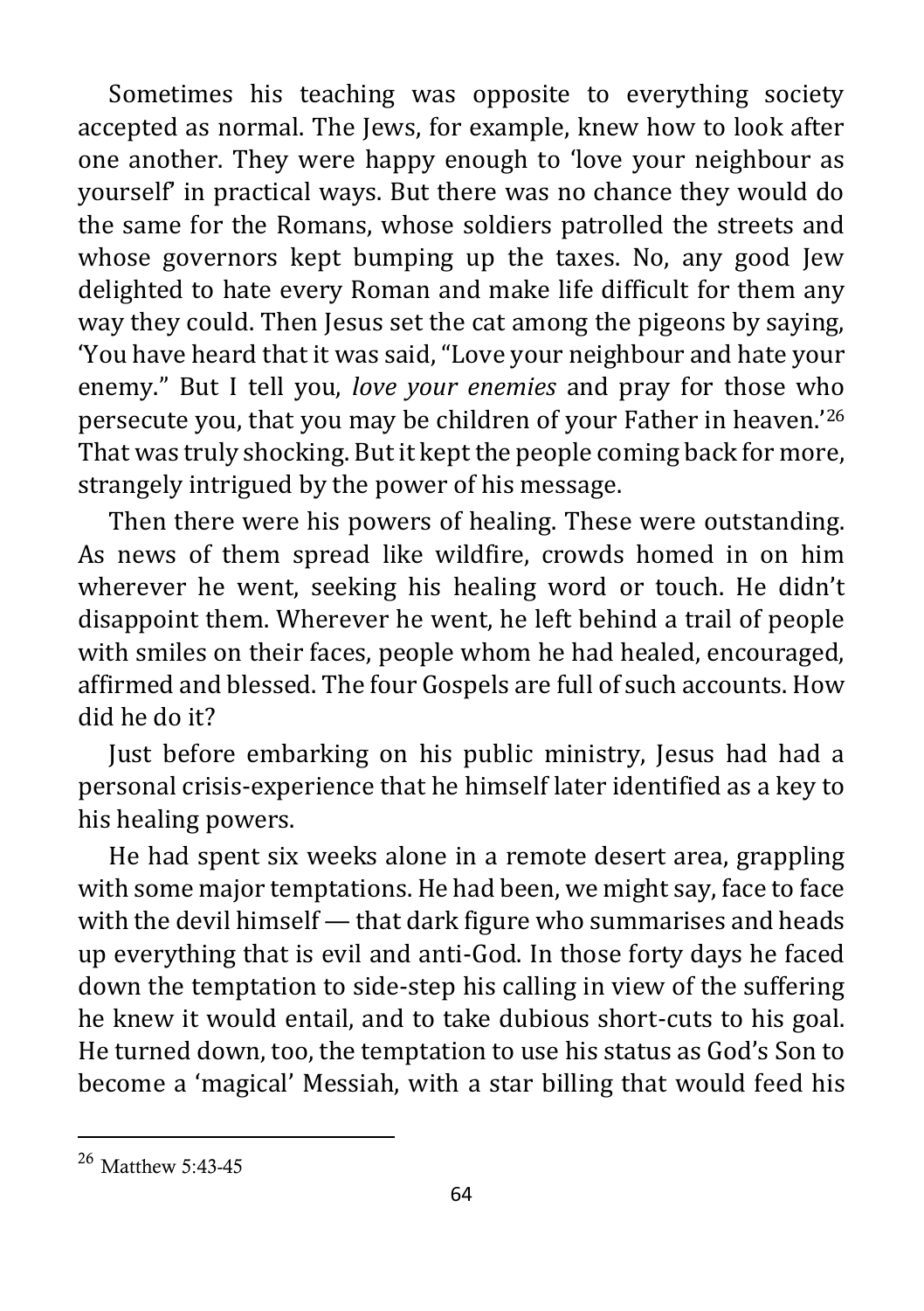Sometimes his teaching was opposite to everything society accepted as normal. The Jews, for example, knew how to look after one another. They were happy enough to 'love your neighbour as yourself' in practical ways. But there was no chance they would do the same for the Romans, whose soldiers patrolled the streets and whose governors kept bumping up the taxes. No, any good Jew delighted to hate every Roman and make life difficult for them any way they could. Then Jesus set the cat among the pigeons by saying, 'You have heard that it was said, "Love your neighbour and hate your enemy." But I tell you, *love your enemies* and pray for those who persecute you, that you may be children of your Father in heaven.'[26] That was truly shocking. But it kept the people coming back for more, strangely intrigued by the power of his message.

Then there were his powers of healing. These were outstanding. As news of them spread like wildfire, crowds homed in on him wherever he went, seeking his healing word or touch. He didn't disappoint them. Wherever he went, he left behind a trail of people with smiles on their faces, people whom he had healed, encouraged, affirmed and blessed. The four Gospels are full of such accounts. How did he do it?

Just before embarking on his public ministry, Jesus had had a personal crisis-experience that he himself later identified as a key to his healing powers.

He had spent six weeks alone in a remote desert area, grappling with some major temptations. He had been, we might say, face to face with the devil himself — that dark figure who summarises and heads up everything that is evil and anti-God. In those forty days he faced down the temptation to side-step his calling in view of the suffering he knew it would entail, and to take dubious short-cuts to his goal. He turned down, too, the temptation to use his status as God's Son to become a 'magical' Messiah, with a star billing that would feed his

---

[26] Matthew 5:43-45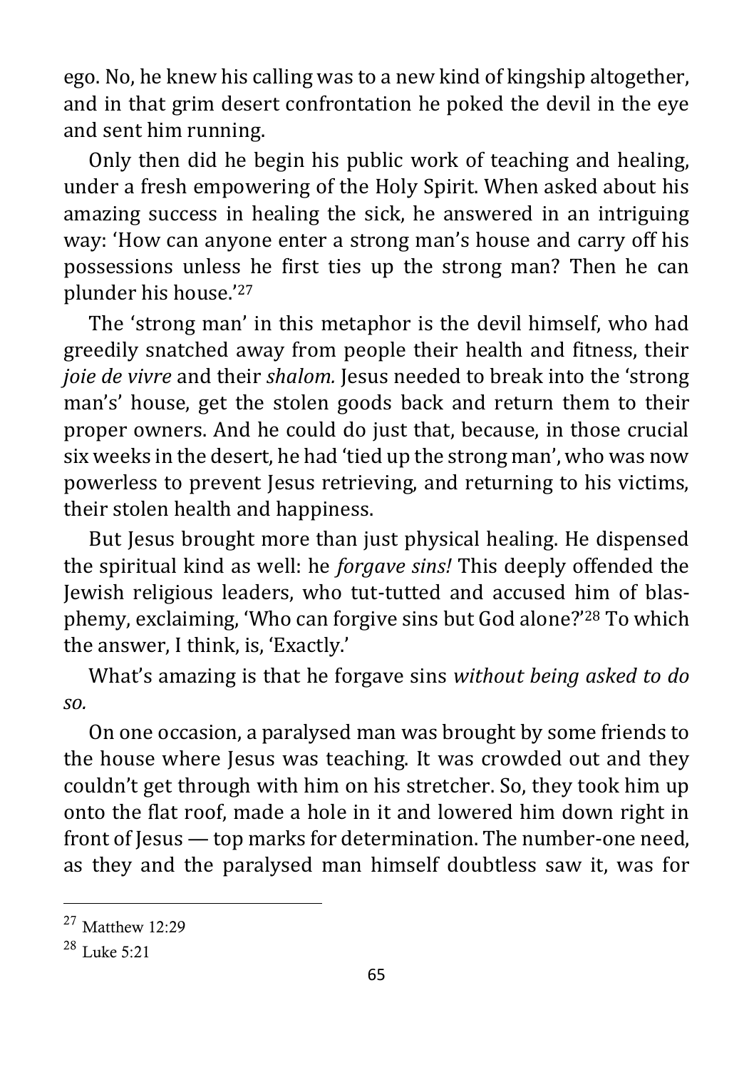ego. No, he knew his calling was to a new kind of kingship altogether, and in that grim desert confrontation he poked the devil in the eye and sent him running.

Only then did he begin his public work of teaching and healing, under a fresh empowering of the Holy Spirit. When asked about his amazing success in healing the sick, he answered in an intriguing way: 'How can anyone enter a strong man's house and carry off his possessions unless he first ties up the strong man? Then he can plunder his house.'[27]

The 'strong man' in this metaphor is the devil himself, who had greedily snatched away from people their health and fitness, their *joie de vivre* and their *shalom.* Jesus needed to break into the 'strong man's' house, get the stolen goods back and return them to their proper owners. And he could do just that, because, in those crucial six weeks in the desert, he had 'tied up the strong man', who was now powerless to prevent Jesus retrieving, and returning to his victims, their stolen health and happiness.

But Jesus brought more than just physical healing. He dispensed the spiritual kind as well: he *forgave sins!* This deeply offended the Jewish religious leaders, who tut-tutted and accused him of blasphemy, exclaiming, 'Who can forgive sins but God alone?'[28] To which the answer, I think, is, 'Exactly.'

What's amazing is that he forgave sins *without being asked to do so.*

On one occasion, a paralysed man was brought by some friends to the house where Jesus was teaching. It was crowded out and they couldn't get through with him on his stretcher. So, they took him up onto the flat roof, made a hole in it and lowered him down right in front of Jesus — top marks for determination. The number-one need, as they and the paralysed man himself doubtless saw it, was for

---

[27] Matthew 12:29

[28] Luke 5:21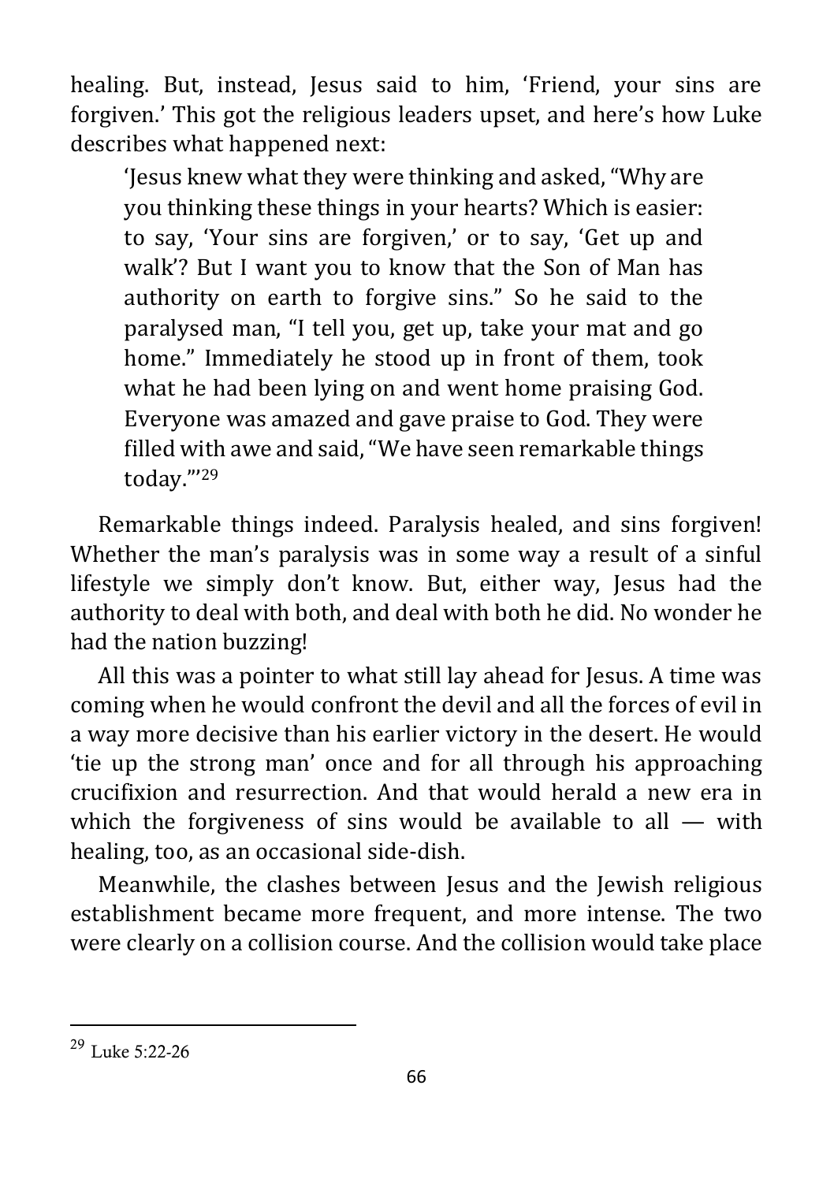healing. But, instead, Jesus said to him, 'Friend, your sins are forgiven.' This got the religious leaders upset, and here's how Luke describes what happened next:

> 'Jesus knew what they were thinking and asked, "Why are you thinking these things in your hearts? Which is easier: to say, 'Your sins are forgiven,' or to say, 'Get up and walk'? But I want you to know that the Son of Man has authority on earth to forgive sins." So he said to the paralysed man, "I tell you, get up, take your mat and go home." Immediately he stood up in front of them, took what he had been lying on and went home praising God. Everyone was amazed and gave praise to God. They were filled with awe and said, "We have seen remarkable things today."'[29]

Remarkable things indeed. Paralysis healed, and sins forgiven! Whether the man's paralysis was in some way a result of a sinful lifestyle we simply don't know. But, either way, Jesus had the authority to deal with both, and deal with both he did. No wonder he had the nation buzzing!

All this was a pointer to what still lay ahead for Jesus. A time was coming when he would confront the devil and all the forces of evil in a way more decisive than his earlier victory in the desert. He would 'tie up the strong man' once and for all through his approaching crucifixion and resurrection. And that would herald a new era in which the forgiveness of sins would be available to all — with healing, too, as an occasional side-dish.

Meanwhile, the clashes between Jesus and the Jewish religious establishment became more frequent, and more intense. The two were clearly on a collision course. And the collision would take place

---

[29] Luke 5:22-26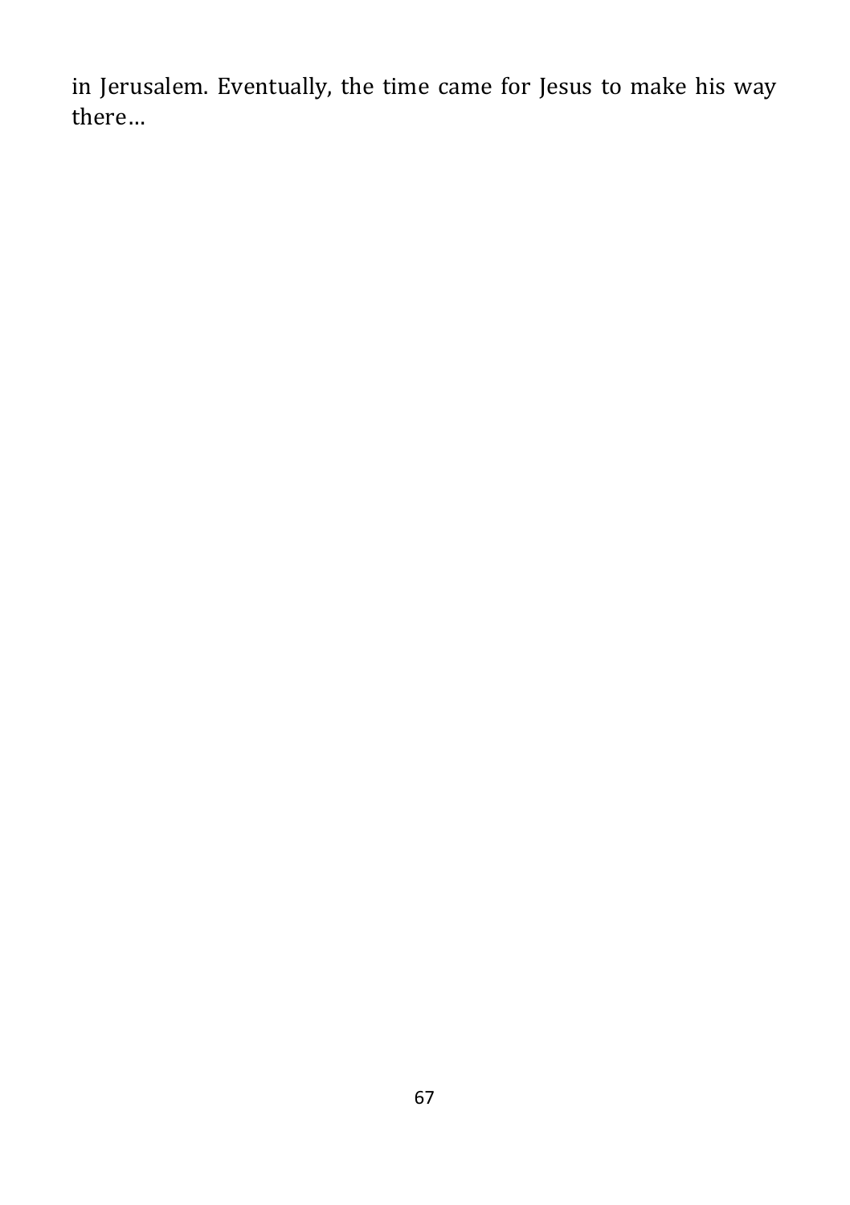in Jerusalem. Eventually, the time came for Jesus to make his way there…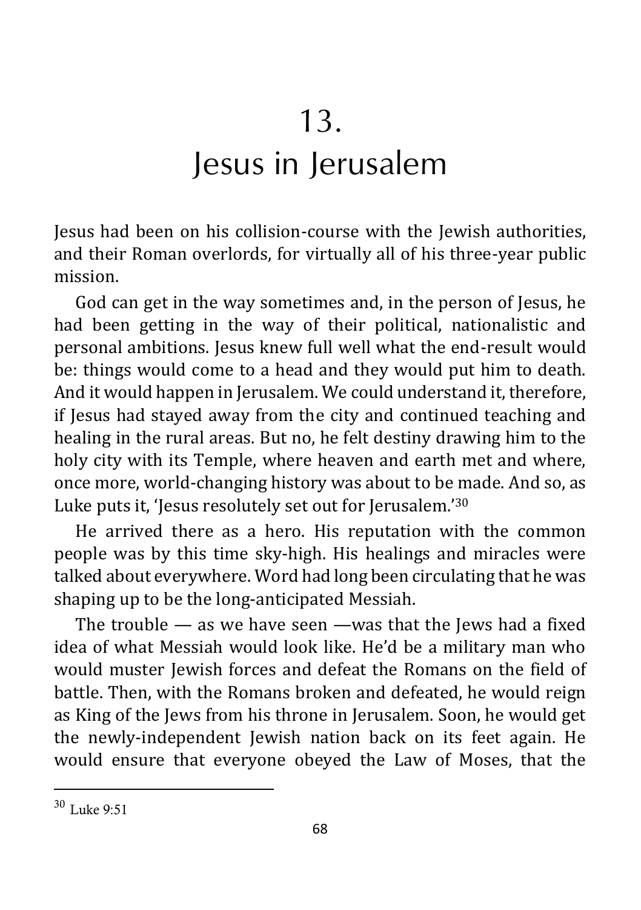# 13.
# Jesus in Jerusalem

Jesus had been on his collision-course with the Jewish authorities, and their Roman overlords, for virtually all of his three-year public mission.

God can get in the way sometimes and, in the person of Jesus, he had been getting in the way of their political, nationalistic and personal ambitions. Jesus knew full well what the end-result would be: things would come to a head and they would put him to death. And it would happen in Jerusalem. We could understand it, therefore, if Jesus had stayed away from the city and continued teaching and healing in the rural areas. But no, he felt destiny drawing him to the holy city with its Temple, where heaven and earth met and where, once more, world-changing history was about to be made. And so, as Luke puts it, 'Jesus resolutely set out for Jerusalem.'[30]

He arrived there as a hero. His reputation with the common people was by this time sky-high. His healings and miracles were talked about everywhere. Word had long been circulating that he was shaping up to be the long-anticipated Messiah.

The trouble — as we have seen —was that the Jews had a fixed idea of what Messiah would look like. He'd be a military man who would muster Jewish forces and defeat the Romans on the field of battle. Then, with the Romans broken and defeated, he would reign as King of the Jews from his throne in Jerusalem. Soon, he would get the newly-independent Jewish nation back on its feet again. He would ensure that everyone obeyed the Law of Moses, that the

---

[30] Luke 9:51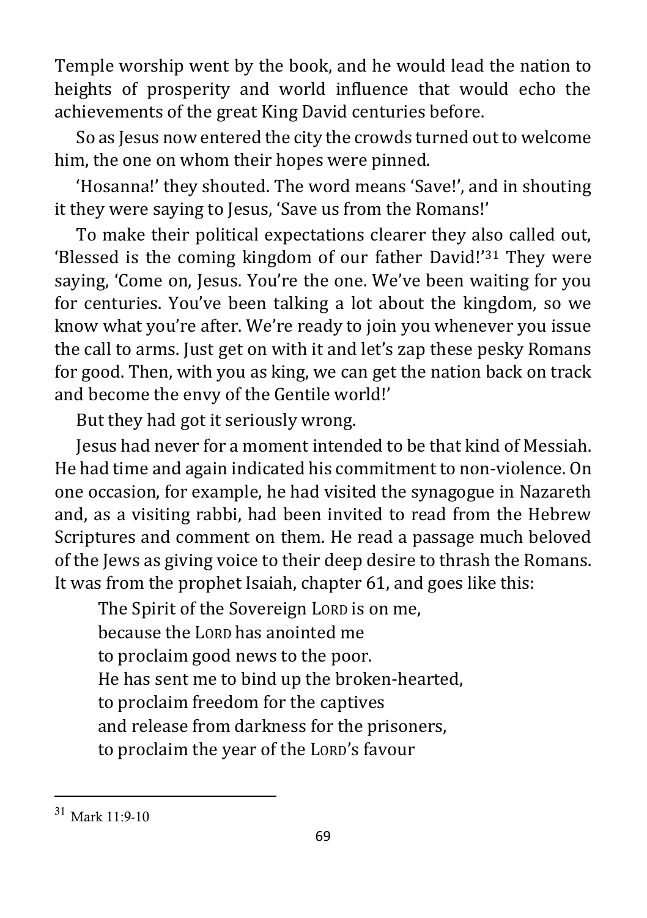Temple worship went by the book, and he would lead the nation to heights of prosperity and world influence that would echo the achievements of the great King David centuries before.

So as Jesus now entered the city the crowds turned out to welcome him, the one on whom their hopes were pinned.

'Hosanna!' they shouted. The word means 'Save!', and in shouting it they were saying to Jesus, 'Save us from the Romans!'

To make their political expectations clearer they also called out, 'Blessed is the coming kingdom of our father David!'[31] They were saying, 'Come on, Jesus. You're the one. We've been waiting for you for centuries. You've been talking a lot about the kingdom, so we know what you're after. We're ready to join you whenever you issue the call to arms. Just get on with it and let's zap these pesky Romans for good. Then, with you as king, we can get the nation back on track and become the envy of the Gentile world!'

But they had got it seriously wrong.

Jesus had never for a moment intended to be that kind of Messiah. He had time and again indicated his commitment to non-violence. On one occasion, for example, he had visited the synagogue in Nazareth and, as a visiting rabbi, had been invited to read from the Hebrew Scriptures and comment on them. He read a passage much beloved of the Jews as giving voice to their deep desire to thrash the Romans. It was from the prophet Isaiah, chapter 61, and goes like this:

> The Spirit of the Sovereign LORD is on me,
> because the LORD has anointed me
> to proclaim good news to the poor.
> He has sent me to bind up the broken-hearted,
> to proclaim freedom for the captives
> and release from darkness for the prisoners,
> to proclaim the year of the LORD's favour

---

[31] Mark 11:9-10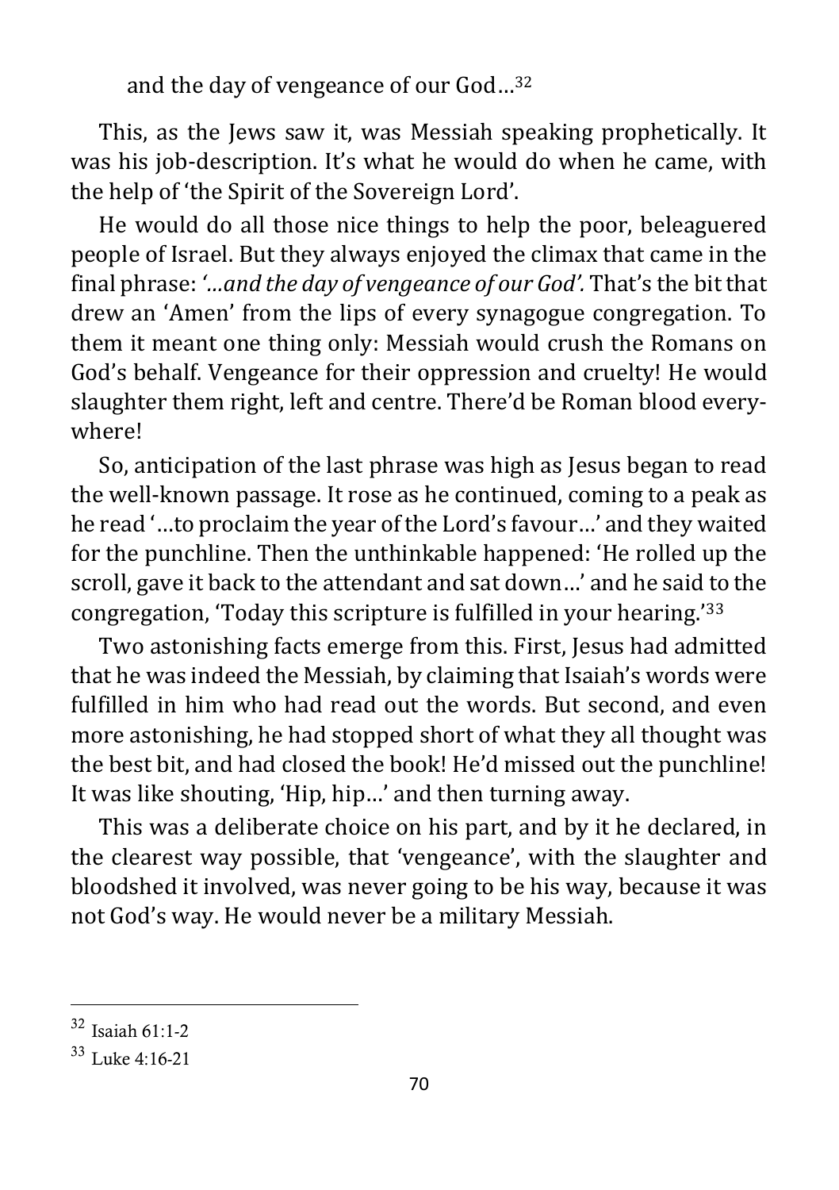and the day of vengeance of our God…[32]

This, as the Jews saw it, was Messiah speaking prophetically. It was his job-description. It's what he would do when he came, with the help of 'the Spirit of the Sovereign Lord'.

He would do all those nice things to help the poor, beleaguered people of Israel. But they always enjoyed the climax that came in the final phrase: *'…and the day of vengeance of our God'.* That's the bit that drew an 'Amen' from the lips of every synagogue congregation. To them it meant one thing only: Messiah would crush the Romans on God's behalf. Vengeance for their oppression and cruelty! He would slaughter them right, left and centre. There'd be Roman blood everywhere!

So, anticipation of the last phrase was high as Jesus began to read the well-known passage. It rose as he continued, coming to a peak as he read '…to proclaim the year of the Lord's favour…' and they waited for the punchline. Then the unthinkable happened: 'He rolled up the scroll, gave it back to the attendant and sat down…' and he said to the congregation, 'Today this scripture is fulfilled in your hearing.'[33]

Two astonishing facts emerge from this. First, Jesus had admitted that he was indeed the Messiah, by claiming that Isaiah's words were fulfilled in him who had read out the words. But second, and even more astonishing, he had stopped short of what they all thought was the best bit, and had closed the book! He'd missed out the punchline! It was like shouting, 'Hip, hip…' and then turning away.

This was a deliberate choice on his part, and by it he declared, in the clearest way possible, that 'vengeance', with the slaughter and bloodshed it involved, was never going to be his way, because it was not God's way. He would never be a military Messiah.

---

[32] Isaiah 61:1-2

[33] Luke 4:16-21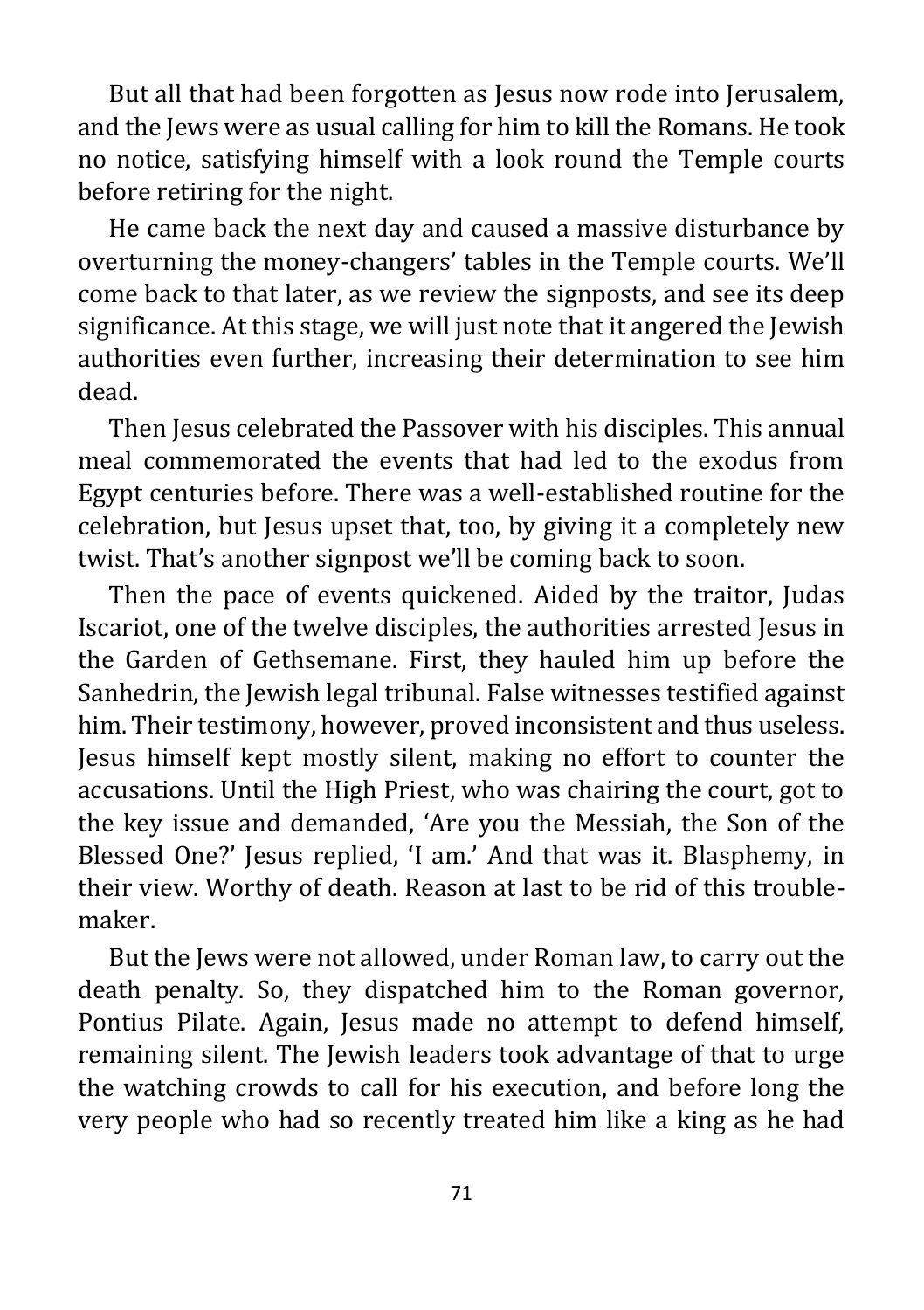But all that had been forgotten as Jesus now rode into Jerusalem, and the Jews were as usual calling for him to kill the Romans. He took no notice, satisfying himself with a look round the Temple courts before retiring for the night.

He came back the next day and caused a massive disturbance by overturning the money-changers' tables in the Temple courts. We'll come back to that later, as we review the signposts, and see its deep significance. At this stage, we will just note that it angered the Jewish authorities even further, increasing their determination to see him dead.

Then Jesus celebrated the Passover with his disciples. This annual meal commemorated the events that had led to the exodus from Egypt centuries before. There was a well-established routine for the celebration, but Jesus upset that, too, by giving it a completely new twist. That's another signpost we'll be coming back to soon.

Then the pace of events quickened. Aided by the traitor, Judas Iscariot, one of the twelve disciples, the authorities arrested Jesus in the Garden of Gethsemane. First, they hauled him up before the Sanhedrin, the Jewish legal tribunal. False witnesses testified against him. Their testimony, however, proved inconsistent and thus useless. Jesus himself kept mostly silent, making no effort to counter the accusations. Until the High Priest, who was chairing the court, got to the key issue and demanded, 'Are you the Messiah, the Son of the Blessed One?' Jesus replied, 'I am.' And that was it. Blasphemy, in their view. Worthy of death. Reason at last to be rid of this trouble-maker.

But the Jews were not allowed, under Roman law, to carry out the death penalty. So, they dispatched him to the Roman governor, Pontius Pilate. Again, Jesus made no attempt to defend himself, remaining silent. The Jewish leaders took advantage of that to urge the watching crowds to call for his execution, and before long the very people who had so recently treated him like a king as he had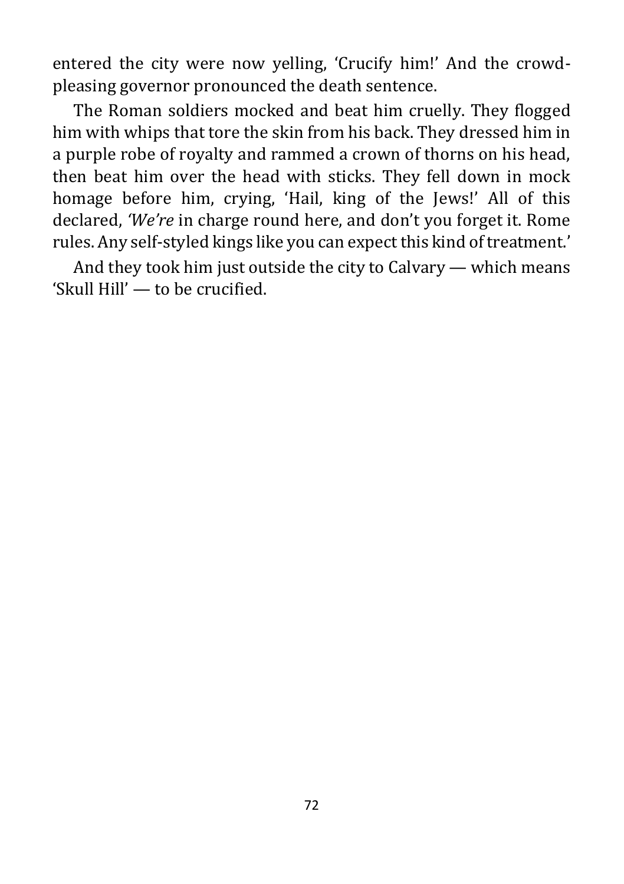entered the city were now yelling, 'Crucify him!' And the crowd-pleasing governor pronounced the death sentence.

The Roman soldiers mocked and beat him cruelly. They flogged him with whips that tore the skin from his back. They dressed him in a purple robe of royalty and rammed a crown of thorns on his head, then beat him over the head with sticks. They fell down in mock homage before him, crying, 'Hail, king of the Jews!' All of this declared, *'We're* in charge round here, and don't you forget it. Rome rules. Any self-styled kings like you can expect this kind of treatment.'

And they took him just outside the city to Calvary — which means 'Skull Hill' — to be crucified.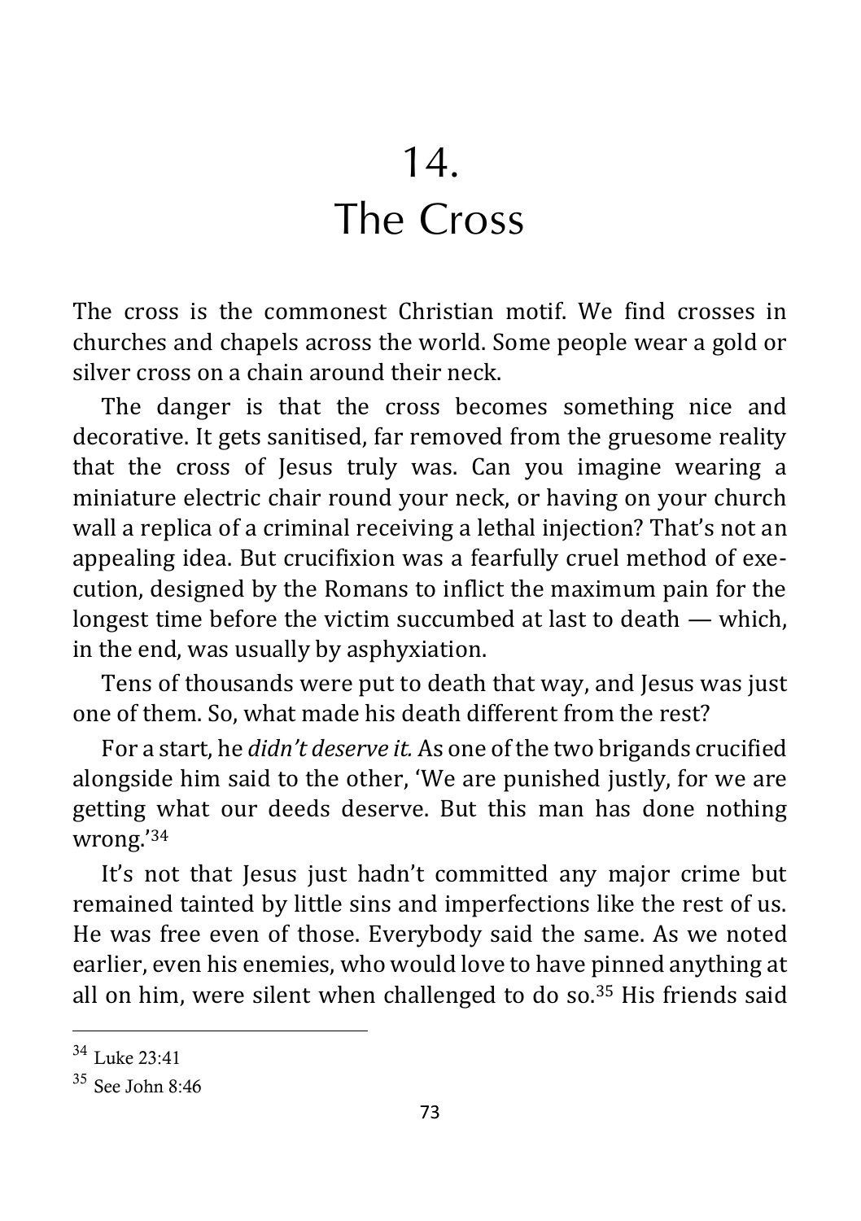# 14.
# The Cross

The cross is the commonest Christian motif. We find crosses in churches and chapels across the world. Some people wear a gold or silver cross on a chain around their neck.

The danger is that the cross becomes something nice and decorative. It gets sanitised, far removed from the gruesome reality that the cross of Jesus truly was. Can you imagine wearing a miniature electric chair round your neck, or having on your church wall a replica of a criminal receiving a lethal injection? That's not an appealing idea. But crucifixion was a fearfully cruel method of execution, designed by the Romans to inflict the maximum pain for the longest time before the victim succumbed at last to death — which, in the end, was usually by asphyxiation.

Tens of thousands were put to death that way, and Jesus was just one of them. So, what made his death different from the rest?

For a start, he *didn't deserve it.* As one of the two brigands crucified alongside him said to the other, 'We are punished justly, for we are getting what our deeds deserve. But this man has done nothing wrong.'[34]

It's not that Jesus just hadn't committed any major crime but remained tainted by little sins and imperfections like the rest of us. He was free even of those. Everybody said the same. As we noted earlier, even his enemies, who would love to have pinned anything at all on him, were silent when challenged to do so.[35] His friends said

---

[34] Luke 23:41

[35] See John 8:46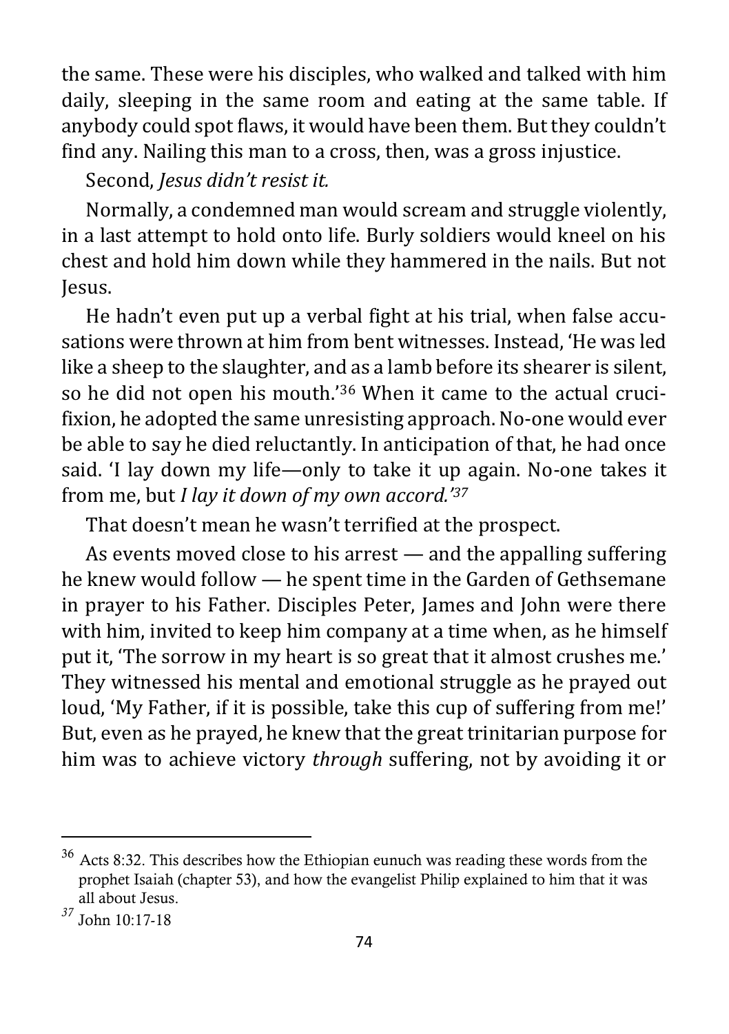the same. These were his disciples, who walked and talked with him daily, sleeping in the same room and eating at the same table. If anybody could spot flaws, it would have been them. But they couldn't find any. Nailing this man to a cross, then, was a gross injustice.

Second, *Jesus didn't resist it.*

Normally, a condemned man would scream and struggle violently, in a last attempt to hold onto life. Burly soldiers would kneel on his chest and hold him down while they hammered in the nails. But not Jesus.

He hadn't even put up a verbal fight at his trial, when false accusations were thrown at him from bent witnesses. Instead, 'He was led like a sheep to the slaughter, and as a lamb before its shearer is silent, so he did not open his mouth.'[36] When it came to the actual crucifixion, he adopted the same unresisting approach. No-one would ever be able to say he died reluctantly. In anticipation of that, he had once said. 'I lay down my life—only to take it up again. No-one takes it from me, but *I lay it down of my own accord.'*[37]

That doesn't mean he wasn't terrified at the prospect.

As events moved close to his arrest — and the appalling suffering he knew would follow — he spent time in the Garden of Gethsemane in prayer to his Father. Disciples Peter, James and John were there with him, invited to keep him company at a time when, as he himself put it, 'The sorrow in my heart is so great that it almost crushes me.' They witnessed his mental and emotional struggle as he prayed out loud, 'My Father, if it is possible, take this cup of suffering from me!' But, even as he prayed, he knew that the great trinitarian purpose for him was to achieve victory *through* suffering, not by avoiding it or

---

[36] Acts 8:32. This describes how the Ethiopian eunuch was reading these words from the prophet Isaiah (chapter 53), and how the evangelist Philip explained to him that it was all about Jesus.

[37] John 10:17-18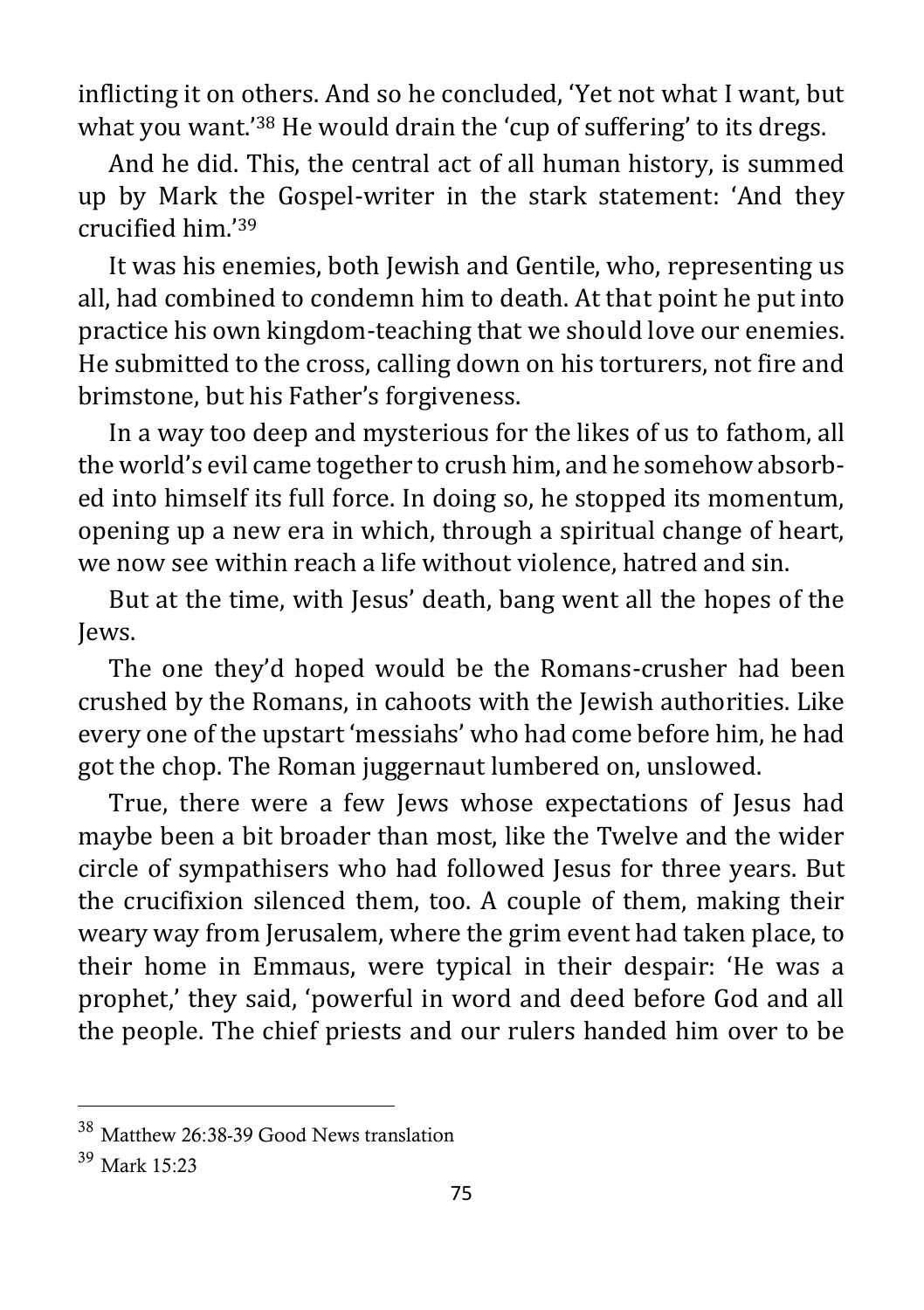inflicting it on others. And so he concluded, 'Yet not what I want, but what you want.'[38] He would drain the 'cup of suffering' to its dregs.

And he did. This, the central act of all human history, is summed up by Mark the Gospel-writer in the stark statement: 'And they crucified him.'[39]

It was his enemies, both Jewish and Gentile, who, representing us all, had combined to condemn him to death. At that point he put into practice his own kingdom-teaching that we should love our enemies. He submitted to the cross, calling down on his torturers, not fire and brimstone, but his Father's forgiveness.

In a way too deep and mysterious for the likes of us to fathom, all the world's evil came together to crush him, and he somehow absorbed into himself its full force. In doing so, he stopped its momentum, opening up a new era in which, through a spiritual change of heart, we now see within reach a life without violence, hatred and sin.

But at the time, with Jesus' death, bang went all the hopes of the Jews.

The one they'd hoped would be the Romans-crusher had been crushed by the Romans, in cahoots with the Jewish authorities. Like every one of the upstart 'messiahs' who had come before him, he had got the chop. The Roman juggernaut lumbered on, unslowed.

True, there were a few Jews whose expectations of Jesus had maybe been a bit broader than most, like the Twelve and the wider circle of sympathisers who had followed Jesus for three years. But the crucifixion silenced them, too. A couple of them, making their weary way from Jerusalem, where the grim event had taken place, to their home in Emmaus, were typical in their despair: 'He was a prophet,' they said, 'powerful in word and deed before God and all the people. The chief priests and our rulers handed him over to be

---

[38] Matthew 26:38-39 Good News translation

[39] Mark 15:23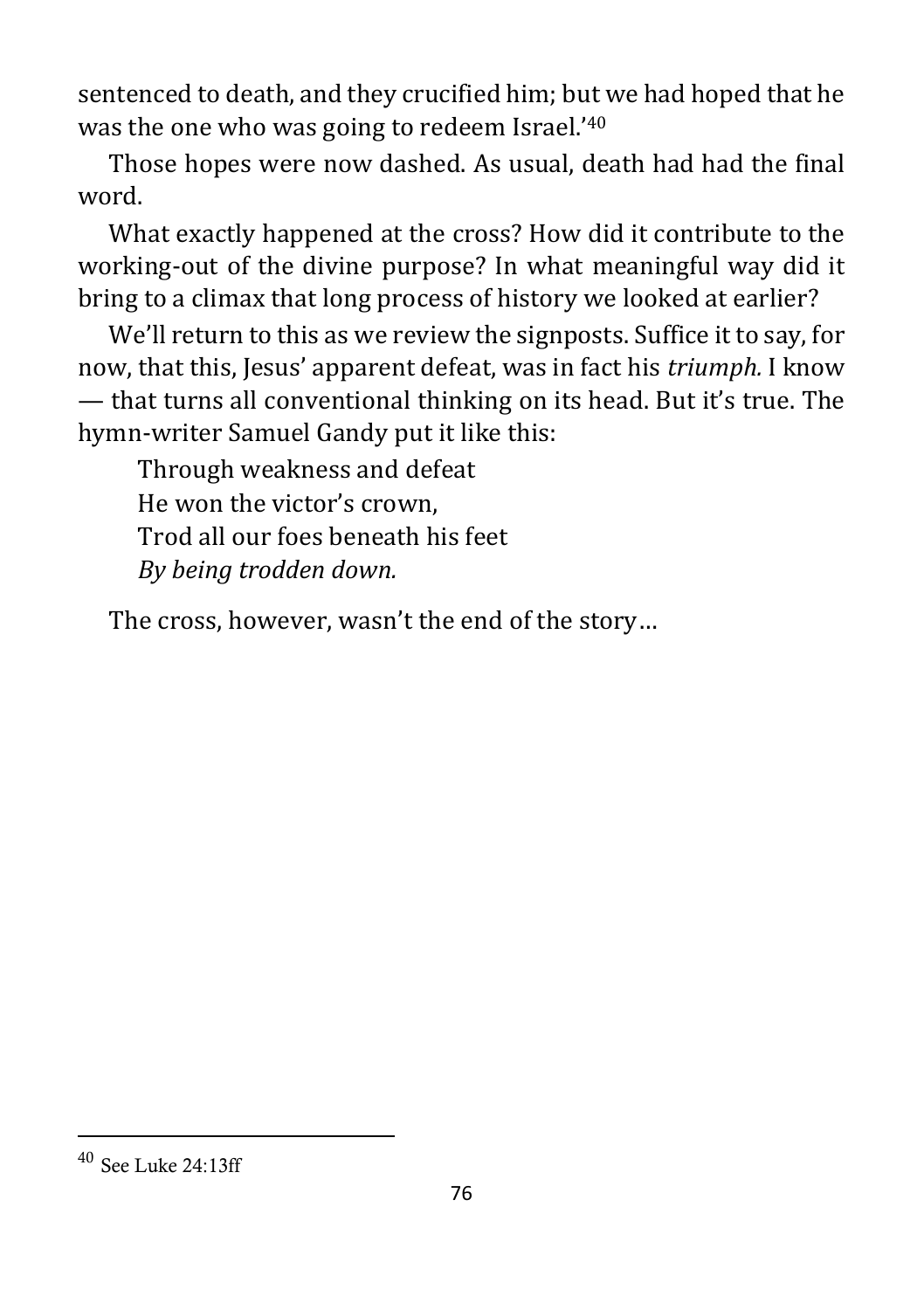sentenced to death, and they crucified him; but we had hoped that he was the one who was going to redeem Israel.'[40]

Those hopes were now dashed. As usual, death had had the final word.

What exactly happened at the cross? How did it contribute to the working-out of the divine purpose? In what meaningful way did it bring to a climax that long process of history we looked at earlier?

We'll return to this as we review the signposts. Suffice it to say, for now, that this, Jesus' apparent defeat, was in fact his *triumph.* I know — that turns all conventional thinking on its head. But it's true. The hymn-writer Samuel Gandy put it like this:

> Through weakness and defeat
> He won the victor's crown,
> Trod all our foes beneath his feet
> *By being trodden down.*

The cross, however, wasn't the end of the story…

---

[40] See Luke 24:13ff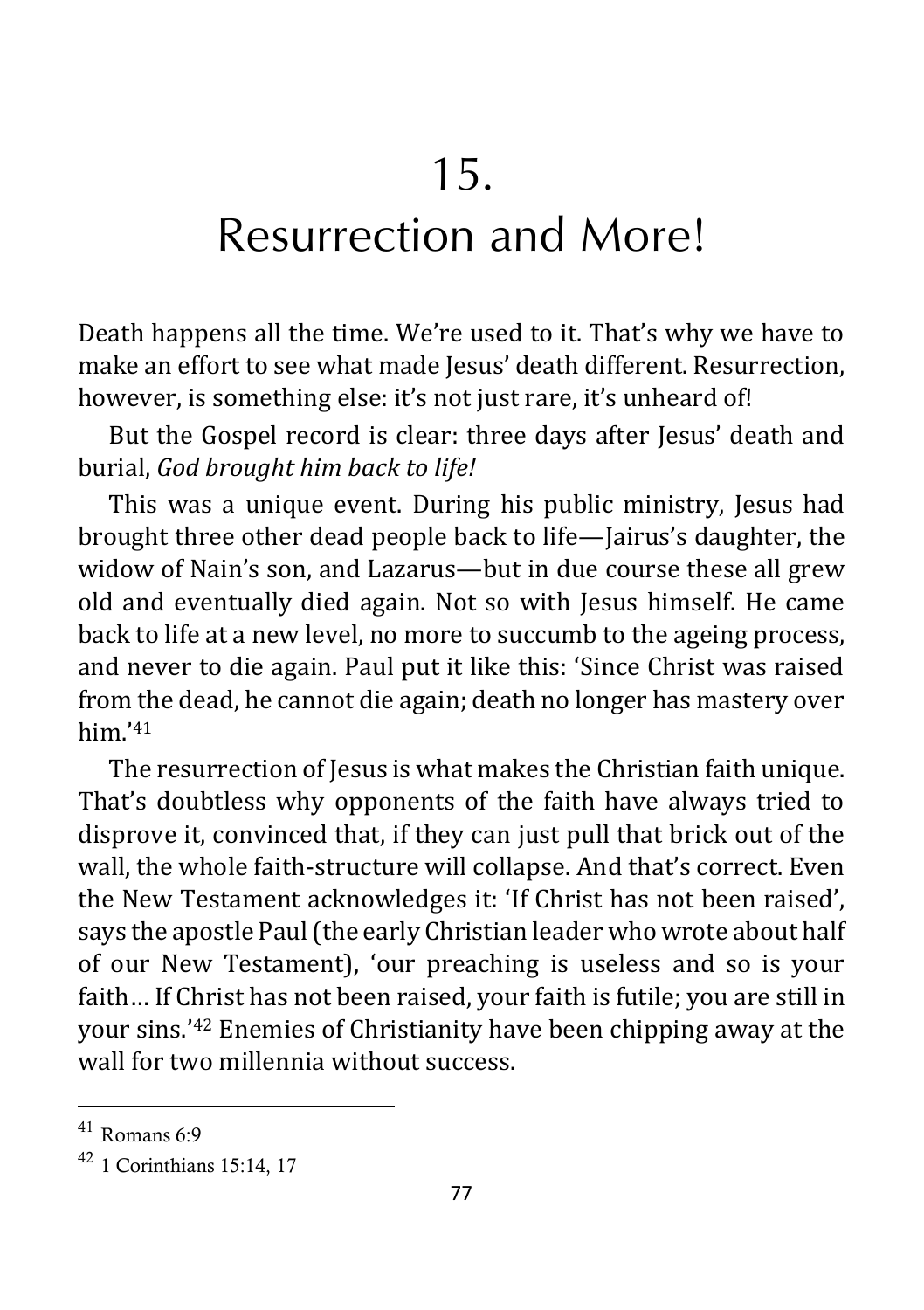# 15.
# Resurrection and More!

Death happens all the time. We're used to it. That's why we have to make an effort to see what made Jesus' death different. Resurrection, however, is something else: it's not just rare, it's unheard of!

But the Gospel record is clear: three days after Jesus' death and burial, *God brought him back to life!*

This was a unique event. During his public ministry, Jesus had brought three other dead people back to life—Jairus's daughter, the widow of Nain's son, and Lazarus—but in due course these all grew old and eventually died again. Not so with Jesus himself. He came back to life at a new level, no more to succumb to the ageing process, and never to die again. Paul put it like this: 'Since Christ was raised from the dead, he cannot die again; death no longer has mastery over him.'[41]

The resurrection of Jesus is what makes the Christian faith unique. That's doubtless why opponents of the faith have always tried to disprove it, convinced that, if they can just pull that brick out of the wall, the whole faith-structure will collapse. And that's correct. Even the New Testament acknowledges it: 'If Christ has not been raised', says the apostle Paul (the early Christian leader who wrote about half of our New Testament), 'our preaching is useless and so is your faith… If Christ has not been raised, your faith is futile; you are still in your sins.'[42] Enemies of Christianity have been chipping away at the wall for two millennia without success.

---

[41] Romans 6:9

[42] 1 Corinthians 15:14, 17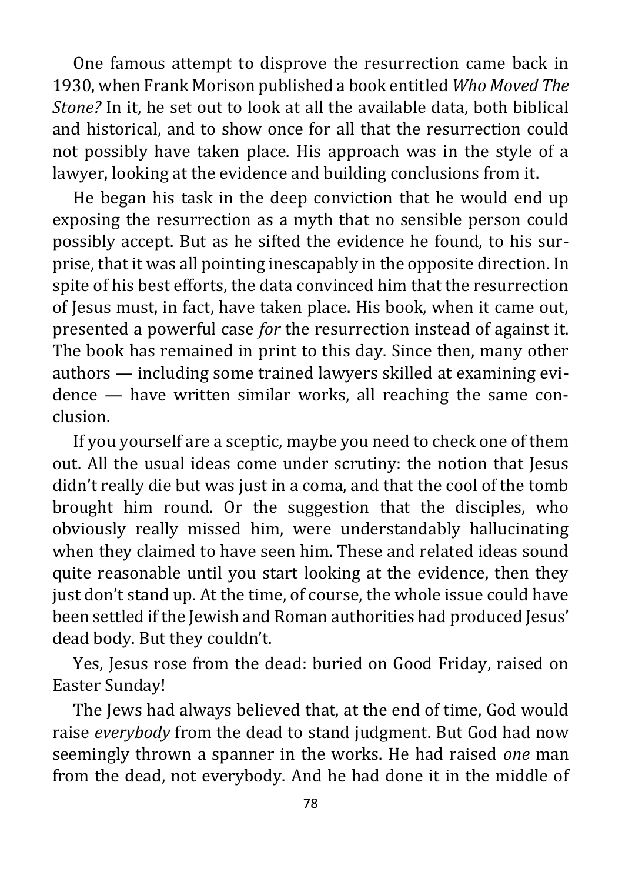One famous attempt to disprove the resurrection came back in 1930, when Frank Morison published a book entitled *Who Moved The Stone?* In it, he set out to look at all the available data, both biblical and historical, and to show once for all that the resurrection could not possibly have taken place. His approach was in the style of a lawyer, looking at the evidence and building conclusions from it.

He began his task in the deep conviction that he would end up exposing the resurrection as a myth that no sensible person could possibly accept. But as he sifted the evidence he found, to his surprise, that it was all pointing inescapably in the opposite direction. In spite of his best efforts, the data convinced him that the resurrection of Jesus must, in fact, have taken place. His book, when it came out, presented a powerful case *for* the resurrection instead of against it. The book has remained in print to this day. Since then, many other authors — including some trained lawyers skilled at examining evidence — have written similar works, all reaching the same conclusion.

If you yourself are a sceptic, maybe you need to check one of them out. All the usual ideas come under scrutiny: the notion that Jesus didn't really die but was just in a coma, and that the cool of the tomb brought him round. Or the suggestion that the disciples, who obviously really missed him, were understandably hallucinating when they claimed to have seen him. These and related ideas sound quite reasonable until you start looking at the evidence, then they just don't stand up. At the time, of course, the whole issue could have been settled if the Jewish and Roman authorities had produced Jesus' dead body. But they couldn't.

Yes, Jesus rose from the dead: buried on Good Friday, raised on Easter Sunday!

The Jews had always believed that, at the end of time, God would raise *everybody* from the dead to stand judgment. But God had now seemingly thrown a spanner in the works. He had raised *one* man from the dead, not everybody. And he had done it in the middle of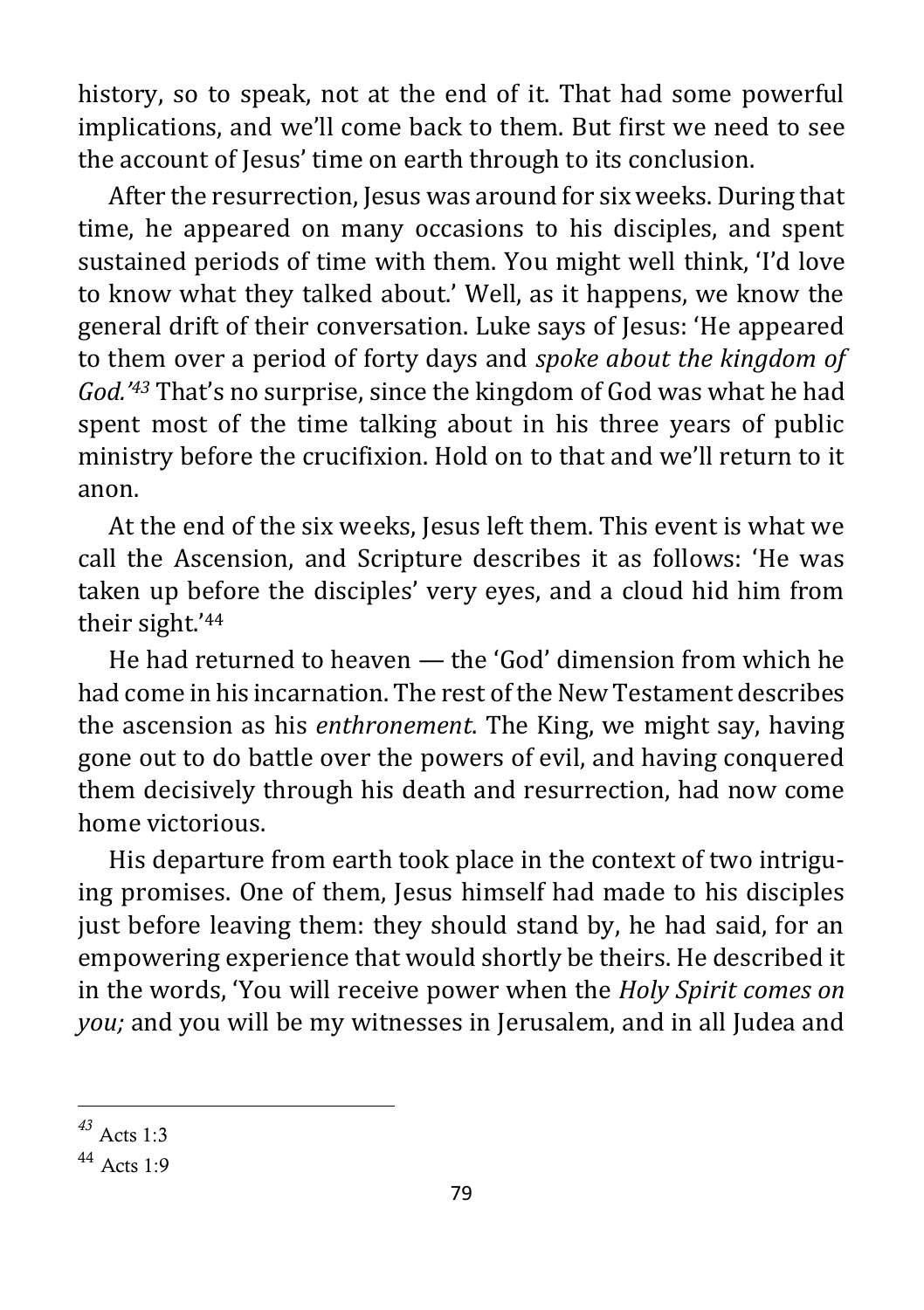history, so to speak, not at the end of it. That had some powerful implications, and we'll come back to them. But first we need to see the account of Jesus' time on earth through to its conclusion.

After the resurrection, Jesus was around for six weeks. During that time, he appeared on many occasions to his disciples, and spent sustained periods of time with them. You might well think, 'I'd love to know what they talked about.' Well, as it happens, we know the general drift of their conversation. Luke says of Jesus: 'He appeared to them over a period of forty days and *spoke about the kingdom of God.'*[43] That's no surprise, since the kingdom of God was what he had spent most of the time talking about in his three years of public ministry before the crucifixion. Hold on to that and we'll return to it anon.

At the end of the six weeks, Jesus left them. This event is what we call the Ascension, and Scripture describes it as follows: 'He was taken up before the disciples' very eyes, and a cloud hid him from their sight.'[44]

He had returned to heaven — the 'God' dimension from which he had come in his incarnation. The rest of the New Testament describes the ascension as his *enthronement*. The King, we might say, having gone out to do battle over the powers of evil, and having conquered them decisively through his death and resurrection, had now come home victorious.

His departure from earth took place in the context of two intriguing promises. One of them, Jesus himself had made to his disciples just before leaving them: they should stand by, he had said, for an empowering experience that would shortly be theirs. He described it in the words, 'You will receive power when the *Holy Spirit comes on you;* and you will be my witnesses in Jerusalem, and in all Judea and

---

[43] Acts 1:3

[44] Acts 1:9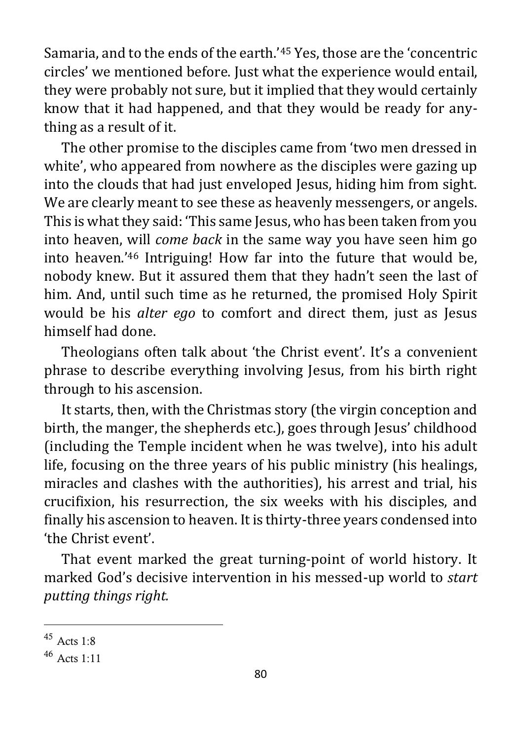Samaria, and to the ends of the earth.'[45] Yes, those are the 'concentric circles' we mentioned before. Just what the experience would entail, they were probably not sure, but it implied that they would certainly know that it had happened, and that they would be ready for anything as a result of it.

The other promise to the disciples came from 'two men dressed in white', who appeared from nowhere as the disciples were gazing up into the clouds that had just enveloped Jesus, hiding him from sight. We are clearly meant to see these as heavenly messengers, or angels. This is what they said: 'This same Jesus, who has been taken from you into heaven, will *come back* in the same way you have seen him go into heaven.'[46] Intriguing! How far into the future that would be, nobody knew. But it assured them that they hadn't seen the last of him. And, until such time as he returned, the promised Holy Spirit would be his *alter ego* to comfort and direct them, just as Jesus himself had done.

Theologians often talk about 'the Christ event'. It's a convenient phrase to describe everything involving Jesus, from his birth right through to his ascension.

It starts, then, with the Christmas story (the virgin conception and birth, the manger, the shepherds etc.), goes through Jesus' childhood (including the Temple incident when he was twelve), into his adult life, focusing on the three years of his public ministry (his healings, miracles and clashes with the authorities), his arrest and trial, his crucifixion, his resurrection, the six weeks with his disciples, and finally his ascension to heaven. It is thirty-three years condensed into 'the Christ event'.

That event marked the great turning-point of world history. It marked God's decisive intervention in his messed-up world to *start putting things right.*

---

[45] Acts 1:8

[46] Acts 1:11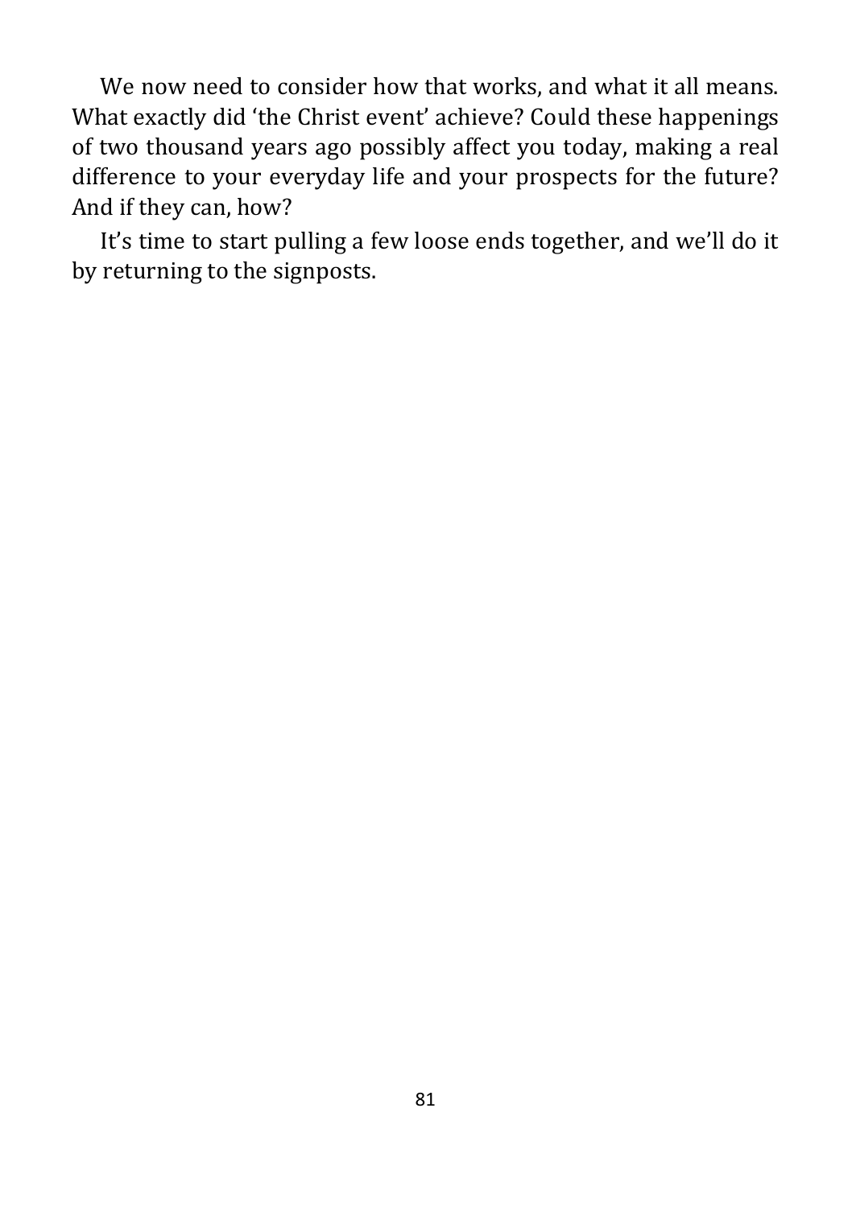We now need to consider how that works, and what it all means. What exactly did 'the Christ event' achieve? Could these happenings of two thousand years ago possibly affect you today, making a real difference to your everyday life and your prospects for the future? And if they can, how?

It's time to start pulling a few loose ends together, and we'll do it by returning to the signposts.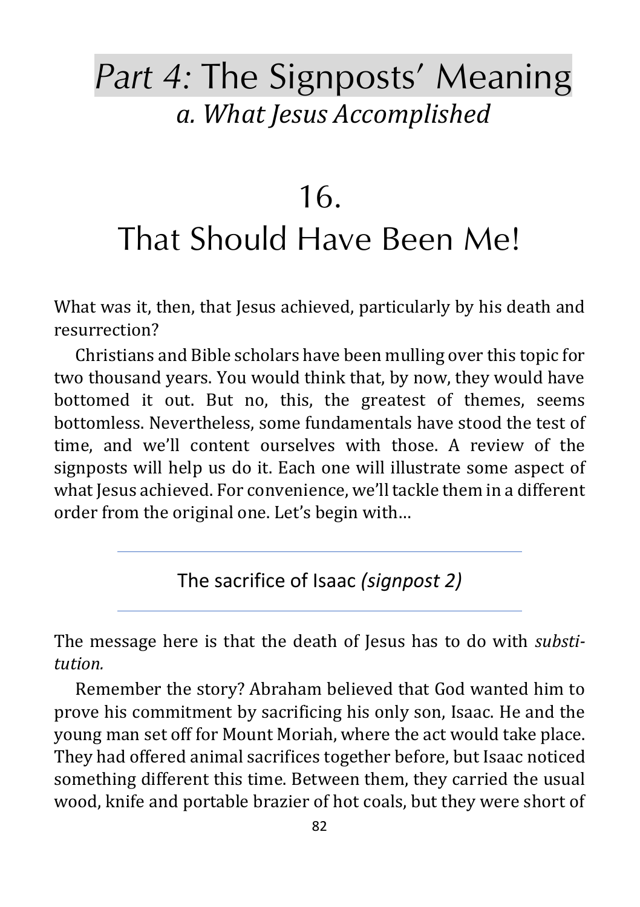# *Part 4:* The Signposts' Meaning

## *a. What Jesus Accomplished*

# 16.
# That Should Have Been Me!

What was it, then, that Jesus achieved, particularly by his death and resurrection?

Christians and Bible scholars have been mulling over this topic for two thousand years. You would think that, by now, they would have bottomed it out. But no, this, the greatest of themes, seems bottomless. Nevertheless, some fundamentals have stood the test of time, and we'll content ourselves with those. A review of the signposts will help us do it. Each one will illustrate some aspect of what Jesus achieved. For convenience, we'll tackle them in a different order from the original one. Let's begin with…

---

### The sacrifice of Isaac *(signpost 2)*

---

The message here is that the death of Jesus has to do with *substitution.*

Remember the story? Abraham believed that God wanted him to prove his commitment by sacrificing his only son, Isaac. He and the young man set off for Mount Moriah, where the act would take place. They had offered animal sacrifices together before, but Isaac noticed something different this time. Between them, they carried the usual wood, knife and portable brazier of hot coals, but they were short of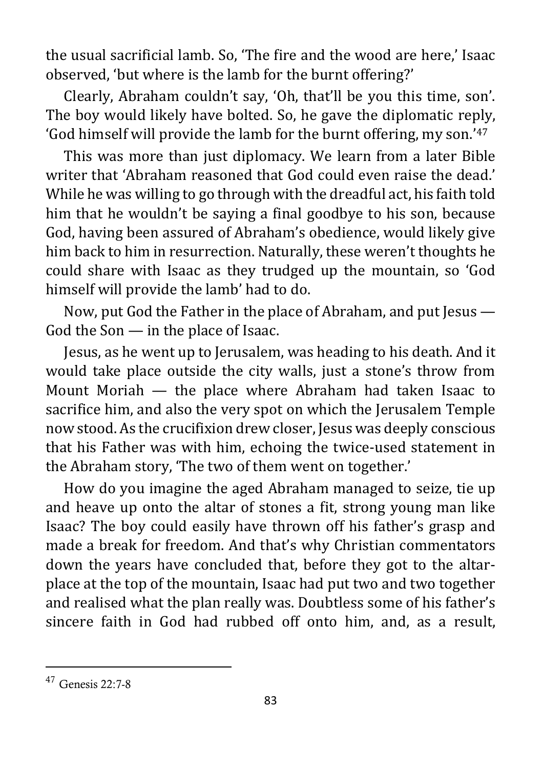the usual sacrificial lamb. So, 'The fire and the wood are here,' Isaac observed, 'but where is the lamb for the burnt offering?'

Clearly, Abraham couldn't say, 'Oh, that'll be you this time, son'. The boy would likely have bolted. So, he gave the diplomatic reply, 'God himself will provide the lamb for the burnt offering, my son.'[47]

This was more than just diplomacy. We learn from a later Bible writer that 'Abraham reasoned that God could even raise the dead.' While he was willing to go through with the dreadful act, his faith told him that he wouldn't be saying a final goodbye to his son, because God, having been assured of Abraham's obedience, would likely give him back to him in resurrection. Naturally, these weren't thoughts he could share with Isaac as they trudged up the mountain, so 'God himself will provide the lamb' had to do.

Now, put God the Father in the place of Abraham, and put Jesus — God the Son — in the place of Isaac.

Jesus, as he went up to Jerusalem, was heading to his death. And it would take place outside the city walls, just a stone's throw from Mount Moriah — the place where Abraham had taken Isaac to sacrifice him, and also the very spot on which the Jerusalem Temple now stood. As the crucifixion drew closer, Jesus was deeply conscious that his Father was with him, echoing the twice-used statement in the Abraham story, 'The two of them went on together.'

How do you imagine the aged Abraham managed to seize, tie up and heave up onto the altar of stones a fit, strong young man like Isaac? The boy could easily have thrown off his father's grasp and made a break for freedom. And that's why Christian commentators down the years have concluded that, before they got to the altar-place at the top of the mountain, Isaac had put two and two together and realised what the plan really was. Doubtless some of his father's sincere faith in God had rubbed off onto him, and, as a result,

---

[47] Genesis 22:7-8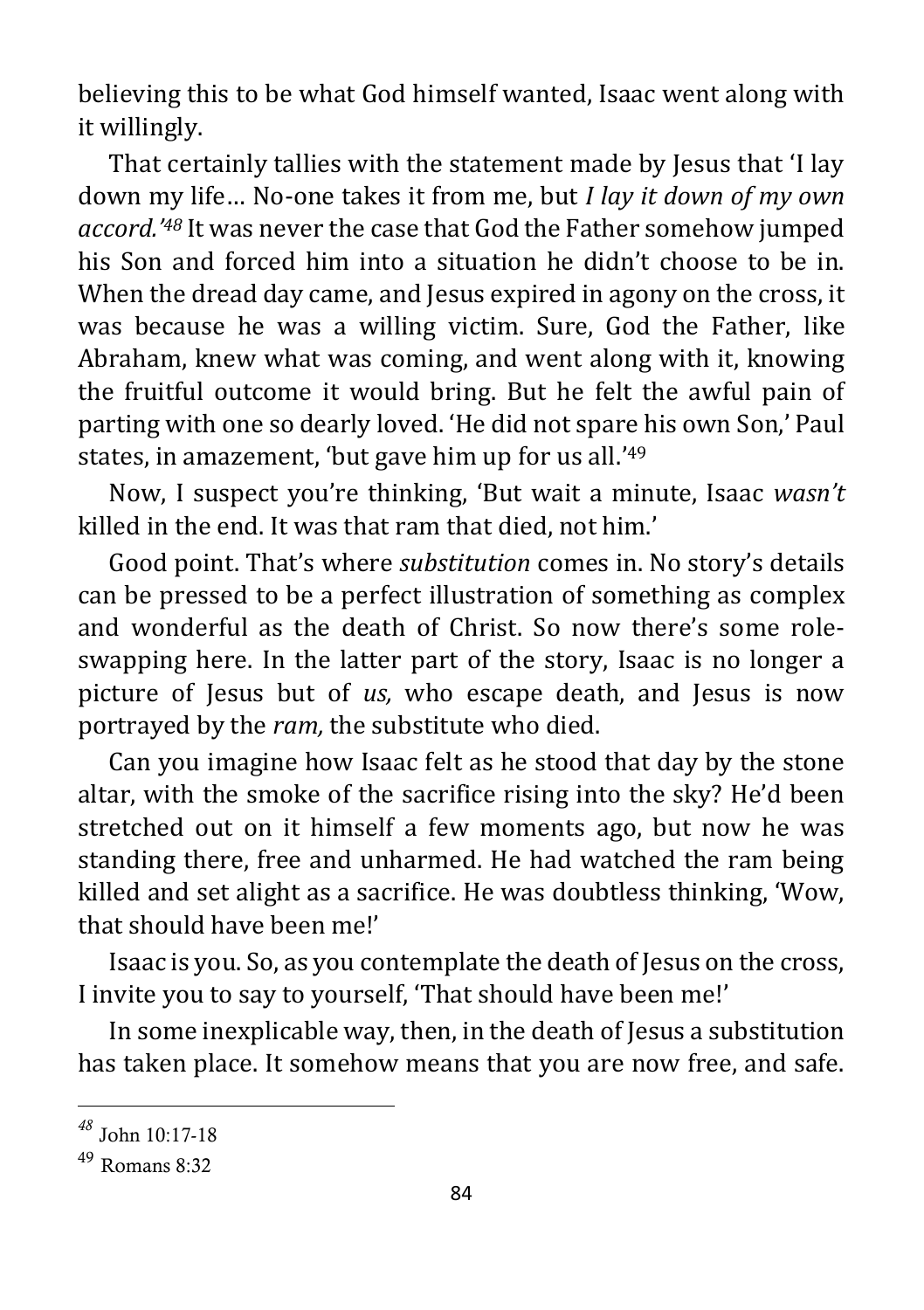believing this to be what God himself wanted, Isaac went along with it willingly.

That certainly tallies with the statement made by Jesus that 'I lay down my life… No-one takes it from me, but *I lay it down of my own accord.'*[48] It was never the case that God the Father somehow jumped his Son and forced him into a situation he didn't choose to be in. When the dread day came, and Jesus expired in agony on the cross, it was because he was a willing victim. Sure, God the Father, like Abraham, knew what was coming, and went along with it, knowing the fruitful outcome it would bring. But he felt the awful pain of parting with one so dearly loved. 'He did not spare his own Son,' Paul states, in amazement, 'but gave him up for us all.'[49]

Now, I suspect you're thinking, 'But wait a minute, Isaac *wasn't* killed in the end. It was that ram that died, not him.'

Good point. That's where *substitution* comes in. No story's details can be pressed to be a perfect illustration of something as complex and wonderful as the death of Christ. So now there's some role-swapping here. In the latter part of the story, Isaac is no longer a picture of Jesus but of *us,* who escape death, and Jesus is now portrayed by the *ram,* the substitute who died.

Can you imagine how Isaac felt as he stood that day by the stone altar, with the smoke of the sacrifice rising into the sky? He'd been stretched out on it himself a few moments ago, but now he was standing there, free and unharmed. He had watched the ram being killed and set alight as a sacrifice. He was doubtless thinking, 'Wow, that should have been me!'

Isaac is you. So, as you contemplate the death of Jesus on the cross, I invite you to say to yourself, 'That should have been me!'

In some inexplicable way, then, in the death of Jesus a substitution has taken place. It somehow means that you are now free, and safe.

---

[48] John 10:17-18

[49] Romans 8:32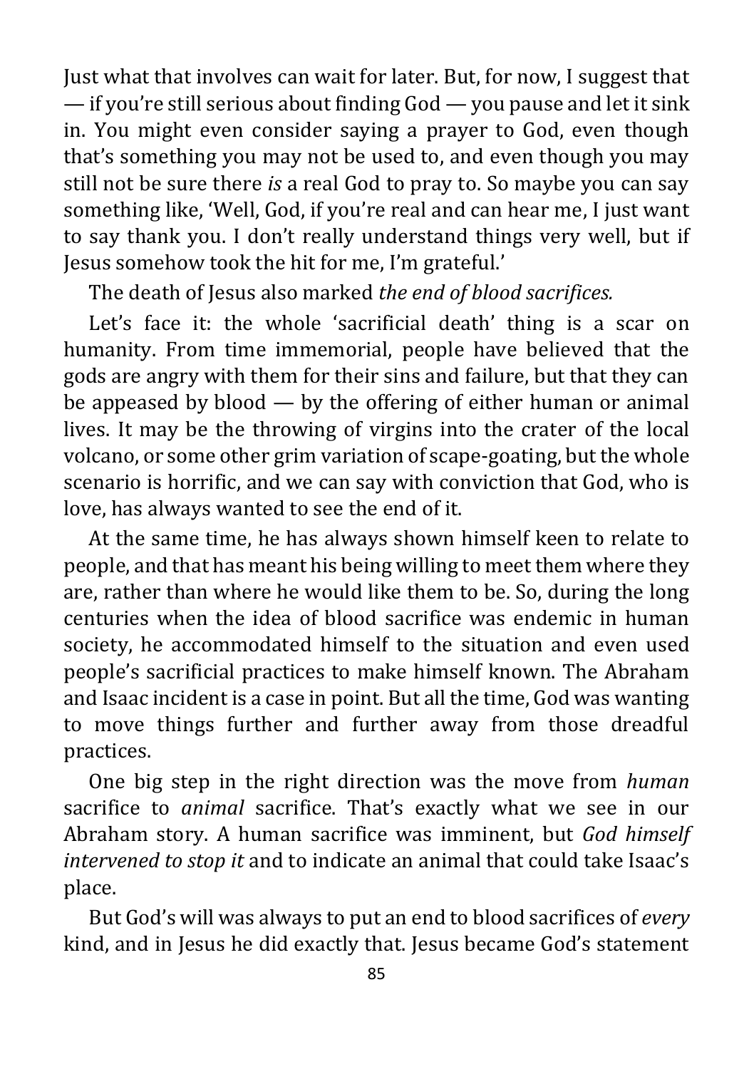Just what that involves can wait for later. But, for now, I suggest that — if you're still serious about finding God — you pause and let it sink in. You might even consider saying a prayer to God, even though that's something you may not be used to, and even though you may still not be sure there *is* a real God to pray to. So maybe you can say something like, 'Well, God, if you're real and can hear me, I just want to say thank you. I don't really understand things very well, but if Jesus somehow took the hit for me, I'm grateful.'

The death of Jesus also marked *the end of blood sacrifices.*

Let's face it: the whole 'sacrificial death' thing is a scar on humanity. From time immemorial, people have believed that the gods are angry with them for their sins and failure, but that they can be appeased by blood — by the offering of either human or animal lives. It may be the throwing of virgins into the crater of the local volcano, or some other grim variation of scape-goating, but the whole scenario is horrific, and we can say with conviction that God, who is love, has always wanted to see the end of it.

At the same time, he has always shown himself keen to relate to people, and that has meant his being willing to meet them where they are, rather than where he would like them to be. So, during the long centuries when the idea of blood sacrifice was endemic in human society, he accommodated himself to the situation and even used people's sacrificial practices to make himself known. The Abraham and Isaac incident is a case in point. But all the time, God was wanting to move things further and further away from those dreadful practices.

One big step in the right direction was the move from *human* sacrifice to *animal* sacrifice. That's exactly what we see in our Abraham story. A human sacrifice was imminent, but *God himself intervened to stop it* and to indicate an animal that could take Isaac's place.

But God's will was always to put an end to blood sacrifices of *every* kind, and in Jesus he did exactly that. Jesus became God's statement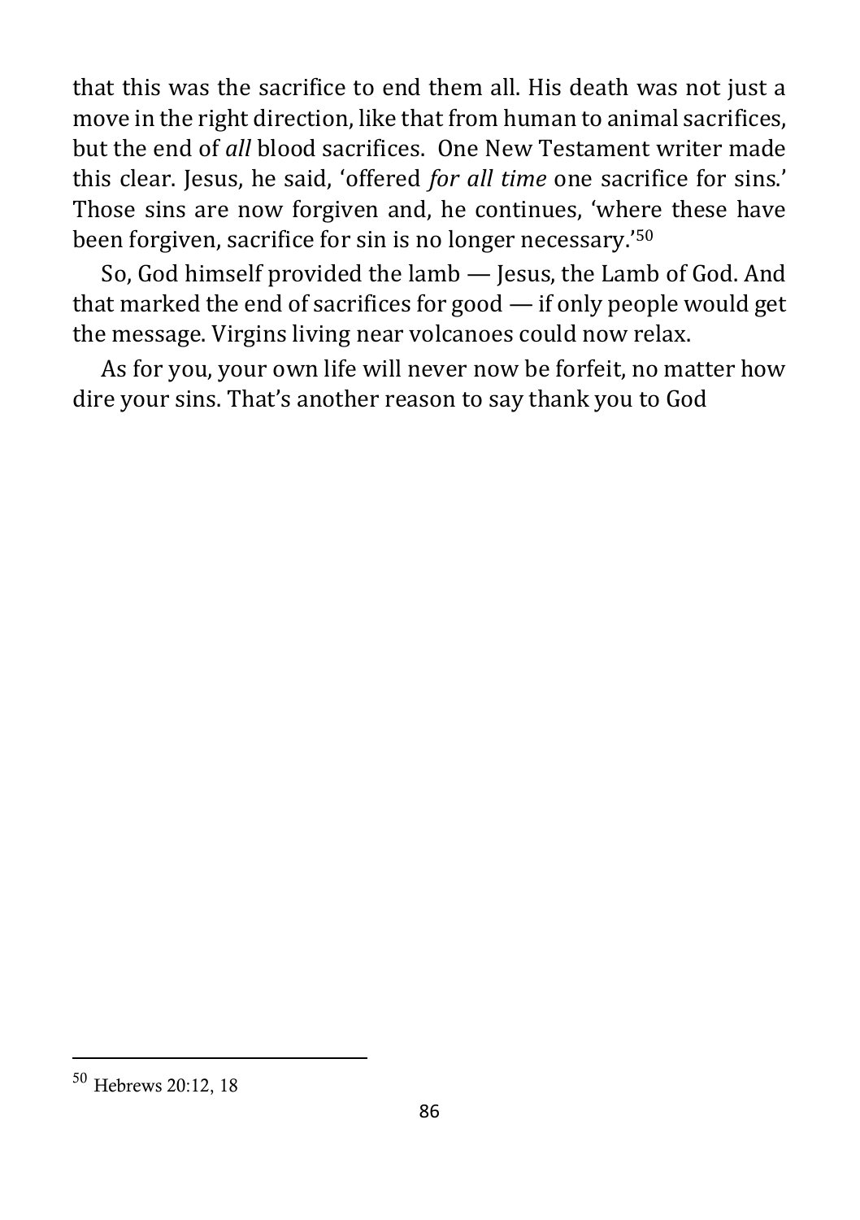that this was the sacrifice to end them all. His death was not just a move in the right direction, like that from human to animal sacrifices, but the end of *all* blood sacrifices. One New Testament writer made this clear. Jesus, he said, 'offered *for all time* one sacrifice for sins.' Those sins are now forgiven and, he continues, 'where these have been forgiven, sacrifice for sin is no longer necessary.'[50]

So, God himself provided the lamb — Jesus, the Lamb of God. And that marked the end of sacrifices for good — if only people would get the message. Virgins living near volcanoes could now relax.

As for you, your own life will never now be forfeit, no matter how dire your sins. That's another reason to say thank you to God

---

[50] Hebrews 20:12, 18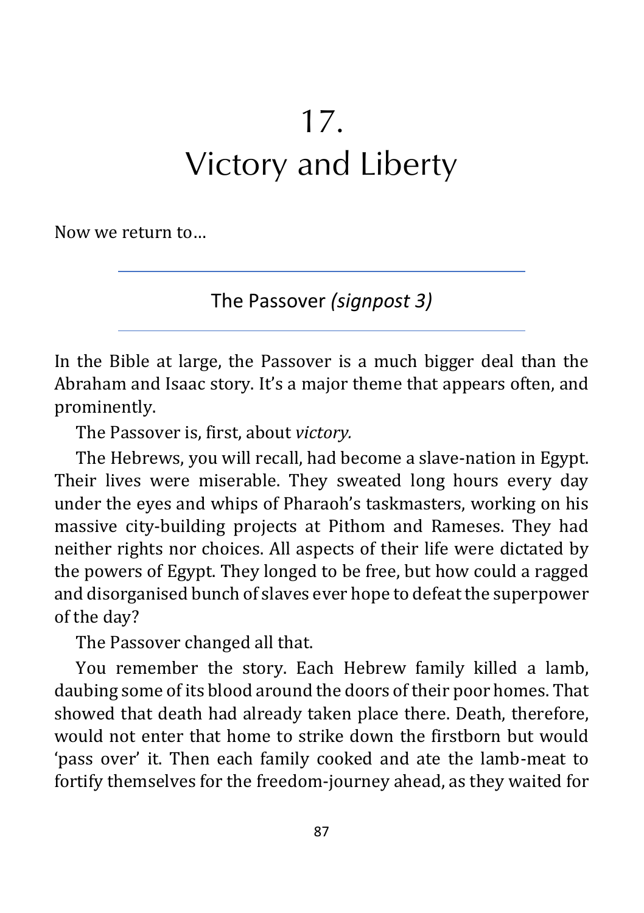# 17.
# Victory and Liberty

Now we return to…

---

## The Passover *(signpost 3)*

---

In the Bible at large, the Passover is a much bigger deal than the Abraham and Isaac story. It's a major theme that appears often, and prominently.

The Passover is, first, about *victory.*

The Hebrews, you will recall, had become a slave-nation in Egypt. Their lives were miserable. They sweated long hours every day under the eyes and whips of Pharaoh's taskmasters, working on his massive city-building projects at Pithom and Rameses. They had neither rights nor choices. All aspects of their life were dictated by the powers of Egypt. They longed to be free, but how could a ragged and disorganised bunch of slaves ever hope to defeat the superpower of the day?

The Passover changed all that.

You remember the story. Each Hebrew family killed a lamb, daubing some of its blood around the doors of their poor homes. That showed that death had already taken place there. Death, therefore, would not enter that home to strike down the firstborn but would 'pass over' it. Then each family cooked and ate the lamb-meat to fortify themselves for the freedom-journey ahead, as they waited for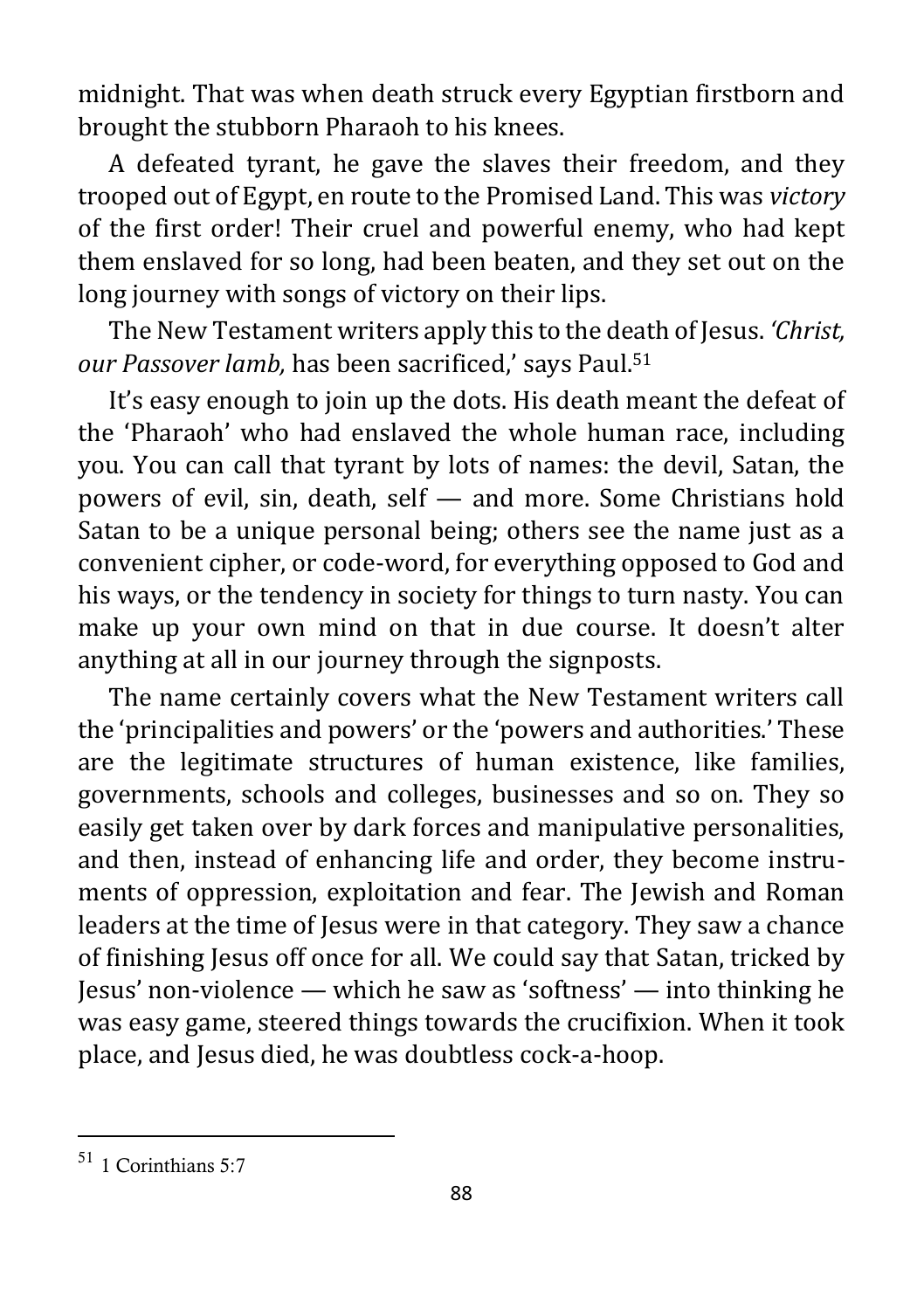midnight. That was when death struck every Egyptian firstborn and brought the stubborn Pharaoh to his knees.

A defeated tyrant, he gave the slaves their freedom, and they trooped out of Egypt, en route to the Promised Land. This was *victory* of the first order! Their cruel and powerful enemy, who had kept them enslaved for so long, had been beaten, and they set out on the long journey with songs of victory on their lips.

The New Testament writers apply this to the death of Jesus. *'Christ, our Passover lamb,* has been sacrificed,' says Paul.[51]

It's easy enough to join up the dots. His death meant the defeat of the 'Pharaoh' who had enslaved the whole human race, including you. You can call that tyrant by lots of names: the devil, Satan, the powers of evil, sin, death, self — and more. Some Christians hold Satan to be a unique personal being; others see the name just as a convenient cipher, or code-word, for everything opposed to God and his ways, or the tendency in society for things to turn nasty. You can make up your own mind on that in due course. It doesn't alter anything at all in our journey through the signposts.

The name certainly covers what the New Testament writers call the 'principalities and powers' or the 'powers and authorities.' These are the legitimate structures of human existence, like families, governments, schools and colleges, businesses and so on. They so easily get taken over by dark forces and manipulative personalities, and then, instead of enhancing life and order, they become instruments of oppression, exploitation and fear. The Jewish and Roman leaders at the time of Jesus were in that category. They saw a chance of finishing Jesus off once for all. We could say that Satan, tricked by Jesus' non-violence — which he saw as 'softness' — into thinking he was easy game, steered things towards the crucifixion. When it took place, and Jesus died, he was doubtless cock-a-hoop.

---

[51] 1 Corinthians 5:7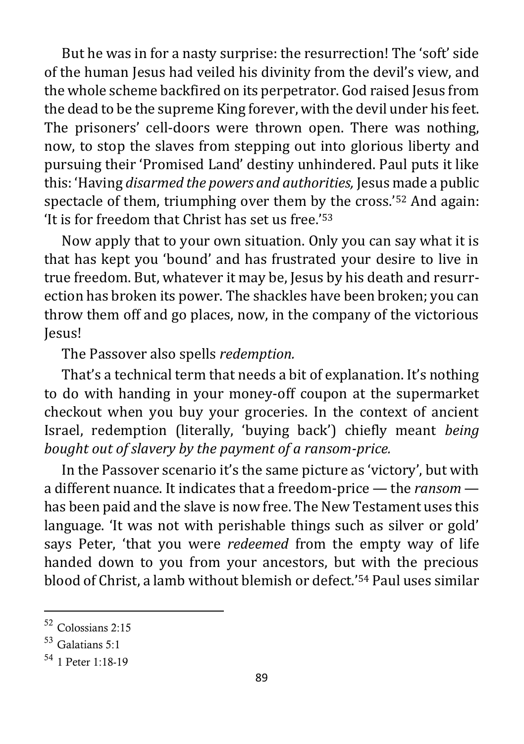But he was in for a nasty surprise: the resurrection! The 'soft' side of the human Jesus had veiled his divinity from the devil's view, and the whole scheme backfired on its perpetrator. God raised Jesus from the dead to be the supreme King forever, with the devil under his feet. The prisoners' cell-doors were thrown open. There was nothing, now, to stop the slaves from stepping out into glorious liberty and pursuing their 'Promised Land' destiny unhindered. Paul puts it like this: 'Having *disarmed the powers and authorities,* Jesus made a public spectacle of them, triumphing over them by the cross.'[52] And again: 'It is for freedom that Christ has set us free.'[53]

Now apply that to your own situation. Only you can say what it is that has kept you 'bound' and has frustrated your desire to live in true freedom. But, whatever it may be, Jesus by his death and resurrection has broken its power. The shackles have been broken; you can throw them off and go places, now, in the company of the victorious Jesus!

The Passover also spells *redemption.*

That's a technical term that needs a bit of explanation. It's nothing to do with handing in your money-off coupon at the supermarket checkout when you buy your groceries. In the context of ancient Israel, redemption (literally, 'buying back') chiefly meant *being bought out of slavery by the payment of a ransom-price.*

In the Passover scenario it's the same picture as 'victory', but with a different nuance. It indicates that a freedom-price — the *ransom* — has been paid and the slave is now free. The New Testament uses this language. 'It was not with perishable things such as silver or gold' says Peter, 'that you were *redeemed* from the empty way of life handed down to you from your ancestors, but with the precious blood of Christ, a lamb without blemish or defect.'[54] Paul uses similar

---

[52] Colossians 2:15

[53] Galatians 5:1

[54] 1 Peter 1:18-19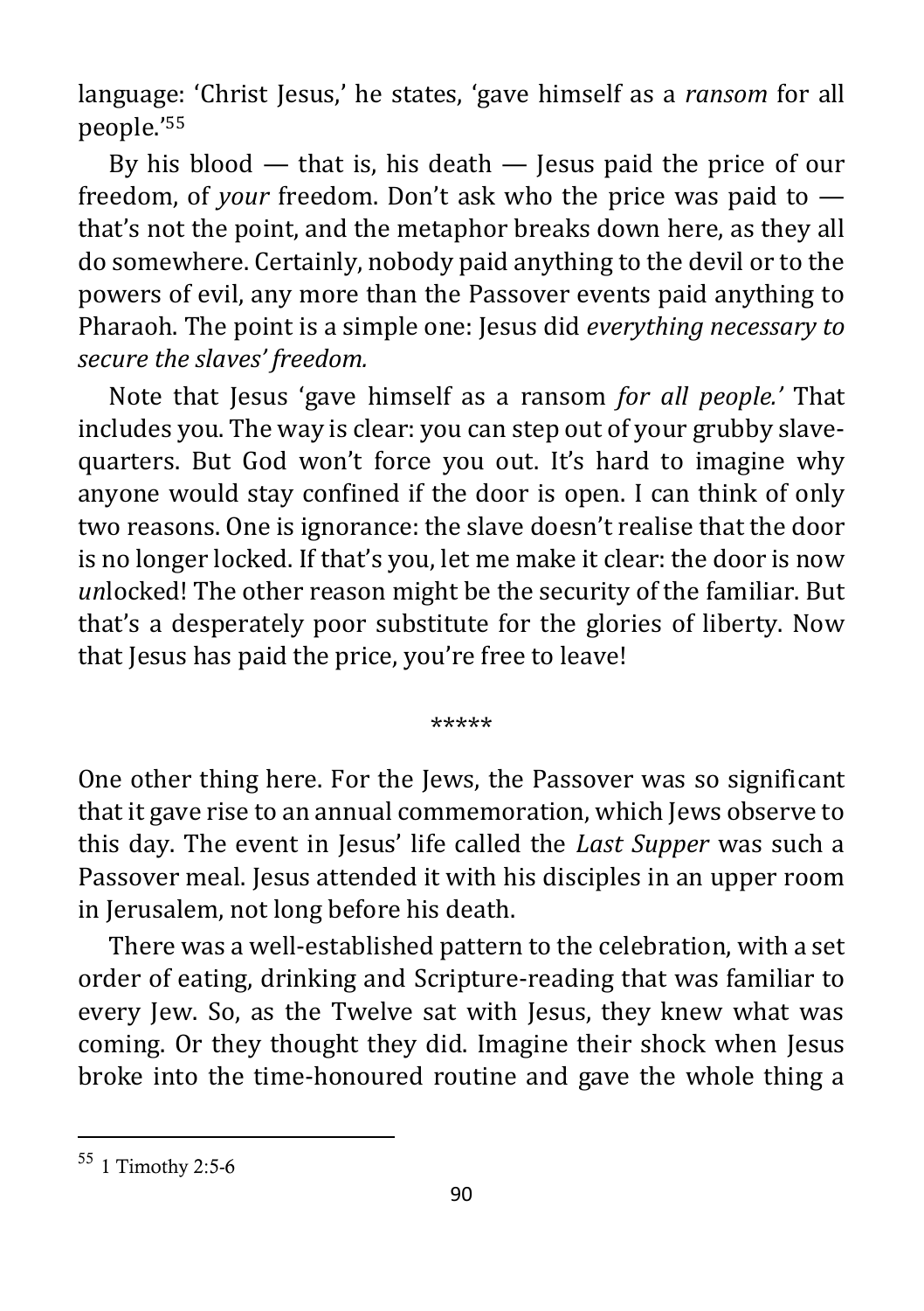language: ‘Christ Jesus,’ he states, ‘gave himself as a *ransom* for all people.’[55]

By his blood — that is, his death — Jesus paid the price of our freedom, of *your* freedom. Don’t ask who the price was paid to — that’s not the point, and the metaphor breaks down here, as they all do somewhere. Certainly, nobody paid anything to the devil or to the powers of evil, any more than the Passover events paid anything to Pharaoh. The point is a simple one: Jesus did *everything necessary to secure the slaves’ freedom.*

Note that Jesus ‘gave himself as a ransom *for all people.’* That includes you. The way is clear: you can step out of your grubby slave-quarters. But God won’t force you out. It’s hard to imagine why anyone would stay confined if the door is open. I can think of only two reasons. One is ignorance: the slave doesn’t realise that the door is no longer locked. If that’s you, let me make it clear: the door is now *un*locked! The other reason might be the security of the familiar. But that’s a desperately poor substitute for the glories of liberty. Now that Jesus has paid the price, you’re free to leave!

*****

One other thing here. For the Jews, the Passover was so significant that it gave rise to an annual commemoration, which Jews observe to this day. The event in Jesus’ life called the *Last Supper* was such a Passover meal. Jesus attended it with his disciples in an upper room in Jerusalem, not long before his death.

There was a well-established pattern to the celebration, with a set order of eating, drinking and Scripture-reading that was familiar to every Jew. So, as the Twelve sat with Jesus, they knew what was coming. Or they thought they did. Imagine their shock when Jesus broke into the time-honoured routine and gave the whole thing a

---

[55] 1 Timothy 2:5-6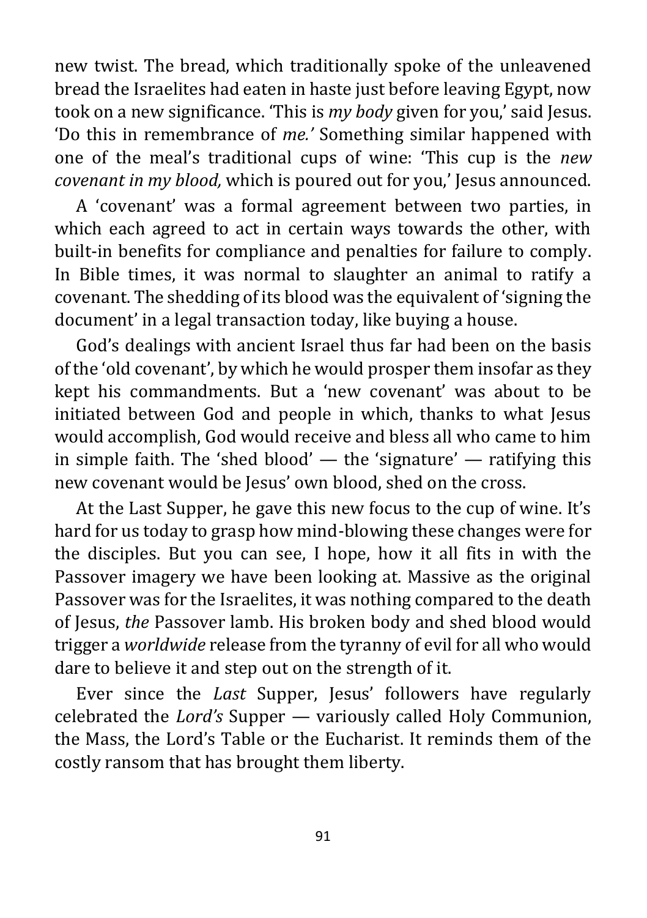new twist. The bread, which traditionally spoke of the unleavened bread the Israelites had eaten in haste just before leaving Egypt, now took on a new significance. 'This is *my body* given for you,' said Jesus. 'Do this in remembrance of *me.'* Something similar happened with one of the meal's traditional cups of wine: 'This cup is the *new covenant in my blood,* which is poured out for you,' Jesus announced.

A 'covenant' was a formal agreement between two parties, in which each agreed to act in certain ways towards the other, with built-in benefits for compliance and penalties for failure to comply. In Bible times, it was normal to slaughter an animal to ratify a covenant. The shedding of its blood was the equivalent of 'signing the document' in a legal transaction today, like buying a house.

God's dealings with ancient Israel thus far had been on the basis of the 'old covenant', by which he would prosper them insofar as they kept his commandments. But a 'new covenant' was about to be initiated between God and people in which, thanks to what Jesus would accomplish, God would receive and bless all who came to him in simple faith. The 'shed blood' — the 'signature' — ratifying this new covenant would be Jesus' own blood, shed on the cross.

At the Last Supper, he gave this new focus to the cup of wine. It's hard for us today to grasp how mind-blowing these changes were for the disciples. But you can see, I hope, how it all fits in with the Passover imagery we have been looking at. Massive as the original Passover was for the Israelites, it was nothing compared to the death of Jesus, *the* Passover lamb. His broken body and shed blood would trigger a *worldwide* release from the tyranny of evil for all who would dare to believe it and step out on the strength of it.

Ever since the *Last* Supper, Jesus' followers have regularly celebrated the *Lord's* Supper — variously called Holy Communion, the Mass, the Lord's Table or the Eucharist. It reminds them of the costly ransom that has brought them liberty.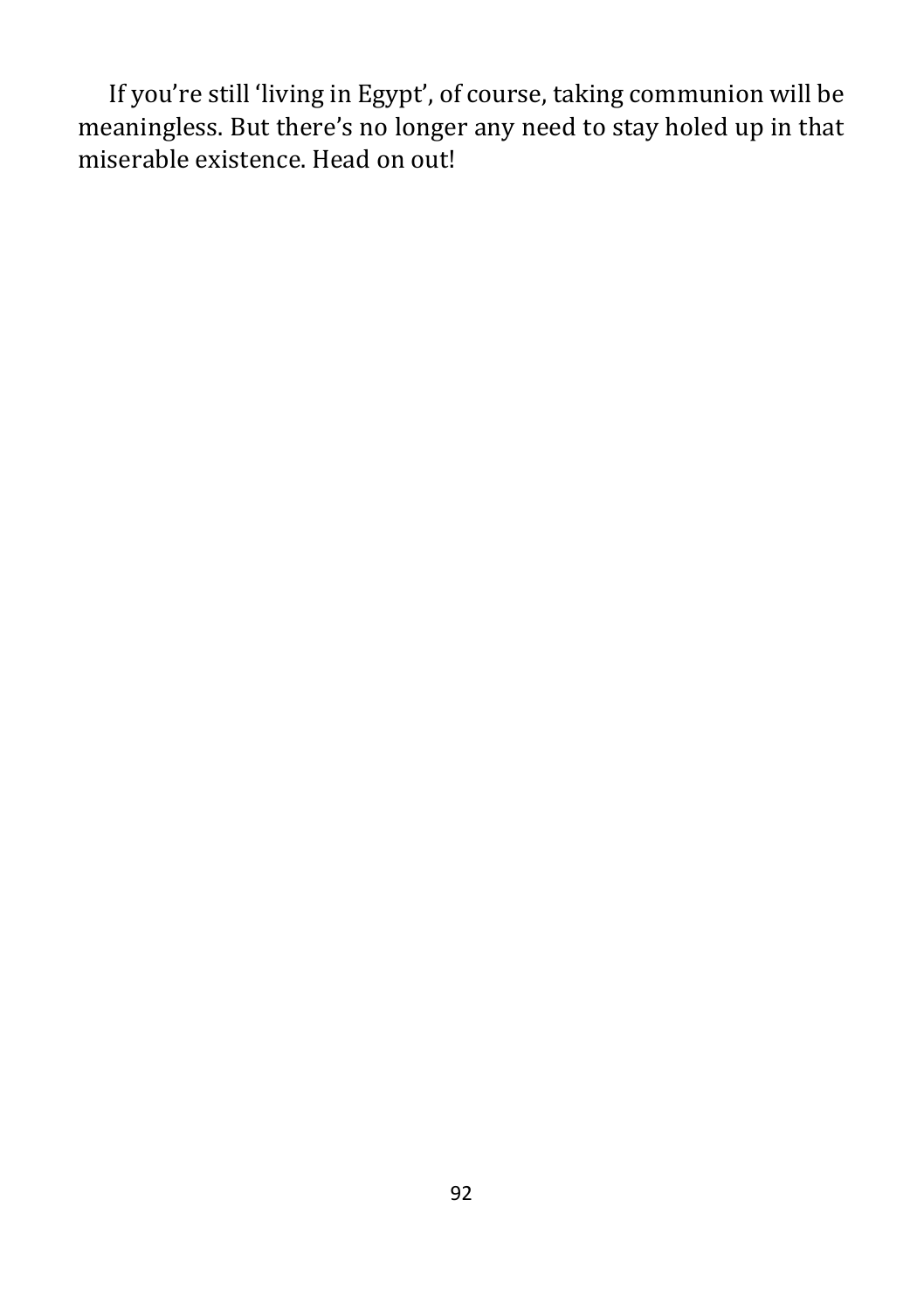If you’re still ‘living in Egypt’, of course, taking communion will be meaningless. But there’s no longer any need to stay holed up in that miserable existence. Head on out!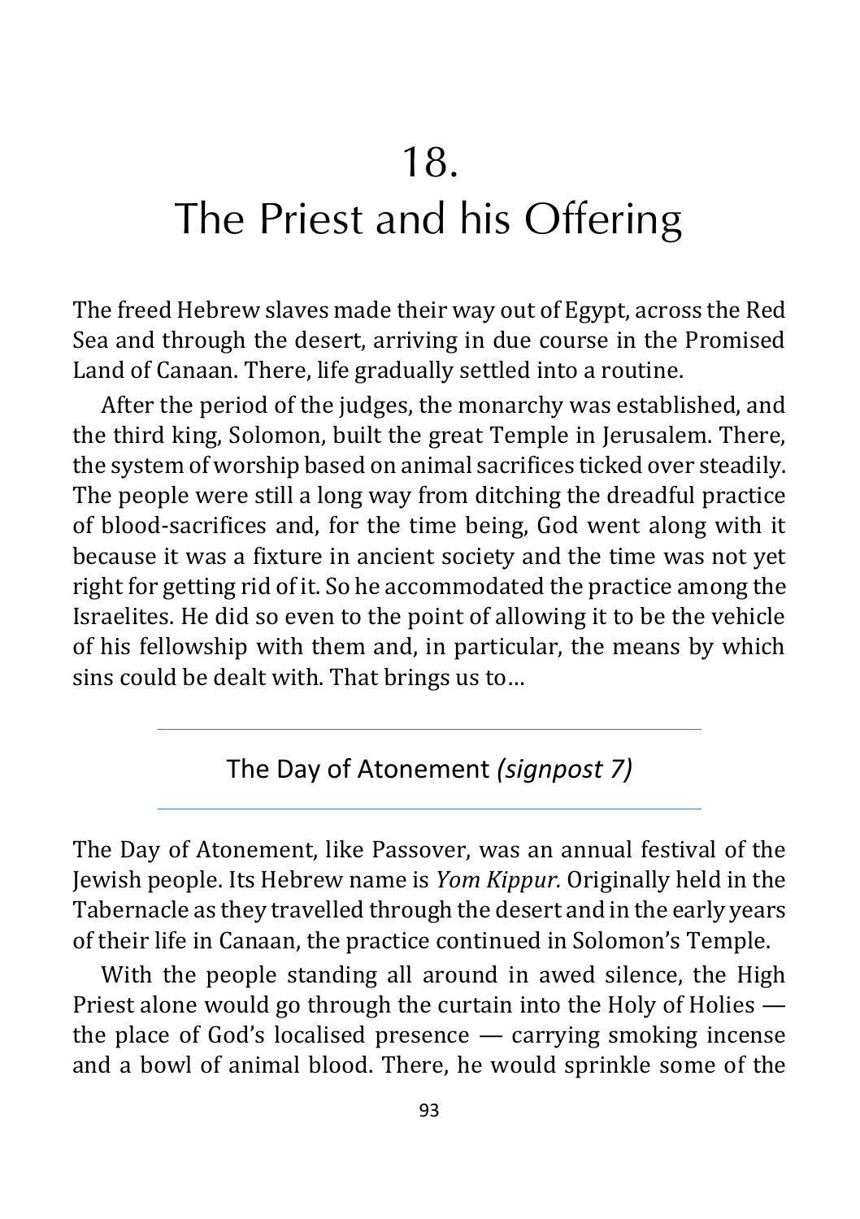# 18. The Priest and his Offering

The freed Hebrew slaves made their way out of Egypt, across the Red Sea and through the desert, arriving in due course in the Promised Land of Canaan. There, life gradually settled into a routine.

After the period of the judges, the monarchy was established, and the third king, Solomon, built the great Temple in Jerusalem. There, the system of worship based on animal sacrifices ticked over steadily. The people were still a long way from ditching the dreadful practice of blood-sacrifices and, for the time being, God went along with it because it was a fixture in ancient society and the time was not yet right for getting rid of it. So he accommodated the practice among the Israelites. He did so even to the point of allowing it to be the vehicle of his fellowship with them and, in particular, the means by which sins could be dealt with. That brings us to…

---

## The Day of Atonement *(signpost 7)*

---

The Day of Atonement, like Passover, was an annual festival of the Jewish people. Its Hebrew name is *Yom Kippur.* Originally held in the Tabernacle as they travelled through the desert and in the early years of their life in Canaan, the practice continued in Solomon's Temple.

With the people standing all around in awed silence, the High Priest alone would go through the curtain into the Holy of Holies — the place of God's localised presence — carrying smoking incense and a bowl of animal blood. There, he would sprinkle some of the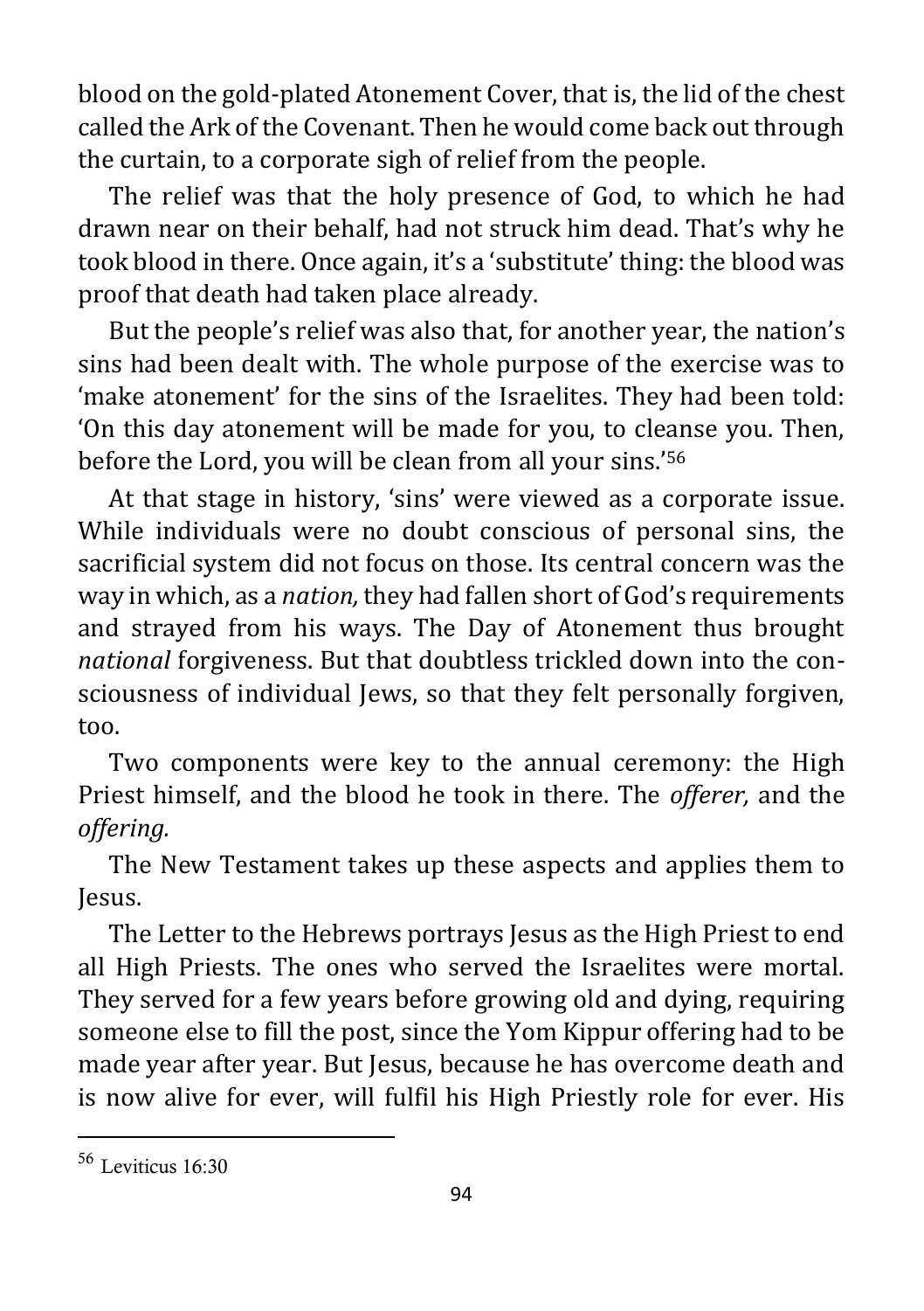blood on the gold-plated Atonement Cover, that is, the lid of the chest called the Ark of the Covenant. Then he would come back out through the curtain, to a corporate sigh of relief from the people.

The relief was that the holy presence of God, to which he had drawn near on their behalf, had not struck him dead. That's why he took blood in there. Once again, it's a 'substitute' thing: the blood was proof that death had taken place already.

But the people's relief was also that, for another year, the nation's sins had been dealt with. The whole purpose of the exercise was to 'make atonement' for the sins of the Israelites. They had been told: 'On this day atonement will be made for you, to cleanse you. Then, before the Lord, you will be clean from all your sins.'[56]

At that stage in history, 'sins' were viewed as a corporate issue. While individuals were no doubt conscious of personal sins, the sacrificial system did not focus on those. Its central concern was the way in which, as a *nation,* they had fallen short of God's requirements and strayed from his ways. The Day of Atonement thus brought *national* forgiveness. But that doubtless trickled down into the consciousness of individual Jews, so that they felt personally forgiven, too.

Two components were key to the annual ceremony: the High Priest himself, and the blood he took in there. The *offerer,* and the *offering.*

The New Testament takes up these aspects and applies them to Jesus.

The Letter to the Hebrews portrays Jesus as the High Priest to end all High Priests. The ones who served the Israelites were mortal. They served for a few years before growing old and dying, requiring someone else to fill the post, since the Yom Kippur offering had to be made year after year. But Jesus, because he has overcome death and is now alive for ever, will fulfil his High Priestly role for ever. His

---

[56] Leviticus 16:30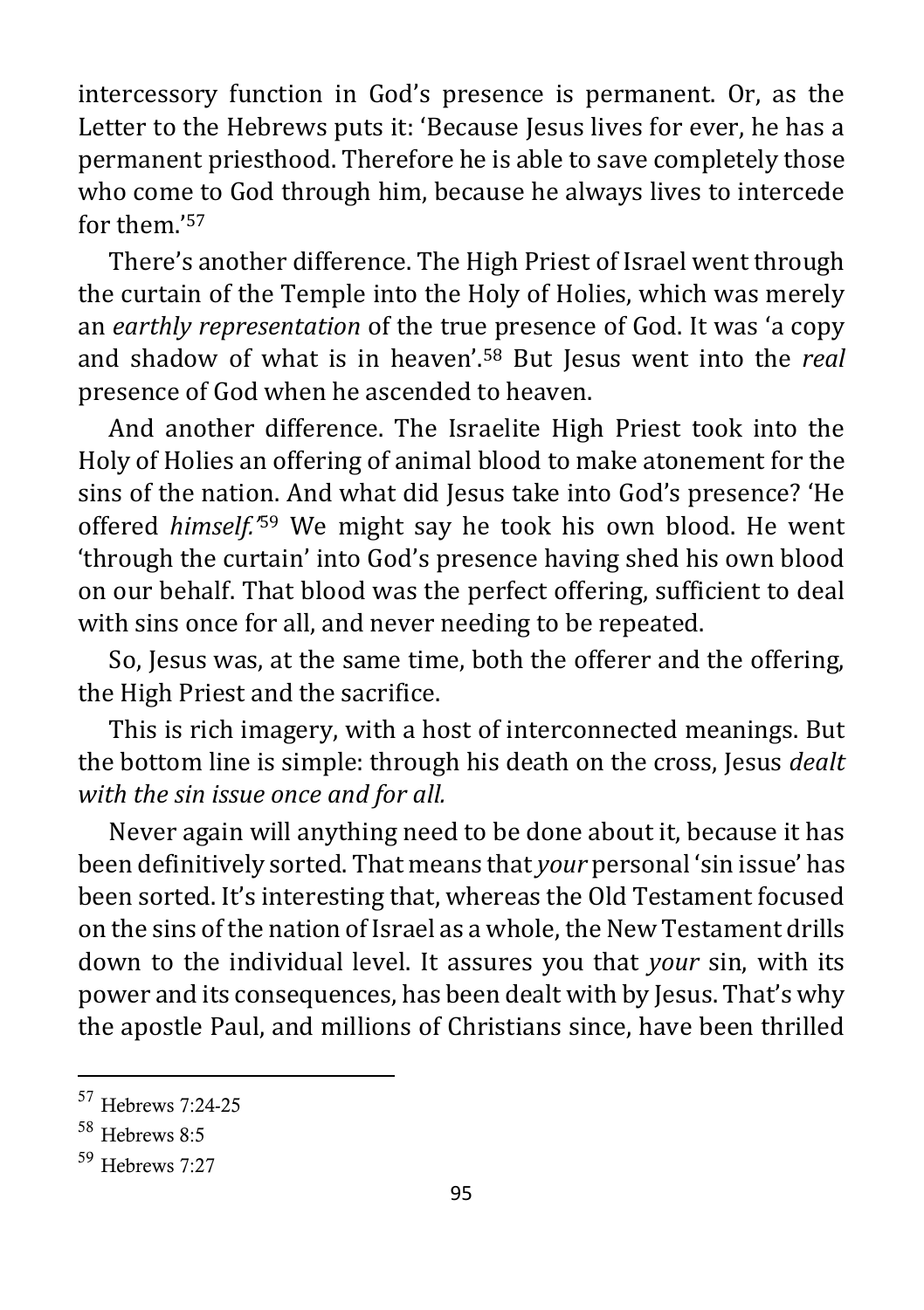intercessory function in God's presence is permanent. Or, as the Letter to the Hebrews puts it: 'Because Jesus lives for ever, he has a permanent priesthood. Therefore he is able to save completely those who come to God through him, because he always lives to intercede for them.'[57]

There's another difference. The High Priest of Israel went through the curtain of the Temple into the Holy of Holies, which was merely an *earthly representation* of the true presence of God. It was 'a copy and shadow of what is in heaven'.[58] But Jesus went into the *real* presence of God when he ascended to heaven.

And another difference. The Israelite High Priest took into the Holy of Holies an offering of animal blood to make atonement for the sins of the nation. And what did Jesus take into God's presence? 'He offered *himself.*'[59] We might say he took his own blood. He went 'through the curtain' into God's presence having shed his own blood on our behalf. That blood was the perfect offering, sufficient to deal with sins once for all, and never needing to be repeated.

So, Jesus was, at the same time, both the offerer and the offering, the High Priest and the sacrifice.

This is rich imagery, with a host of interconnected meanings. But the bottom line is simple: through his death on the cross, Jesus *dealt with the sin issue once and for all.*

Never again will anything need to be done about it, because it has been definitively sorted. That means that *your* personal 'sin issue' has been sorted. It's interesting that, whereas the Old Testament focused on the sins of the nation of Israel as a whole, the New Testament drills down to the individual level. It assures you that *your* sin, with its power and its consequences, has been dealt with by Jesus. That's why the apostle Paul, and millions of Christians since, have been thrilled

---

[57] Hebrews 7:24-25

[58] Hebrews 8:5

[59] Hebrews 7:27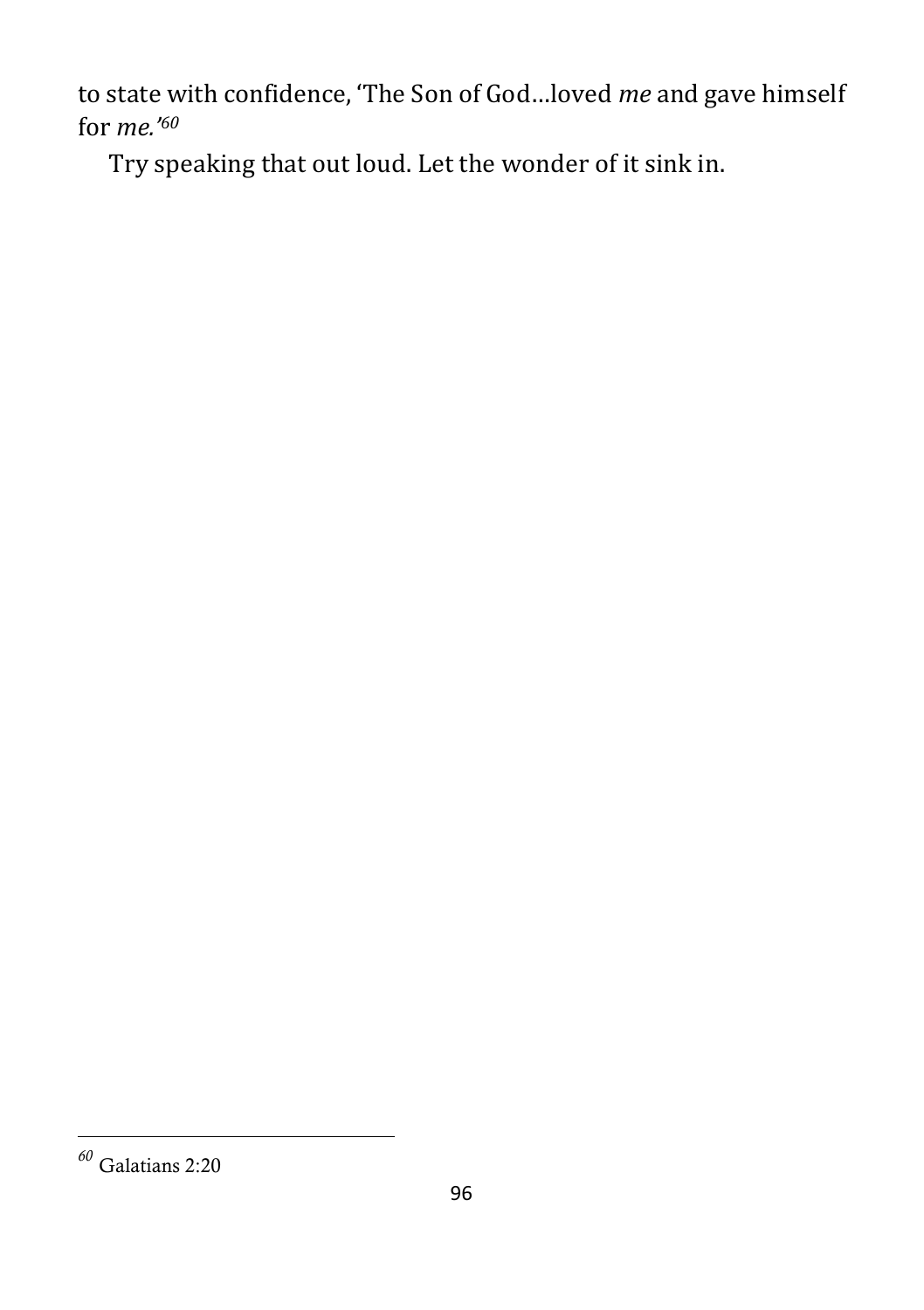to state with confidence, 'The Son of God…loved *me* and gave himself for *me.*'[60]

Try speaking that out loud. Let the wonder of it sink in.

---

[60] Galatians 2:20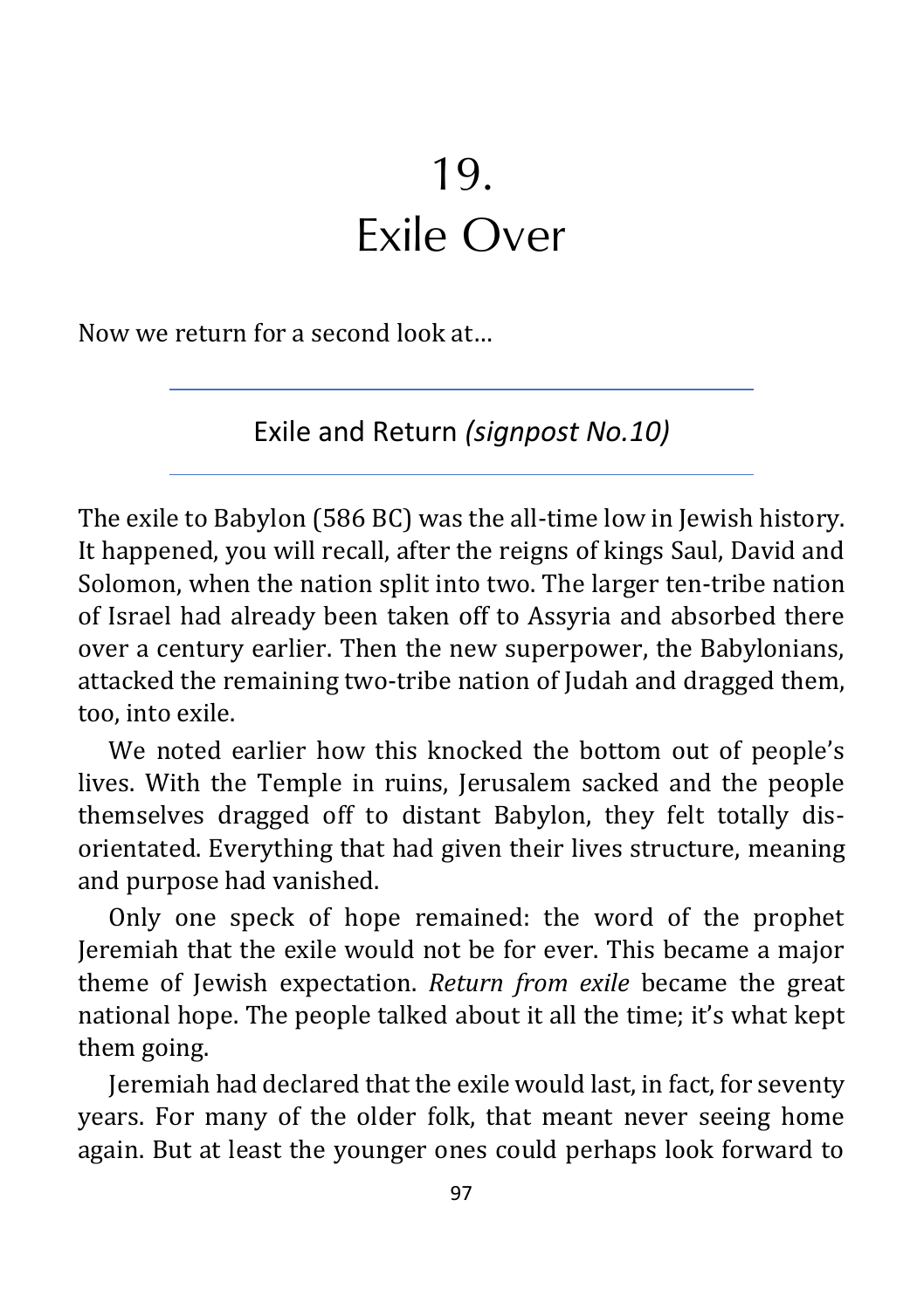# 19. Exile Over

Now we return for a second look at…

## Exile and Return *(signpost No.10)*

The exile to Babylon (586 BC) was the all-time low in Jewish history. It happened, you will recall, after the reigns of kings Saul, David and Solomon, when the nation split into two. The larger ten-tribe nation of Israel had already been taken off to Assyria and absorbed there over a century earlier. Then the new superpower, the Babylonians, attacked the remaining two-tribe nation of Judah and dragged them, too, into exile.

We noted earlier how this knocked the bottom out of people's lives. With the Temple in ruins, Jerusalem sacked and the people themselves dragged off to distant Babylon, they felt totally disorientated. Everything that had given their lives structure, meaning and purpose had vanished.

Only one speck of hope remained: the word of the prophet Jeremiah that the exile would not be for ever. This became a major theme of Jewish expectation. *Return from exile* became the great national hope. The people talked about it all the time; it's what kept them going.

Jeremiah had declared that the exile would last, in fact, for seventy years. For many of the older folk, that meant never seeing home again. But at least the younger ones could perhaps look forward to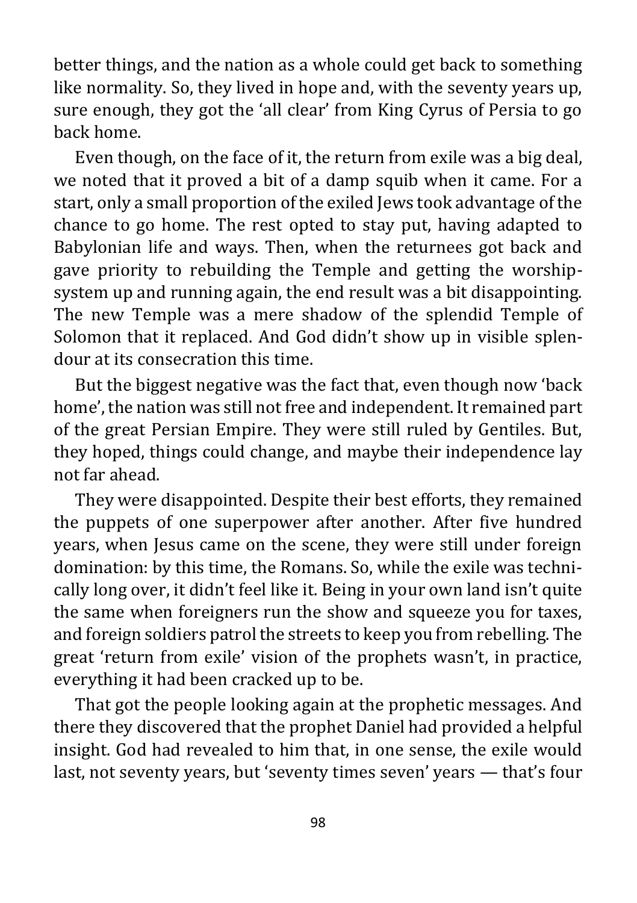better things, and the nation as a whole could get back to something like normality. So, they lived in hope and, with the seventy years up, sure enough, they got the 'all clear' from King Cyrus of Persia to go back home.

Even though, on the face of it, the return from exile was a big deal, we noted that it proved a bit of a damp squib when it came. For a start, only a small proportion of the exiled Jews took advantage of the chance to go home. The rest opted to stay put, having adapted to Babylonian life and ways. Then, when the returnees got back and gave priority to rebuilding the Temple and getting the worship-system up and running again, the end result was a bit disappointing. The new Temple was a mere shadow of the splendid Temple of Solomon that it replaced. And God didn't show up in visible splendour at its consecration this time.

But the biggest negative was the fact that, even though now 'back home', the nation was still not free and independent. It remained part of the great Persian Empire. They were still ruled by Gentiles. But, they hoped, things could change, and maybe their independence lay not far ahead.

They were disappointed. Despite their best efforts, they remained the puppets of one superpower after another. After five hundred years, when Jesus came on the scene, they were still under foreign domination: by this time, the Romans. So, while the exile was technically long over, it didn't feel like it. Being in your own land isn't quite the same when foreigners run the show and squeeze you for taxes, and foreign soldiers patrol the streets to keep you from rebelling. The great 'return from exile' vision of the prophets wasn't, in practice, everything it had been cracked up to be.

That got the people looking again at the prophetic messages. And there they discovered that the prophet Daniel had provided a helpful insight. God had revealed to him that, in one sense, the exile would last, not seventy years, but 'seventy times seven' years — that's four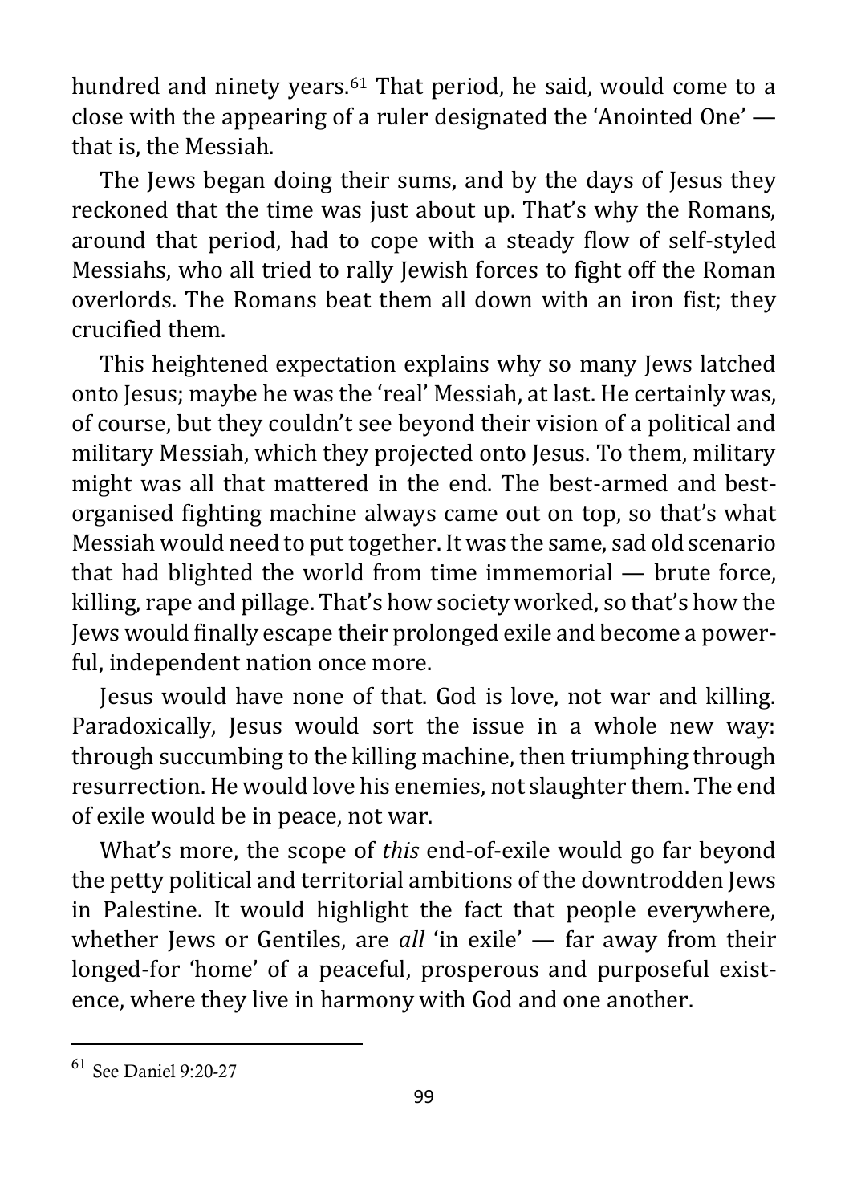hundred and ninety years.[61] That period, he said, would come to a close with the appearing of a ruler designated the 'Anointed One' — that is, the Messiah.

The Jews began doing their sums, and by the days of Jesus they reckoned that the time was just about up. That's why the Romans, around that period, had to cope with a steady flow of self-styled Messiahs, who all tried to rally Jewish forces to fight off the Roman overlords. The Romans beat them all down with an iron fist; they crucified them.

This heightened expectation explains why so many Jews latched onto Jesus; maybe he was the 'real' Messiah, at last. He certainly was, of course, but they couldn't see beyond their vision of a political and military Messiah, which they projected onto Jesus. To them, military might was all that mattered in the end. The best-armed and best-organised fighting machine always came out on top, so that's what Messiah would need to put together. It was the same, sad old scenario that had blighted the world from time immemorial — brute force, killing, rape and pillage. That's how society worked, so that's how the Jews would finally escape their prolonged exile and become a powerful, independent nation once more.

Jesus would have none of that. God is love, not war and killing. Paradoxically, Jesus would sort the issue in a whole new way: through succumbing to the killing machine, then triumphing through resurrection. He would love his enemies, not slaughter them. The end of exile would be in peace, not war.

What's more, the scope of *this* end-of-exile would go far beyond the petty political and territorial ambitions of the downtrodden Jews in Palestine. It would highlight the fact that people everywhere, whether Jews or Gentiles, are *all* 'in exile' — far away from their longed-for 'home' of a peaceful, prosperous and purposeful existence, where they live in harmony with God and one another.

---

[61] See Daniel 9:20-27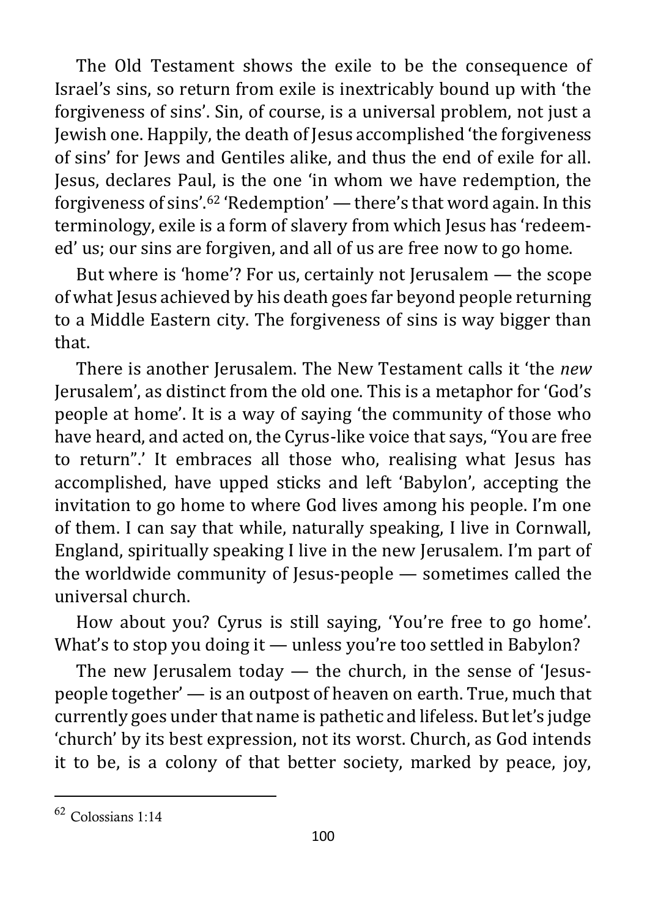The Old Testament shows the exile to be the consequence of Israel's sins, so return from exile is inextricably bound up with 'the forgiveness of sins'. Sin, of course, is a universal problem, not just a Jewish one. Happily, the death of Jesus accomplished 'the forgiveness of sins' for Jews and Gentiles alike, and thus the end of exile for all. Jesus, declares Paul, is the one 'in whom we have redemption, the forgiveness of sins'.[62] 'Redemption' — there's that word again. In this terminology, exile is a form of slavery from which Jesus has 'redeemed' us; our sins are forgiven, and all of us are free now to go home.

But where is 'home'? For us, certainly not Jerusalem — the scope of what Jesus achieved by his death goes far beyond people returning to a Middle Eastern city. The forgiveness of sins is way bigger than that.

There is another Jerusalem. The New Testament calls it 'the *new* Jerusalem', as distinct from the old one. This is a metaphor for 'God's people at home'. It is a way of saying 'the community of those who have heard, and acted on, the Cyrus-like voice that says, "You are free to return".' It embraces all those who, realising what Jesus has accomplished, have upped sticks and left 'Babylon', accepting the invitation to go home to where God lives among his people. I'm one of them. I can say that while, naturally speaking, I live in Cornwall, England, spiritually speaking I live in the new Jerusalem. I'm part of the worldwide community of Jesus-people — sometimes called the universal church.

How about you? Cyrus is still saying, 'You're free to go home'. What's to stop you doing it — unless you're too settled in Babylon?

The new Jerusalem today — the church, in the sense of 'Jesus-people together' — is an outpost of heaven on earth. True, much that currently goes under that name is pathetic and lifeless. But let's judge 'church' by its best expression, not its worst. Church, as God intends it to be, is a colony of that better society, marked by peace, joy,

---

[62] Colossians 1:14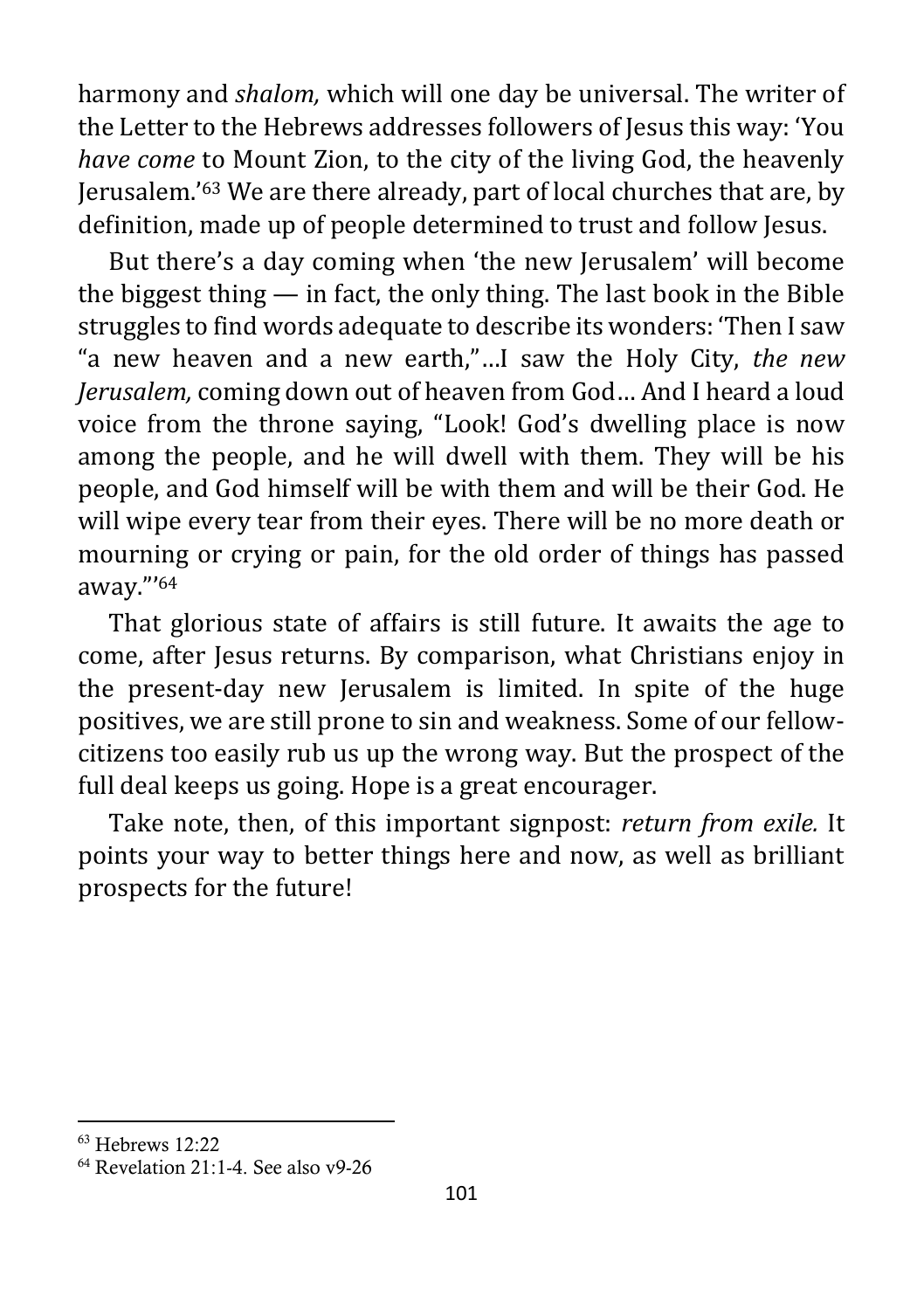harmony and *shalom,* which will one day be universal. The writer of the Letter to the Hebrews addresses followers of Jesus this way: 'You *have come* to Mount Zion, to the city of the living God, the heavenly Jerusalem.'[63] We are there already, part of local churches that are, by definition, made up of people determined to trust and follow Jesus.

But there's a day coming when 'the new Jerusalem' will become the biggest thing — in fact, the only thing. The last book in the Bible struggles to find words adequate to describe its wonders: 'Then I saw "a new heaven and a new earth,"…I saw the Holy City, *the new Jerusalem,* coming down out of heaven from God… And I heard a loud voice from the throne saying, "Look! God's dwelling place is now among the people, and he will dwell with them. They will be his people, and God himself will be with them and will be their God. He will wipe every tear from their eyes. There will be no more death or mourning or crying or pain, for the old order of things has passed away."'[64]

That glorious state of affairs is still future. It awaits the age to come, after Jesus returns. By comparison, what Christians enjoy in the present-day new Jerusalem is limited. In spite of the huge positives, we are still prone to sin and weakness. Some of our fellow-citizens too easily rub us up the wrong way. But the prospect of the full deal keeps us going. Hope is a great encourager.

Take note, then, of this important signpost: *return from exile.* It points your way to better things here and now, as well as brilliant prospects for the future!

---

[63] Hebrews 12:22

[64] Revelation 21:1-4. See also v9-26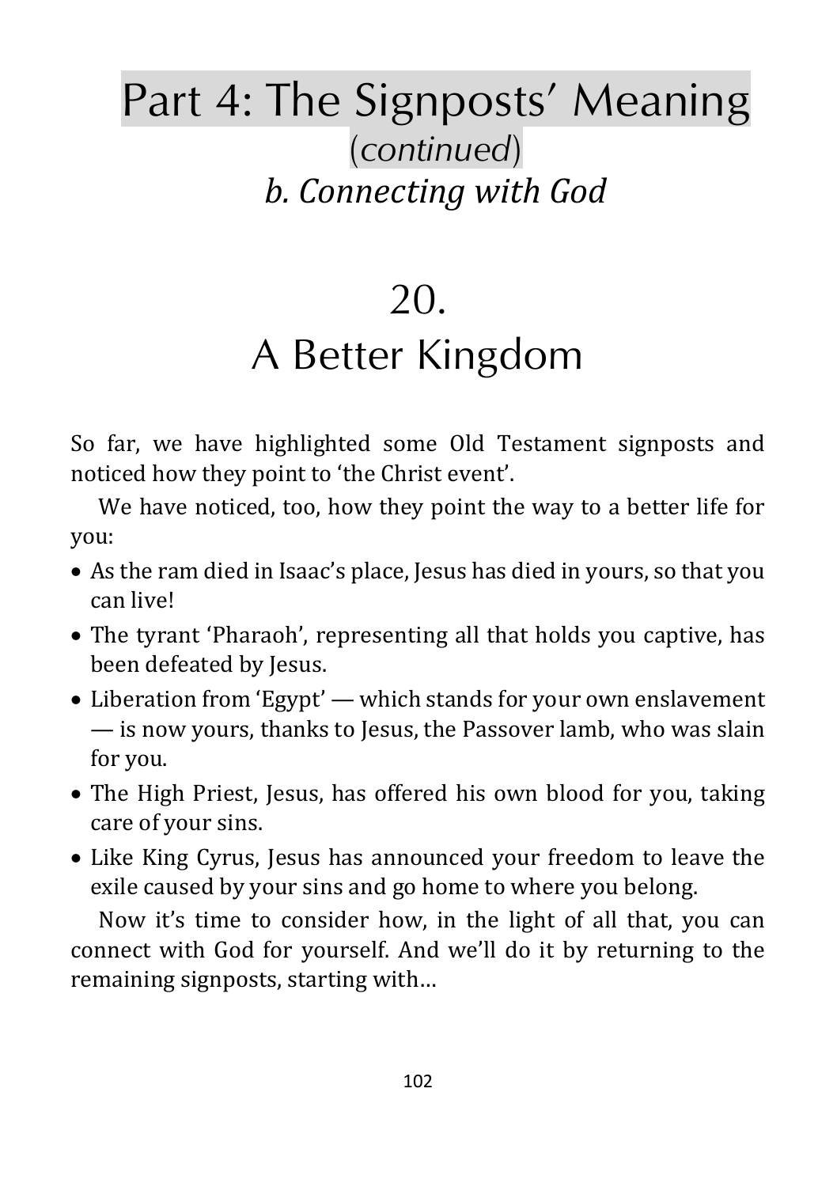# Part 4: The Signposts' Meaning

(*continued*)

## *b. Connecting with God*

# 20.
# A Better Kingdom

So far, we have highlighted some Old Testament signposts and noticed how they point to 'the Christ event'.

We have noticed, too, how they point the way to a better life for you:

- As the ram died in Isaac's place, Jesus has died in yours, so that you can live!
- The tyrant 'Pharaoh', representing all that holds you captive, has been defeated by Jesus.
- Liberation from 'Egypt' — which stands for your own enslavement — is now yours, thanks to Jesus, the Passover lamb, who was slain for you.
- The High Priest, Jesus, has offered his own blood for you, taking care of your sins.
- Like King Cyrus, Jesus has announced your freedom to leave the exile caused by your sins and go home to where you belong.

Now it's time to consider how, in the light of all that, you can connect with God for yourself. And we'll do it by returning to the remaining signposts, starting with…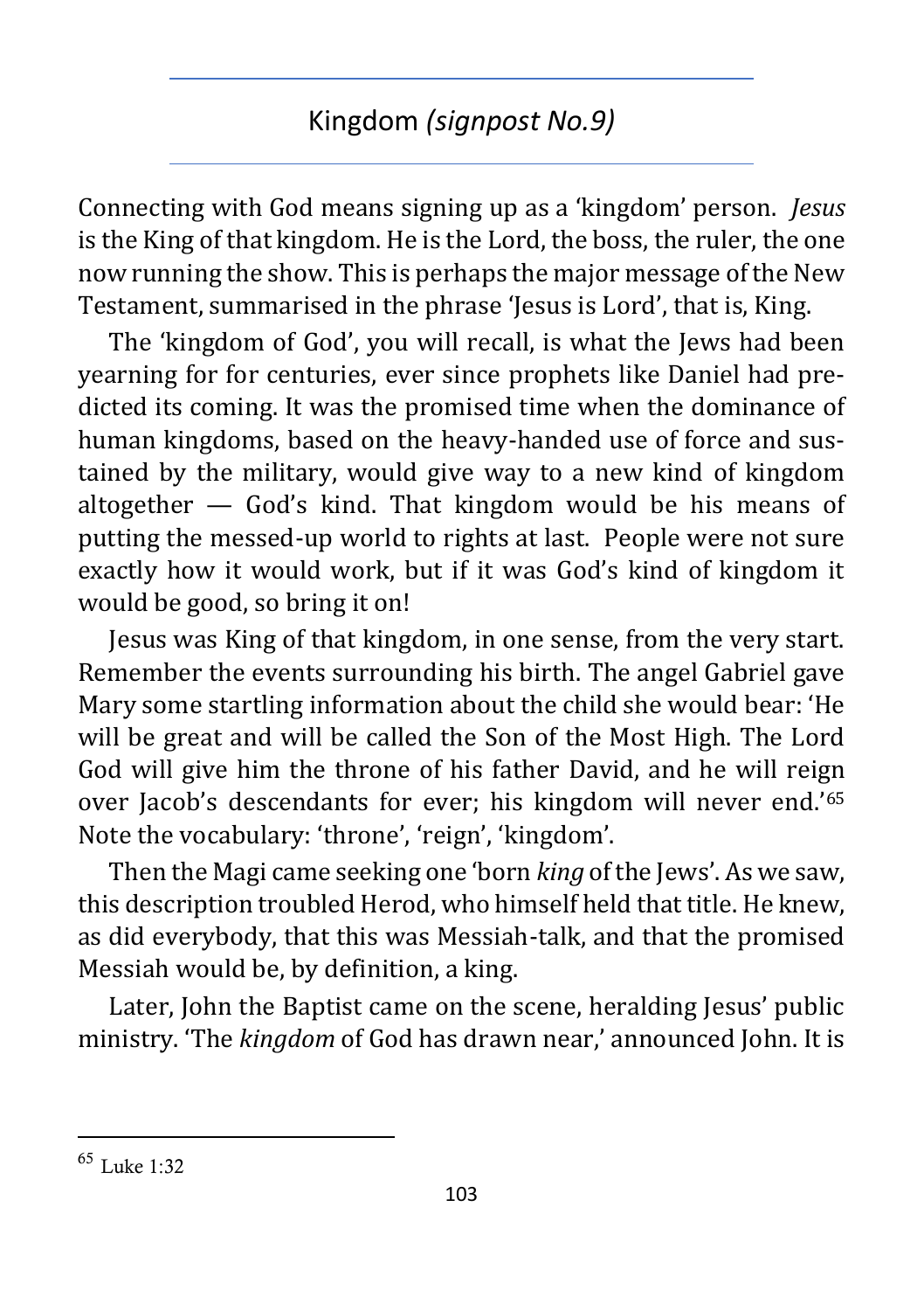## Kingdom *(signpost No.9)*

Connecting with God means signing up as a 'kingdom' person. *Jesus* is the King of that kingdom. He is the Lord, the boss, the ruler, the one now running the show. This is perhaps the major message of the New Testament, summarised in the phrase 'Jesus is Lord', that is, King.

The 'kingdom of God', you will recall, is what the Jews had been yearning for for centuries, ever since prophets like Daniel had predicted its coming. It was the promised time when the dominance of human kingdoms, based on the heavy-handed use of force and sustained by the military, would give way to a new kind of kingdom altogether — God's kind. That kingdom would be his means of putting the messed-up world to rights at last. People were not sure exactly how it would work, but if it was God's kind of kingdom it would be good, so bring it on!

Jesus was King of that kingdom, in one sense, from the very start. Remember the events surrounding his birth. The angel Gabriel gave Mary some startling information about the child she would bear: 'He will be great and will be called the Son of the Most High. The Lord God will give him the throne of his father David, and he will reign over Jacob's descendants for ever; his kingdom will never end.'[65] Note the vocabulary: 'throne', 'reign', 'kingdom'.

Then the Magi came seeking one 'born *king* of the Jews'. As we saw, this description troubled Herod, who himself held that title. He knew, as did everybody, that this was Messiah-talk, and that the promised Messiah would be, by definition, a king.

Later, John the Baptist came on the scene, heralding Jesus' public ministry. 'The *kingdom* of God has drawn near,' announced John. It is

[65] Luke 1:32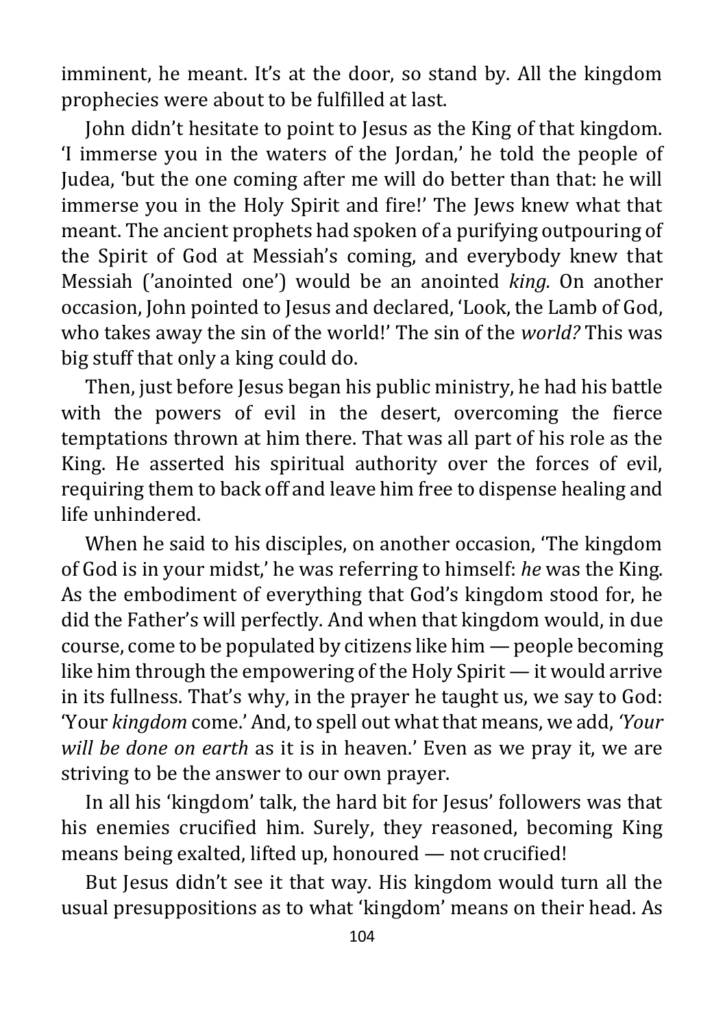imminent, he meant. It's at the door, so stand by. All the kingdom prophecies were about to be fulfilled at last.

John didn't hesitate to point to Jesus as the King of that kingdom. 'I immerse you in the waters of the Jordan,' he told the people of Judea, 'but the one coming after me will do better than that: he will immerse you in the Holy Spirit and fire!' The Jews knew what that meant. The ancient prophets had spoken of a purifying outpouring of the Spirit of God at Messiah's coming, and everybody knew that Messiah ('anointed one') would be an anointed *king.* On another occasion, John pointed to Jesus and declared, 'Look, the Lamb of God, who takes away the sin of the world!' The sin of the *world?* This was big stuff that only a king could do.

Then, just before Jesus began his public ministry, he had his battle with the powers of evil in the desert, overcoming the fierce temptations thrown at him there. That was all part of his role as the King. He asserted his spiritual authority over the forces of evil, requiring them to back off and leave him free to dispense healing and life unhindered.

When he said to his disciples, on another occasion, 'The kingdom of God is in your midst,' he was referring to himself: *he* was the King. As the embodiment of everything that God's kingdom stood for, he did the Father's will perfectly. And when that kingdom would, in due course, come to be populated by citizens like him — people becoming like him through the empowering of the Holy Spirit — it would arrive in its fullness. That's why, in the prayer he taught us, we say to God: 'Your *kingdom* come.' And, to spell out what that means, we add, *'Your will be done on earth* as it is in heaven.' Even as we pray it, we are striving to be the answer to our own prayer.

In all his 'kingdom' talk, the hard bit for Jesus' followers was that his enemies crucified him. Surely, they reasoned, becoming King means being exalted, lifted up, honoured — not crucified!

But Jesus didn't see it that way. His kingdom would turn all the usual presuppositions as to what 'kingdom' means on their head. As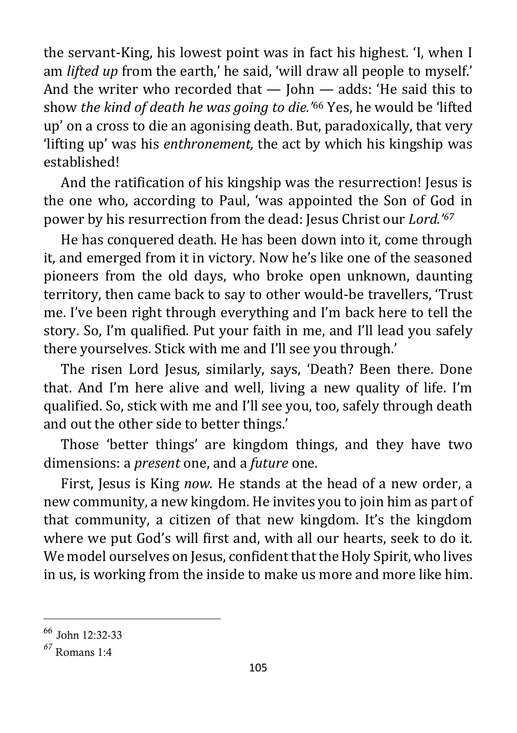the servant-King, his lowest point was in fact his highest. 'I, when I am *lifted up* from the earth,' he said, 'will draw all people to myself.' And the writer who recorded that — John — adds: 'He said this to show *the kind of death he was going to die.'*[66] Yes, he would be 'lifted up' on a cross to die an agonising death. But, paradoxically, that very 'lifting up' was his *enthronement,* the act by which his kingship was established!

And the ratification of his kingship was the resurrection! Jesus is the one who, according to Paul, 'was appointed the Son of God in power by his resurrection from the dead: Jesus Christ our *Lord.'*[67]

He has conquered death. He has been down into it, come through it, and emerged from it in victory. Now he's like one of the seasoned pioneers from the old days, who broke open unknown, daunting territory, then came back to say to other would-be travellers, 'Trust me. I've been right through everything and I'm back here to tell the story. So, I'm qualified. Put your faith in me, and I'll lead you safely there yourselves. Stick with me and I'll see you through.'

The risen Lord Jesus, similarly, says, 'Death? Been there. Done that. And I'm here alive and well, living a new quality of life. I'm qualified. So, stick with me and I'll see you, too, safely through death and out the other side to better things.'

Those 'better things' are kingdom things, and they have two dimensions: a *present* one, and a *future* one.

First, Jesus is King *now.* He stands at the head of a new order, a new community, a new kingdom. He invites you to join him as part of that community, a citizen of that new kingdom. It's the kingdom where we put God's will first and, with all our hearts, seek to do it. We model ourselves on Jesus, confident that the Holy Spirit, who lives in us, is working from the inside to make us more and more like him.

---

[66] John 12:32-33

[67] Romans 1:4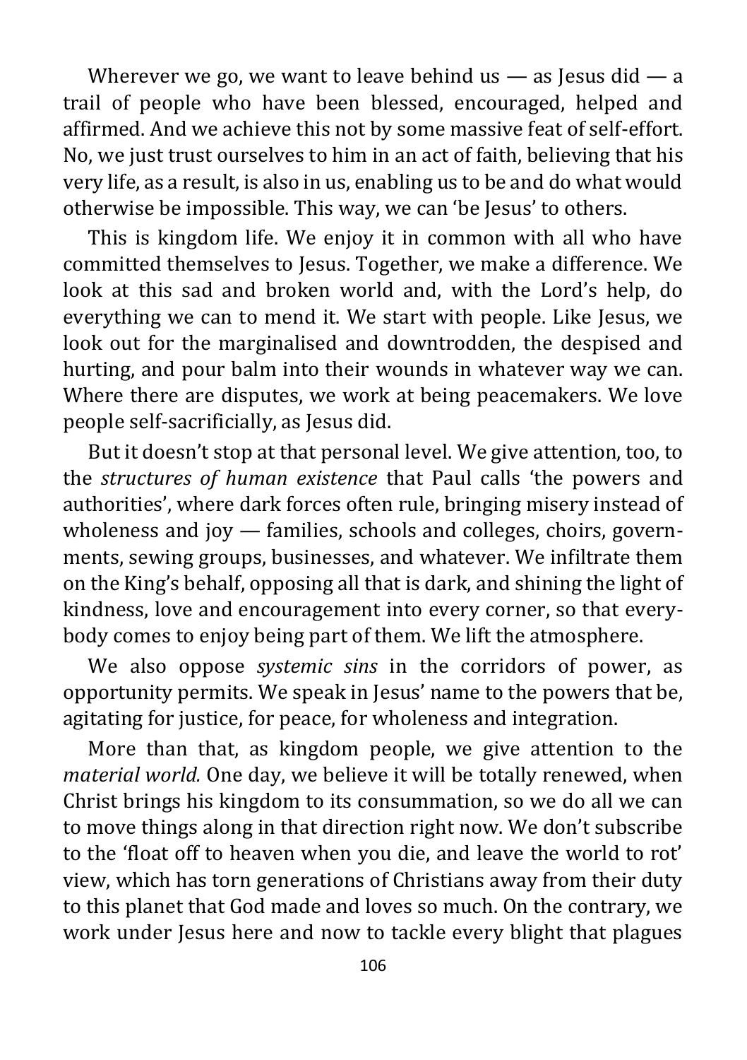Wherever we go, we want to leave behind us — as Jesus did — a trail of people who have been blessed, encouraged, helped and affirmed. And we achieve this not by some massive feat of self-effort. No, we just trust ourselves to him in an act of faith, believing that his very life, as a result, is also in us, enabling us to be and do what would otherwise be impossible. This way, we can 'be Jesus' to others.

This is kingdom life. We enjoy it in common with all who have committed themselves to Jesus. Together, we make a difference. We look at this sad and broken world and, with the Lord's help, do everything we can to mend it. We start with people. Like Jesus, we look out for the marginalised and downtrodden, the despised and hurting, and pour balm into their wounds in whatever way we can. Where there are disputes, we work at being peacemakers. We love people self-sacrificially, as Jesus did.

But it doesn't stop at that personal level. We give attention, too, to the *structures of human existence* that Paul calls 'the powers and authorities', where dark forces often rule, bringing misery instead of wholeness and joy — families, schools and colleges, choirs, governments, sewing groups, businesses, and whatever. We infiltrate them on the King's behalf, opposing all that is dark, and shining the light of kindness, love and encouragement into every corner, so that everybody comes to enjoy being part of them. We lift the atmosphere.

We also oppose *systemic sins* in the corridors of power, as opportunity permits. We speak in Jesus' name to the powers that be, agitating for justice, for peace, for wholeness and integration.

More than that, as kingdom people, we give attention to the *material world.* One day, we believe it will be totally renewed, when Christ brings his kingdom to its consummation, so we do all we can to move things along in that direction right now. We don't subscribe to the 'float off to heaven when you die, and leave the world to rot' view, which has torn generations of Christians away from their duty to this planet that God made and loves so much. On the contrary, we work under Jesus here and now to tackle every blight that plagues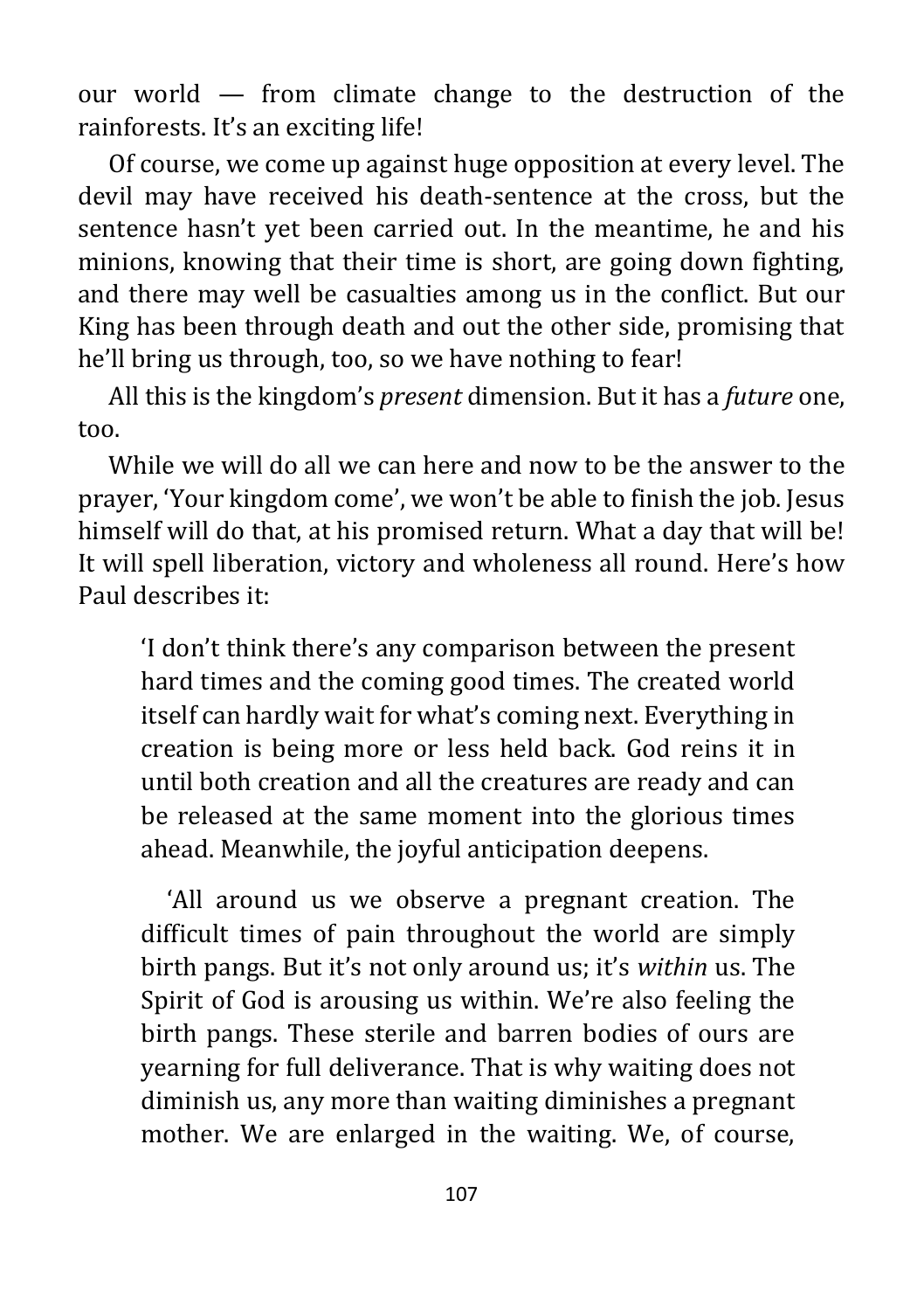our world — from climate change to the destruction of the rainforests. It's an exciting life!

Of course, we come up against huge opposition at every level. The devil may have received his death-sentence at the cross, but the sentence hasn't yet been carried out. In the meantime, he and his minions, knowing that their time is short, are going down fighting, and there may well be casualties among us in the conflict. But our King has been through death and out the other side, promising that he'll bring us through, too, so we have nothing to fear!

All this is the kingdom's *present* dimension. But it has a *future* one, too.

While we will do all we can here and now to be the answer to the prayer, 'Your kingdom come', we won't be able to finish the job. Jesus himself will do that, at his promised return. What a day that will be! It will spell liberation, victory and wholeness all round. Here's how Paul describes it:

> 'I don't think there's any comparison between the present hard times and the coming good times. The created world itself can hardly wait for what's coming next. Everything in creation is being more or less held back. God reins it in until both creation and all the creatures are ready and can be released at the same moment into the glorious times ahead. Meanwhile, the joyful anticipation deepens.
>
> 'All around us we observe a pregnant creation. The difficult times of pain throughout the world are simply birth pangs. But it's not only around us; it's *within* us. The Spirit of God is arousing us within. We're also feeling the birth pangs. These sterile and barren bodies of ours are yearning for full deliverance. That is why waiting does not diminish us, any more than waiting diminishes a pregnant mother. We are enlarged in the waiting. We, of course,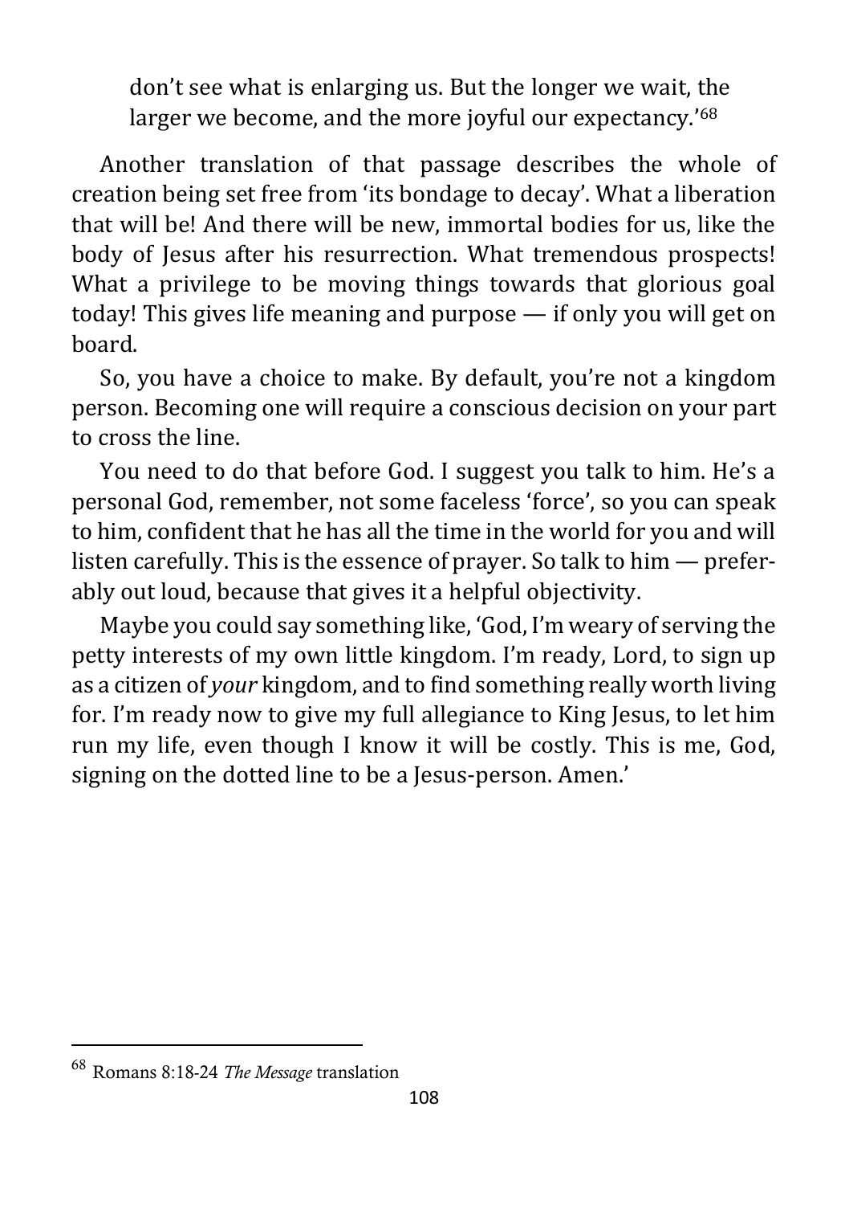don't see what is enlarging us. But the longer we wait, the larger we become, and the more joyful our expectancy.'[68]

Another translation of that passage describes the whole of creation being set free from 'its bondage to decay'. What a liberation that will be! And there will be new, immortal bodies for us, like the body of Jesus after his resurrection. What tremendous prospects! What a privilege to be moving things towards that glorious goal today! This gives life meaning and purpose — if only you will get on board.

So, you have a choice to make. By default, you're not a kingdom person. Becoming one will require a conscious decision on your part to cross the line.

You need to do that before God. I suggest you talk to him. He's a personal God, remember, not some faceless 'force', so you can speak to him, confident that he has all the time in the world for you and will listen carefully. This is the essence of prayer. So talk to him — preferably out loud, because that gives it a helpful objectivity.

Maybe you could say something like, 'God, I'm weary of serving the petty interests of my own little kingdom. I'm ready, Lord, to sign up as a citizen of *your* kingdom, and to find something really worth living for. I'm ready now to give my full allegiance to King Jesus, to let him run my life, even though I know it will be costly. This is me, God, signing on the dotted line to be a Jesus-person. Amen.'

---

[68] Romans 8:18-24 *The Message* translation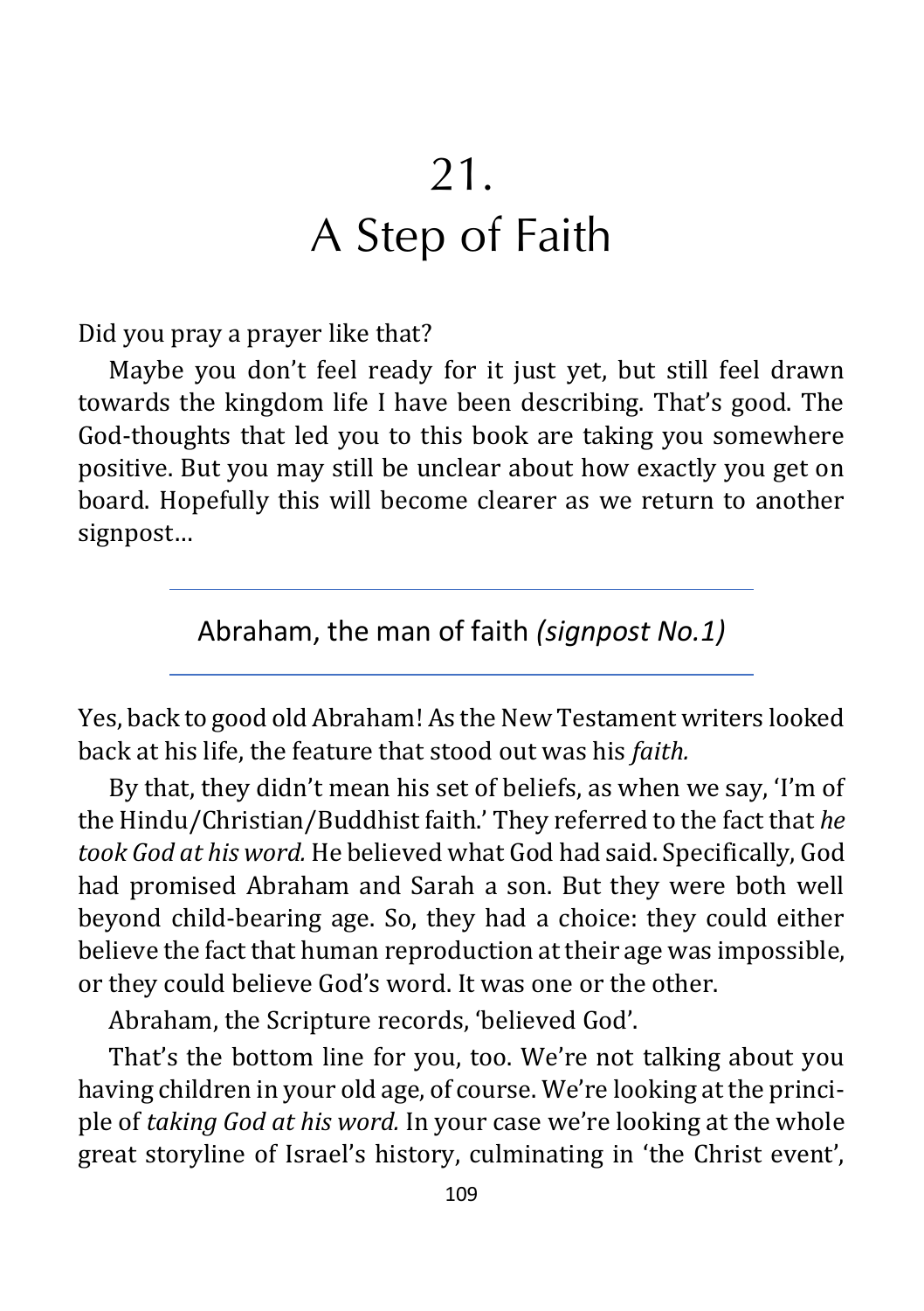# 21.
# A Step of Faith

Did you pray a prayer like that?

Maybe you don't feel ready for it just yet, but still feel drawn towards the kingdom life I have been describing. That's good. The God-thoughts that led you to this book are taking you somewhere positive. But you may still be unclear about how exactly you get on board. Hopefully this will become clearer as we return to another signpost…

---

## Abraham, the man of faith *(signpost No.1)*

---

Yes, back to good old Abraham! As the New Testament writers looked back at his life, the feature that stood out was his *faith.*

By that, they didn't mean his set of beliefs, as when we say, 'I'm of the Hindu/Christian/Buddhist faith.' They referred to the fact that *he took God at his word.* He believed what God had said. Specifically, God had promised Abraham and Sarah a son. But they were both well beyond child-bearing age. So, they had a choice: they could either believe the fact that human reproduction at their age was impossible, or they could believe God's word. It was one or the other.

Abraham, the Scripture records, 'believed God'.

That's the bottom line for you, too. We're not talking about you having children in your old age, of course. We're looking at the principle of *taking God at his word.* In your case we're looking at the whole great storyline of Israel's history, culminating in 'the Christ event',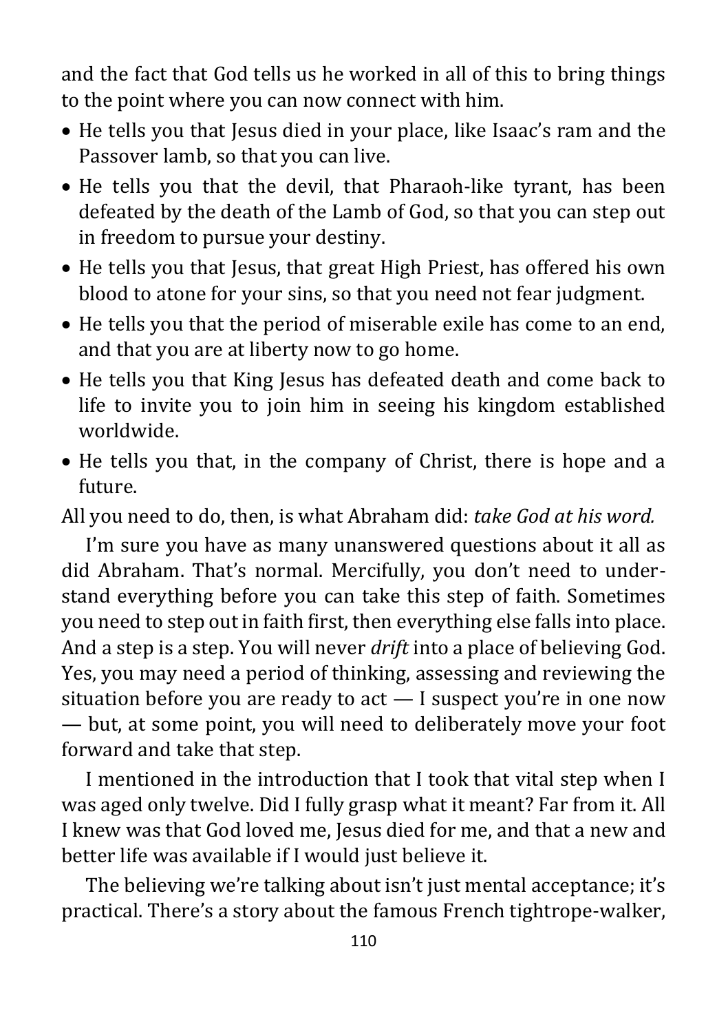and the fact that God tells us he worked in all of this to bring things to the point where you can now connect with him.

- He tells you that Jesus died in your place, like Isaac's ram and the Passover lamb, so that you can live.
- He tells you that the devil, that Pharaoh-like tyrant, has been defeated by the death of the Lamb of God, so that you can step out in freedom to pursue your destiny.
- He tells you that Jesus, that great High Priest, has offered his own blood to atone for your sins, so that you need not fear judgment.
- He tells you that the period of miserable exile has come to an end, and that you are at liberty now to go home.
- He tells you that King Jesus has defeated death and come back to life to invite you to join him in seeing his kingdom established worldwide.
- He tells you that, in the company of Christ, there is hope and a future.

All you need to do, then, is what Abraham did: *take God at his word.*

I'm sure you have as many unanswered questions about it all as did Abraham. That's normal. Mercifully, you don't need to understand everything before you can take this step of faith. Sometimes you need to step out in faith first, then everything else falls into place. And a step is a step. You will never *drift* into a place of believing God. Yes, you may need a period of thinking, assessing and reviewing the situation before you are ready to act — I suspect you're in one now — but, at some point, you will need to deliberately move your foot forward and take that step.

I mentioned in the introduction that I took that vital step when I was aged only twelve. Did I fully grasp what it meant? Far from it. All I knew was that God loved me, Jesus died for me, and that a new and better life was available if I would just believe it.

The believing we're talking about isn't just mental acceptance; it's practical. There's a story about the famous French tightrope-walker,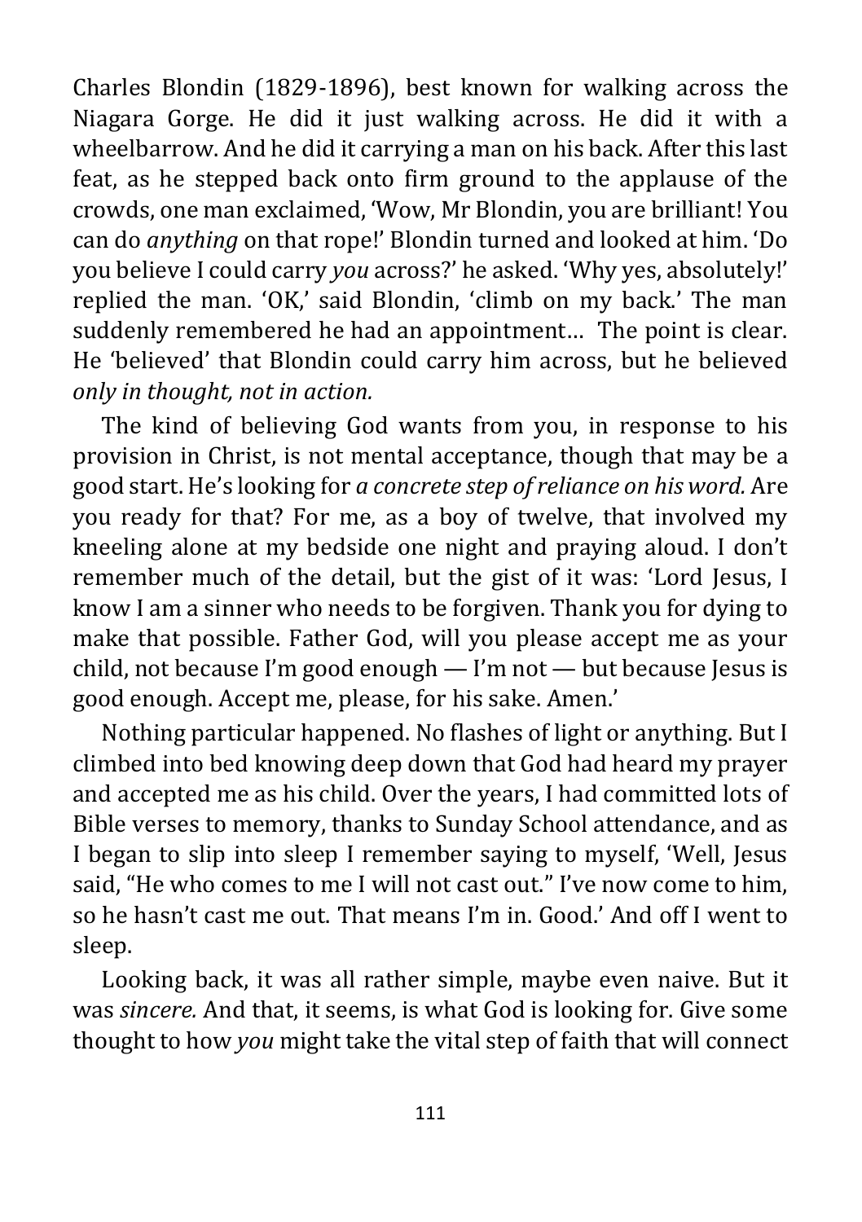Charles Blondin (1829-1896), best known for walking across the Niagara Gorge. He did it just walking across. He did it with a wheelbarrow. And he did it carrying a man on his back. After this last feat, as he stepped back onto firm ground to the applause of the crowds, one man exclaimed, 'Wow, Mr Blondin, you are brilliant! You can do *anything* on that rope!' Blondin turned and looked at him. 'Do you believe I could carry *you* across?' he asked. 'Why yes, absolutely!' replied the man. 'OK,' said Blondin, 'climb on my back.' The man suddenly remembered he had an appointment… The point is clear. He 'believed' that Blondin could carry him across, but he believed *only in thought, not in action.*

The kind of believing God wants from you, in response to his provision in Christ, is not mental acceptance, though that may be a good start. He's looking for *a concrete step of reliance on his word.* Are you ready for that? For me, as a boy of twelve, that involved my kneeling alone at my bedside one night and praying aloud. I don't remember much of the detail, but the gist of it was: 'Lord Jesus, I know I am a sinner who needs to be forgiven. Thank you for dying to make that possible. Father God, will you please accept me as your child, not because I'm good enough — I'm not — but because Jesus is good enough. Accept me, please, for his sake. Amen.'

Nothing particular happened. No flashes of light or anything. But I climbed into bed knowing deep down that God had heard my prayer and accepted me as his child. Over the years, I had committed lots of Bible verses to memory, thanks to Sunday School attendance, and as I began to slip into sleep I remember saying to myself, 'Well, Jesus said, "He who comes to me I will not cast out." I've now come to him, so he hasn't cast me out. That means I'm in. Good.' And off I went to sleep.

Looking back, it was all rather simple, maybe even naive. But it was *sincere.* And that, it seems, is what God is looking for. Give some thought to how *you* might take the vital step of faith that will connect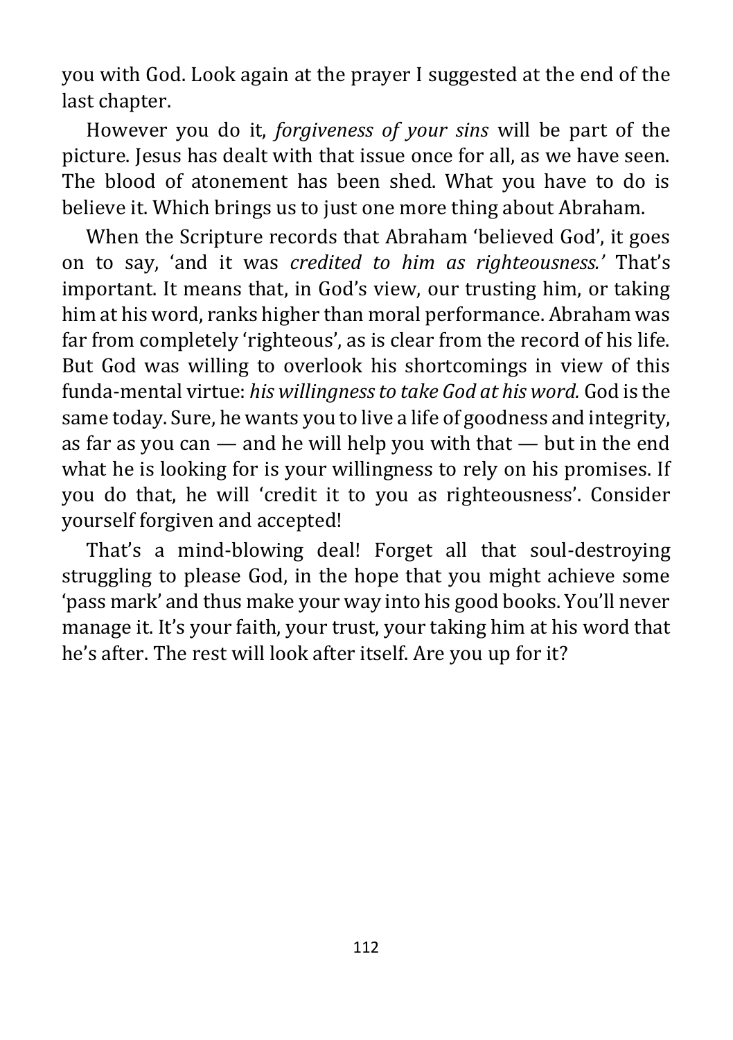you with God. Look again at the prayer I suggested at the end of the last chapter.

However you do it, *forgiveness of your sins* will be part of the picture. Jesus has dealt with that issue once for all, as we have seen. The blood of atonement has been shed. What you have to do is believe it. Which brings us to just one more thing about Abraham.

When the Scripture records that Abraham 'believed God', it goes on to say, 'and it was *credited to him as righteousness.'* That's important. It means that, in God's view, our trusting him, or taking him at his word, ranks higher than moral performance. Abraham was far from completely 'righteous', as is clear from the record of his life. But God was willing to overlook his shortcomings in view of this funda-mental virtue: *his willingness to take God at his word.* God is the same today. Sure, he wants you to live a life of goodness and integrity, as far as you can — and he will help you with that — but in the end what he is looking for is your willingness to rely on his promises. If you do that, he will 'credit it to you as righteousness'. Consider yourself forgiven and accepted!

That's a mind-blowing deal! Forget all that soul-destroying struggling to please God, in the hope that you might achieve some 'pass mark' and thus make your way into his good books. You'll never manage it. It's your faith, your trust, your taking him at his word that he's after. The rest will look after itself. Are you up for it?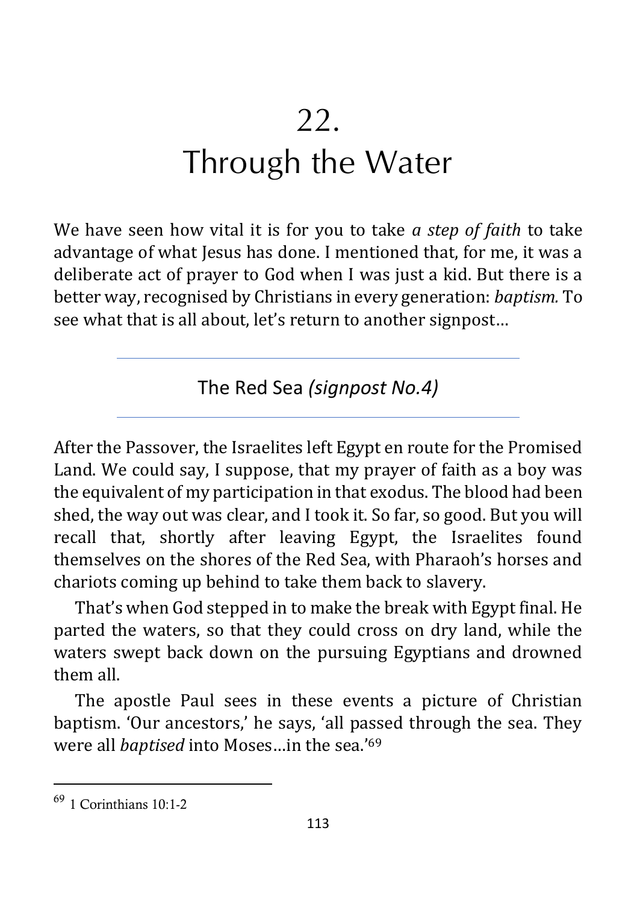# 22.
# Through the Water

We have seen how vital it is for you to take *a step of faith* to take advantage of what Jesus has done. I mentioned that, for me, it was a deliberate act of prayer to God when I was just a kid. But there is a better way, recognised by Christians in every generation: *baptism.* To see what that is all about, let's return to another signpost…

---

## The Red Sea *(signpost No.4)*

---

After the Passover, the Israelites left Egypt en route for the Promised Land. We could say, I suppose, that my prayer of faith as a boy was the equivalent of my participation in that exodus. The blood had been shed, the way out was clear, and I took it. So far, so good. But you will recall that, shortly after leaving Egypt, the Israelites found themselves on the shores of the Red Sea, with Pharaoh's horses and chariots coming up behind to take them back to slavery.

That's when God stepped in to make the break with Egypt final. He parted the waters, so that they could cross on dry land, while the waters swept back down on the pursuing Egyptians and drowned them all.

The apostle Paul sees in these events a picture of Christian baptism. 'Our ancestors,' he says, 'all passed through the sea. They were all *baptised* into Moses…in the sea.'[69]

---

[69] 1 Corinthians 10:1-2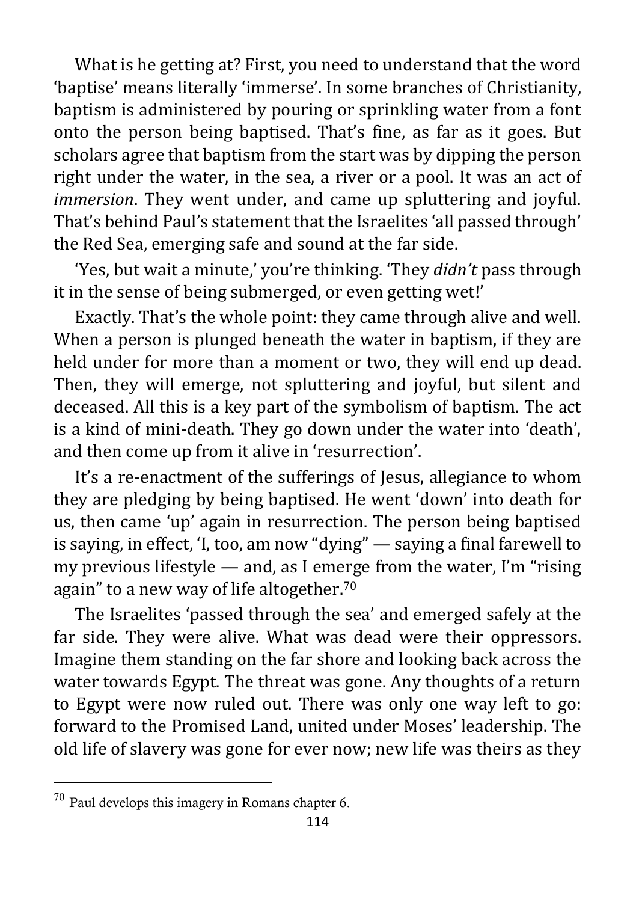What is he getting at? First, you need to understand that the word 'baptise' means literally 'immerse'. In some branches of Christianity, baptism is administered by pouring or sprinkling water from a font onto the person being baptised. That's fine, as far as it goes. But scholars agree that baptism from the start was by dipping the person right under the water, in the sea, a river or a pool. It was an act of *immersion*. They went under, and came up spluttering and joyful. That's behind Paul's statement that the Israelites 'all passed through' the Red Sea, emerging safe and sound at the far side.

'Yes, but wait a minute,' you're thinking. 'They *didn't* pass through it in the sense of being submerged, or even getting wet!'

Exactly. That's the whole point: they came through alive and well. When a person is plunged beneath the water in baptism, if they are held under for more than a moment or two, they will end up dead. Then, they will emerge, not spluttering and joyful, but silent and deceased. All this is a key part of the symbolism of baptism. The act is a kind of mini-death. They go down under the water into 'death', and then come up from it alive in 'resurrection'.

It's a re-enactment of the sufferings of Jesus, allegiance to whom they are pledging by being baptised. He went 'down' into death for us, then came 'up' again in resurrection. The person being baptised is saying, in effect, 'I, too, am now "dying" — saying a final farewell to my previous lifestyle — and, as I emerge from the water, I'm "rising again" to a new way of life altogether.[70]

The Israelites 'passed through the sea' and emerged safely at the far side. They were alive. What was dead were their oppressors. Imagine them standing on the far shore and looking back across the water towards Egypt. The threat was gone. Any thoughts of a return to Egypt were now ruled out. There was only one way left to go: forward to the Promised Land, united under Moses' leadership. The old life of slavery was gone for ever now; new life was theirs as they

---

[70] Paul develops this imagery in Romans chapter 6.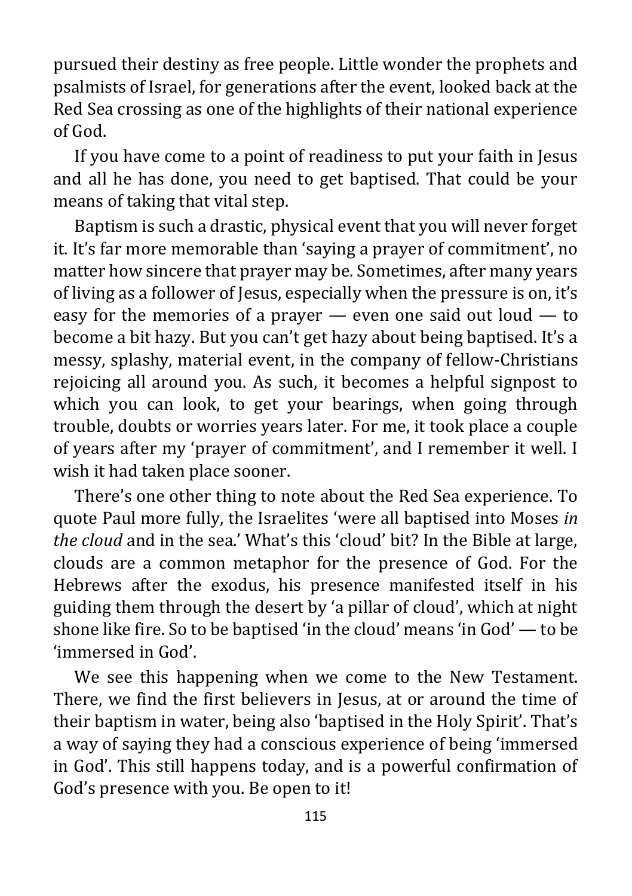pursued their destiny as free people. Little wonder the prophets and psalmists of Israel, for generations after the event, looked back at the Red Sea crossing as one of the highlights of their national experience of God.

If you have come to a point of readiness to put your faith in Jesus and all he has done, you need to get baptised. That could be your means of taking that vital step.

Baptism is such a drastic, physical event that you will never forget it. It's far more memorable than 'saying a prayer of commitment', no matter how sincere that prayer may be. Sometimes, after many years of living as a follower of Jesus, especially when the pressure is on, it's easy for the memories of a prayer — even one said out loud — to become a bit hazy. But you can't get hazy about being baptised. It's a messy, splashy, material event, in the company of fellow-Christians rejoicing all around you. As such, it becomes a helpful signpost to which you can look, to get your bearings, when going through trouble, doubts or worries years later. For me, it took place a couple of years after my 'prayer of commitment', and I remember it well. I wish it had taken place sooner.

There's one other thing to note about the Red Sea experience. To quote Paul more fully, the Israelites 'were all baptised into Moses *in the cloud* and in the sea.' What's this 'cloud' bit? In the Bible at large, clouds are a common metaphor for the presence of God. For the Hebrews after the exodus, his presence manifested itself in his guiding them through the desert by 'a pillar of cloud', which at night shone like fire. So to be baptised 'in the cloud' means 'in God' — to be 'immersed in God'.

We see this happening when we come to the New Testament. There, we find the first believers in Jesus, at or around the time of their baptism in water, being also 'baptised in the Holy Spirit'. That's a way of saying they had a conscious experience of being 'immersed in God'. This still happens today, and is a powerful confirmation of God's presence with you. Be open to it!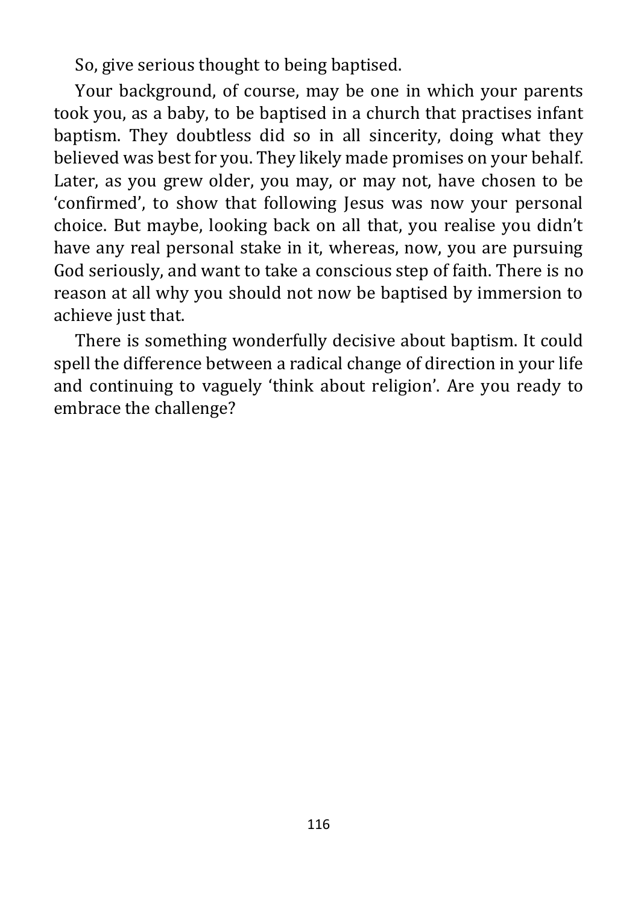So, give serious thought to being baptised.

Your background, of course, may be one in which your parents took you, as a baby, to be baptised in a church that practises infant baptism. They doubtless did so in all sincerity, doing what they believed was best for you. They likely made promises on your behalf. Later, as you grew older, you may, or may not, have chosen to be 'confirmed', to show that following Jesus was now your personal choice. But maybe, looking back on all that, you realise you didn't have any real personal stake in it, whereas, now, you are pursuing God seriously, and want to take a conscious step of faith. There is no reason at all why you should not now be baptised by immersion to achieve just that.

There is something wonderfully decisive about baptism. It could spell the difference between a radical change of direction in your life and continuing to vaguely 'think about religion'. Are you ready to embrace the challenge?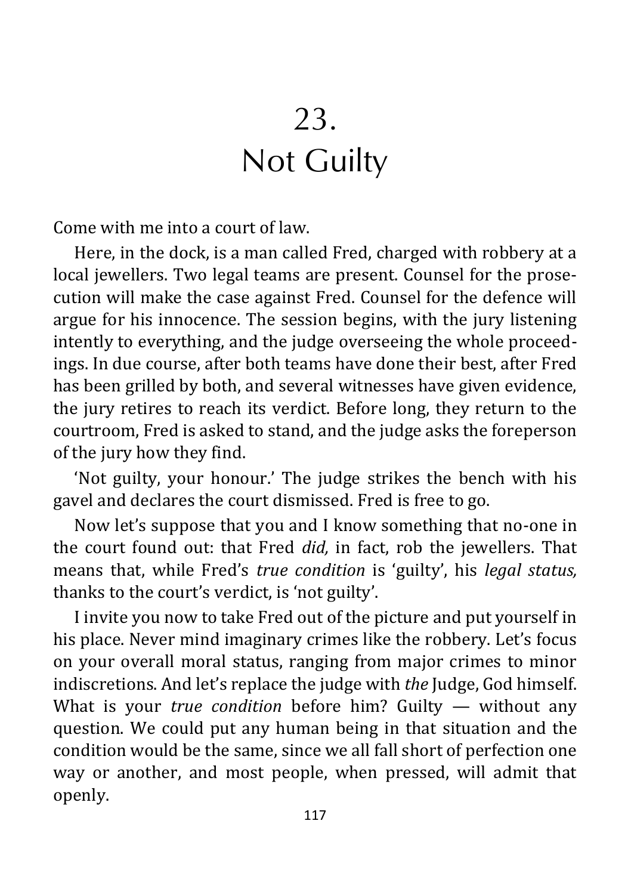# 23. Not Guilty

Come with me into a court of law.

Here, in the dock, is a man called Fred, charged with robbery at a local jewellers. Two legal teams are present. Counsel for the prosecution will make the case against Fred. Counsel for the defence will argue for his innocence. The session begins, with the jury listening intently to everything, and the judge overseeing the whole proceedings. In due course, after both teams have done their best, after Fred has been grilled by both, and several witnesses have given evidence, the jury retires to reach its verdict. Before long, they return to the courtroom, Fred is asked to stand, and the judge asks the foreperson of the jury how they find.

'Not guilty, your honour.' The judge strikes the bench with his gavel and declares the court dismissed. Fred is free to go.

Now let's suppose that you and I know something that no-one in the court found out: that Fred *did,* in fact, rob the jewellers. That means that, while Fred's *true condition* is 'guilty', his *legal status,* thanks to the court's verdict, is 'not guilty'.

I invite you now to take Fred out of the picture and put yourself in his place. Never mind imaginary crimes like the robbery. Let's focus on your overall moral status, ranging from major crimes to minor indiscretions. And let's replace the judge with *the* Judge, God himself. What is your *true condition* before him? Guilty — without any question. We could put any human being in that situation and the condition would be the same, since we all fall short of perfection one way or another, and most people, when pressed, will admit that openly.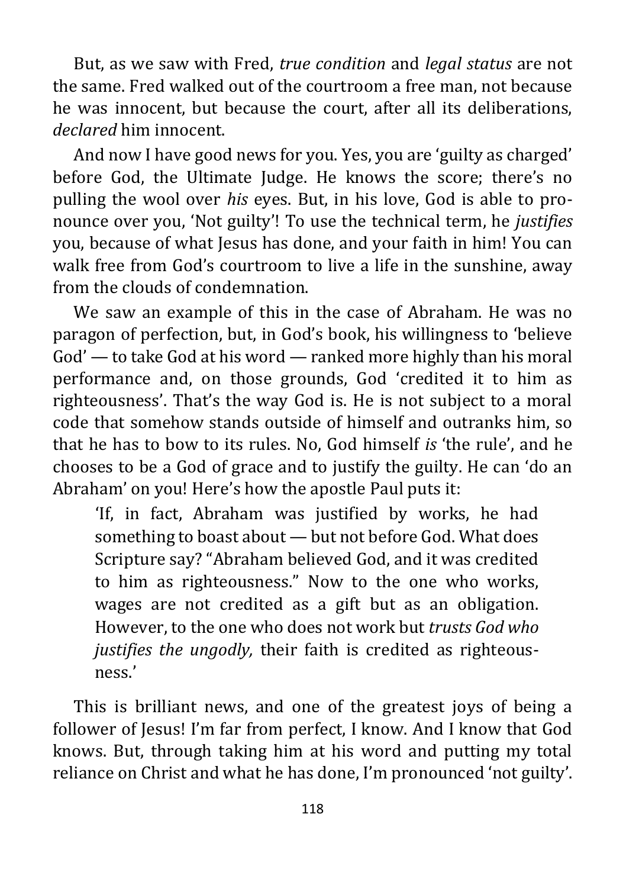But, as we saw with Fred, *true condition* and *legal status* are not the same. Fred walked out of the courtroom a free man, not because he was innocent, but because the court, after all its deliberations, *declared* him innocent.

And now I have good news for you. Yes, you are 'guilty as charged' before God, the Ultimate Judge. He knows the score; there's no pulling the wool over *his* eyes. But, in his love, God is able to pronounce over you, 'Not guilty'! To use the technical term, he *justifies* you, because of what Jesus has done, and your faith in him! You can walk free from God's courtroom to live a life in the sunshine, away from the clouds of condemnation.

We saw an example of this in the case of Abraham. He was no paragon of perfection, but, in God's book, his willingness to 'believe God' — to take God at his word — ranked more highly than his moral performance and, on those grounds, God 'credited it to him as righteousness'. That's the way God is. He is not subject to a moral code that somehow stands outside of himself and outranks him, so that he has to bow to its rules. No, God himself *is* 'the rule', and he chooses to be a God of grace and to justify the guilty. He can 'do an Abraham' on you! Here's how the apostle Paul puts it:

> 'If, in fact, Abraham was justified by works, he had something to boast about — but not before God. What does Scripture say? "Abraham believed God, and it was credited to him as righteousness." Now to the one who works, wages are not credited as a gift but as an obligation. However, to the one who does not work but *trusts God who justifies the ungodly,* their faith is credited as righteousness.'

This is brilliant news, and one of the greatest joys of being a follower of Jesus! I'm far from perfect, I know. And I know that God knows. But, through taking him at his word and putting my total reliance on Christ and what he has done, I'm pronounced 'not guilty'.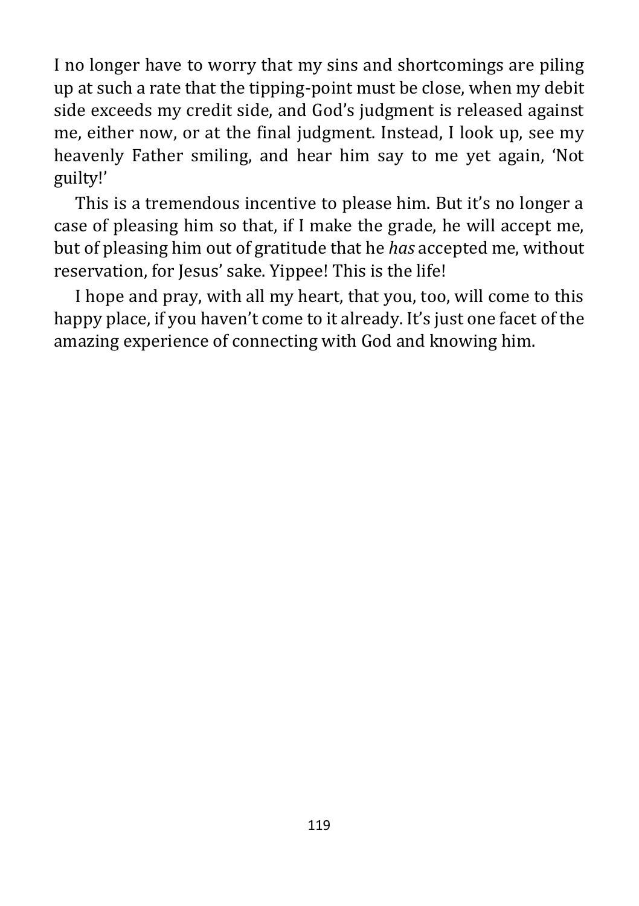I no longer have to worry that my sins and shortcomings are piling up at such a rate that the tipping-point must be close, when my debit side exceeds my credit side, and God's judgment is released against me, either now, or at the final judgment. Instead, I look up, see my heavenly Father smiling, and hear him say to me yet again, 'Not guilty!'

This is a tremendous incentive to please him. But it's no longer a case of pleasing him so that, if I make the grade, he will accept me, but of pleasing him out of gratitude that he *has* accepted me, without reservation, for Jesus' sake. Yippee! This is the life!

I hope and pray, with all my heart, that you, too, will come to this happy place, if you haven't come to it already. It's just one facet of the amazing experience of connecting with God and knowing him.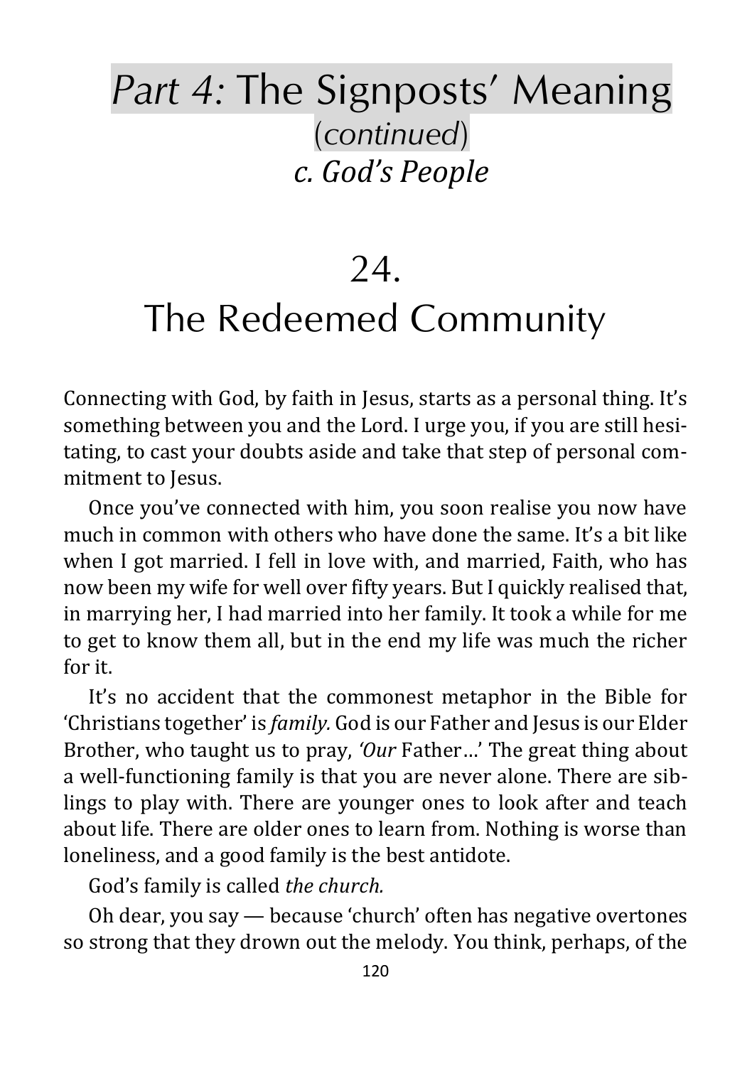# *Part 4:* The Signposts' Meaning (*continued*)

## *c. God's People*

# 24. The Redeemed Community

Connecting with God, by faith in Jesus, starts as a personal thing. It's something between you and the Lord. I urge you, if you are still hesitating, to cast your doubts aside and take that step of personal commitment to Jesus.

Once you've connected with him, you soon realise you now have much in common with others who have done the same. It's a bit like when I got married. I fell in love with, and married, Faith, who has now been my wife for well over fifty years. But I quickly realised that, in marrying her, I had married into her family. It took a while for me to get to know them all, but in the end my life was much the richer for it.

It's no accident that the commonest metaphor in the Bible for 'Christians together' is *family.* God is our Father and Jesus is our Elder Brother, who taught us to pray, *'Our* Father…' The great thing about a well-functioning family is that you are never alone. There are siblings to play with. There are younger ones to look after and teach about life. There are older ones to learn from. Nothing is worse than loneliness, and a good family is the best antidote.

God's family is called *the church.*

Oh dear, you say — because 'church' often has negative overtones so strong that they drown out the melody. You think, perhaps, of the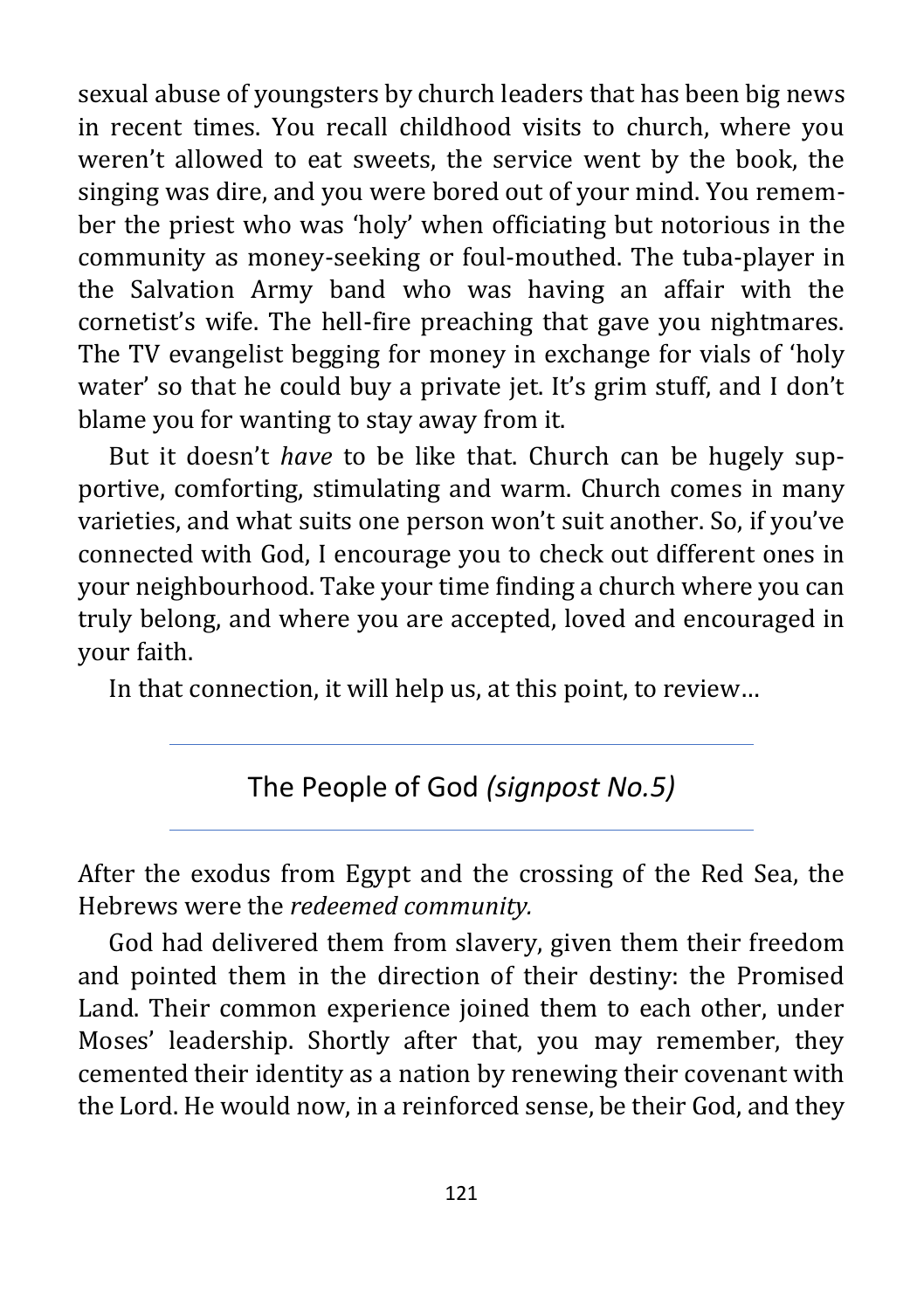sexual abuse of youngsters by church leaders that has been big news in recent times. You recall childhood visits to church, where you weren't allowed to eat sweets, the service went by the book, the singing was dire, and you were bored out of your mind. You remember the priest who was 'holy' when officiating but notorious in the community as money-seeking or foul-mouthed. The tuba-player in the Salvation Army band who was having an affair with the cornetist's wife. The hell-fire preaching that gave you nightmares. The TV evangelist begging for money in exchange for vials of 'holy water' so that he could buy a private jet. It's grim stuff, and I don't blame you for wanting to stay away from it.

But it doesn't *have* to be like that. Church can be hugely supportive, comforting, stimulating and warm. Church comes in many varieties, and what suits one person won't suit another. So, if you've connected with God, I encourage you to check out different ones in your neighbourhood. Take your time finding a church where you can truly belong, and where you are accepted, loved and encouraged in your faith.

In that connection, it will help us, at this point, to review…

## The People of God *(signpost No.5)*

After the exodus from Egypt and the crossing of the Red Sea, the Hebrews were the *redeemed community.*

God had delivered them from slavery, given them their freedom and pointed them in the direction of their destiny: the Promised Land. Their common experience joined them to each other, under Moses' leadership. Shortly after that, you may remember, they cemented their identity as a nation by renewing their covenant with the Lord. He would now, in a reinforced sense, be their God, and they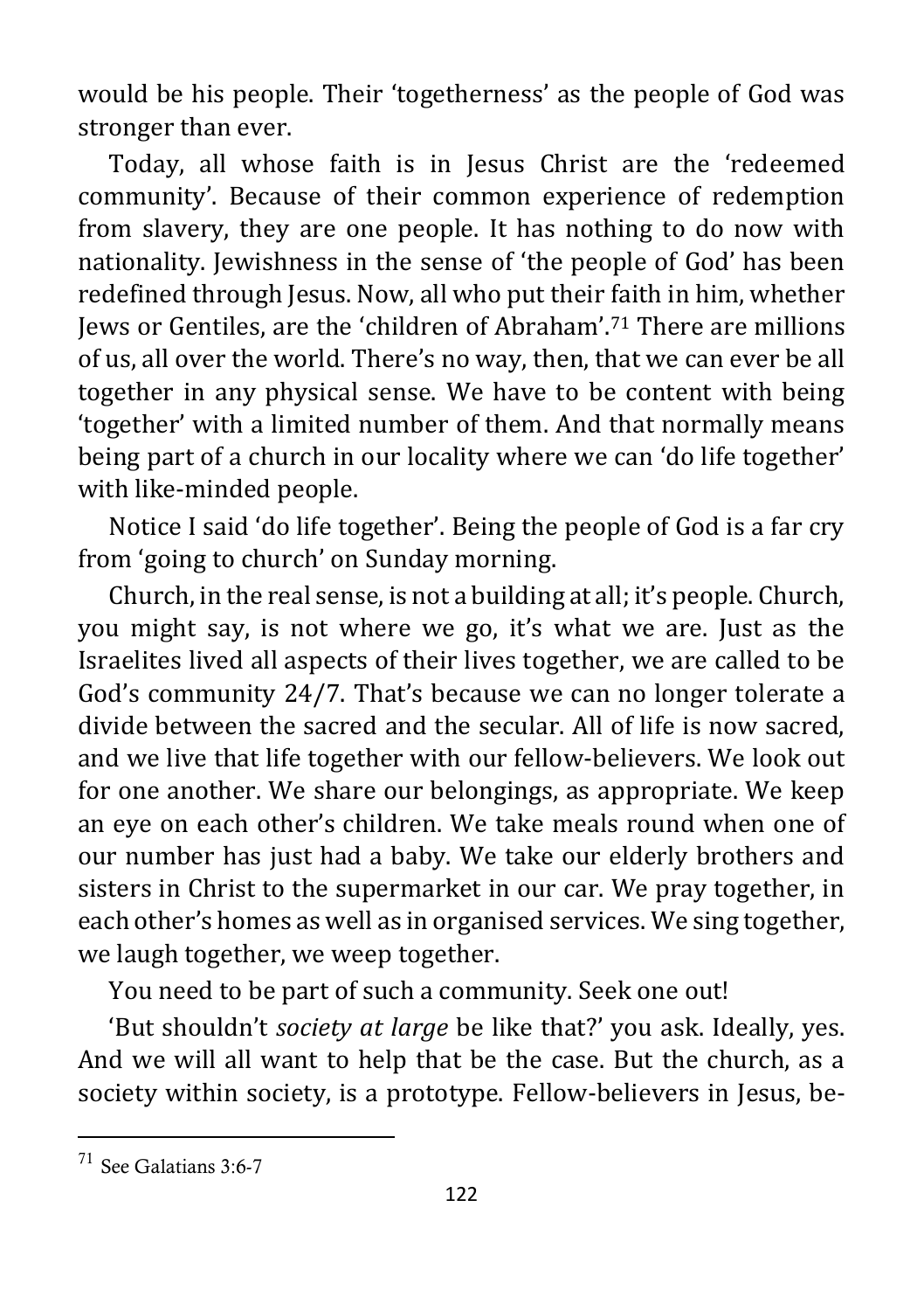would be his people. Their 'togetherness' as the people of God was stronger than ever.

Today, all whose faith is in Jesus Christ are the 'redeemed community'. Because of their common experience of redemption from slavery, they are one people. It has nothing to do now with nationality. Jewishness in the sense of 'the people of God' has been redefined through Jesus. Now, all who put their faith in him, whether Jews or Gentiles, are the 'children of Abraham'.[71] There are millions of us, all over the world. There's no way, then, that we can ever be all together in any physical sense. We have to be content with being 'together' with a limited number of them. And that normally means being part of a church in our locality where we can 'do life together' with like-minded people.

Notice I said 'do life together'. Being the people of God is a far cry from 'going to church' on Sunday morning.

Church, in the real sense, is not a building at all; it's people. Church, you might say, is not where we go, it's what we are. Just as the Israelites lived all aspects of their lives together, we are called to be God's community 24/7. That's because we can no longer tolerate a divide between the sacred and the secular. All of life is now sacred, and we live that life together with our fellow-believers. We look out for one another. We share our belongings, as appropriate. We keep an eye on each other's children. We take meals round when one of our number has just had a baby. We take our elderly brothers and sisters in Christ to the supermarket in our car. We pray together, in each other's homes as well as in organised services. We sing together, we laugh together, we weep together.

You need to be part of such a community. Seek one out!

'But shouldn't *society at large* be like that?' you ask. Ideally, yes. And we will all want to help that be the case. But the church, as a society within society, is a prototype. Fellow-believers in Jesus, be-

---

[71] See Galatians 3:6-7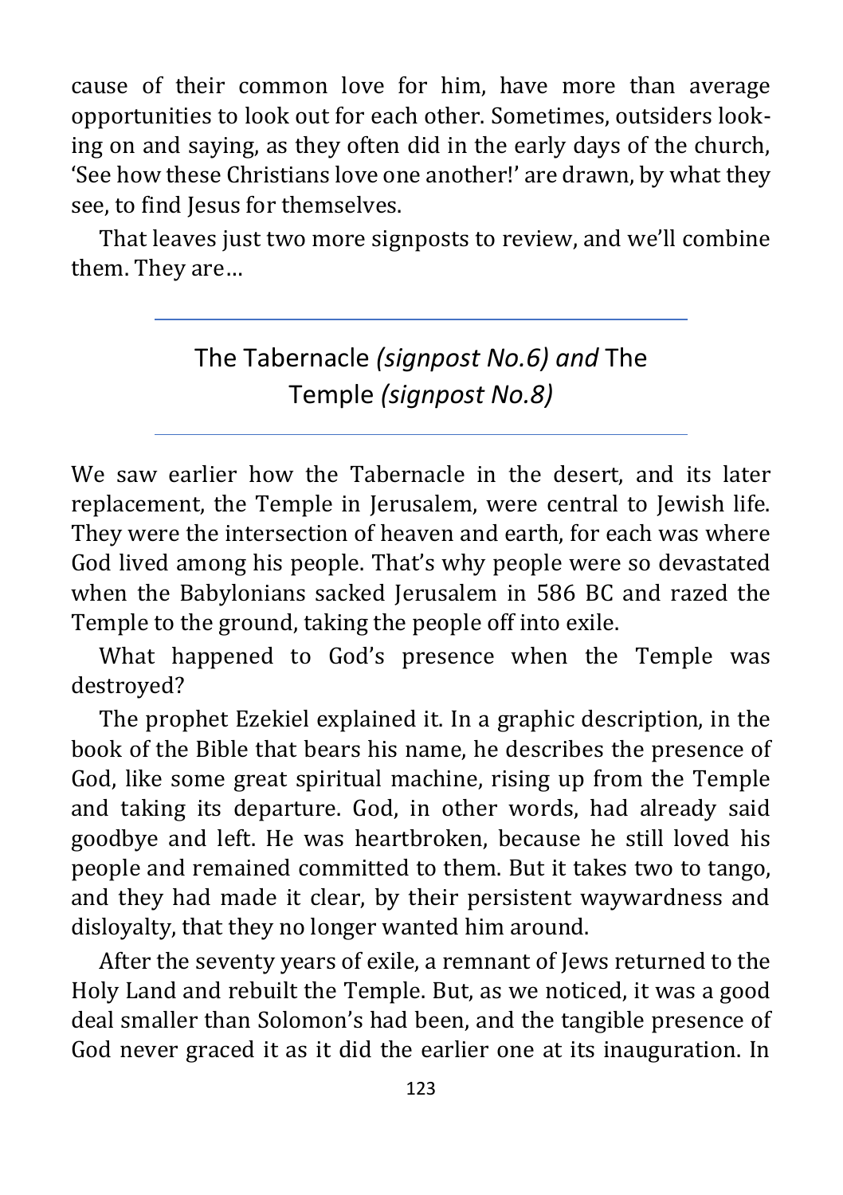cause of their common love for him, have more than average opportunities to look out for each other. Sometimes, outsiders looking on and saying, as they often did in the early days of the church, 'See how these Christians love one another!' are drawn, by what they see, to find Jesus for themselves.

That leaves just two more signposts to review, and we'll combine them. They are…

## The Tabernacle *(signpost No.6) and* The Temple *(signpost No.8)*

We saw earlier how the Tabernacle in the desert, and its later replacement, the Temple in Jerusalem, were central to Jewish life. They were the intersection of heaven and earth, for each was where God lived among his people. That's why people were so devastated when the Babylonians sacked Jerusalem in 586 BC and razed the Temple to the ground, taking the people off into exile.

What happened to God's presence when the Temple was destroyed?

The prophet Ezekiel explained it. In a graphic description, in the book of the Bible that bears his name, he describes the presence of God, like some great spiritual machine, rising up from the Temple and taking its departure. God, in other words, had already said goodbye and left. He was heartbroken, because he still loved his people and remained committed to them. But it takes two to tango, and they had made it clear, by their persistent waywardness and disloyalty, that they no longer wanted him around.

After the seventy years of exile, a remnant of Jews returned to the Holy Land and rebuilt the Temple. But, as we noticed, it was a good deal smaller than Solomon's had been, and the tangible presence of God never graced it as it did the earlier one at its inauguration. In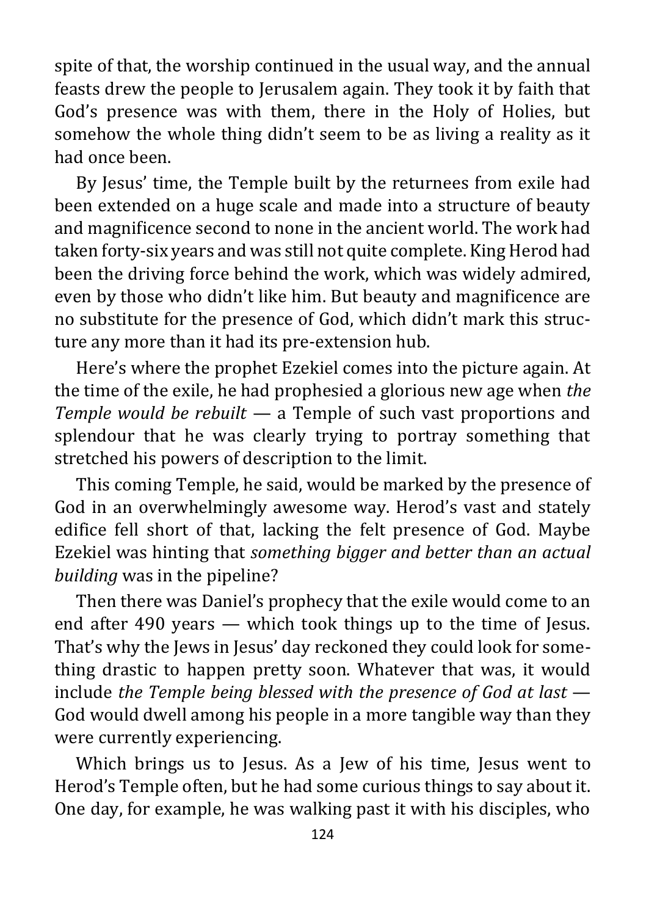spite of that, the worship continued in the usual way, and the annual feasts drew the people to Jerusalem again. They took it by faith that God's presence was with them, there in the Holy of Holies, but somehow the whole thing didn't seem to be as living a reality as it had once been.

By Jesus' time, the Temple built by the returnees from exile had been extended on a huge scale and made into a structure of beauty and magnificence second to none in the ancient world. The work had taken forty-six years and was still not quite complete. King Herod had been the driving force behind the work, which was widely admired, even by those who didn't like him. But beauty and magnificence are no substitute for the presence of God, which didn't mark this structure any more than it had its pre-extension hub.

Here's where the prophet Ezekiel comes into the picture again. At the time of the exile, he had prophesied a glorious new age when *the Temple would be rebuilt* — a Temple of such vast proportions and splendour that he was clearly trying to portray something that stretched his powers of description to the limit.

This coming Temple, he said, would be marked by the presence of God in an overwhelmingly awesome way. Herod's vast and stately edifice fell short of that, lacking the felt presence of God. Maybe Ezekiel was hinting that *something bigger and better than an actual building* was in the pipeline?

Then there was Daniel's prophecy that the exile would come to an end after 490 years — which took things up to the time of Jesus. That's why the Jews in Jesus' day reckoned they could look for something drastic to happen pretty soon. Whatever that was, it would include *the Temple being blessed with the presence of God at last* — God would dwell among his people in a more tangible way than they were currently experiencing.

Which brings us to Jesus. As a Jew of his time, Jesus went to Herod's Temple often, but he had some curious things to say about it. One day, for example, he was walking past it with his disciples, who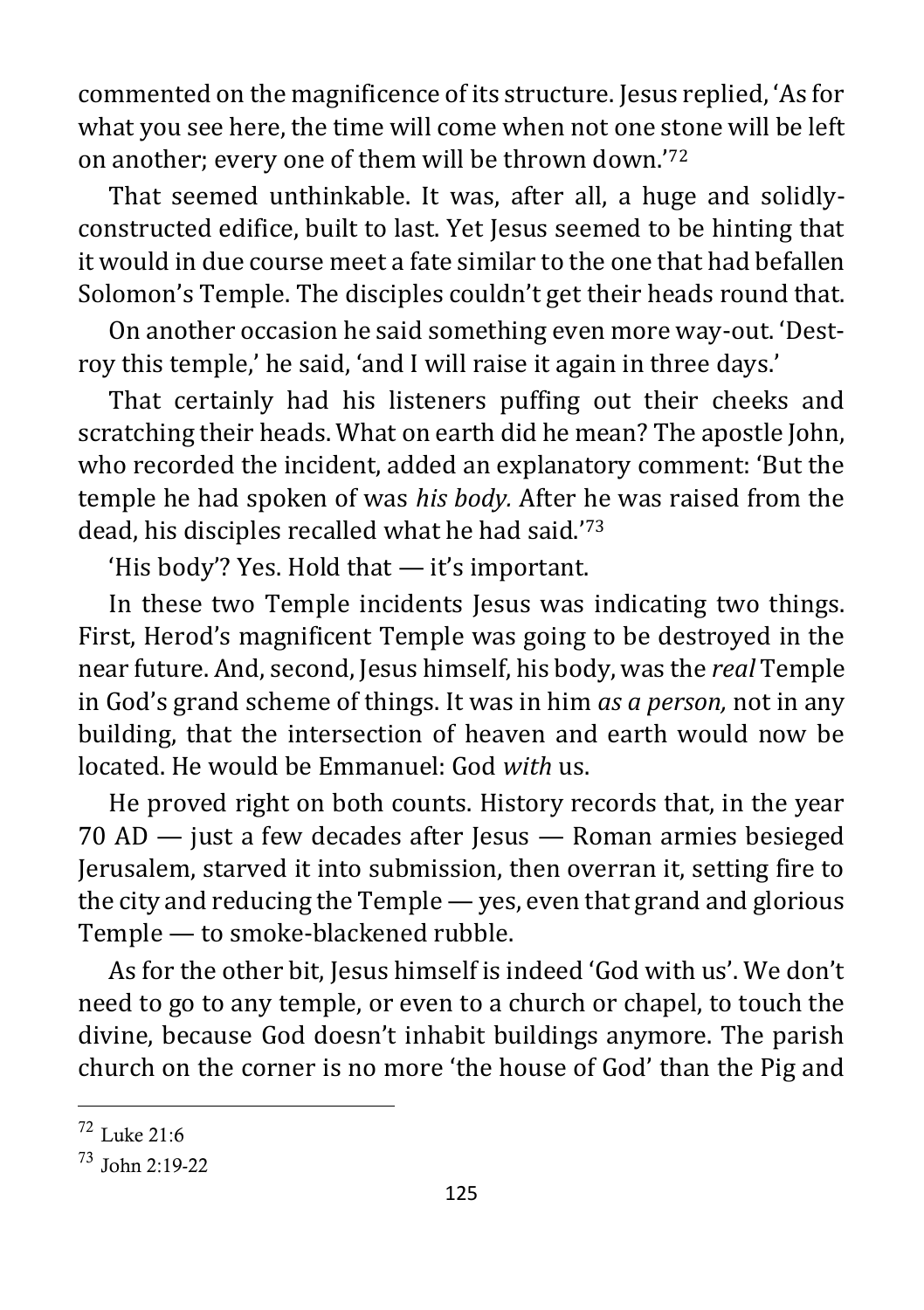commented on the magnificence of its structure. Jesus replied, 'As for what you see here, the time will come when not one stone will be left on another; every one of them will be thrown down.'[72]

That seemed unthinkable. It was, after all, a huge and solidly-constructed edifice, built to last. Yet Jesus seemed to be hinting that it would in due course meet a fate similar to the one that had befallen Solomon's Temple. The disciples couldn't get their heads round that.

On another occasion he said something even more way-out. 'Destroy this temple,' he said, 'and I will raise it again in three days.'

That certainly had his listeners puffing out their cheeks and scratching their heads. What on earth did he mean? The apostle John, who recorded the incident, added an explanatory comment: 'But the temple he had spoken of was *his body.* After he was raised from the dead, his disciples recalled what he had said.'[73]

'His body'? Yes. Hold that — it's important.

In these two Temple incidents Jesus was indicating two things. First, Herod's magnificent Temple was going to be destroyed in the near future. And, second, Jesus himself, his body, was the *real* Temple in God's grand scheme of things. It was in him *as a person,* not in any building, that the intersection of heaven and earth would now be located. He would be Emmanuel: God *with* us.

He proved right on both counts. History records that, in the year 70 AD — just a few decades after Jesus — Roman armies besieged Jerusalem, starved it into submission, then overran it, setting fire to the city and reducing the Temple — yes, even that grand and glorious Temple — to smoke-blackened rubble.

As for the other bit, Jesus himself is indeed 'God with us'. We don't need to go to any temple, or even to a church or chapel, to touch the divine, because God doesn't inhabit buildings anymore. The parish church on the corner is no more 'the house of God' than the Pig and

---

[72] Luke 21:6

[73] John 2:19-22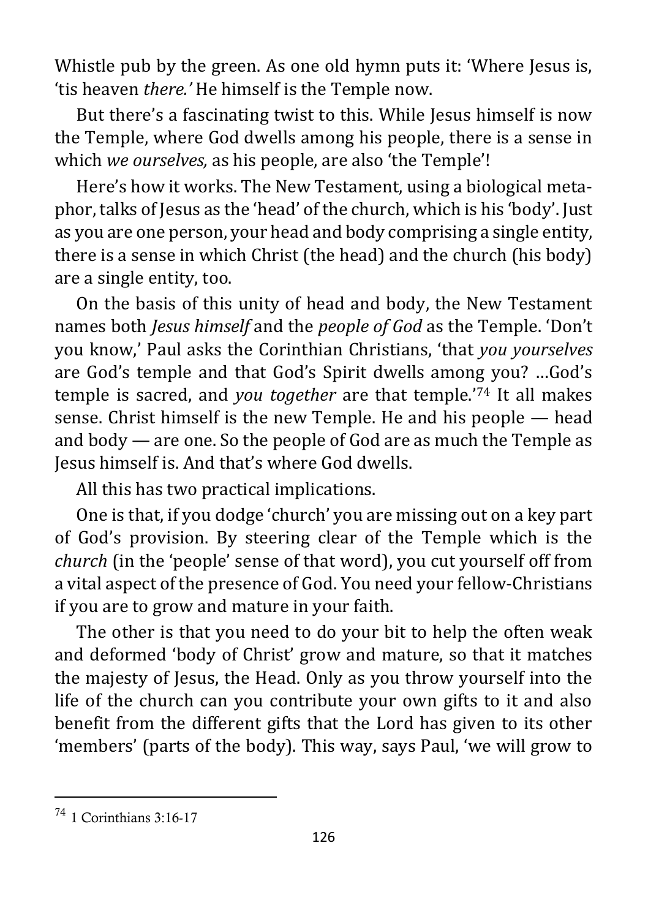Whistle pub by the green. As one old hymn puts it: 'Where Jesus is, 'tis heaven *there.'* He himself is the Temple now.

But there's a fascinating twist to this. While Jesus himself is now the Temple, where God dwells among his people, there is a sense in which *we ourselves,* as his people, are also 'the Temple'!

Here's how it works. The New Testament, using a biological metaphor, talks of Jesus as the 'head' of the church, which is his 'body'. Just as you are one person, your head and body comprising a single entity, there is a sense in which Christ (the head) and the church (his body) are a single entity, too.

On the basis of this unity of head and body, the New Testament names both *Jesus himself* and the *people of God* as the Temple. 'Don't you know,' Paul asks the Corinthian Christians, 'that *you yourselves* are God's temple and that God's Spirit dwells among you? …God's temple is sacred, and *you together* are that temple.'[74] It all makes sense. Christ himself is the new Temple. He and his people — head and body — are one. So the people of God are as much the Temple as Jesus himself is. And that's where God dwells.

All this has two practical implications.

One is that, if you dodge 'church' you are missing out on a key part of God's provision. By steering clear of the Temple which is the *church* (in the 'people' sense of that word), you cut yourself off from a vital aspect of the presence of God. You need your fellow-Christians if you are to grow and mature in your faith.

The other is that you need to do your bit to help the often weak and deformed 'body of Christ' grow and mature, so that it matches the majesty of Jesus, the Head. Only as you throw yourself into the life of the church can you contribute your own gifts to it and also benefit from the different gifts that the Lord has given to its other 'members' (parts of the body). This way, says Paul, 'we will grow to

---

[74] 1 Corinthians 3:16-17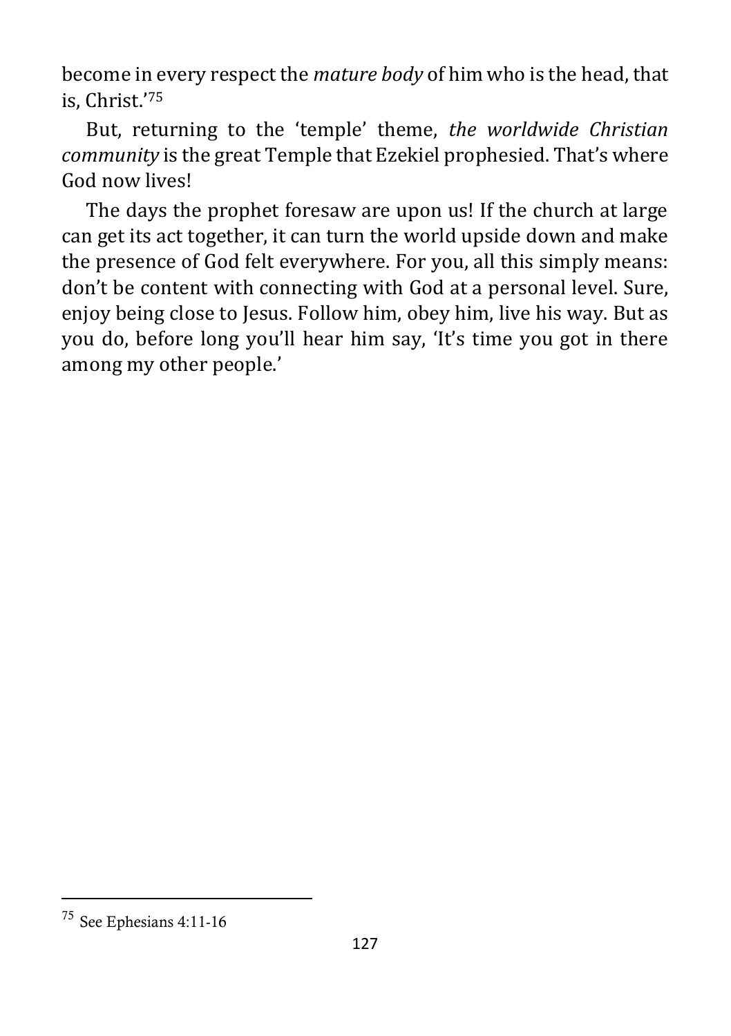become in every respect the *mature body* of him who is the head, that is, Christ.'[75]

But, returning to the 'temple' theme, *the worldwide Christian community* is the great Temple that Ezekiel prophesied. That's where God now lives!

The days the prophet foresaw are upon us! If the church at large can get its act together, it can turn the world upside down and make the presence of God felt everywhere. For you, all this simply means: don't be content with connecting with God at a personal level. Sure, enjoy being close to Jesus. Follow him, obey him, live his way. But as you do, before long you'll hear him say, 'It's time you got in there among my other people.'

---

[75] See Ephesians 4:11-16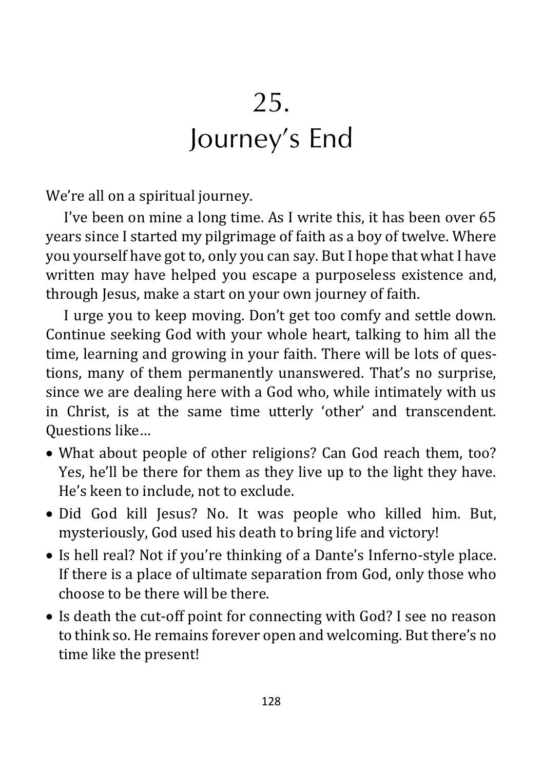# 25. Journey's End

We're all on a spiritual journey.

I've been on mine a long time. As I write this, it has been over 65 years since I started my pilgrimage of faith as a boy of twelve. Where you yourself have got to, only you can say. But I hope that what I have written may have helped you escape a purposeless existence and, through Jesus, make a start on your own journey of faith.

I urge you to keep moving. Don't get too comfy and settle down. Continue seeking God with your whole heart, talking to him all the time, learning and growing in your faith. There will be lots of questions, many of them permanently unanswered. That's no surprise, since we are dealing here with a God who, while intimately with us in Christ, is at the same time utterly 'other' and transcendent. Questions like…

- What about people of other religions? Can God reach them, too? Yes, he'll be there for them as they live up to the light they have. He's keen to include, not to exclude.
- Did God kill Jesus? No. It was people who killed him. But, mysteriously, God used his death to bring life and victory!
- Is hell real? Not if you're thinking of a Dante's Inferno-style place. If there is a place of ultimate separation from God, only those who choose to be there will be there.
- Is death the cut-off point for connecting with God? I see no reason to think so. He remains forever open and welcoming. But there's no time like the present!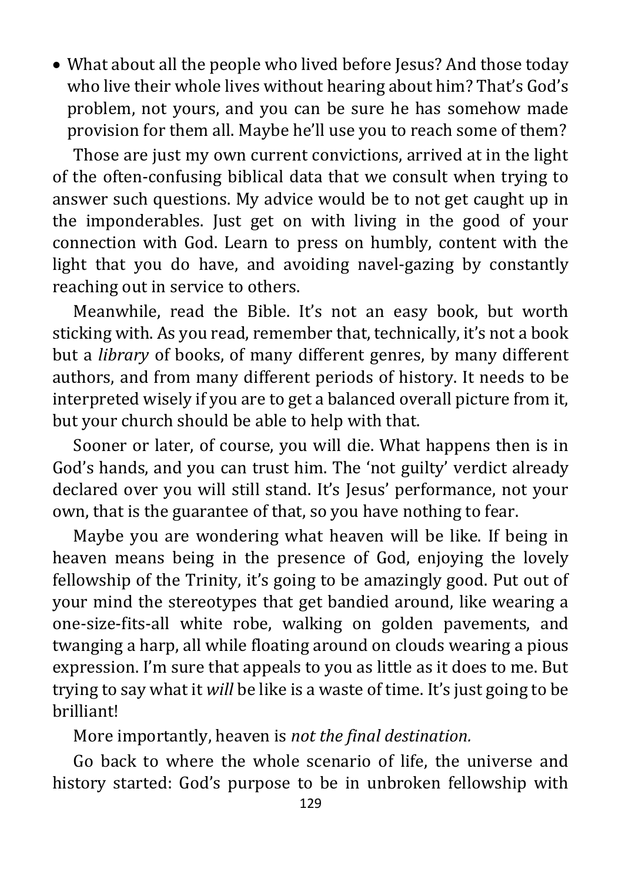- What about all the people who lived before Jesus? And those today who live their whole lives without hearing about him? That's God's problem, not yours, and you can be sure he has somehow made provision for them all. Maybe he'll use you to reach some of them?

Those are just my own current convictions, arrived at in the light of the often-confusing biblical data that we consult when trying to answer such questions. My advice would be to not get caught up in the imponderables. Just get on with living in the good of your connection with God. Learn to press on humbly, content with the light that you do have, and avoiding navel-gazing by constantly reaching out in service to others.

Meanwhile, read the Bible. It's not an easy book, but worth sticking with. As you read, remember that, technically, it's not a book but a *library* of books, of many different genres, by many different authors, and from many different periods of history. It needs to be interpreted wisely if you are to get a balanced overall picture from it, but your church should be able to help with that.

Sooner or later, of course, you will die. What happens then is in God's hands, and you can trust him. The 'not guilty' verdict already declared over you will still stand. It's Jesus' performance, not your own, that is the guarantee of that, so you have nothing to fear.

Maybe you are wondering what heaven will be like. If being in heaven means being in the presence of God, enjoying the lovely fellowship of the Trinity, it's going to be amazingly good. Put out of your mind the stereotypes that get bandied around, like wearing a one-size-fits-all white robe, walking on golden pavements, and twanging a harp, all while floating around on clouds wearing a pious expression. I'm sure that appeals to you as little as it does to me. But trying to say what it *will* be like is a waste of time. It's just going to be brilliant!

More importantly, heaven is *not the final destination.*

Go back to where the whole scenario of life, the universe and history started: God's purpose to be in unbroken fellowship with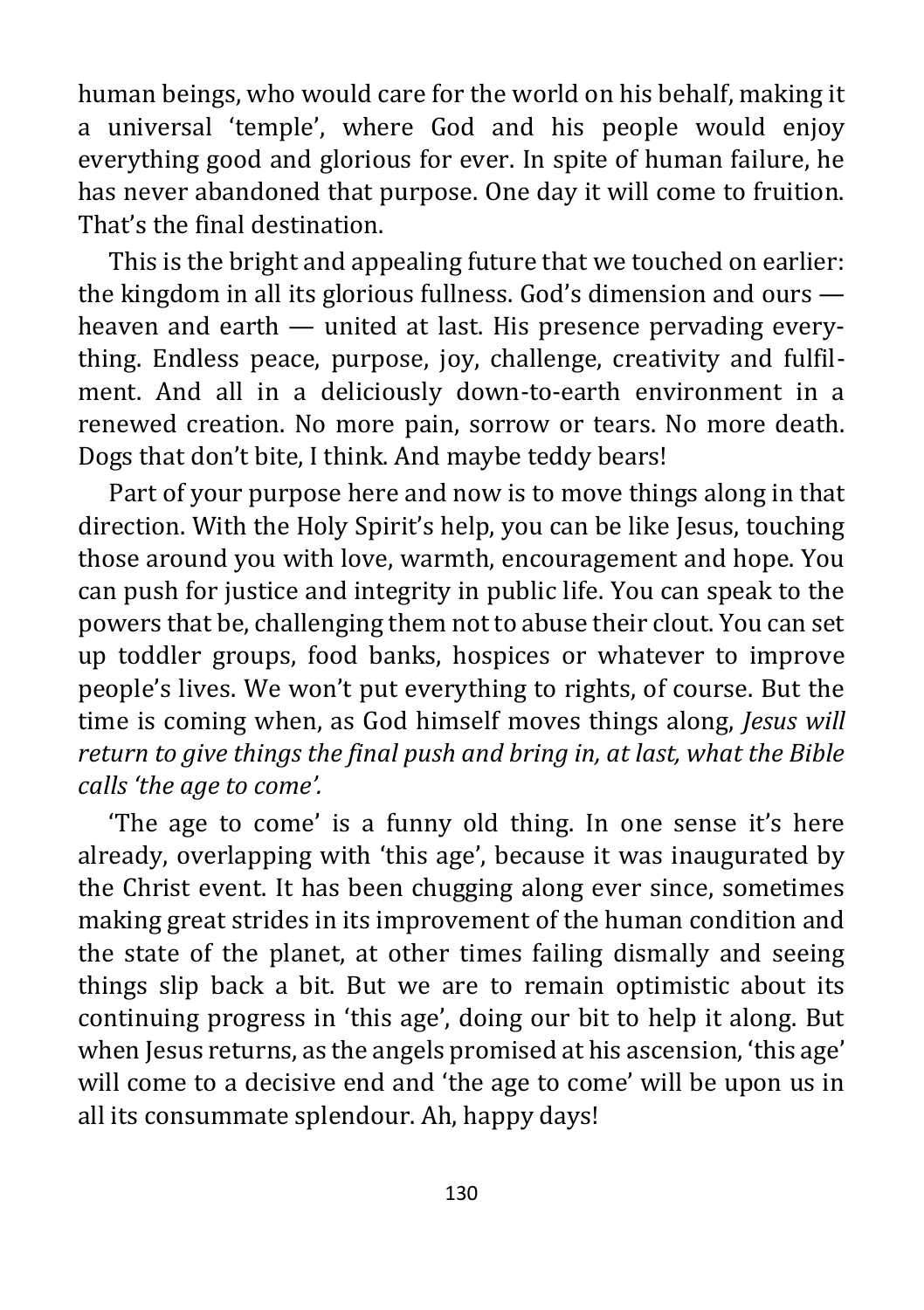human beings, who would care for the world on his behalf, making it a universal 'temple', where God and his people would enjoy everything good and glorious for ever. In spite of human failure, he has never abandoned that purpose. One day it will come to fruition. That's the final destination.

This is the bright and appealing future that we touched on earlier: the kingdom in all its glorious fullness. God's dimension and ours — heaven and earth — united at last. His presence pervading everything. Endless peace, purpose, joy, challenge, creativity and fulfilment. And all in a deliciously down-to-earth environment in a renewed creation. No more pain, sorrow or tears. No more death. Dogs that don't bite, I think. And maybe teddy bears!

Part of your purpose here and now is to move things along in that direction. With the Holy Spirit's help, you can be like Jesus, touching those around you with love, warmth, encouragement and hope. You can push for justice and integrity in public life. You can speak to the powers that be, challenging them not to abuse their clout. You can set up toddler groups, food banks, hospices or whatever to improve people's lives. We won't put everything to rights, of course. But the time is coming when, as God himself moves things along, *Jesus will return to give things the final push and bring in, at last, what the Bible calls 'the age to come'.*

'The age to come' is a funny old thing. In one sense it's here already, overlapping with 'this age', because it was inaugurated by the Christ event. It has been chugging along ever since, sometimes making great strides in its improvement of the human condition and the state of the planet, at other times failing dismally and seeing things slip back a bit. But we are to remain optimistic about its continuing progress in 'this age', doing our bit to help it along. But when Jesus returns, as the angels promised at his ascension, 'this age' will come to a decisive end and 'the age to come' will be upon us in all its consummate splendour. Ah, happy days!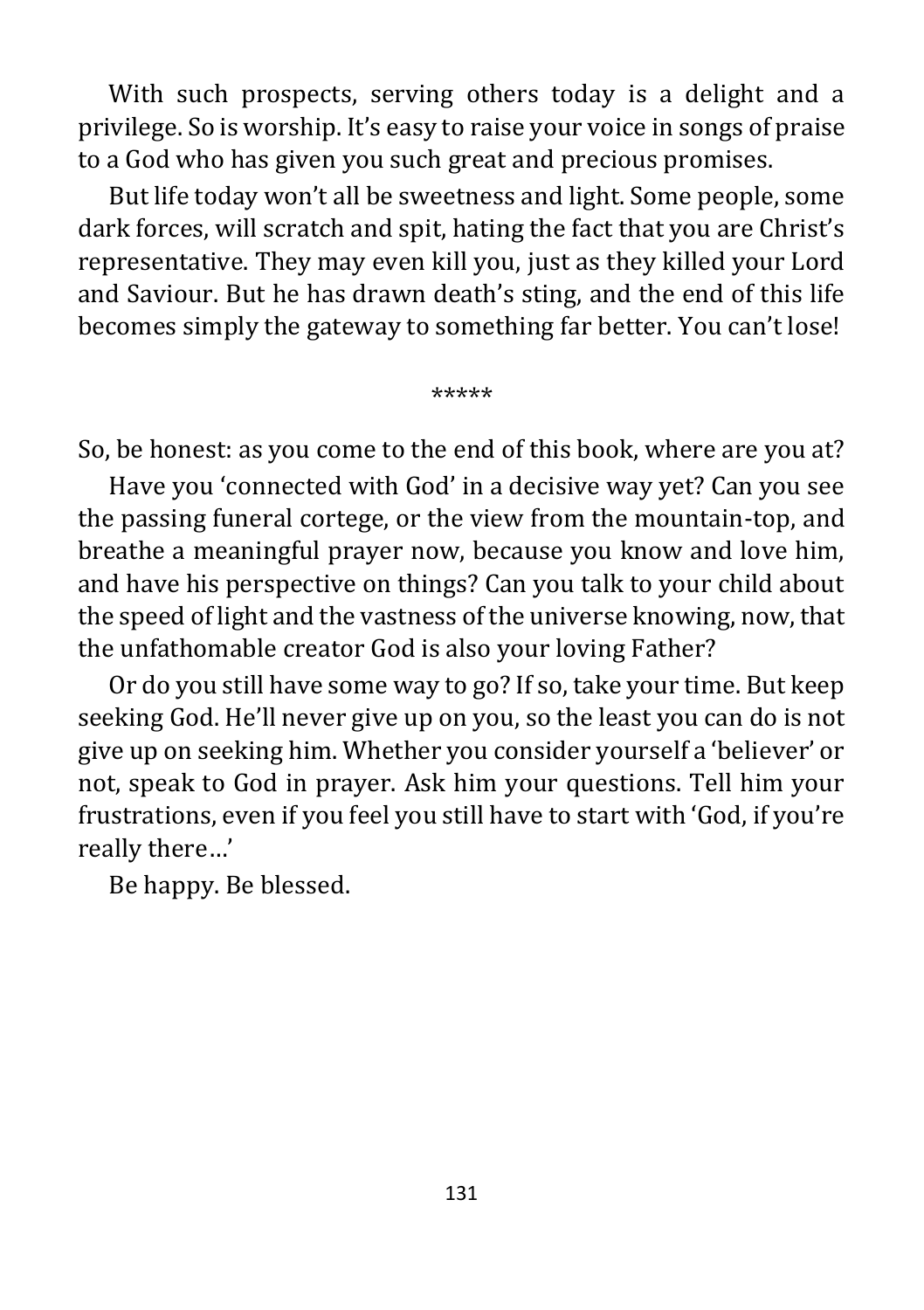With such prospects, serving others today is a delight and a privilege. So is worship. It's easy to raise your voice in songs of praise to a God who has given you such great and precious promises.

But life today won't all be sweetness and light. Some people, some dark forces, will scratch and spit, hating the fact that you are Christ's representative. They may even kill you, just as they killed your Lord and Saviour. But he has drawn death's sting, and the end of this life becomes simply the gateway to something far better. You can't lose!

*****

So, be honest: as you come to the end of this book, where are you at?

Have you 'connected with God' in a decisive way yet? Can you see the passing funeral cortege, or the view from the mountain-top, and breathe a meaningful prayer now, because you know and love him, and have his perspective on things? Can you talk to your child about the speed of light and the vastness of the universe knowing, now, that the unfathomable creator God is also your loving Father?

Or do you still have some way to go? If so, take your time. But keep seeking God. He'll never give up on you, so the least you can do is not give up on seeking him. Whether you consider yourself a 'believer' or not, speak to God in prayer. Ask him your questions. Tell him your frustrations, even if you feel you still have to start with 'God, if you're really there…'

Be happy. Be blessed.